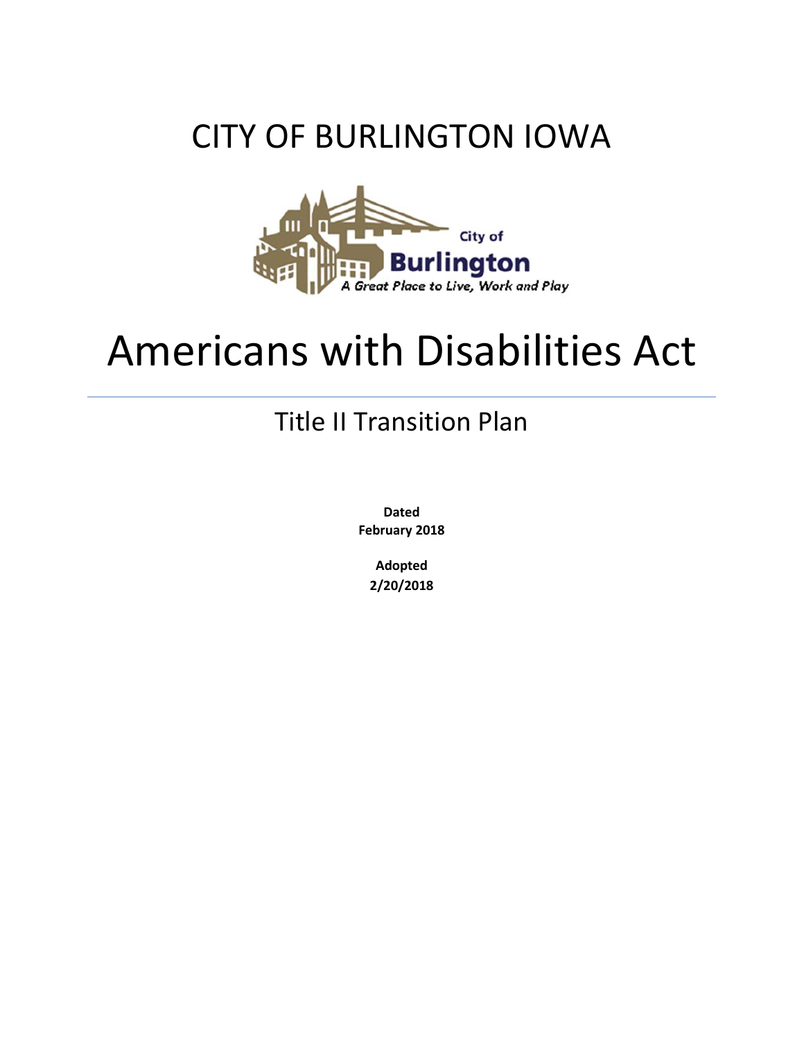# CITY OF BURLINGTON IOWA

City of
Burlington
A Great Place to Live, Work and Play

# Americans with Disabilities Act

## Title II Transition Plan

**Dated**
**February 2018**

**Adopted**
**2/20/2018**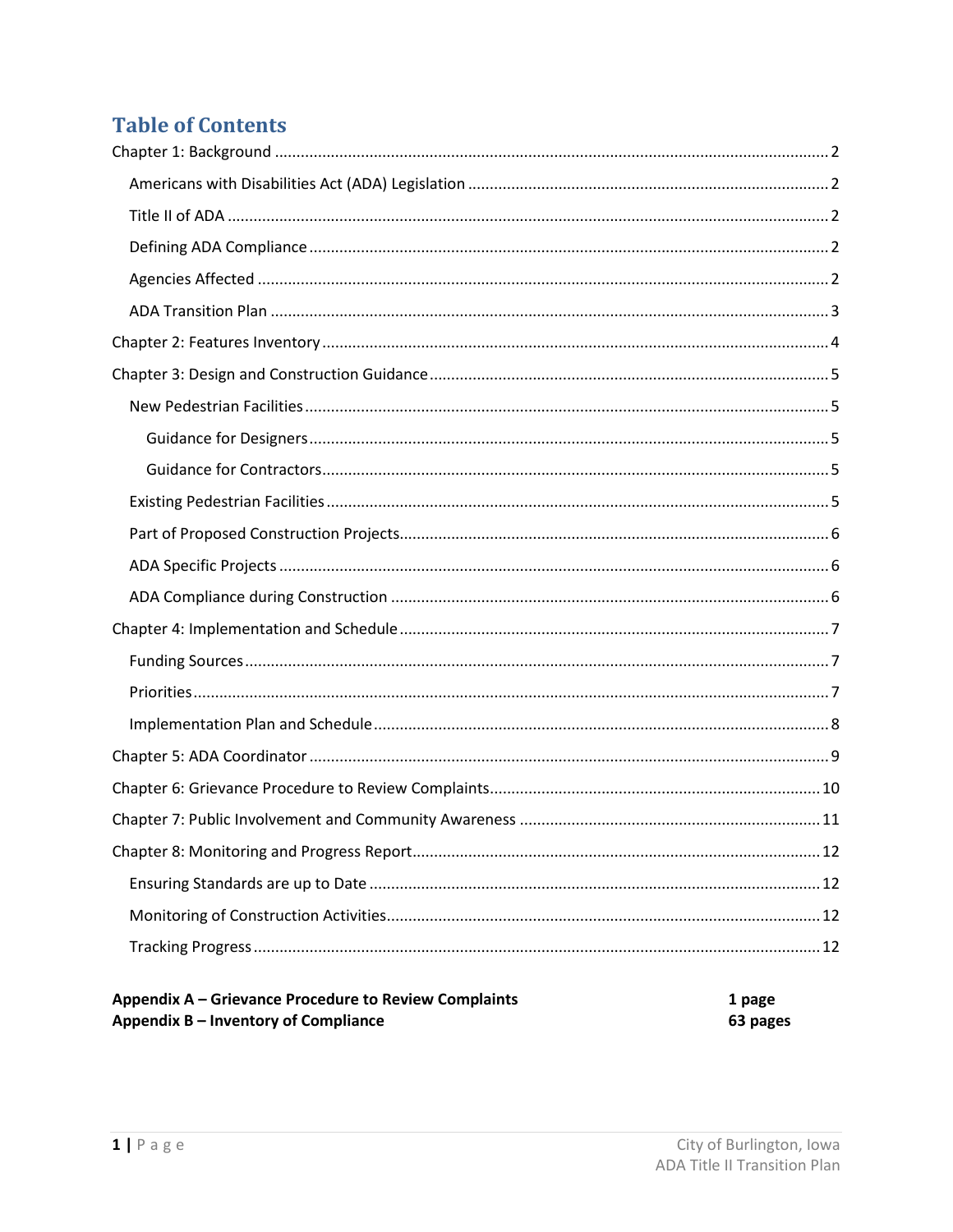# Table of Contents

Chapter 1: Background ........................................................................................................ 2

- Americans with Disabilities Act (ADA) Legislation ............................................................. 2
- Title II of ADA .................................................................................................................. 2
- Defining ADA Compliance ................................................................................................. 2
- Agencies Affected ............................................................................................................. 2
- ADA Transition Plan .......................................................................................................... 3

Chapter 2: Features Inventory ............................................................................................. 4

Chapter 3: Design and Construction Guidance ..................................................................... 5

- New Pedestrian Facilities .................................................................................................. 5
  - Guidance for Designers ................................................................................................ 5
  - Guidance for Contractors .............................................................................................. 5
- Existing Pedestrian Facilities ............................................................................................. 5
- Part of Proposed Construction Projects.............................................................................. 6
- ADA Specific Projects ........................................................................................................ 6
- ADA Compliance during Construction ............................................................................... 6

Chapter 4: Implementation and Schedule ............................................................................ 7

- Funding Sources ................................................................................................................ 7
- Priorities ........................................................................................................................... 7
- Implementation Plan and Schedule ................................................................................... 8

Chapter 5: ADA Coordinator ................................................................................................ 9

Chapter 6: Grievance Procedure to Review Complaints ....................................................... 10

Chapter 7: Public Involvement and Community Awareness ................................................. 11

Chapter 8: Monitoring and Progress Report ........................................................................ 12

- Ensuring Standards are up to Date .................................................................................. 12
- Monitoring of Construction Activities ............................................................................... 12
- Tracking Progress ............................................................................................................ 12

| | |
|---|---|
| **Appendix A – Grievance Procedure to Review Complaints** | **1 page** |
| **Appendix B – Inventory of Compliance** | **63 pages** |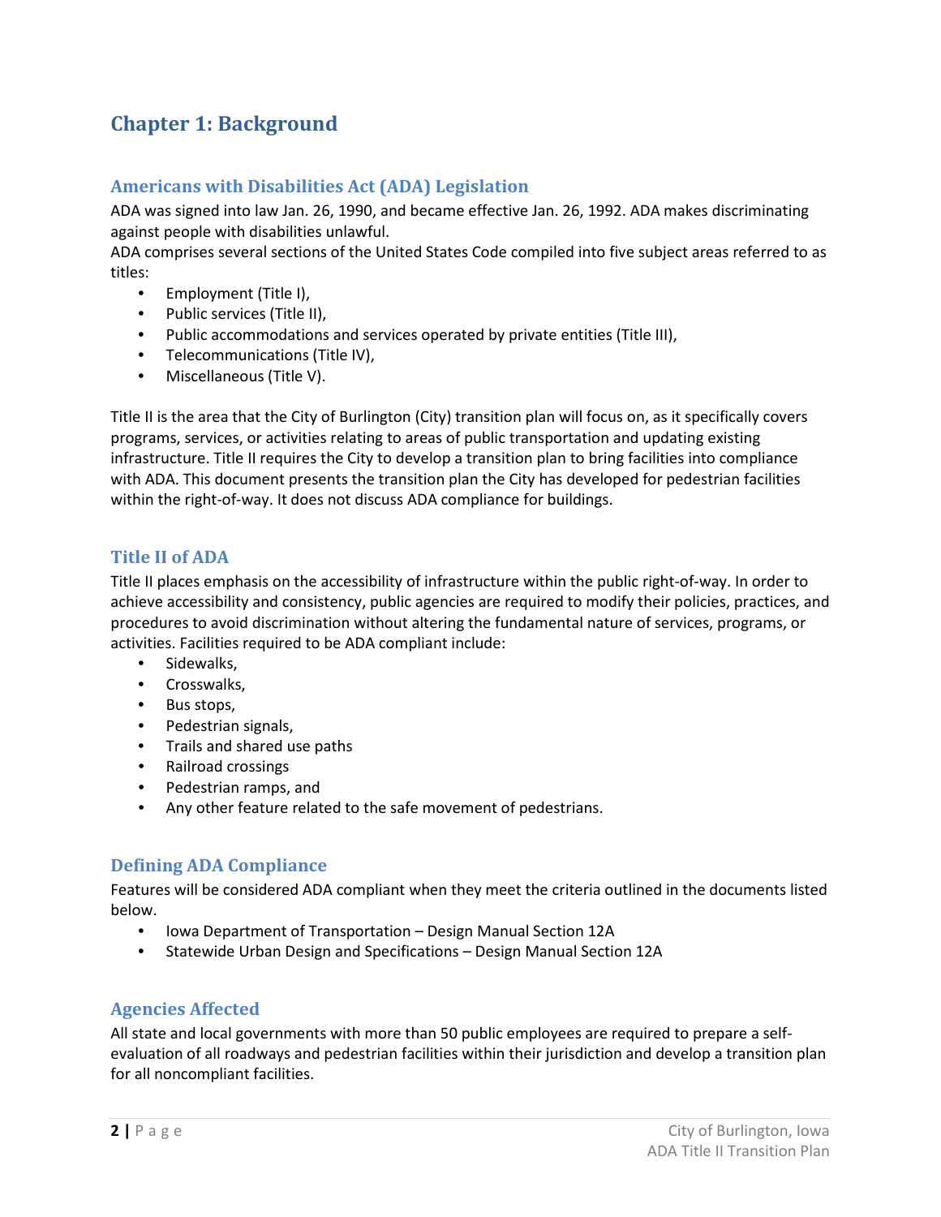# Chapter 1: Background

## Americans with Disabilities Act (ADA) Legislation

ADA was signed into law Jan. 26, 1990, and became effective Jan. 26, 1992. ADA makes discriminating against people with disabilities unlawful.
ADA comprises several sections of the United States Code compiled into five subject areas referred to as titles:

- Employment (Title I),
- Public services (Title II),
- Public accommodations and services operated by private entities (Title III),
- Telecommunications (Title IV),
- Miscellaneous (Title V).

Title II is the area that the City of Burlington (City) transition plan will focus on, as it specifically covers programs, services, or activities relating to areas of public transportation and updating existing infrastructure. Title II requires the City to develop a transition plan to bring facilities into compliance with ADA. This document presents the transition plan the City has developed for pedestrian facilities within the right-of-way. It does not discuss ADA compliance for buildings.

## Title II of ADA

Title II places emphasis on the accessibility of infrastructure within the public right-of-way. In order to achieve accessibility and consistency, public agencies are required to modify their policies, practices, and procedures to avoid discrimination without altering the fundamental nature of services, programs, or activities. Facilities required to be ADA compliant include:

- Sidewalks,
- Crosswalks,
- Bus stops,
- Pedestrian signals,
- Trails and shared use paths
- Railroad crossings
- Pedestrian ramps, and
- Any other feature related to the safe movement of pedestrians.

## Defining ADA Compliance

Features will be considered ADA compliant when they meet the criteria outlined in the documents listed below.

- Iowa Department of Transportation – Design Manual Section 12A
- Statewide Urban Design and Specifications – Design Manual Section 12A

## Agencies Affected

All state and local governments with more than 50 public employees are required to prepare a self-evaluation of all roadways and pedestrian facilities within their jurisdiction and develop a transition plan for all noncompliant facilities.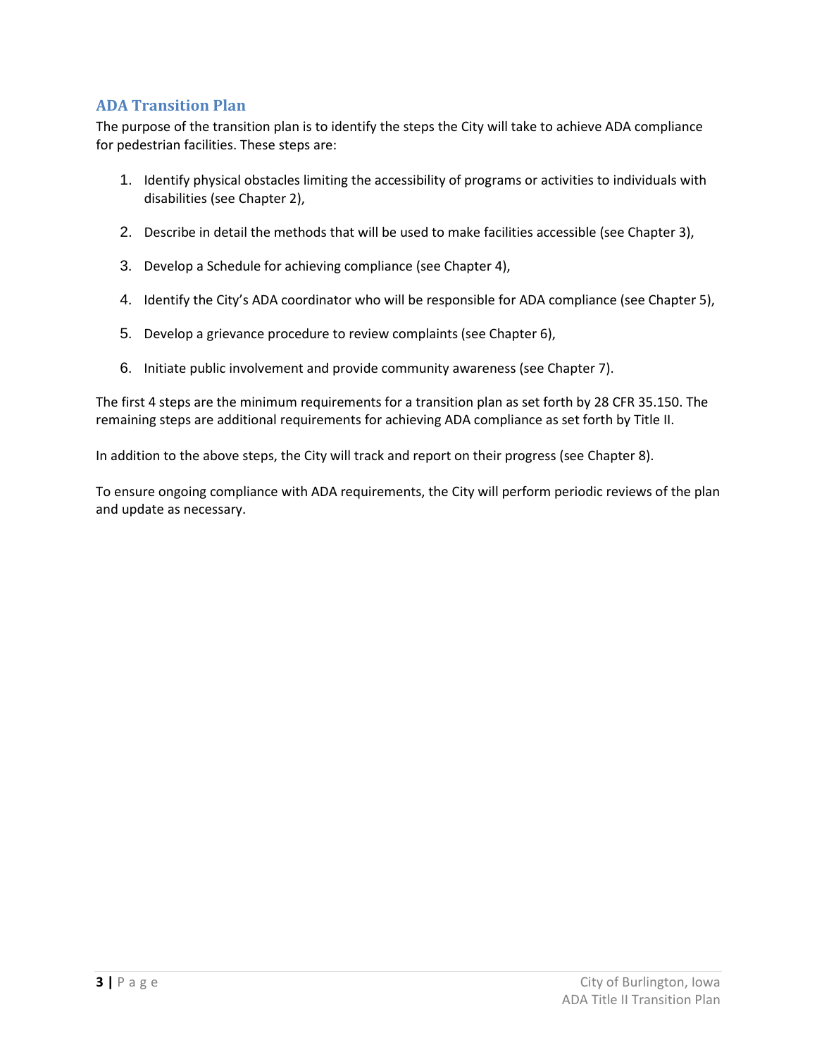## ADA Transition Plan

The purpose of the transition plan is to identify the steps the City will take to achieve ADA compliance for pedestrian facilities. These steps are:

1. Identify physical obstacles limiting the accessibility of programs or activities to individuals with disabilities (see Chapter 2),
2. Describe in detail the methods that will be used to make facilities accessible (see Chapter 3),
3. Develop a Schedule for achieving compliance (see Chapter 4),
4. Identify the City's ADA coordinator who will be responsible for ADA compliance (see Chapter 5),
5. Develop a grievance procedure to review complaints (see Chapter 6),
6. Initiate public involvement and provide community awareness (see Chapter 7).

The first 4 steps are the minimum requirements for a transition plan as set forth by 28 CFR 35.150. The remaining steps are additional requirements for achieving ADA compliance as set forth by Title II.

In addition to the above steps, the City will track and report on their progress (see Chapter 8).

To ensure ongoing compliance with ADA requirements, the City will perform periodic reviews of the plan and update as necessary.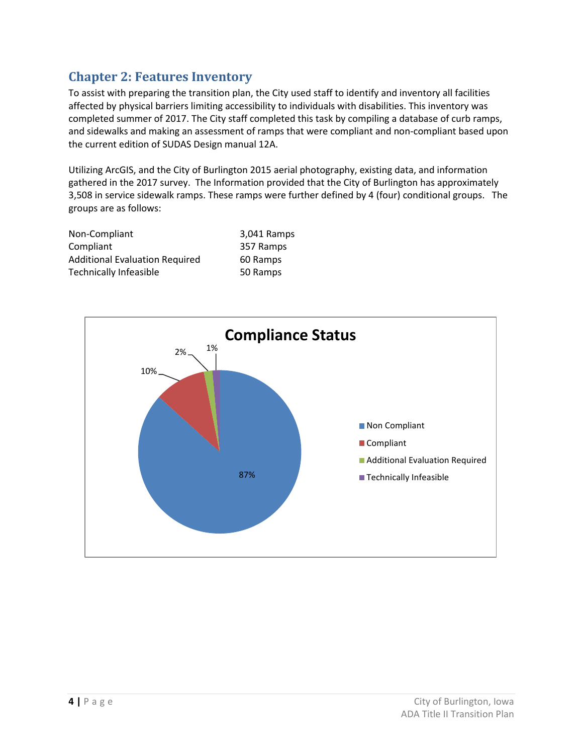## Chapter 2: Features Inventory

To assist with preparing the transition plan, the City used staff to identify and inventory all facilities affected by physical barriers limiting accessibility to individuals with disabilities. This inventory was completed summer of 2017. The City staff completed this task by compiling a database of curb ramps, and sidewalks and making an assessment of ramps that were compliant and non-compliant based upon the current edition of SUDAS Design manual 12A.

Utilizing ArcGIS, and the City of Burlington 2015 aerial photography, existing data, and information gathered in the 2017 survey. The Information provided that the City of Burlington has approximately 3,508 in service sidewalk ramps. These ramps were further defined by 4 (four) conditional groups. The groups are as follows:

| | |
|---|---|
| Non-Compliant | 3,041 Ramps |
| Compliant | 357 Ramps |
| Additional Evaluation Required | 60 Ramps |
| Technically Infeasible | 50 Ramps |

**Compliance Status**

| Status | Percentage |
|---|---|
| Non Compliant | 87% |
| Compliant | 10% |
| Additional Evaluation Required | 2% |
| Technically Infeasible | 1% |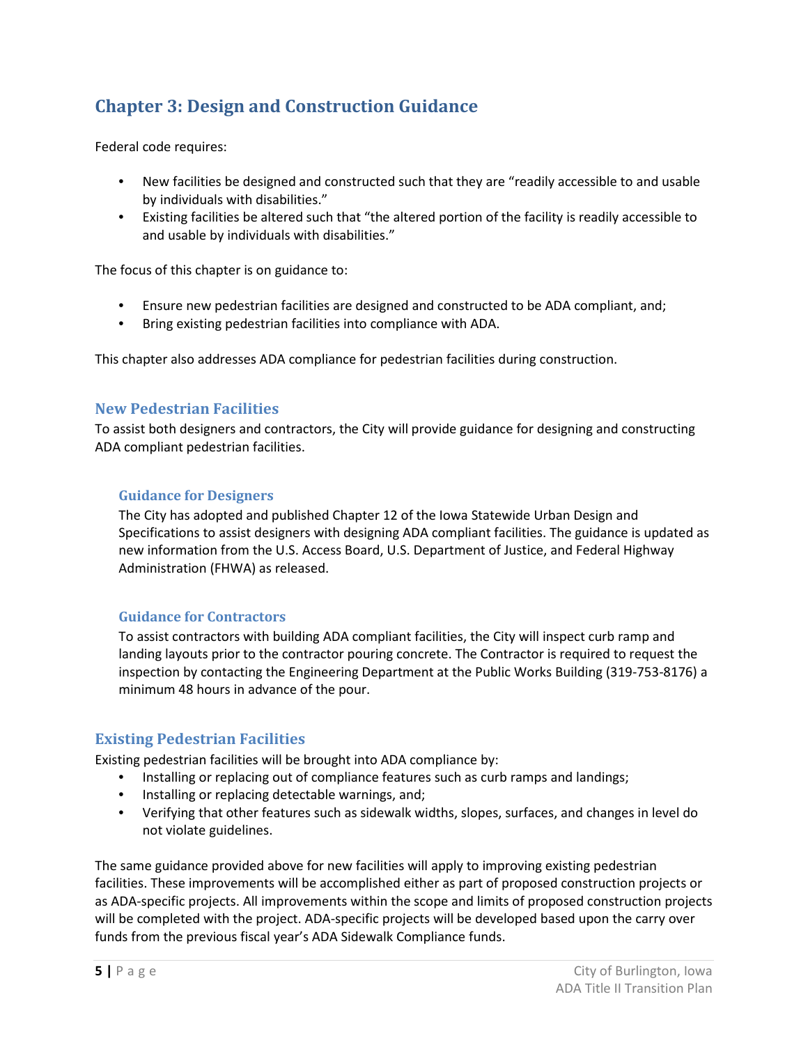# Chapter 3: Design and Construction Guidance

Federal code requires:

- New facilities be designed and constructed such that they are "readily accessible to and usable by individuals with disabilities."
- Existing facilities be altered such that "the altered portion of the facility is readily accessible to and usable by individuals with disabilities."

The focus of this chapter is on guidance to:

- Ensure new pedestrian facilities are designed and constructed to be ADA compliant, and;
- Bring existing pedestrian facilities into compliance with ADA.

This chapter also addresses ADA compliance for pedestrian facilities during construction.

## New Pedestrian Facilities

To assist both designers and contractors, the City will provide guidance for designing and constructing ADA compliant pedestrian facilities.

### Guidance for Designers

The City has adopted and published Chapter 12 of the Iowa Statewide Urban Design and Specifications to assist designers with designing ADA compliant facilities. The guidance is updated as new information from the U.S. Access Board, U.S. Department of Justice, and Federal Highway Administration (FHWA) as released.

### Guidance for Contractors

To assist contractors with building ADA compliant facilities, the City will inspect curb ramp and landing layouts prior to the contractor pouring concrete. The Contractor is required to request the inspection by contacting the Engineering Department at the Public Works Building (319-753-8176) a minimum 48 hours in advance of the pour.

## Existing Pedestrian Facilities

Existing pedestrian facilities will be brought into ADA compliance by:

- Installing or replacing out of compliance features such as curb ramps and landings;
- Installing or replacing detectable warnings, and;
- Verifying that other features such as sidewalk widths, slopes, surfaces, and changes in level do not violate guidelines.

The same guidance provided above for new facilities will apply to improving existing pedestrian facilities. These improvements will be accomplished either as part of proposed construction projects or as ADA-specific projects. All improvements within the scope and limits of proposed construction projects will be completed with the project. ADA-specific projects will be developed based upon the carry over funds from the previous fiscal year's ADA Sidewalk Compliance funds.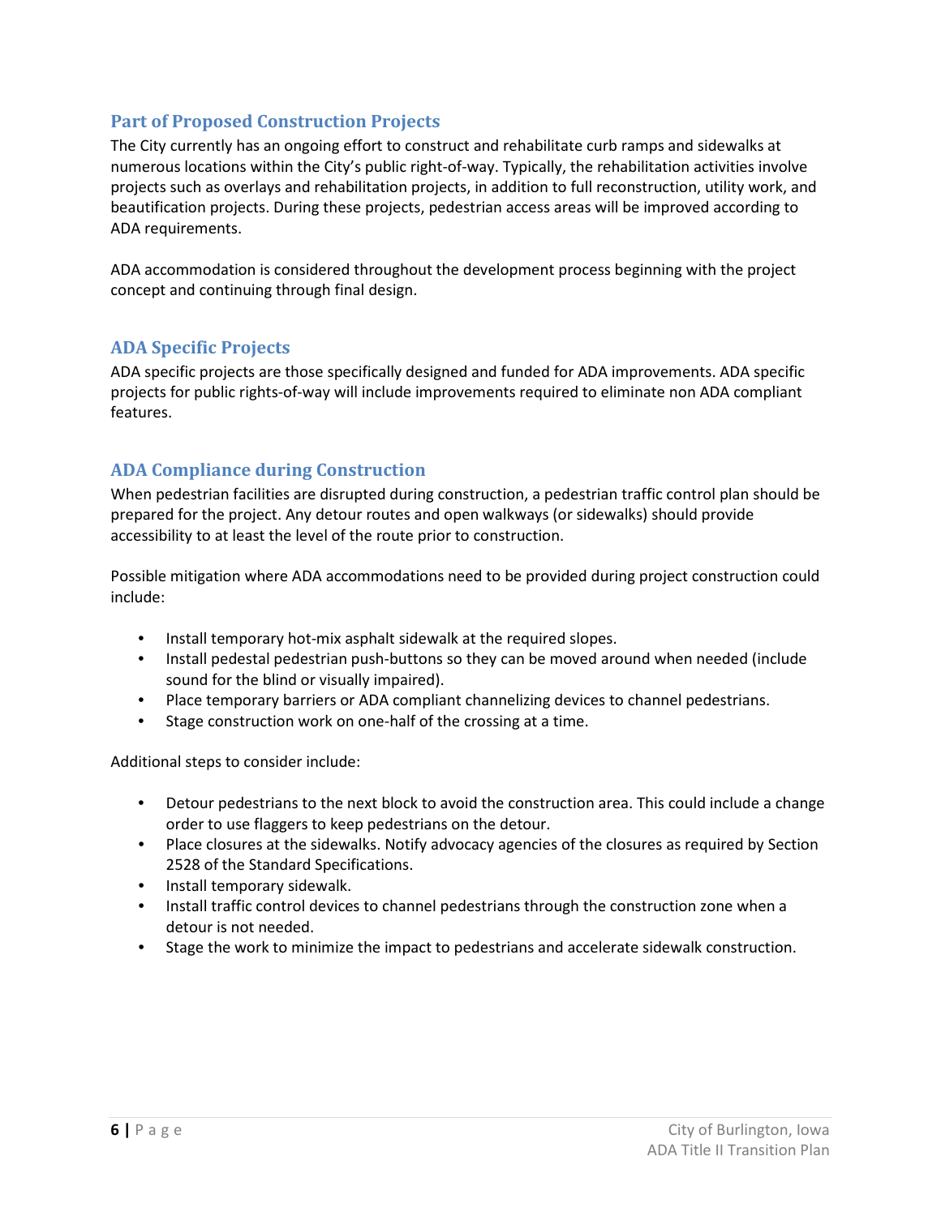## Part of Proposed Construction Projects

The City currently has an ongoing effort to construct and rehabilitate curb ramps and sidewalks at numerous locations within the City's public right-of-way. Typically, the rehabilitation activities involve projects such as overlays and rehabilitation projects, in addition to full reconstruction, utility work, and beautification projects. During these projects, pedestrian access areas will be improved according to ADA requirements.

ADA accommodation is considered throughout the development process beginning with the project concept and continuing through final design.

## ADA Specific Projects

ADA specific projects are those specifically designed and funded for ADA improvements. ADA specific projects for public rights-of-way will include improvements required to eliminate non ADA compliant features.

## ADA Compliance during Construction

When pedestrian facilities are disrupted during construction, a pedestrian traffic control plan should be prepared for the project. Any detour routes and open walkways (or sidewalks) should provide accessibility to at least the level of the route prior to construction.

Possible mitigation where ADA accommodations need to be provided during project construction could include:

- Install temporary hot-mix asphalt sidewalk at the required slopes.
- Install pedestal pedestrian push-buttons so they can be moved around when needed (include sound for the blind or visually impaired).
- Place temporary barriers or ADA compliant channelizing devices to channel pedestrians.
- Stage construction work on one-half of the crossing at a time.

Additional steps to consider include:

- Detour pedestrians to the next block to avoid the construction area. This could include a change order to use flaggers to keep pedestrians on the detour.
- Place closures at the sidewalks. Notify advocacy agencies of the closures as required by Section 2528 of the Standard Specifications.
- Install temporary sidewalk.
- Install traffic control devices to channel pedestrians through the construction zone when a detour is not needed.
- Stage the work to minimize the impact to pedestrians and accelerate sidewalk construction.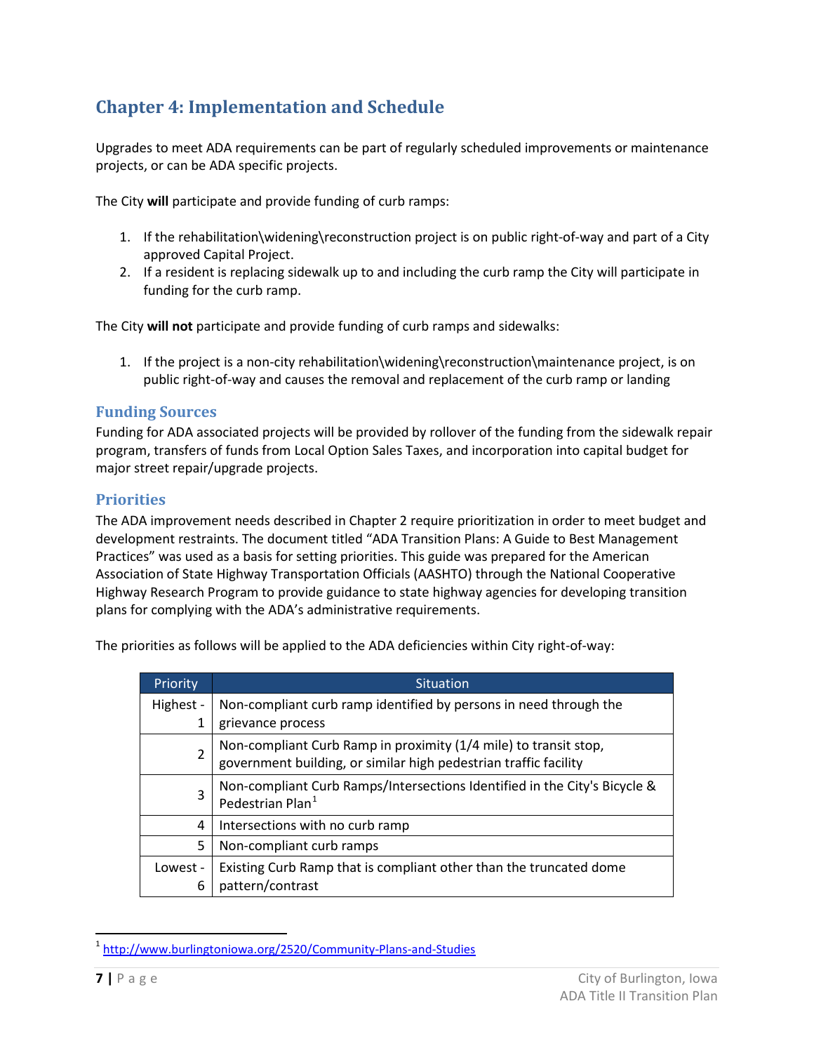# Chapter 4: Implementation and Schedule

Upgrades to meet ADA requirements can be part of regularly scheduled improvements or maintenance projects, or can be ADA specific projects.

The City **will** participate and provide funding of curb ramps:

1. If the rehabilitation\widening\reconstruction project is on public right-of-way and part of a City approved Capital Project.
2. If a resident is replacing sidewalk up to and including the curb ramp the City will participate in funding for the curb ramp.

The City **will not** participate and provide funding of curb ramps and sidewalks:

1. If the project is a non-city rehabilitation\widening\reconstruction\maintenance project, is on public right-of-way and causes the removal and replacement of the curb ramp or landing

## Funding Sources

Funding for ADA associated projects will be provided by rollover of the funding from the sidewalk repair program, transfers of funds from Local Option Sales Taxes, and incorporation into capital budget for major street repair/upgrade projects.

## Priorities

The ADA improvement needs described in Chapter 2 require prioritization in order to meet budget and development restraints. The document titled "ADA Transition Plans: A Guide to Best Management Practices" was used as a basis for setting priorities. This guide was prepared for the American Association of State Highway Transportation Officials (AASHTO) through the National Cooperative Highway Research Program to provide guidance to state highway agencies for developing transition plans for complying with the ADA's administrative requirements.

The priorities as follows will be applied to the ADA deficiencies within City right-of-way:

| Priority | Situation |
|---|---|
| Highest - 1 | Non-compliant curb ramp identified by persons in need through the grievance process |
| 2 | Non-compliant Curb Ramp in proximity (1/4 mile) to transit stop, government building, or similar high pedestrian traffic facility |
| 3 | Non-compliant Curb Ramps/Intersections Identified in the City's Bicycle & Pedestrian Plan[1] |
| 4 | Intersections with no curb ramp |
| 5 | Non-compliant curb ramps |
| Lowest - 6 | Existing Curb Ramp that is compliant other than the truncated dome pattern/contrast |

[1] http://www.burlingtoniowa.org/2520/Community-Plans-and-Studies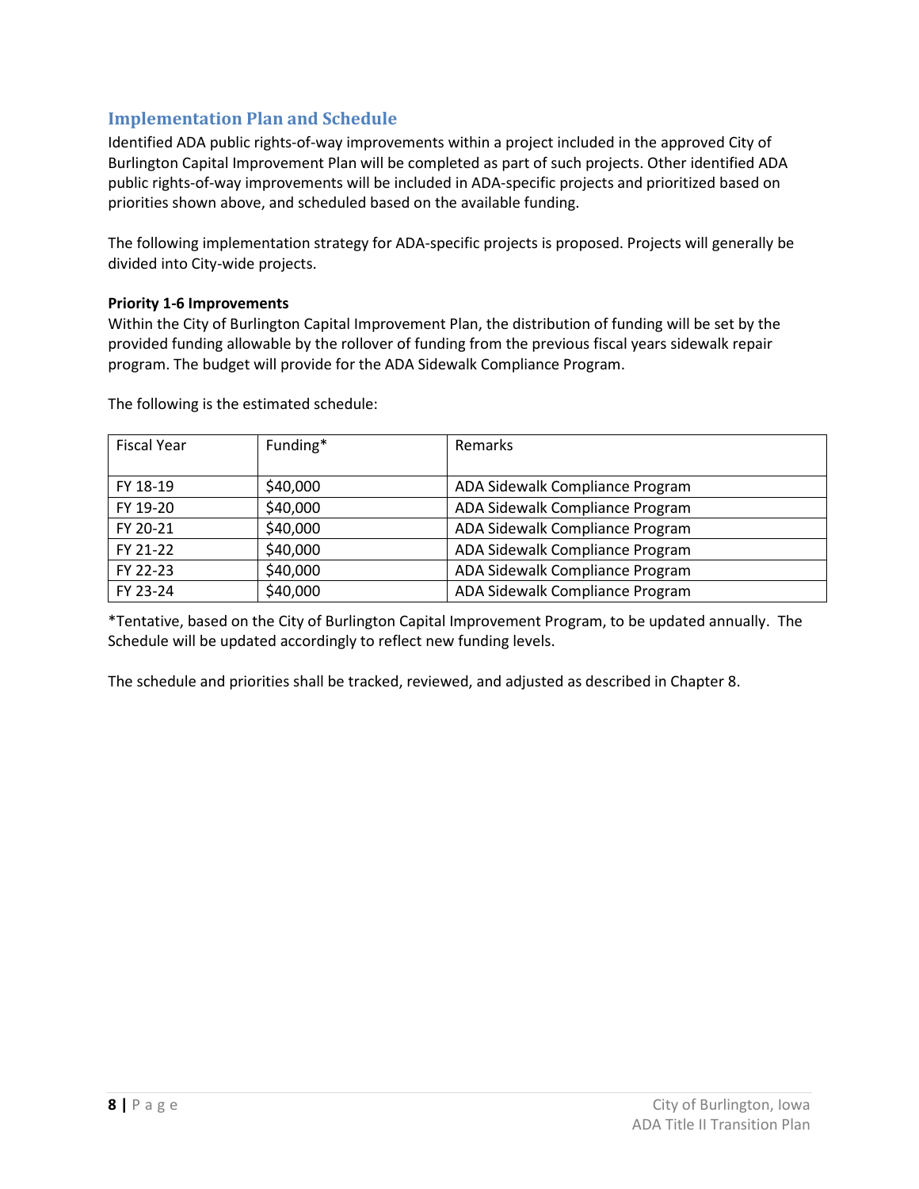## Implementation Plan and Schedule

Identified ADA public rights-of-way improvements within a project included in the approved City of Burlington Capital Improvement Plan will be completed as part of such projects. Other identified ADA public rights-of-way improvements will be included in ADA-specific projects and prioritized based on priorities shown above, and scheduled based on the available funding.

The following implementation strategy for ADA-specific projects is proposed. Projects will generally be divided into City-wide projects.

**Priority 1-6 Improvements**

Within the City of Burlington Capital Improvement Plan, the distribution of funding will be set by the provided funding allowable by the rollover of funding from the previous fiscal years sidewalk repair program. The budget will provide for the ADA Sidewalk Compliance Program.

The following is the estimated schedule:

| Fiscal Year | Funding* | Remarks |
|---|---|---|
| FY 18-19 | $40,000 | ADA Sidewalk Compliance Program |
| FY 19-20 | $40,000 | ADA Sidewalk Compliance Program |
| FY 20-21 | $40,000 | ADA Sidewalk Compliance Program |
| FY 21-22 | $40,000 | ADA Sidewalk Compliance Program |
| FY 22-23 | $40,000 | ADA Sidewalk Compliance Program |
| FY 23-24 | $40,000 | ADA Sidewalk Compliance Program |

*Tentative, based on the City of Burlington Capital Improvement Program, to be updated annually. The Schedule will be updated accordingly to reflect new funding levels.

The schedule and priorities shall be tracked, reviewed, and adjusted as described in Chapter 8.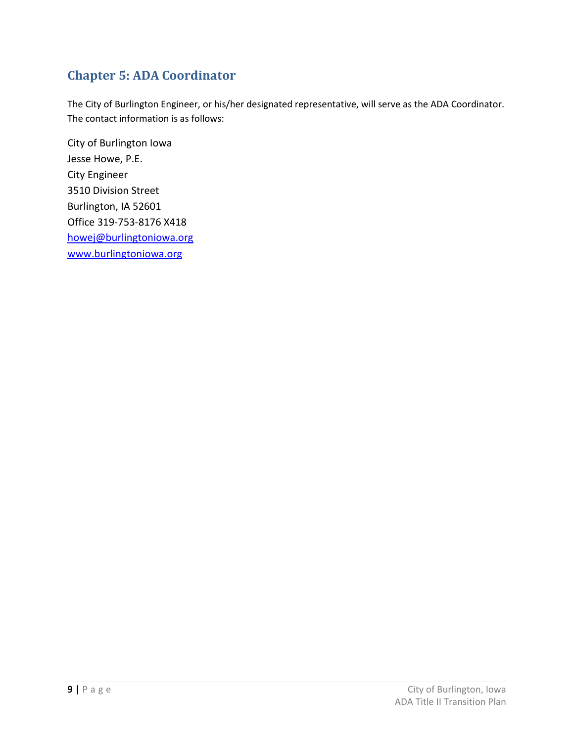## Chapter 5: ADA Coordinator

The City of Burlington Engineer, or his/her designated representative, will serve as the ADA Coordinator. The contact information is as follows:

City of Burlington Iowa  
Jesse Howe, P.E.  
City Engineer  
3510 Division Street  
Burlington, IA 52601  
Office 319-753-8176 X418  
howej@burlingtoniowa.org  
www.burlingtoniowa.org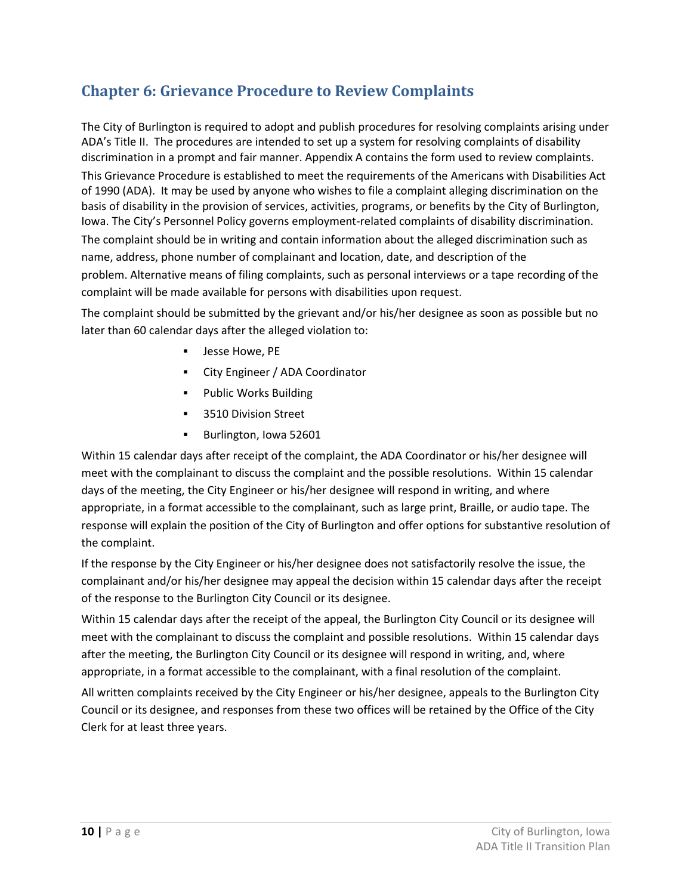## Chapter 6: Grievance Procedure to Review Complaints

The City of Burlington is required to adopt and publish procedures for resolving complaints arising under ADA's Title II. The procedures are intended to set up a system for resolving complaints of disability discrimination in a prompt and fair manner. Appendix A contains the form used to review complaints.

This Grievance Procedure is established to meet the requirements of the Americans with Disabilities Act of 1990 (ADA). It may be used by anyone who wishes to file a complaint alleging discrimination on the basis of disability in the provision of services, activities, programs, or benefits by the City of Burlington, Iowa. The City's Personnel Policy governs employment-related complaints of disability discrimination.

The complaint should be in writing and contain information about the alleged discrimination such as name, address, phone number of complainant and location, date, and description of the problem. Alternative means of filing complaints, such as personal interviews or a tape recording of the complaint will be made available for persons with disabilities upon request.

The complaint should be submitted by the grievant and/or his/her designee as soon as possible but no later than 60 calendar days after the alleged violation to:

- Jesse Howe, PE
- City Engineer / ADA Coordinator
- Public Works Building
- 3510 Division Street
- Burlington, Iowa 52601

Within 15 calendar days after receipt of the complaint, the ADA Coordinator or his/her designee will meet with the complainant to discuss the complaint and the possible resolutions. Within 15 calendar days of the meeting, the City Engineer or his/her designee will respond in writing, and where appropriate, in a format accessible to the complainant, such as large print, Braille, or audio tape. The response will explain the position of the City of Burlington and offer options for substantive resolution of the complaint.

If the response by the City Engineer or his/her designee does not satisfactorily resolve the issue, the complainant and/or his/her designee may appeal the decision within 15 calendar days after the receipt of the response to the Burlington City Council or its designee.

Within 15 calendar days after the receipt of the appeal, the Burlington City Council or its designee will meet with the complainant to discuss the complaint and possible resolutions. Within 15 calendar days after the meeting, the Burlington City Council or its designee will respond in writing, and, where appropriate, in a format accessible to the complainant, with a final resolution of the complaint.

All written complaints received by the City Engineer or his/her designee, appeals to the Burlington City Council or its designee, and responses from these two offices will be retained by the Office of the City Clerk for at least three years.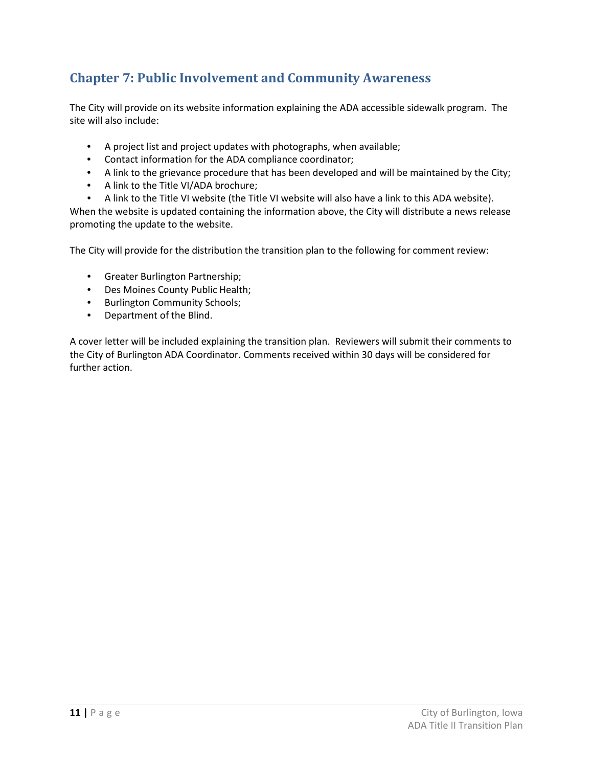## Chapter 7: Public Involvement and Community Awareness

The City will provide on its website information explaining the ADA accessible sidewalk program. The site will also include:

- A project list and project updates with photographs, when available;
- Contact information for the ADA compliance coordinator;
- A link to the grievance procedure that has been developed and will be maintained by the City;
- A link to the Title VI/ADA brochure;
- A link to the Title VI website (the Title VI website will also have a link to this ADA website).

When the website is updated containing the information above, the City will distribute a news release promoting the update to the website.

The City will provide for the distribution the transition plan to the following for comment review:

- Greater Burlington Partnership;
- Des Moines County Public Health;
- Burlington Community Schools;
- Department of the Blind.

A cover letter will be included explaining the transition plan. Reviewers will submit their comments to the City of Burlington ADA Coordinator. Comments received within 30 days will be considered for further action.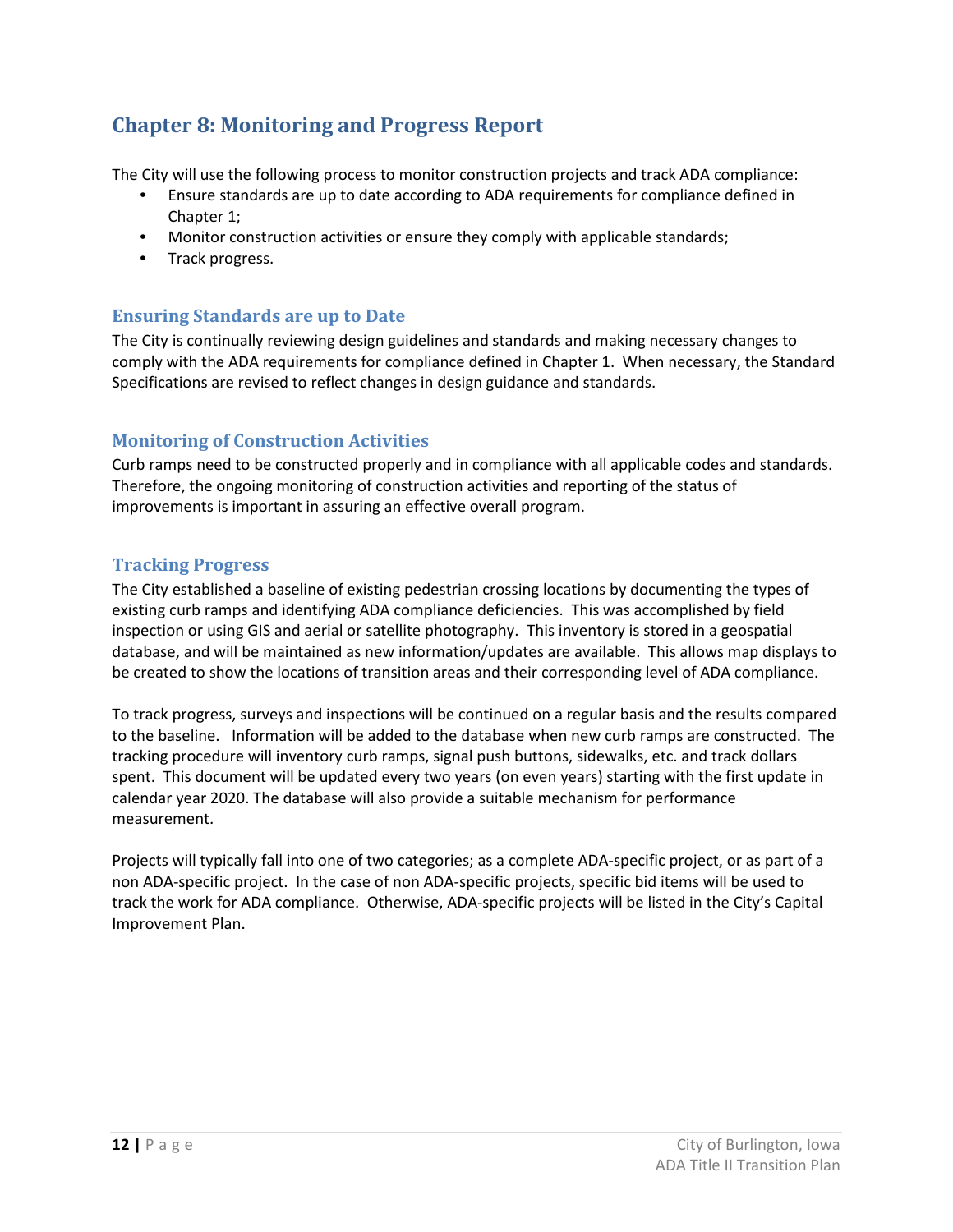# Chapter 8: Monitoring and Progress Report

The City will use the following process to monitor construction projects and track ADA compliance:

- Ensure standards are up to date according to ADA requirements for compliance defined in Chapter 1;
- Monitor construction activities or ensure they comply with applicable standards;
- Track progress.

## Ensuring Standards are up to Date

The City is continually reviewing design guidelines and standards and making necessary changes to comply with the ADA requirements for compliance defined in Chapter 1. When necessary, the Standard Specifications are revised to reflect changes in design guidance and standards.

## Monitoring of Construction Activities

Curb ramps need to be constructed properly and in compliance with all applicable codes and standards. Therefore, the ongoing monitoring of construction activities and reporting of the status of improvements is important in assuring an effective overall program.

## Tracking Progress

The City established a baseline of existing pedestrian crossing locations by documenting the types of existing curb ramps and identifying ADA compliance deficiencies. This was accomplished by field inspection or using GIS and aerial or satellite photography. This inventory is stored in a geospatial database, and will be maintained as new information/updates are available. This allows map displays to be created to show the locations of transition areas and their corresponding level of ADA compliance.

To track progress, surveys and inspections will be continued on a regular basis and the results compared to the baseline. Information will be added to the database when new curb ramps are constructed. The tracking procedure will inventory curb ramps, signal push buttons, sidewalks, etc. and track dollars spent. This document will be updated every two years (on even years) starting with the first update in calendar year 2020. The database will also provide a suitable mechanism for performance measurement.

Projects will typically fall into one of two categories; as a complete ADA-specific project, or as part of a non ADA-specific project. In the case of non ADA-specific projects, specific bid items will be used to track the work for ADA compliance. Otherwise, ADA-specific projects will be listed in the City's Capital Improvement Plan.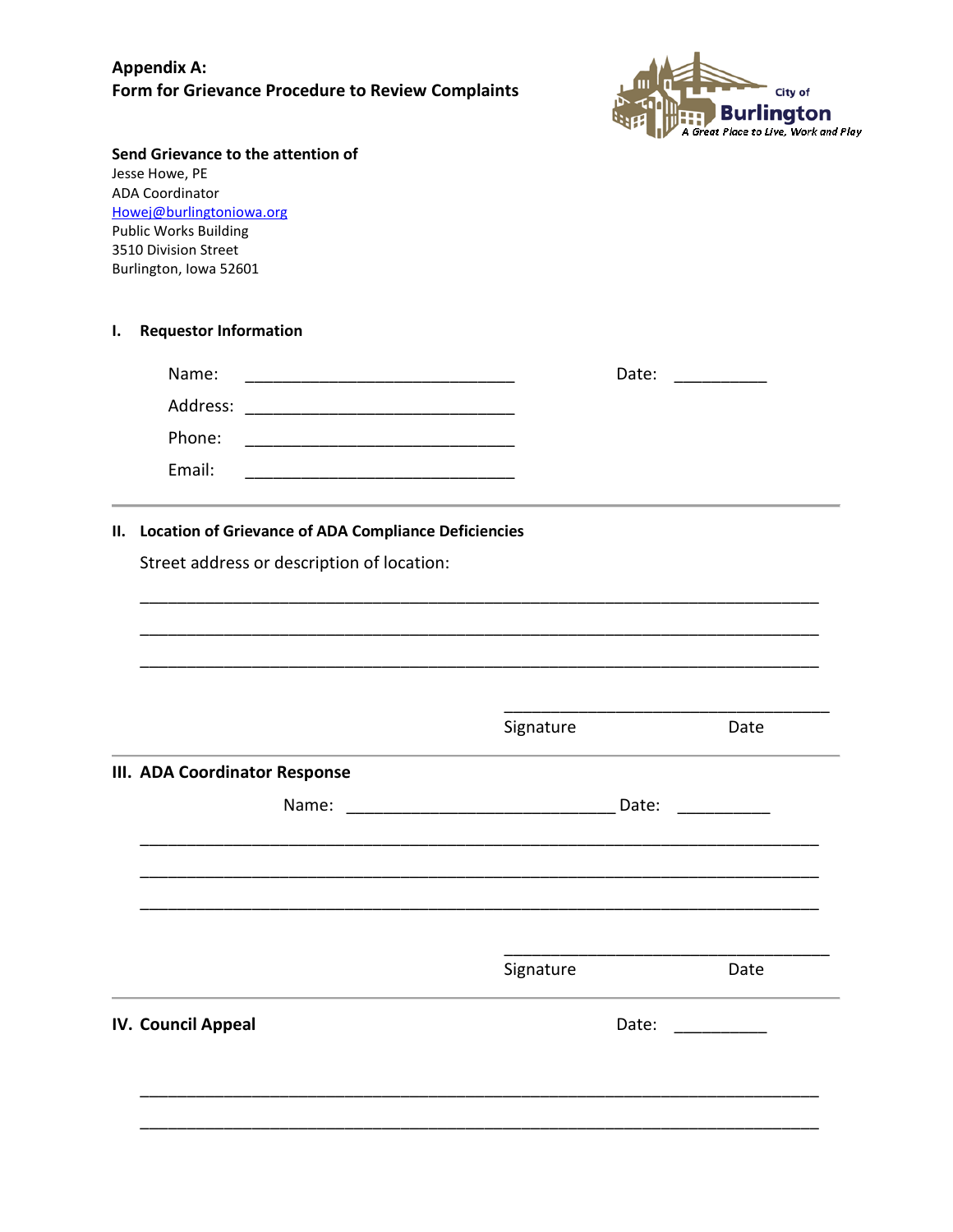# Appendix A:
# Form for Grievance Procedure to Review Complaints

City of Burlington
A Great Place to Live, Work and Play

**Send Grievance to the attention of**
Jesse Howe, PE
ADA Coordinator
Howej@burlingtoniowa.org
Public Works Building
3510 Division Street
Burlington, Iowa 52601

## I. Requestor Information

Name: ______________________________ Date: __________

Address: ______________________________

Phone: ______________________________

Email: ______________________________

---

## II. Location of Grievance of ADA Compliance Deficiencies

Street address or description of location:

____________________________________________________________________________

____________________________________________________________________________

____________________________________________________________________________

____________________________________
Signature Date

---

## III. ADA Coordinator Response

Name: ______________________________ Date: __________

____________________________________________________________________________

____________________________________________________________________________

____________________________________________________________________________

____________________________________
Signature Date

---

## IV. Council Appeal

Date: __________

____________________________________________________________________________

____________________________________________________________________________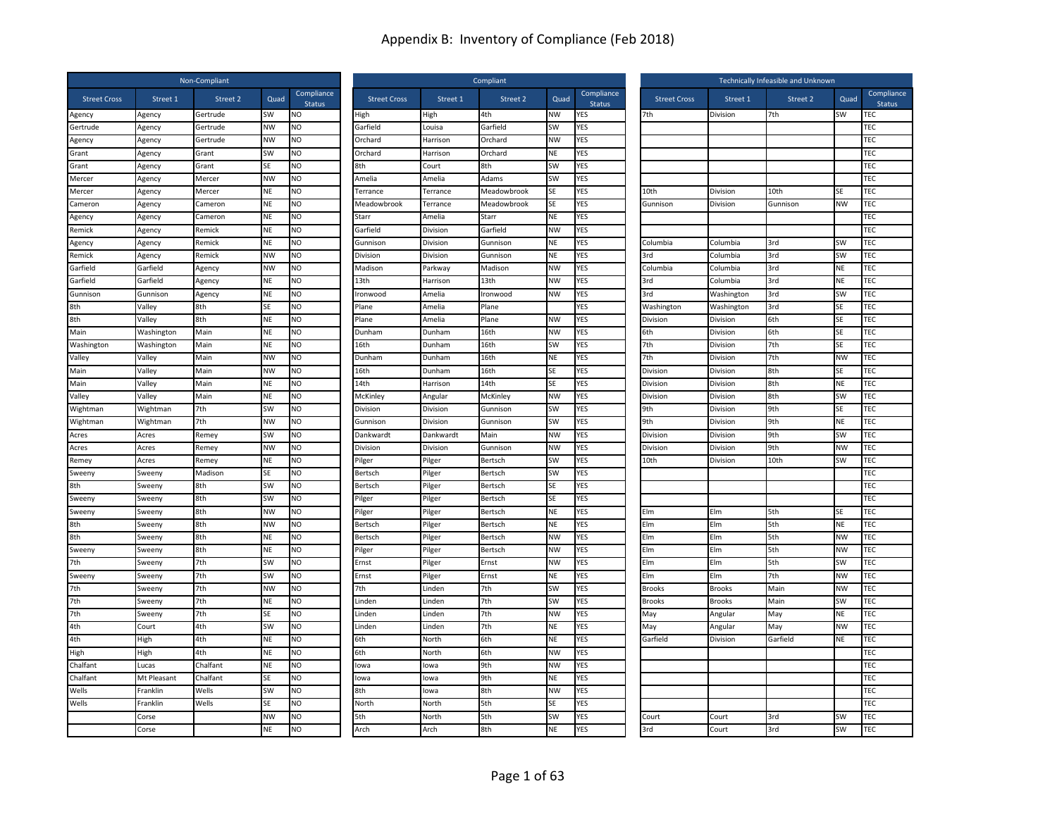# Appendix B: Inventory of Compliance (Feb 2018)

| Non-Compliant | | | | |
|---|---|---|---|---|
| Street Cross | Street 1 | Street 2 | Quad | Compliance Status |
| Agency | Agency | Gertrude | SW | NO |
| Gertrude | Agency | Gertrude | NW | NO |
| Agency | Agency | Gertrude | NW | NO |
| Grant | Agency | Grant | SW | NO |
| Grant | Agency | Grant | SE | NO |
| Mercer | Agency | Mercer | NW | NO |
| Mercer | Agency | Mercer | NE | NO |
| Cameron | Agency | Cameron | NE | NO |
| Agency | Agency | Cameron | NE | NO |
| Remick | Agency | Remick | NE | NO |
| Agency | Agency | Remick | NE | NO |
| Remick | Agency | Remick | NW | NO |
| Garfield | Garfield | Agency | NW | NO |
| Garfield | Garfield | Agency | NE | NO |
| Gunnison | Gunnison | Agency | NE | NO |
| 8th | Valley | 8th | SE | NO |
| 8th | Valley | 8th | NE | NO |
| Main | Washington | Main | NE | NO |
| Washington | Washington | Main | NE | NO |
| Valley | Valley | Main | NW | NO |
| Main | Valley | Main | NW | NO |
| Main | Valley | Main | NE | NO |
| Valley | Valley | Main | NE | NO |
| Wightman | Wightman | 7th | SW | NO |
| Wightman | Wightman | 7th | NW | NO |
| Acres | Acres | Remey | SW | NO |
| Acres | Acres | Remey | NW | NO |
| Remey | Acres | Remey | NE | NO |
| Sweeny | Sweeny | Madison | SE | NO |
| 8th | Sweeny | 8th | SW | NO |
| Sweeny | Sweeny | 8th | SW | NO |
| Sweeny | Sweeny | 8th | NW | NO |
| 8th | Sweeny | 8th | NW | NO |
| 8th | Sweeny | 8th | NE | NO |
| Sweeny | Sweeny | 8th | NE | NO |
| 7th | Sweeny | 7th | SW | NO |
| Sweeny | Sweeny | 7th | SW | NO |
| 7th | Sweeny | 7th | NW | NO |
| 7th | Sweeny | 7th | NE | NO |
| 7th | Sweeny | 7th | SE | NO |
| 4th | Court | 4th | SW | NO |
| 4th | High | 4th | NE | NO |
| High | High | 4th | NE | NO |
| Chalfant | Lucas | Chalfant | NE | NO |
| Chalfant | Mt Pleasant | Chalfant | SE | NO |
| Wells | Franklin | Wells | SW | NO |
| Wells | Franklin | Wells | SE | NO |
| | Corse | | NW | NO |
| | Corse | | NE | NO |

| Compliant | | | | |
|---|---|---|---|---|
| Street Cross | Street 1 | Street 2 | Quad | Compliance Status |
| High | High | 4th | NW | YES |
| Garfield | Louisa | Garfield | SW | YES |
| Orchard | Harrison | Orchard | NW | YES |
| Orchard | Harrison | Orchard | NE | YES |
| 8th | Court | 8th | SW | YES |
| Amelia | Amelia | Adams | SW | YES |
| Terrance | Terrance | Meadowbrook | SE | YES |
| Meadowbrook | Terrance | Meadowbrook | SE | YES |
| Starr | Amelia | Starr | NE | YES |
| Garfield | Division | Garfield | NW | YES |
| Gunnison | Division | Gunnison | NE | YES |
| Division | Division | Gunnison | NE | YES |
| Madison | Parkway | Madison | NW | YES |
| 13th | Harrison | 13th | NW | YES |
| Ironwood | Amelia | Ironwood | NW | YES |
| Plane | Amelia | Plane | | YES |
| Plane | Amelia | Plane | NW | YES |
| Dunham | Dunham | 16th | NW | YES |
| 16th | Dunham | 16th | SW | YES |
| Dunham | Dunham | 16th | NE | YES |
| 16th | Dunham | 16th | SE | YES |
| 14th | Harrison | 14th | SE | YES |
| McKinley | Angular | McKinley | NW | YES |
| Division | Division | Gunnison | SW | YES |
| Gunnison | Division | Gunnison | SW | YES |
| Dankwardt | Dankwardt | Main | NW | YES |
| Division | Division | Gunnison | NW | YES |
| Pilger | Pilger | Bertsch | SW | YES |
| Bertsch | Pilger | Bertsch | SW | YES |
| Bertsch | Pilger | Bertsch | SE | YES |
| Pilger | Pilger | Bertsch | SE | YES |
| Pilger | Pilger | Bertsch | NE | YES |
| Bertsch | Pilger | Bertsch | NE | YES |
| Bertsch | Pilger | Bertsch | NW | YES |
| Pilger | Pilger | Bertsch | NW | YES |
| Ernst | Pilger | Ernst | NW | YES |
| Ernst | Pilger | Ernst | NE | YES |
| 7th | Linden | 7th | SW | YES |
| Linden | Linden | 7th | SW | YES |
| Linden | Linden | 7th | NW | YES |
| Linden | Linden | 7th | NE | YES |
| 6th | North | 6th | NE | YES |
| 6th | North | 6th | NW | YES |
| Iowa | Iowa | 9th | NW | YES |
| Iowa | Iowa | 9th | NE | YES |
| 8th | Iowa | 8th | NW | YES |
| North | North | 5th | SE | YES |
| 5th | North | 5th | SW | YES |
| Arch | Arch | 8th | NE | YES |

| Technically Infeasible and Unknown | | | | |
|---|---|---|---|---|
| Street Cross | Street 1 | Street 2 | Quad | Compliance Status |
| 7th | Division | 7th | SW | TEC |
| | | | | TEC |
| | | | | TEC |
| | | | | TEC |
| | | | | TEC |
| | | | | TEC |
| 10th | Division | 10th | SE | TEC |
| Gunnison | Division | Gunnison | NW | TEC |
| | | | | TEC |
| | | | | TEC |
| Columbia | Columbia | 3rd | SW | TEC |
| 3rd | Columbia | 3rd | SW | TEC |
| Columbia | Columbia | 3rd | NE | TEC |
| 3rd | Columbia | 3rd | NE | TEC |
| 3rd | Washington | 3rd | SW | TEC |
| Washington | Washington | 3rd | SE | TEC |
| Division | Division | 6th | SE | TEC |
| 6th | Division | 6th | SE | TEC |
| 7th | Division | 7th | SE | TEC |
| 7th | Division | 7th | NW | TEC |
| Division | Division | 8th | SE | TEC |
| Division | Division | 8th | NE | TEC |
| Division | Division | 8th | SW | TEC |
| 9th | Division | 9th | SE | TEC |
| 9th | Division | 9th | NE | TEC |
| Division | Division | 9th | SW | TEC |
| Division | Division | 9th | NW | TEC |
| 10th | Division | 10th | SW | TEC |
| | | | | TEC |
| | | | | TEC |
| | | | | TEC |
| Elm | Elm | 5th | SE | TEC |
| Elm | Elm | 5th | NE | TEC |
| Elm | Elm | 5th | NW | TEC |
| Elm | Elm | 5th | NW | TEC |
| Elm | Elm | 5th | SW | TEC |
| Elm | Elm | 7th | NW | TEC |
| Brooks | Brooks | Main | NW | TEC |
| Brooks | Brooks | Main | SW | TEC |
| May | Angular | May | NE | TEC |
| May | Angular | May | NW | TEC |
| Garfield | Division | Garfield | NE | TEC |
| | | | | TEC |
| | | | | TEC |
| | | | | TEC |
| | | | | TEC |
| | | | | TEC |
| Court | Court | 3rd | SW | TEC |
| 3rd | Court | 3rd | SW | TEC |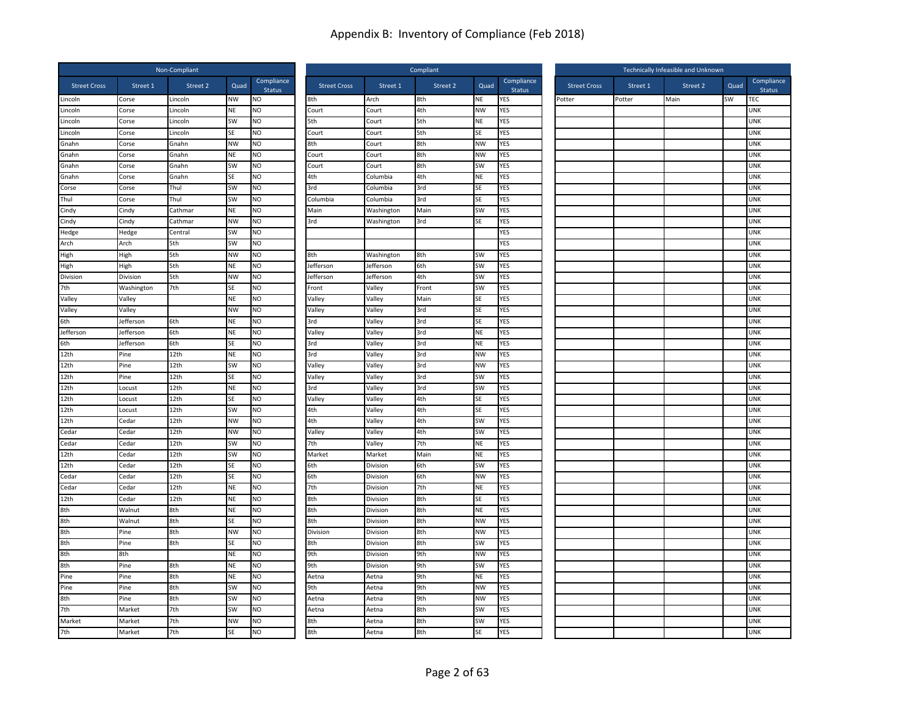# Appendix B: Inventory of Compliance (Feb 2018)

| Non-Compliant | | | | |
|---|---|---|---|---|
| Street Cross | Street 1 | Street 2 | Quad | Compliance Status |
| Lincoln | Corse | Lincoln | NW | NO |
| Lincoln | Corse | Lincoln | NE | NO |
| Lincoln | Corse | Lincoln | SW | NO |
| Lincoln | Corse | Lincoln | SE | NO |
| Gnahn | Corse | Gnahn | NW | NO |
| Gnahn | Corse | Gnahn | NE | NO |
| Gnahn | Corse | Gnahn | SW | NO |
| Gnahn | Corse | Gnahn | SE | NO |
| Corse | Corse | Thul | SW | NO |
| Thul | Corse | Thul | SW | NO |
| Cindy | Cindy | Cathmar | NE | NO |
| Cindy | Cindy | Cathmar | NW | NO |
| Hedge | Hedge | Central | SW | NO |
| Arch | Arch | 5th | SW | NO |
| High | High | 5th | NW | NO |
| High | High | 5th | NE | NO |
| Division | Division | 5th | NW | NO |
| 7th | Washington | 7th | SE | NO |
| Valley | Valley | | NE | NO |
| Valley | Valley | | NW | NO |
| 6th | Jefferson | 6th | NE | NO |
| Jefferson | Jefferson | 6th | NE | NO |
| 6th | Jefferson | 6th | SE | NO |
| 12th | Pine | 12th | NE | NO |
| 12th | Pine | 12th | SW | NO |
| 12th | Pine | 12th | SE | NO |
| 12th | Locust | 12th | NE | NO |
| 12th | Locust | 12th | SE | NO |
| 12th | Locust | 12th | SW | NO |
| 12th | Cedar | 12th | NW | NO |
| Cedar | Cedar | 12th | NW | NO |
| Cedar | Cedar | 12th | SW | NO |
| 12th | Cedar | 12th | SW | NO |
| 12th | Cedar | 12th | SE | NO |
| Cedar | Cedar | 12th | SE | NO |
| Cedar | Cedar | 12th | NE | NO |
| 12th | Cedar | 12th | NE | NO |
| 8th | Walnut | 8th | NE | NO |
| 8th | Walnut | 8th | SE | NO |
| 8th | Pine | 8th | NW | NO |
| 8th | Pine | 8th | SE | NO |
| 8th | 8th | | NE | NO |
| 8th | Pine | 8th | NE | NO |
| Pine | Pine | 8th | NE | NO |
| Pine | Pine | 8th | SW | NO |
| 8th | Pine | 8th | SW | NO |
| 7th | Market | 7th | SW | NO |
| Market | Market | 7th | NW | NO |
| 7th | Market | 7th | SE | NO |

| Compliant | | | | |
|---|---|---|---|---|
| Street Cross | Street 1 | Street 2 | Quad | Compliance Status |
| 8th | Arch | 8th | NE | YES |
| Court | Court | 4th | NW | YES |
| 5th | Court | 5th | NE | YES |
| Court | Court | 5th | SE | YES |
| 8th | Court | 8th | NW | YES |
| Court | Court | 8th | NW | YES |
| Court | Court | 8th | SW | YES |
| 4th | Columbia | 4th | NE | YES |
| 3rd | Columbia | 3rd | SE | YES |
| Columbia | Columbia | 3rd | SE | YES |
| Main | Washington | Main | SW | YES |
| 3rd | Washington | 3rd | SE | YES |
| | | | | YES |
| | | | | YES |
| 8th | Washington | 8th | SW | YES |
| Jefferson | Jefferson | 6th | SW | YES |
| Jefferson | Jefferson | 4th | SW | YES |
| Front | Valley | Front | SW | YES |
| Valley | Valley | Main | SE | YES |
| Valley | Valley | 3rd | SE | YES |
| 3rd | Valley | 3rd | SE | YES |
| Valley | Valley | 3rd | NE | YES |
| 3rd | Valley | 3rd | NE | YES |
| 3rd | Valley | 3rd | NW | YES |
| Valley | Valley | 3rd | NW | YES |
| Valley | Valley | 3rd | SW | YES |
| 3rd | Valley | 3rd | SW | YES |
| Valley | Valley | 4th | SE | YES |
| 4th | Valley | 4th | SE | YES |
| 4th | Valley | 4th | SW | YES |
| Valley | Valley | 4th | SW | YES |
| 7th | Valley | 7th | NE | YES |
| Market | Market | Main | NE | YES |
| 6th | Division | 6th | SW | YES |
| 6th | Division | 6th | NW | YES |
| 7th | Division | 7th | NE | YES |
| 8th | Division | 8th | SE | YES |
| 8th | Division | 8th | NE | YES |
| 8th | Division | 8th | NW | YES |
| Division | Division | 8th | NW | YES |
| 8th | Division | 8th | SW | YES |
| 9th | Division | 9th | NW | YES |
| 9th | Division | 9th | SW | YES |
| Aetna | Aetna | 9th | NE | YES |
| 9th | Aetna | 9th | NW | YES |
| Aetna | Aetna | 9th | NW | YES |
| Aetna | Aetna | 8th | SW | YES |
| 8th | Aetna | 8th | SW | YES |
| 8th | Aetna | 8th | SE | YES |

| Technically Infeasible and Unknown | | | | |
|---|---|---|---|---|
| Street Cross | Street 1 | Street 2 | Quad | Compliance Status |
| Potter | Potter | Main | SW | TEC |
| | | | | UNK |
| | | | | UNK |
| | | | | UNK |
| | | | | UNK |
| | | | | UNK |
| | | | | UNK |
| | | | | UNK |
| | | | | UNK |
| | | | | UNK |
| | | | | UNK |
| | | | | UNK |
| | | | | UNK |
| | | | | UNK |
| | | | | UNK |
| | | | | UNK |
| | | | | UNK |
| | | | | UNK |
| | | | | UNK |
| | | | | UNK |
| | | | | UNK |
| | | | | UNK |
| | | | | UNK |
| | | | | UNK |
| | | | | UNK |
| | | | | UNK |
| | | | | UNK |
| | | | | UNK |
| | | | | UNK |
| | | | | UNK |
| | | | | UNK |
| | | | | UNK |
| | | | | UNK |
| | | | | UNK |
| | | | | UNK |
| | | | | UNK |
| | | | | UNK |
| | | | | UNK |
| | | | | UNK |
| | | | | UNK |
| | | | | UNK |
| | | | | UNK |
| | | | | UNK |
| | | | | UNK |
| | | | | UNK |
| | | | | UNK |
| | | | | UNK |
| | | | | UNK |
| | | | | UNK |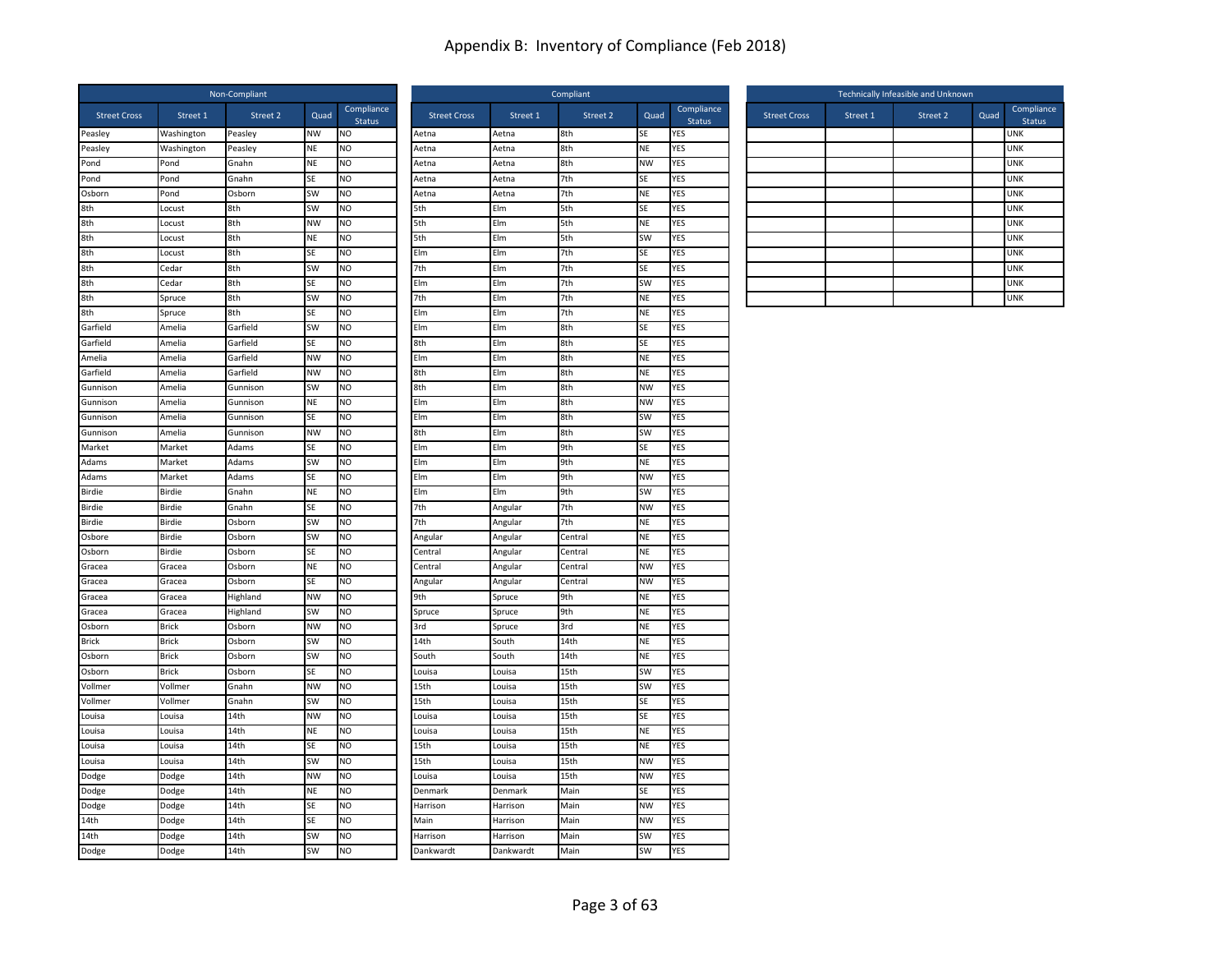# Appendix B: Inventory of Compliance (Feb 2018)

| Non-Compliant | | | | |
|---|---|---|---|---|
| Street Cross | Street 1 | Street 2 | Quad | Compliance Status |
| Peasley | Washington | Peasley | NW | NO |
| Peasley | Washington | Peasley | NE | NO |
| Pond | Pond | Gnahn | NE | NO |
| Pond | Pond | Gnahn | SE | NO |
| Osborn | Pond | Osborn | SW | NO |
| 8th | Locust | 8th | SW | NO |
| 8th | Locust | 8th | NW | NO |
| 8th | Locust | 8th | NE | NO |
| 8th | Locust | 8th | SE | NO |
| 8th | Cedar | 8th | SW | NO |
| 8th | Cedar | 8th | SE | NO |
| 8th | Spruce | 8th | SW | NO |
| 8th | Spruce | 8th | SE | NO |
| Garfield | Amelia | Garfield | SW | NO |
| Garfield | Amelia | Garfield | SE | NO |
| Amelia | Amelia | Garfield | NW | NO |
| Garfield | Amelia | Garfield | NW | NO |
| Gunnison | Amelia | Gunnison | SW | NO |
| Gunnison | Amelia | Gunnison | NE | NO |
| Gunnison | Amelia | Gunnison | SE | NO |
| Gunnison | Amelia | Gunnison | NW | NO |
| Market | Market | Adams | SE | NO |
| Adams | Market | Adams | SW | NO |
| Adams | Market | Adams | SE | NO |
| Birdie | Birdie | Gnahn | NE | NO |
| Birdie | Birdie | Gnahn | SE | NO |
| Birdie | Birdie | Osborn | SW | NO |
| Osbore | Birdie | Osborn | SW | NO |
| Osborn | Birdie | Osborn | SE | NO |
| Gracea | Gracea | Osborn | NE | NO |
| Gracea | Gracea | Osborn | SE | NO |
| Gracea | Gracea | Highland | NW | NO |
| Gracea | Gracea | Highland | SW | NO |
| Osborn | Brick | Osborn | NW | NO |
| Brick | Brick | Osborn | SW | NO |
| Osborn | Brick | Osborn | SW | NO |
| Osborn | Brick | Osborn | SE | NO |
| Vollmer | Vollmer | Gnahn | NW | NO |
| Vollmer | Vollmer | Gnahn | SW | NO |
| Louisa | Louisa | 14th | NW | NO |
| Louisa | Louisa | 14th | NE | NO |
| Louisa | Louisa | 14th | SE | NO |
| Louisa | Louisa | 14th | SW | NO |
| Dodge | Dodge | 14th | NW | NO |
| Dodge | Dodge | 14th | NE | NO |
| Dodge | Dodge | 14th | SE | NO |
| 14th | Dodge | 14th | SE | NO |
| 14th | Dodge | 14th | SW | NO |
| Dodge | Dodge | 14th | SW | NO |

| Compliant | | | | |
|---|---|---|---|---|
| Street Cross | Street 1 | Street 2 | Quad | Compliance Status |
| Aetna | Aetna | 8th | SE | YES |
| Aetna | Aetna | 8th | NE | YES |
| Aetna | Aetna | 8th | NW | YES |
| Aetna | Aetna | 7th | SE | YES |
| Aetna | Aetna | 7th | NE | YES |
| 5th | Elm | 5th | SE | YES |
| 5th | Elm | 5th | NE | YES |
| 5th | Elm | 5th | SW | YES |
| Elm | Elm | 7th | SE | YES |
| 7th | Elm | 7th | SE | YES |
| Elm | Elm | 7th | SW | YES |
| 7th | Elm | 7th | NE | YES |
| Elm | Elm | 7th | NE | YES |
| Elm | Elm | 8th | SE | YES |
| 8th | Elm | 8th | SE | YES |
| Elm | Elm | 8th | NE | YES |
| 8th | Elm | 8th | NE | YES |
| 8th | Elm | 8th | NW | YES |
| Elm | Elm | 8th | NW | YES |
| Elm | Elm | 8th | SW | YES |
| 8th | Elm | 8th | SW | YES |
| Elm | Elm | 9th | SE | YES |
| Elm | Elm | 9th | NE | YES |
| Elm | Elm | 9th | NW | YES |
| Elm | Elm | 9th | SW | YES |
| 7th | Angular | 7th | NW | YES |
| 7th | Angular | 7th | NE | YES |
| Angular | Angular | Central | NE | YES |
| Central | Angular | Central | NE | YES |
| Central | Angular | Central | NW | YES |
| Angular | Angular | Central | NW | YES |
| 9th | Spruce | 9th | NE | YES |
| Spruce | Spruce | 9th | NE | YES |
| 3rd | Spruce | 3rd | NE | YES |
| 14th | South | 14th | NE | YES |
| South | South | 14th | NE | YES |
| Louisa | Louisa | 15th | SW | YES |
| 15th | Louisa | 15th | SW | YES |
| 15th | Louisa | 15th | SE | YES |
| Louisa | Louisa | 15th | SE | YES |
| Louisa | Louisa | 15th | NE | YES |
| 15th | Louisa | 15th | NE | YES |
| 15th | Louisa | 15th | NW | YES |
| Louisa | Louisa | 15th | NW | YES |
| Denmark | Denmark | Main | SE | YES |
| Harrison | Harrison | Main | NW | YES |
| Main | Harrison | Main | NW | YES |
| Harrison | Harrison | Main | SW | YES |
| Dankwardt | Dankwardt | Main | SW | YES |

| Technically Infeasible and Unknown | | | | |
|---|---|---|---|---|
| Street Cross | Street 1 | Street 2 | Quad | Compliance Status |
| | | | | UNK |
| | | | | UNK |
| | | | | UNK |
| | | | | UNK |
| | | | | UNK |
| | | | | UNK |
| | | | | UNK |
| | | | | UNK |
| | | | | UNK |
| | | | | UNK |
| | | | | UNK |
| | | | | UNK |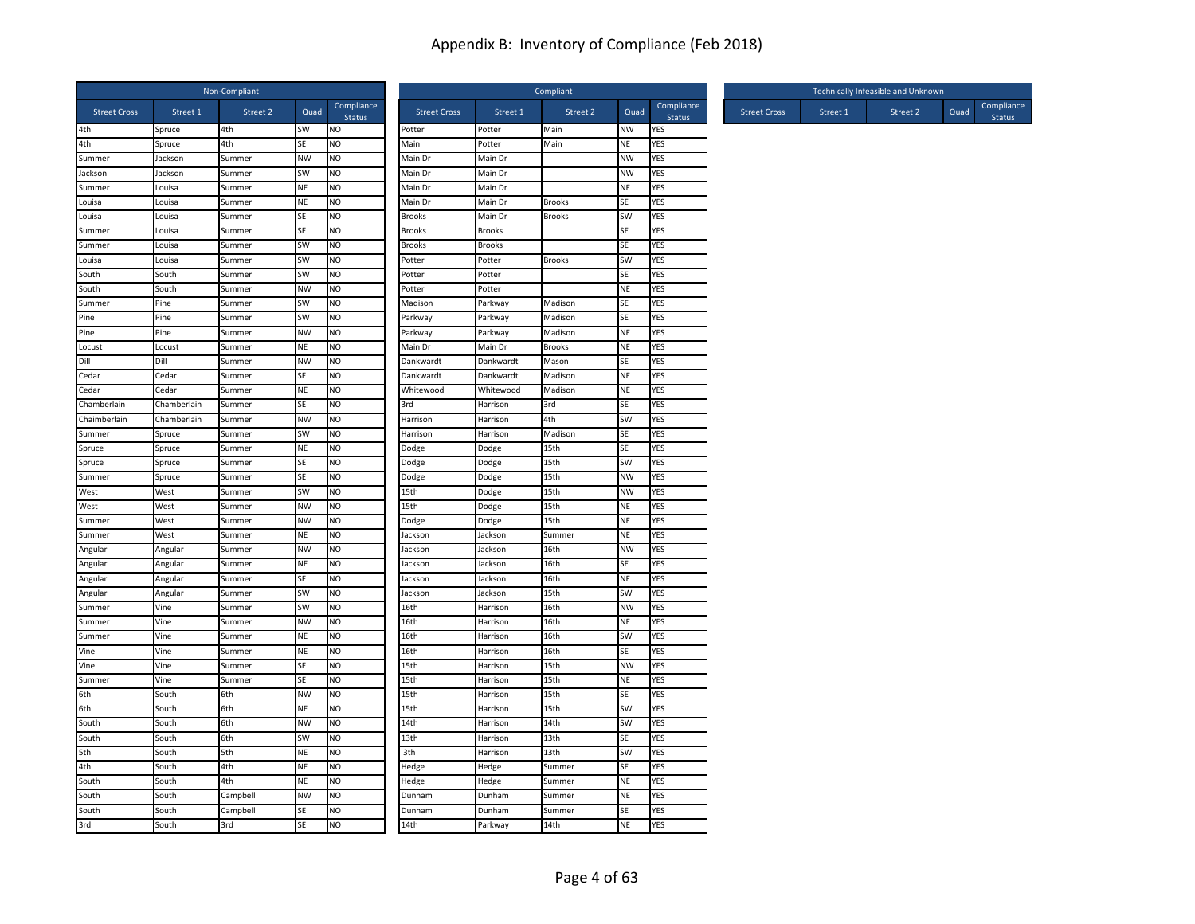# Appendix B: Inventory of Compliance (Feb 2018)

| Non-Compliant | | | | |
|---|---|---|---|---|
| Street Cross | Street 1 | Street 2 | Quad | Compliance Status |
| 4th | Spruce | 4th | SW | NO |
| 4th | Spruce | 4th | SE | NO |
| Summer | Jackson | Summer | NW | NO |
| Jackson | Jackson | Summer | SW | NO |
| Summer | Louisa | Summer | NE | NO |
| Louisa | Louisa | Summer | NE | NO |
| Louisa | Louisa | Summer | SE | NO |
| Summer | Louisa | Summer | SE | NO |
| Summer | Louisa | Summer | SW | NO |
| Louisa | Louisa | Summer | SW | NO |
| South | South | Summer | SW | NO |
| South | South | Summer | NW | NO |
| Summer | Pine | Summer | SW | NO |
| Pine | Pine | Summer | SW | NO |
| Pine | Pine | Summer | NW | NO |
| Locust | Locust | Summer | NE | NO |
| Dill | Dill | Summer | NW | NO |
| Cedar | Cedar | Summer | SE | NO |
| Cedar | Cedar | Summer | NE | NO |
| Chamberlain | Chamberlain | Summer | SE | NO |
| Chaimberlain | Chamberlain | Summer | NW | NO |
| Summer | Spruce | Summer | SW | NO |
| Spruce | Spruce | Summer | NE | NO |
| Spruce | Spruce | Summer | SE | NO |
| Summer | Spruce | Summer | SE | NO |
| West | West | Summer | SW | NO |
| West | West | Summer | NW | NO |
| Summer | West | Summer | NW | NO |
| Summer | West | Summer | NE | NO |
| Angular | Angular | Summer | NW | NO |
| Angular | Angular | Summer | NE | NO |
| Angular | Angular | Summer | SE | NO |
| Angular | Angular | Summer | SW | NO |
| Summer | Vine | Summer | SW | NO |
| Summer | Vine | Summer | NW | NO |
| Summer | Vine | Summer | NE | NO |
| Vine | Vine | Summer | NE | NO |
| Vine | Vine | Summer | SE | NO |
| Summer | Vine | Summer | SE | NO |
| 6th | South | 6th | NW | NO |
| 6th | South | 6th | NE | NO |
| South | South | 6th | NW | NO |
| South | South | 6th | SW | NO |
| 5th | South | 5th | NE | NO |
| 4th | South | 4th | NE | NO |
| South | South | 4th | NE | NO |
| South | South | Campbell | NW | NO |
| South | South | Campbell | SE | NO |
| 3rd | South | 3rd | SE | NO |

| Compliant | | | | |
|---|---|---|---|---|
| Street Cross | Street 1 | Street 2 | Quad | Compliance Status |
| Potter | Potter | Main | NW | YES |
| Main | Potter | Main | NE | YES |
| Main Dr | Main Dr | | NW | YES |
| Main Dr | Main Dr | | NW | YES |
| Main Dr | Main Dr | | NE | YES |
| Main Dr | Main Dr | Brooks | SE | YES |
| Brooks | Main Dr | Brooks | SW | YES |
| Brooks | Brooks | | SE | YES |
| Brooks | Brooks | | SE | YES |
| Potter | Potter | Brooks | SW | YES |
| Potter | Potter | | SE | YES |
| Potter | Potter | | NE | YES |
| Madison | Parkway | Madison | SE | YES |
| Parkway | Parkway | Madison | SE | YES |
| Parkway | Parkway | Madison | NE | YES |
| Main Dr | Main Dr | Brooks | NE | YES |
| Dankwardt | Dankwardt | Mason | SE | YES |
| Dankwardt | Dankwardt | Madison | NE | YES |
| Whitewood | Whitewood | Madison | NE | YES |
| 3rd | Harrison | 3rd | SE | YES |
| Harrison | Harrison | 4th | SW | YES |
| Harrison | Harrison | Madison | SE | YES |
| Dodge | Dodge | 15th | SE | YES |
| Dodge | Dodge | 15th | SW | YES |
| Dodge | Dodge | 15th | NW | YES |
| 15th | Dodge | 15th | NW | YES |
| 15th | Dodge | 15th | NE | YES |
| Dodge | Dodge | 15th | NE | YES |
| Jackson | Jackson | Summer | NE | YES |
| Jackson | Jackson | 16th | NW | YES |
| Jackson | Jackson | 16th | SE | YES |
| Jackson | Jackson | 16th | NE | YES |
| Jackson | Jackson | 15th | SW | YES |
| 16th | Harrison | 16th | NW | YES |
| 16th | Harrison | 16th | NE | YES |
| 16th | Harrison | 16th | SW | YES |
| 16th | Harrison | 16th | SE | YES |
| 15th | Harrison | 15th | NW | YES |
| 15th | Harrison | 15th | NE | YES |
| 15th | Harrison | 15th | SE | YES |
| 15th | Harrison | 15th | SW | YES |
| 14th | Harrison | 14th | SW | YES |
| 13th | Harrison | 13th | SE | YES |
| 3th | Harrison | 13th | SW | YES |
| Hedge | Hedge | Summer | SE | YES |
| Hedge | Hedge | Summer | NE | YES |
| Dunham | Dunham | Summer | NE | YES |
| Dunham | Dunham | Summer | SE | YES |
| 14th | Parkway | 14th | NE | YES |

| Technically Infeasible and Unknown | | | | |
|---|---|---|---|---|
| Street Cross | Street 1 | Street 2 | Quad | Compliance Status |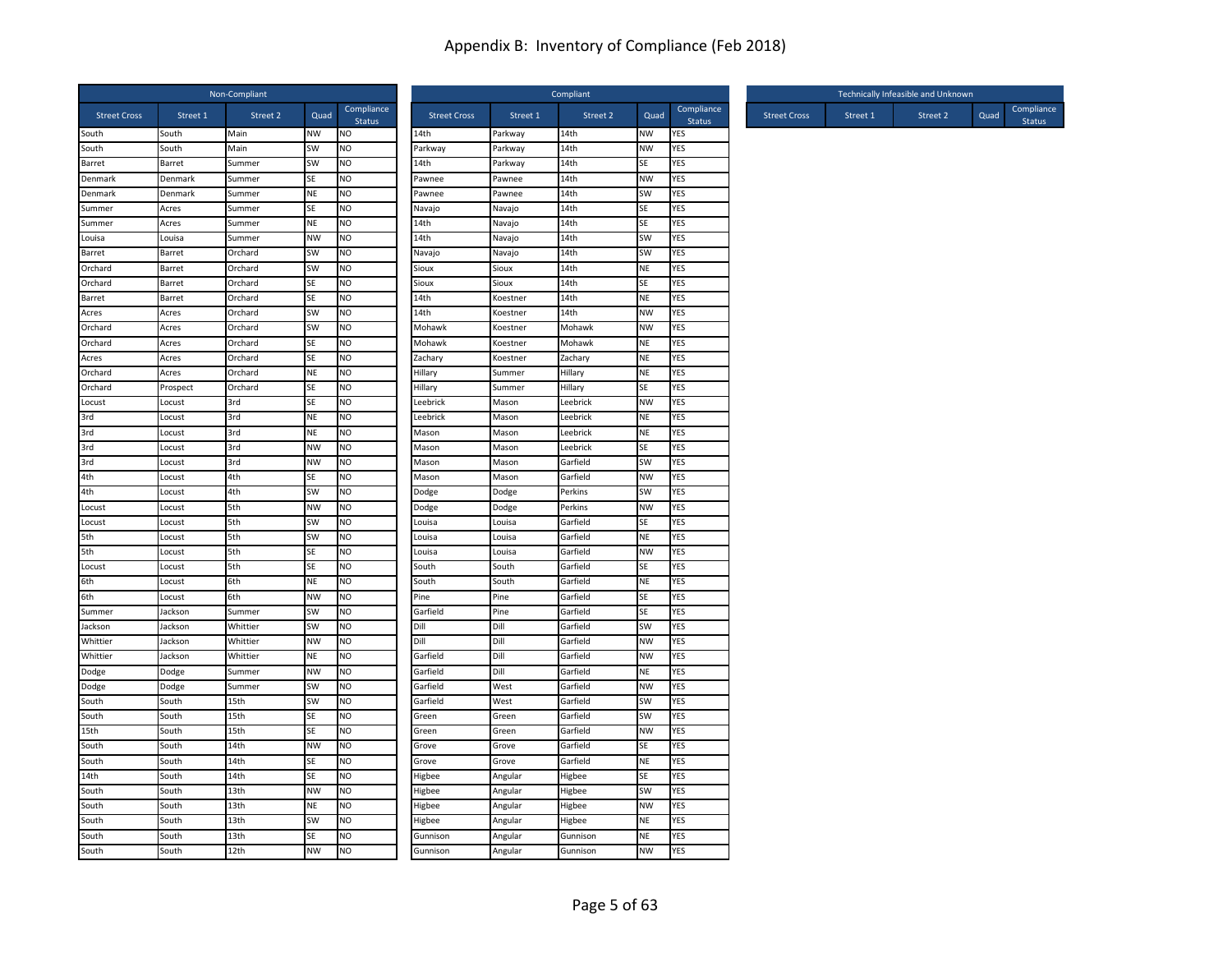# Appendix B: Inventory of Compliance (Feb 2018)

| Non-Compliant | | | | |
|---|---|---|---|---|
| Street Cross | Street 1 | Street 2 | Quad | Compliance Status |
| South | South | Main | NW | NO |
| South | South | Main | SW | NO |
| Barret | Barret | Summer | SW | NO |
| Denmark | Denmark | Summer | SE | NO |
| Denmark | Denmark | Summer | NE | NO |
| Summer | Acres | Summer | SE | NO |
| Summer | Acres | Summer | NE | NO |
| Louisa | Louisa | Summer | NW | NO |
| Barret | Barret | Orchard | SW | NO |
| Orchard | Barret | Orchard | SW | NO |
| Orchard | Barret | Orchard | SE | NO |
| Barret | Barret | Orchard | SE | NO |
| Acres | Acres | Orchard | SW | NO |
| Orchard | Acres | Orchard | SW | NO |
| Orchard | Acres | Orchard | SE | NO |
| Acres | Acres | Orchard | SE | NO |
| Orchard | Acres | Orchard | NE | NO |
| Orchard | Prospect | Orchard | SE | NO |
| Locust | Locust | 3rd | SE | NO |
| 3rd | Locust | 3rd | NE | NO |
| 3rd | Locust | 3rd | NE | NO |
| 3rd | Locust | 3rd | NW | NO |
| 3rd | Locust | 3rd | NW | NO |
| 4th | Locust | 4th | SE | NO |
| 4th | Locust | 4th | SW | NO |
| Locust | Locust | 5th | NW | NO |
| Locust | Locust | 5th | SW | NO |
| 5th | Locust | 5th | SW | NO |
| 5th | Locust | 5th | SE | NO |
| Locust | Locust | 5th | SE | NO |
| 6th | Locust | 6th | NE | NO |
| 6th | Locust | 6th | NW | NO |
| Summer | Jackson | Summer | SW | NO |
| Jackson | Jackson | Whittier | SW | NO |
| Whittier | Jackson | Whittier | NW | NO |
| Whittier | Jackson | Whittier | NE | NO |
| Dodge | Dodge | Summer | NW | NO |
| Dodge | Dodge | Summer | SW | NO |
| South | South | 15th | SW | NO |
| South | South | 15th | SE | NO |
| 15th | South | 15th | SE | NO |
| South | South | 14th | NW | NO |
| South | South | 14th | SE | NO |
| 14th | South | 14th | SE | NO |
| South | South | 13th | NW | NO |
| South | South | 13th | NE | NO |
| South | South | 13th | SW | NO |
| South | South | 13th | SE | NO |
| South | South | 12th | NW | NO |

| Compliant | | | | |
|---|---|---|---|---|
| Street Cross | Street 1 | Street 2 | Quad | Compliance Status |
| 14th | Parkway | 14th | NW | YES |
| Parkway | Parkway | 14th | NW | YES |
| 14th | Parkway | 14th | SE | YES |
| Pawnee | Pawnee | 14th | NW | YES |
| Pawnee | Pawnee | 14th | SW | YES |
| Navajo | Navajo | 14th | SE | YES |
| 14th | Navajo | 14th | SE | YES |
| 14th | Navajo | 14th | SW | YES |
| Navajo | Navajo | 14th | SW | YES |
| Sioux | Sioux | 14th | NE | YES |
| Sioux | Sioux | 14th | SE | YES |
| 14th | Koestner | 14th | NE | YES |
| 14th | Koestner | 14th | NW | YES |
| Mohawk | Koestner | Mohawk | NW | YES |
| Mohawk | Koestner | Mohawk | NE | YES |
| Zachary | Koestner | Zachary | NE | YES |
| Hillary | Summer | Hillary | NE | YES |
| Hillary | Summer | Hillary | SE | YES |
| Leebrick | Mason | Leebrick | NW | YES |
| Leebrick | Mason | Leebrick | NE | YES |
| Mason | Mason | Leebrick | NE | YES |
| Mason | Mason | Leebrick | SE | YES |
| Mason | Mason | Garfield | SW | YES |
| Mason | Mason | Garfield | NW | YES |
| Dodge | Dodge | Perkins | SW | YES |
| Dodge | Dodge | Perkins | NW | YES |
| Louisa | Louisa | Garfield | SE | YES |
| Louisa | Louisa | Garfield | NE | YES |
| Louisa | Louisa | Garfield | NW | YES |
| South | South | Garfield | SE | YES |
| South | South | Garfield | NE | YES |
| Pine | Pine | Garfield | SE | YES |
| Garfield | Pine | Garfield | SE | YES |
| Dill | Dill | Garfield | SW | YES |
| Dill | Dill | Garfield | NW | YES |
| Garfield | Dill | Garfield | NW | YES |
| Garfield | Dill | Garfield | NE | YES |
| Garfield | West | Garfield | NW | YES |
| Garfield | West | Garfield | SW | YES |
| Green | Green | Garfield | SW | YES |
| Green | Green | Garfield | NW | YES |
| Grove | Grove | Garfield | SE | YES |
| Grove | Grove | Garfield | NE | YES |
| Higbee | Angular | Higbee | SE | YES |
| Higbee | Angular | Higbee | SW | YES |
| Higbee | Angular | Higbee | NW | YES |
| Higbee | Angular | Higbee | NE | YES |
| Gunnison | Angular | Gunnison | NE | YES |
| Gunnison | Angular | Gunnison | NW | YES |

| Technically Infeasible and Unknown | | | | |
|---|---|---|---|---|
| Street Cross | Street 1 | Street 2 | Quad | Compliance Status |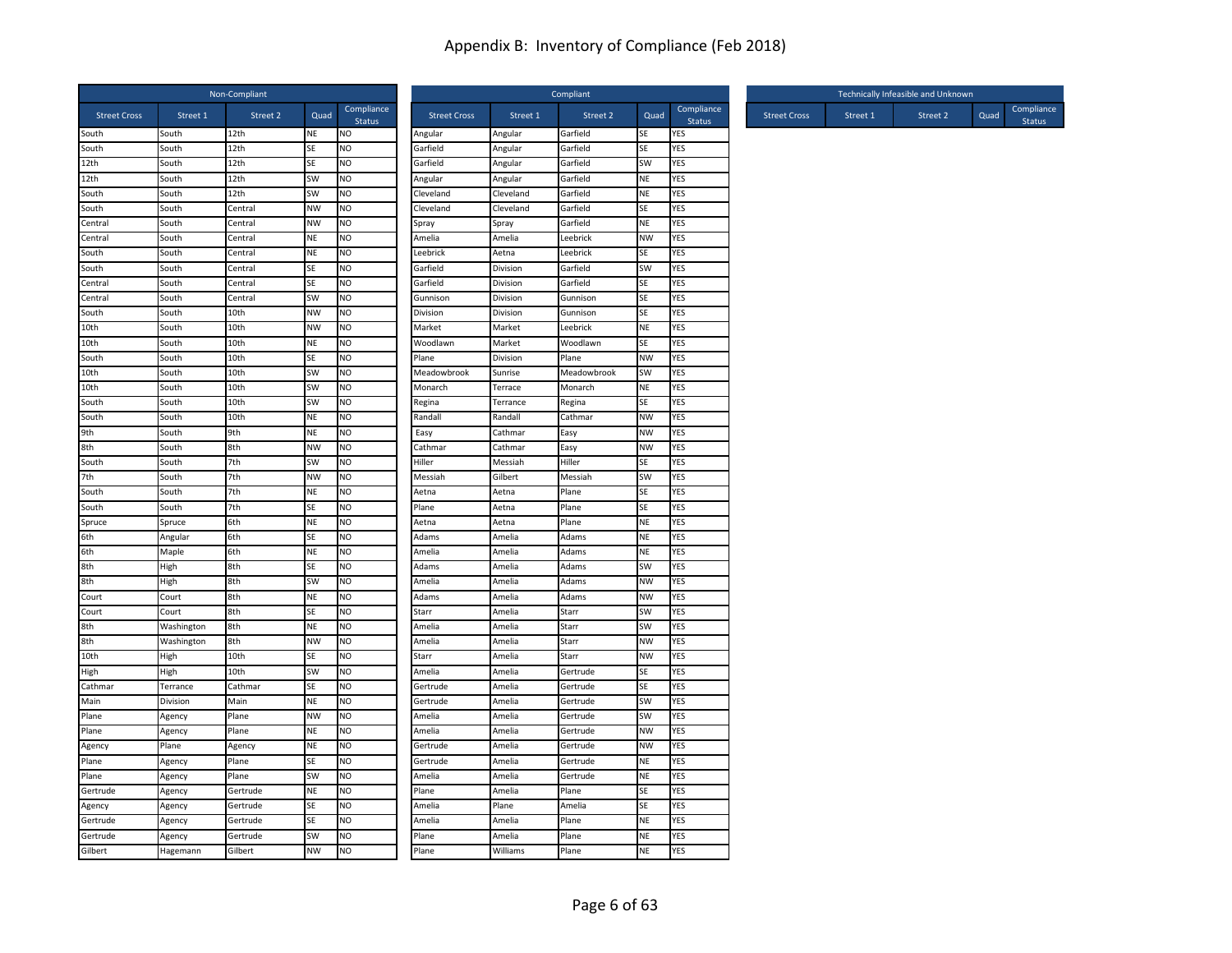# Appendix B: Inventory of Compliance (Feb 2018)

| Non-Compliant | | | | |
|---|---|---|---|---|
| Street Cross | Street 1 | Street 2 | Quad | Compliance Status |
| South | South | 12th | NE | NO |
| South | South | 12th | SE | NO |
| 12th | South | 12th | SE | NO |
| 12th | South | 12th | SW | NO |
| South | South | 12th | SW | NO |
| South | South | Central | NW | NO |
| Central | South | Central | NW | NO |
| Central | South | Central | NE | NO |
| South | South | Central | NE | NO |
| South | South | Central | SE | NO |
| Central | South | Central | SE | NO |
| Central | South | Central | SW | NO |
| South | South | 10th | NW | NO |
| 10th | South | 10th | NW | NO |
| 10th | South | 10th | NE | NO |
| South | South | 10th | SE | NO |
| 10th | South | 10th | SW | NO |
| 10th | South | 10th | SW | NO |
| South | South | 10th | SW | NO |
| South | South | 10th | NE | NO |
| 9th | South | 9th | NE | NO |
| 8th | South | 8th | NW | NO |
| South | South | 7th | SW | NO |
| 7th | South | 7th | NW | NO |
| South | South | 7th | NE | NO |
| South | South | 7th | SE | NO |
| Spruce | Spruce | 6th | NE | NO |
| 6th | Angular | 6th | SE | NO |
| 6th | Maple | 6th | NE | NO |
| 8th | High | 8th | SE | NO |
| 8th | High | 8th | SW | NO |
| Court | Court | 8th | NE | NO |
| Court | Court | 8th | SE | NO |
| 8th | Washington | 8th | NE | NO |
| 8th | Washington | 8th | NW | NO |
| 10th | High | 10th | SE | NO |
| High | High | 10th | SW | NO |
| Cathmar | Terrance | Cathmar | SE | NO |
| Main | Division | Main | NE | NO |
| Plane | Agency | Plane | NW | NO |
| Plane | Agency | Plane | NE | NO |
| Agency | Plane | Agency | NE | NO |
| Plane | Agency | Plane | SE | NO |
| Plane | Agency | Plane | SW | NO |
| Gertrude | Agency | Gertrude | NE | NO |
| Agency | Agency | Gertrude | SE | NO |
| Gertrude | Agency | Gertrude | SE | NO |
| Gertrude | Agency | Gertrude | SW | NO |
| Gilbert | Hagemann | Gilbert | NW | NO |

| Compliant | | | | |
|---|---|---|---|---|
| Street Cross | Street 1 | Street 2 | Quad | Compliance Status |
| Angular | Angular | Garfield | SE | YES |
| Garfield | Angular | Garfield | SE | YES |
| Garfield | Angular | Garfield | SW | YES |
| Angular | Angular | Garfield | NE | YES |
| Cleveland | Cleveland | Garfield | NE | YES |
| Cleveland | Cleveland | Garfield | SE | YES |
| Spray | Spray | Garfield | NE | YES |
| Amelia | Amelia | Leebrick | NW | YES |
| Leebrick | Aetna | Leebrick | SE | YES |
| Garfield | Division | Garfield | SW | YES |
| Garfield | Division | Garfield | SE | YES |
| Gunnison | Division | Gunnison | SE | YES |
| Division | Division | Gunnison | SE | YES |
| Market | Market | Leebrick | NE | YES |
| Woodlawn | Market | Woodlawn | SE | YES |
| Plane | Division | Plane | NW | YES |
| Meadowbrook | Sunrise | Meadowbrook | SW | YES |
| Monarch | Terrace | Monarch | NE | YES |
| Regina | Terrance | Regina | SE | YES |
| Randall | Randall | Cathmar | NW | YES |
| Easy | Cathmar | Easy | NW | YES |
| Cathmar | Cathmar | Easy | NW | YES |
| Hiller | Messiah | Hiller | SE | YES |
| Messiah | Gilbert | Messiah | SW | YES |
| Aetna | Aetna | Plane | SE | YES |
| Plane | Aetna | Plane | SE | YES |
| Aetna | Aetna | Plane | NE | YES |
| Adams | Amelia | Adams | NE | YES |
| Amelia | Amelia | Adams | NE | YES |
| Adams | Amelia | Adams | SW | YES |
| Amelia | Amelia | Adams | NW | YES |
| Adams | Amelia | Adams | NW | YES |
| Starr | Amelia | Starr | SW | YES |
| Amelia | Amelia | Starr | SW | YES |
| Amelia | Amelia | Starr | NW | YES |
| Starr | Amelia | Starr | NW | YES |
| Amelia | Amelia | Gertrude | SE | YES |
| Gertrude | Amelia | Gertrude | SE | YES |
| Gertrude | Amelia | Gertrude | SW | YES |
| Amelia | Amelia | Gertrude | SW | YES |
| Amelia | Amelia | Gertrude | NW | YES |
| Gertrude | Amelia | Gertrude | NW | YES |
| Gertrude | Amelia | Gertrude | NE | YES |
| Amelia | Amelia | Gertrude | NE | YES |
| Plane | Amelia | Plane | SE | YES |
| Amelia | Plane | Amelia | SE | YES |
| Amelia | Amelia | Plane | NE | YES |
| Plane | Amelia | Plane | NE | YES |
| Plane | Williams | Plane | NE | YES |

| Technically Infeasible and Unknown | | | | |
|---|---|---|---|---|
| Street Cross | Street 1 | Street 2 | Quad | Compliance Status |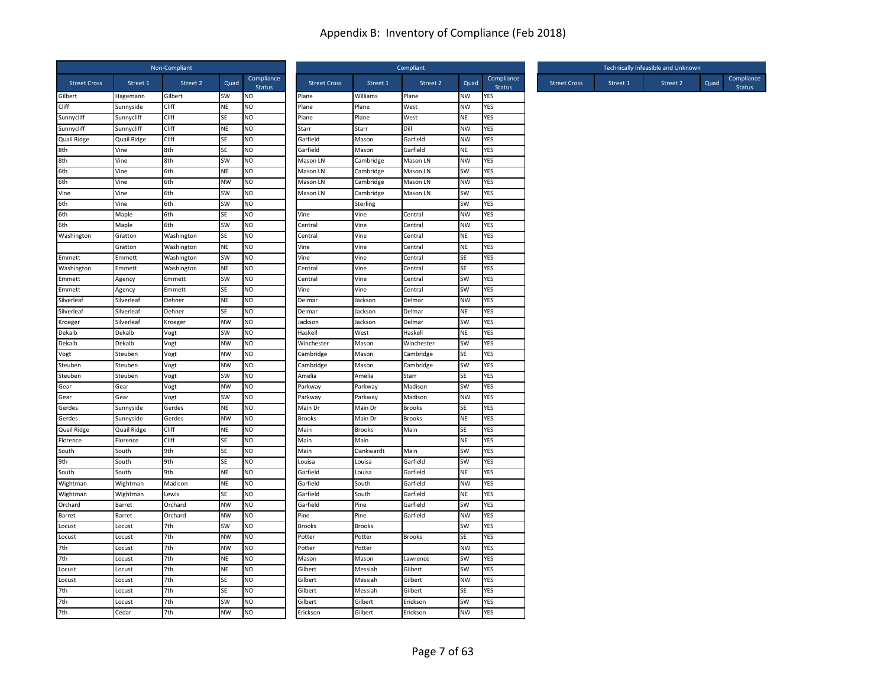# Appendix B: Inventory of Compliance (Feb 2018)

| Non-Compliant | | | | |
|---|---|---|---|---|
| Street Cross | Street 1 | Street 2 | Quad | Compliance Status |
| Gilbert | Hagemann | Gilbert | SW | NO |
| Cliff | Sunnyside | Cliff | NE | NO |
| Sunnycliff | Sunnycliff | Cliff | SE | NO |
| Sunnycliff | Sunnycliff | Cliff | NE | NO |
| Quail Ridge | Quail Ridge | Cliff | SE | NO |
| 8th | Vine | 8th | SE | NO |
| 8th | Vine | 8th | SW | NO |
| 6th | Vine | 6th | NE | NO |
| 6th | Vine | 6th | NW | NO |
| Vine | Vine | 6th | SW | NO |
| 6th | Vine | 6th | SW | NO |
| 6th | Maple | 6th | SE | NO |
| 6th | Maple | 6th | SW | NO |
| Washington | Gratton | Washington | SE | NO |
| | Gratton | Washington | NE | NO |
| Emmett | Emmett | Washington | SW | NO |
| Washington | Emmett | Washington | NE | NO |
| Emmett | Agency | Emmett | SW | NO |
| Emmett | Agency | Emmett | SE | NO |
| Silverleaf | Silverleaf | Dehner | NE | NO |
| Silverleaf | Silverleaf | Dehner | SE | NO |
| Kroeger | Silverleaf | Kroeger | NW | NO |
| Dekalb | Dekalb | Vogt | SW | NO |
| Dekalb | Dekalb | Vogt | NW | NO |
| Vogt | Steuben | Vogt | NW | NO |
| Steuben | Steuben | Vogt | NW | NO |
| Steuben | Steuben | Vogt | SW | NO |
| Gear | Gear | Vogt | NW | NO |
| Gear | Gear | Vogt | SW | NO |
| Gerdes | Sunnyside | Gerdes | NE | NO |
| Gerdes | Sunnyside | Gerdes | NW | NO |
| Quail Ridge | Quail Ridge | Cliff | NE | NO |
| Florence | Florence | Cliff | SE | NO |
| South | South | 9th | SE | NO |
| 9th | South | 9th | SE | NO |
| South | South | 9th | NE | NO |
| Wightman | Wightman | Madison | NE | NO |
| Wightman | Wightman | Lewis | SE | NO |
| Orchard | Barret | Orchard | NW | NO |
| Barret | Barret | Orchard | NW | NO |
| Locust | Locust | 7th | SW | NO |
| Locust | Locust | 7th | NW | NO |
| 7th | Locust | 7th | NW | NO |
| 7th | Locust | 7th | NE | NO |
| Locust | Locust | 7th | NE | NO |
| Locust | Locust | 7th | SE | NO |
| 7th | Locust | 7th | SE | NO |
| 7th | Locust | 7th | SW | NO |
| 7th | Cedar | 7th | NW | NO |

| Compliant | | | | |
|---|---|---|---|---|
| Street Cross | Street 1 | Street 2 | Quad | Compliance Status |
| Plane | Williams | Plane | NW | YES |
| Plane | Plane | West | NW | YES |
| Plane | Plane | West | NE | YES |
| Starr | Starr | Dill | NW | YES |
| Garfield | Mason | Garfield | NW | YES |
| Garfield | Mason | Garfield | NE | YES |
| Mason LN | Cambridge | Mason LN | NW | YES |
| Mason LN | Cambridge | Mason LN | SW | YES |
| Mason LN | Cambridge | Mason LN | NW | YES |
| Mason LN | Cambridge | Mason LN | SW | YES |
| | Sterling | | SW | YES |
| Vine | Vine | Central | NW | YES |
| Central | Vine | Central | NW | YES |
| Central | Vine | Central | NE | YES |
| Vine | Vine | Central | NE | YES |
| Vine | Vine | Central | SE | YES |
| Central | Vine | Central | SE | YES |
| Central | Vine | Central | SW | YES |
| Vine | Vine | Central | SW | YES |
| Delmar | Jackson | Delmar | NW | YES |
| Delmar | Jackson | Delmar | NE | YES |
| Jackson | Jackson | Delmar | SW | YES |
| Haskell | West | Haskell | NE | YES |
| Winchester | Mason | Winchester | SW | YES |
| Cambridge | Mason | Cambridge | SE | YES |
| Cambridge | Mason | Cambridge | SW | YES |
| Amelia | Amelia | Starr | SE | YES |
| Parkway | Parkway | Madison | SW | YES |
| Parkway | Parkway | Madison | NW | YES |
| Main Dr | Main Dr | Brooks | SE | YES |
| Brooks | Main Dr | Brooks | NE | YES |
| Main | Brooks | Main | SE | YES |
| Main | Main | | NE | YES |
| Main | Dankwardt | Main | SW | YES |
| Louisa | Louisa | Garfield | SW | YES |
| Garfield | Louisa | Garfield | NE | YES |
| Garfield | South | Garfield | NW | YES |
| Garfield | South | Garfield | NE | YES |
| Garfield | Pine | Garfield | SW | YES |
| Pine | Pine | Garfield | NW | YES |
| Brooks | Brooks | | SW | YES |
| Potter | Potter | Brooks | SE | YES |
| Potter | Potter | | NW | YES |
| Mason | Mason | Lawrence | SW | YES |
| Gilbert | Messiah | Gilbert | SW | YES |
| Gilbert | Messiah | Gilbert | NW | YES |
| Gilbert | Messiah | Gilbert | SE | YES |
| Gilbert | Gilbert | Erickson | SW | YES |
| Erickson | Gilbert | Erickson | NW | YES |

| Technically Infeasible and Unknown | | | | |
|---|---|---|---|---|
| Street Cross | Street 1 | Street 2 | Quad | Compliance Status |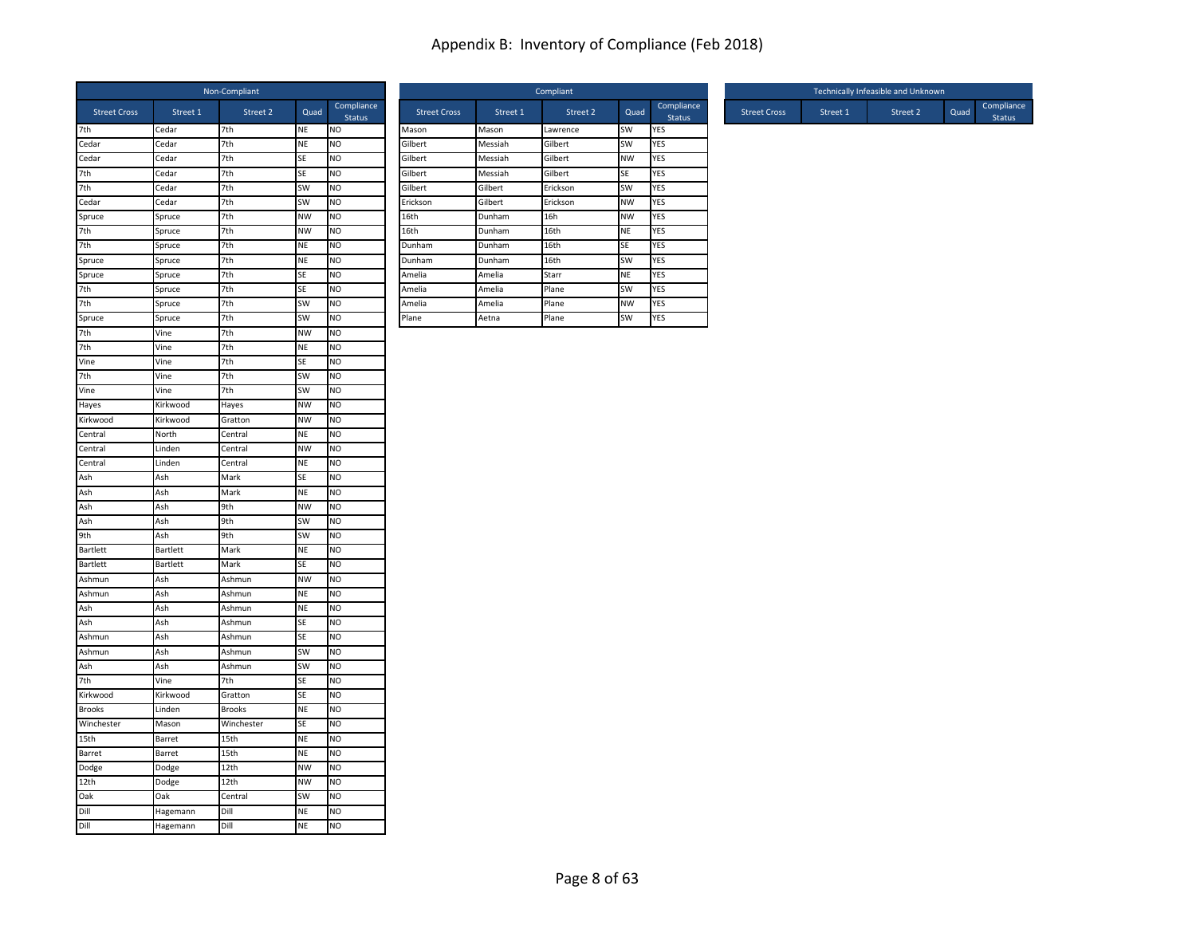# Appendix B: Inventory of Compliance (Feb 2018)

| Non-Compliant | | | | |
|---|---|---|---|---|
| Street Cross | Street 1 | Street 2 | Quad | Compliance Status |
| 7th | Cedar | 7th | NE | NO |
| Cedar | Cedar | 7th | NE | NO |
| Cedar | Cedar | 7th | SE | NO |
| 7th | Cedar | 7th | SE | NO |
| 7th | Cedar | 7th | SW | NO |
| Cedar | Cedar | 7th | SW | NO |
| Spruce | Spruce | 7th | NW | NO |
| 7th | Spruce | 7th | NW | NO |
| 7th | Spruce | 7th | NE | NO |
| Spruce | Spruce | 7th | NE | NO |
| Spruce | Spruce | 7th | SE | NO |
| 7th | Spruce | 7th | SE | NO |
| 7th | Spruce | 7th | SW | NO |
| Spruce | Spruce | 7th | SW | NO |
| 7th | Vine | 7th | NW | NO |
| 7th | Vine | 7th | NE | NO |
| Vine | Vine | 7th | SE | NO |
| 7th | Vine | 7th | SW | NO |
| Vine | Vine | 7th | SW | NO |
| Hayes | Kirkwood | Hayes | NW | NO |
| Kirkwood | Kirkwood | Gratton | NW | NO |
| Central | North | Central | NE | NO |
| Central | Linden | Central | NW | NO |
| Central | Linden | Central | NE | NO |
| Ash | Ash | Mark | SE | NO |
| Ash | Ash | Mark | NE | NO |
| Ash | Ash | 9th | NW | NO |
| Ash | Ash | 9th | SW | NO |
| 9th | Ash | 9th | SW | NO |
| Bartlett | Bartlett | Mark | NE | NO |
| Bartlett | Bartlett | Mark | SE | NO |
| Ashmun | Ash | Ashmun | NW | NO |
| Ashmun | Ash | Ashmun | NE | NO |
| Ash | Ash | Ashmun | NE | NO |
| Ash | Ash | Ashmun | SE | NO |
| Ashmun | Ash | Ashmun | SE | NO |
| Ashmun | Ash | Ashmun | SW | NO |
| Ash | Ash | Ashmun | SW | NO |
| 7th | Vine | 7th | SE | NO |
| Kirkwood | Kirkwood | Gratton | SE | NO |
| Brooks | Linden | Brooks | NE | NO |
| Winchester | Mason | Winchester | SE | NO |
| 15th | Barret | 15th | NE | NO |
| Barret | Barret | 15th | NE | NO |
| Dodge | Dodge | 12th | NW | NO |
| 12th | Dodge | 12th | NW | NO |
| Oak | Oak | Central | SW | NO |
| Dill | Hagemann | Dill | NE | NO |
| Dill | Hagemann | Dill | NE | NO |

| Compliant | | | | |
|---|---|---|---|---|
| Street Cross | Street 1 | Street 2 | Quad | Compliance Status |
| Mason | Mason | Lawrence | SW | YES |
| Gilbert | Messiah | Gilbert | SW | YES |
| Gilbert | Messiah | Gilbert | NW | YES |
| Gilbert | Messiah | Gilbert | SE | YES |
| Gilbert | Gilbert | Erickson | SW | YES |
| Erickson | Gilbert | Erickson | NW | YES |
| 16th | Dunham | 16h | NW | YES |
| 16th | Dunham | 16th | NE | YES |
| Dunham | Dunham | 16th | SE | YES |
| Dunham | Dunham | 16th | SW | YES |
| Amelia | Amelia | Starr | NE | YES |
| Amelia | Amelia | Plane | SW | YES |
| Amelia | Amelia | Plane | NW | YES |
| Plane | Aetna | Plane | SW | YES |

| Technically Infeasible and Unknown | | | | |
|---|---|---|---|---|
| Street Cross | Street 1 | Street 2 | Quad | Compliance Status |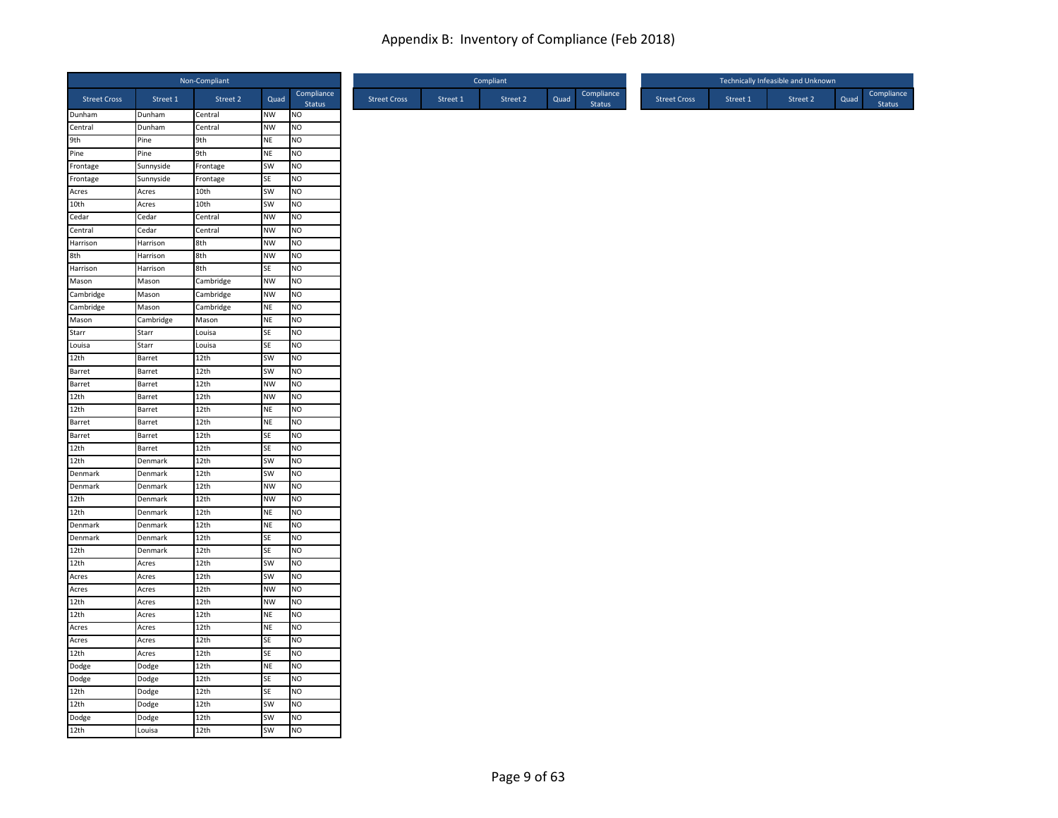# Appendix B: Inventory of Compliance (Feb 2018)

| Non-Compliant | | | | |
|---|---|---|---|---|
| Street Cross | Street 1 | Street 2 | Quad | Compliance Status |
| Dunham | Dunham | Central | NW | NO |
| Central | Dunham | Central | NW | NO |
| 9th | Pine | 9th | NE | NO |
| Pine | Pine | 9th | NE | NO |
| Frontage | Sunnyside | Frontage | SW | NO |
| Frontage | Sunnyside | Frontage | SE | NO |
| Acres | Acres | 10th | SW | NO |
| 10th | Acres | 10th | SW | NO |
| Cedar | Cedar | Central | NW | NO |
| Central | Cedar | Central | NW | NO |
| Harrison | Harrison | 8th | NW | NO |
| 8th | Harrison | 8th | NW | NO |
| Harrison | Harrison | 8th | SE | NO |
| Mason | Mason | Cambridge | NW | NO |
| Cambridge | Mason | Cambridge | NW | NO |
| Cambridge | Mason | Cambridge | NE | NO |
| Mason | Cambridge | Mason | NE | NO |
| Starr | Starr | Louisa | SE | NO |
| Louisa | Starr | Louisa | SE | NO |
| 12th | Barret | 12th | SW | NO |
| Barret | Barret | 12th | SW | NO |
| Barret | Barret | 12th | NW | NO |
| 12th | Barret | 12th | NW | NO |
| 12th | Barret | 12th | NE | NO |
| Barret | Barret | 12th | NE | NO |
| Barret | Barret | 12th | SE | NO |
| 12th | Barret | 12th | SE | NO |
| 12th | Denmark | 12th | SW | NO |
| Denmark | Denmark | 12th | SW | NO |
| Denmark | Denmark | 12th | NW | NO |
| 12th | Denmark | 12th | NW | NO |
| 12th | Denmark | 12th | NE | NO |
| Denmark | Denmark | 12th | NE | NO |
| Denmark | Denmark | 12th | SE | NO |
| 12th | Denmark | 12th | SE | NO |
| 12th | Acres | 12th | SW | NO |
| Acres | Acres | 12th | SW | NO |
| Acres | Acres | 12th | NW | NO |
| 12th | Acres | 12th | NW | NO |
| 12th | Acres | 12th | NE | NO |
| Acres | Acres | 12th | NE | NO |
| Acres | Acres | 12th | SE | NO |
| 12th | Acres | 12th | SE | NO |
| Dodge | Dodge | 12th | NE | NO |
| Dodge | Dodge | 12th | SE | NO |
| 12th | Dodge | 12th | SE | NO |
| 12th | Dodge | 12th | SW | NO |
| Dodge | Dodge | 12th | SW | NO |
| 12th | Louisa | 12th | SW | NO |

| Compliant | | | | |
|---|---|---|---|---|
| Street Cross | Street 1 | Street 2 | Quad | Compliance Status |

| Technically Infeasible and Unknown | | | | |
|---|---|---|---|---|
| Street Cross | Street 1 | Street 2 | Quad | Compliance Status |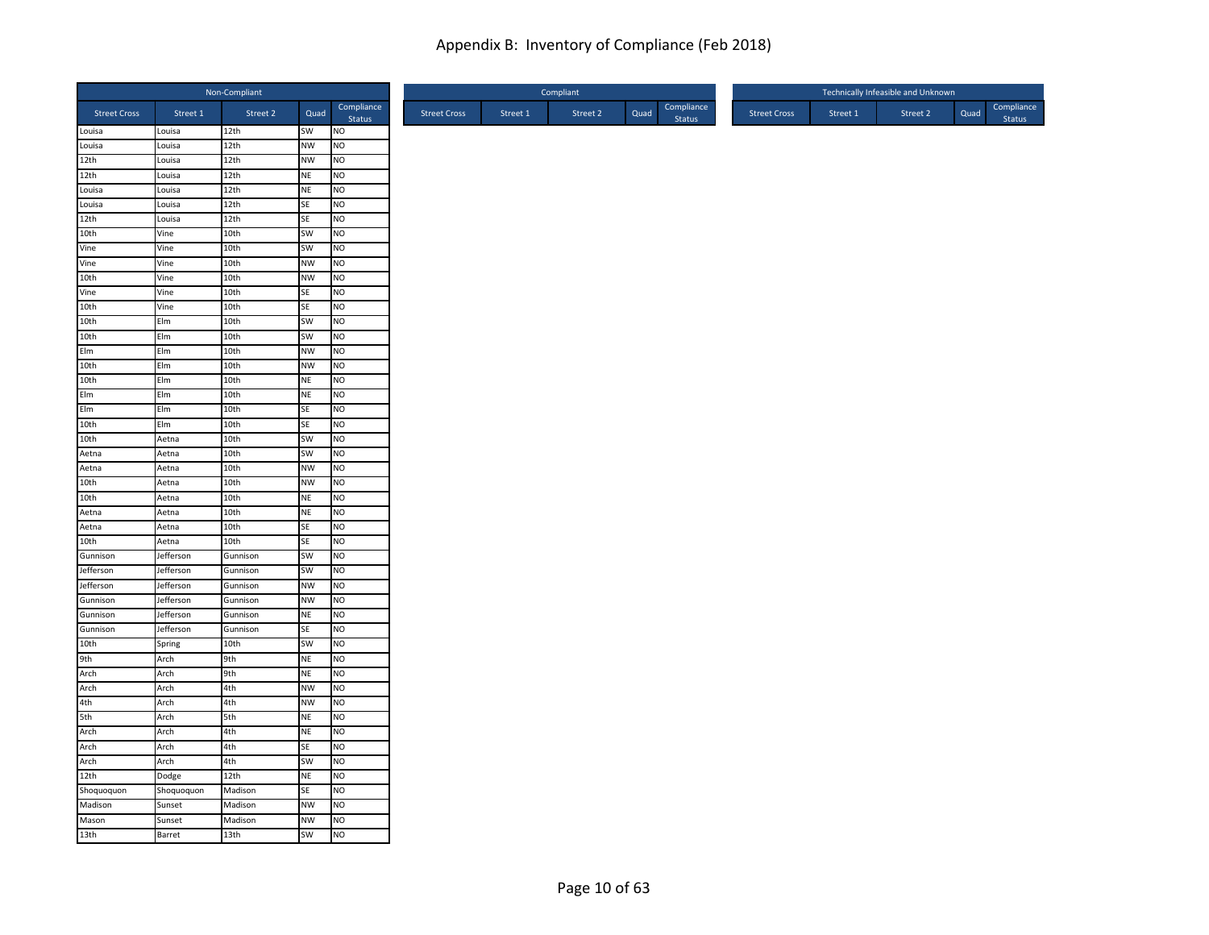# Appendix B: Inventory of Compliance (Feb 2018)

| Non-Compliant | | | | |
|---|---|---|---|---|
| Street Cross | Street 1 | Street 2 | Quad | Compliance Status |
| Louisa | Louisa | 12th | SW | NO |
| Louisa | Louisa | 12th | NW | NO |
| 12th | Louisa | 12th | NW | NO |
| 12th | Louisa | 12th | NE | NO |
| Louisa | Louisa | 12th | NE | NO |
| Louisa | Louisa | 12th | SE | NO |
| 12th | Louisa | 12th | SE | NO |
| 10th | Vine | 10th | SW | NO |
| Vine | Vine | 10th | SW | NO |
| Vine | Vine | 10th | NW | NO |
| 10th | Vine | 10th | NW | NO |
| Vine | Vine | 10th | SE | NO |
| 10th | Vine | 10th | SE | NO |
| 10th | Elm | 10th | SW | NO |
| 10th | Elm | 10th | SW | NO |
| Elm | Elm | 10th | NW | NO |
| 10th | Elm | 10th | NW | NO |
| 10th | Elm | 10th | NE | NO |
| Elm | Elm | 10th | NE | NO |
| Elm | Elm | 10th | SE | NO |
| 10th | Elm | 10th | SE | NO |
| 10th | Aetna | 10th | SW | NO |
| Aetna | Aetna | 10th | SW | NO |
| Aetna | Aetna | 10th | NW | NO |
| 10th | Aetna | 10th | NW | NO |
| 10th | Aetna | 10th | NE | NO |
| Aetna | Aetna | 10th | NE | NO |
| Aetna | Aetna | 10th | SE | NO |
| 10th | Aetna | 10th | SE | NO |
| Gunnison | Jefferson | Gunnison | SW | NO |
| Jefferson | Jefferson | Gunnison | SW | NO |
| Jefferson | Jefferson | Gunnison | NW | NO |
| Gunnison | Jefferson | Gunnison | NW | NO |
| Gunnison | Jefferson | Gunnison | NE | NO |
| Gunnison | Jefferson | Gunnison | SE | NO |
| 10th | Spring | 10th | SW | NO |
| 9th | Arch | 9th | NE | NO |
| Arch | Arch | 9th | NE | NO |
| Arch | Arch | 4th | NW | NO |
| 4th | Arch | 4th | NW | NO |
| 5th | Arch | 5th | NE | NO |
| Arch | Arch | 4th | NE | NO |
| Arch | Arch | 4th | SE | NO |
| Arch | Arch | 4th | SW | NO |
| 12th | Dodge | 12th | NE | NO |
| Shoquoquon | Shoquoquon | Madison | SE | NO |
| Madison | Sunset | Madison | NW | NO |
| Mason | Sunset | Madison | NW | NO |
| 13th | Barret | 13th | SW | NO |

| Compliant | | | | |
|---|---|---|---|---|
| Street Cross | Street 1 | Street 2 | Quad | Compliance Status |

| Technically Infeasible and Unknown | | | | |
|---|---|---|---|---|
| Street Cross | Street 1 | Street 2 | Quad | Compliance Status |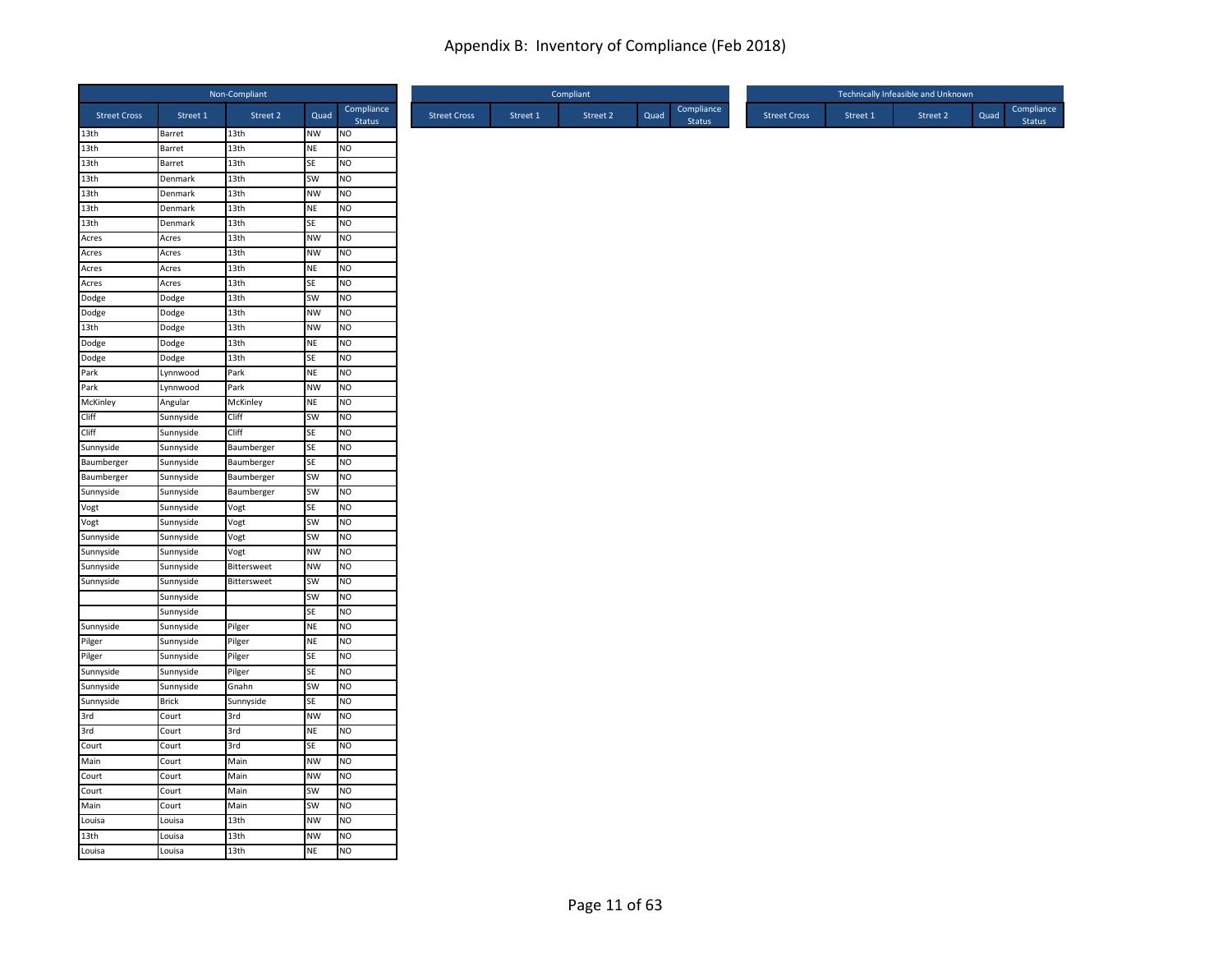# Appendix B: Inventory of Compliance (Feb 2018)

| Non-Compliant | | | | |
|---|---|---|---|---|
| Street Cross | Street 1 | Street 2 | Quad | Compliance Status |
| 13th | Barret | 13th | NW | NO |
| 13th | Barret | 13th | NE | NO |
| 13th | Barret | 13th | SE | NO |
| 13th | Denmark | 13th | SW | NO |
| 13th | Denmark | 13th | NW | NO |
| 13th | Denmark | 13th | NE | NO |
| 13th | Denmark | 13th | SE | NO |
| Acres | Acres | 13th | NW | NO |
| Acres | Acres | 13th | NW | NO |
| Acres | Acres | 13th | NE | NO |
| Acres | Acres | 13th | SE | NO |
| Dodge | Dodge | 13th | SW | NO |
| Dodge | Dodge | 13th | NW | NO |
| 13th | Dodge | 13th | NW | NO |
| Dodge | Dodge | 13th | NE | NO |
| Dodge | Dodge | 13th | SE | NO |
| Park | Lynnwood | Park | NE | NO |
| Park | Lynnwood | Park | NW | NO |
| McKinley | Angular | McKinley | NE | NO |
| Cliff | Sunnyside | Cliff | SW | NO |
| Cliff | Sunnyside | Cliff | SE | NO |
| Sunnyside | Sunnyside | Baumberger | SE | NO |
| Baumberger | Sunnyside | Baumberger | SE | NO |
| Baumberger | Sunnyside | Baumberger | SW | NO |
| Sunnyside | Sunnyside | Baumberger | SW | NO |
| Vogt | Sunnyside | Vogt | SE | NO |
| Vogt | Sunnyside | Vogt | SW | NO |
| Sunnyside | Sunnyside | Vogt | SW | NO |
| Sunnyside | Sunnyside | Vogt | NW | NO |
| Sunnyside | Sunnyside | Bittersweet | NW | NO |
| Sunnyside | Sunnyside | Bittersweet | SW | NO |
| | Sunnyside | | SW | NO |
| | Sunnyside | | SE | NO |
| Sunnyside | Sunnyside | Pilger | NE | NO |
| Pilger | Sunnyside | Pilger | NE | NO |
| Pilger | Sunnyside | Pilger | SE | NO |
| Sunnyside | Sunnyside | Pilger | SE | NO |
| Sunnyside | Sunnyside | Gnahn | SW | NO |
| Sunnyside | Brick | Sunnyside | SE | NO |
| 3rd | Court | 3rd | NW | NO |
| 3rd | Court | 3rd | NE | NO |
| Court | Court | 3rd | SE | NO |
| Main | Court | Main | NW | NO |
| Court | Court | Main | NW | NO |
| Court | Court | Main | SW | NO |
| Main | Court | Main | SW | NO |
| Louisa | Louisa | 13th | NW | NO |
| 13th | Louisa | 13th | NW | NO |
| Louisa | Louisa | 13th | NE | NO |

| Compliant | | | | |
|---|---|---|---|---|
| Street Cross | Street 1 | Street 2 | Quad | Compliance Status |

| Technically Infeasible and Unknown | | | | |
|---|---|---|---|---|
| Street Cross | Street 1 | Street 2 | Quad | Compliance Status |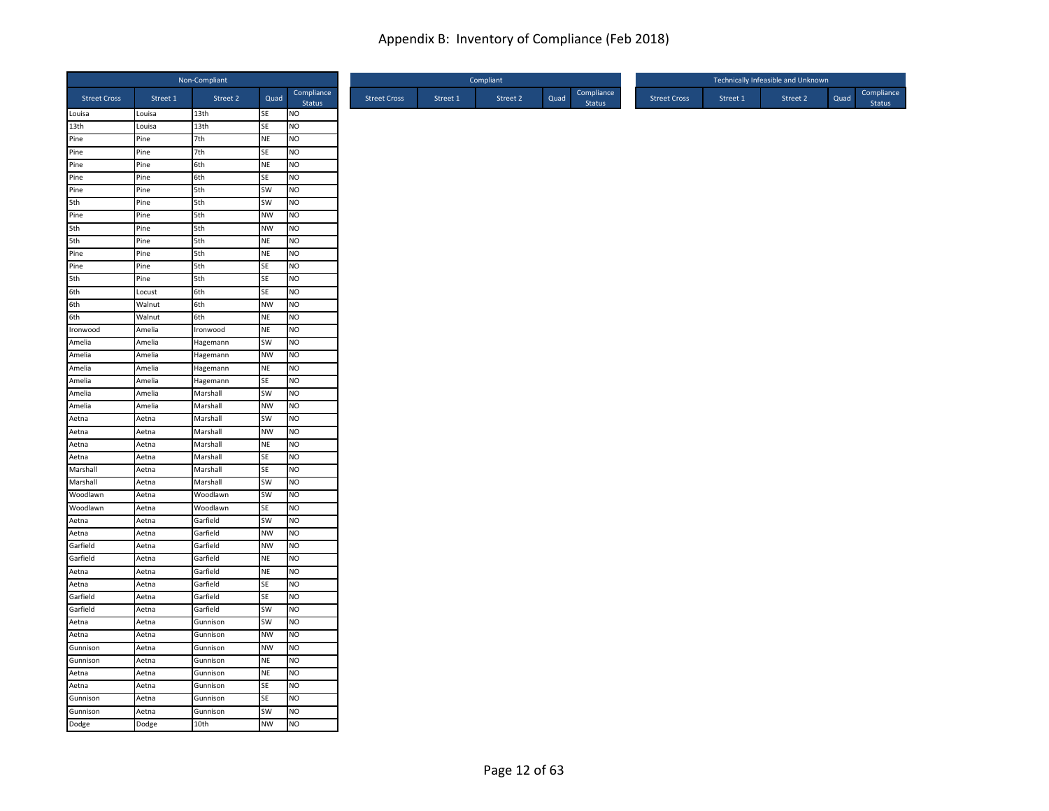# Appendix B: Inventory of Compliance (Feb 2018)

| Non-Compliant | | | | |
|---|---|---|---|---|
| Street Cross | Street 1 | Street 2 | Quad | Compliance Status |
| Louisa | Louisa | 13th | SE | NO |
| 13th | Louisa | 13th | SE | NO |
| Pine | Pine | 7th | NE | NO |
| Pine | Pine | 7th | SE | NO |
| Pine | Pine | 6th | NE | NO |
| Pine | Pine | 6th | SE | NO |
| Pine | Pine | 5th | SW | NO |
| 5th | Pine | 5th | SW | NO |
| Pine | Pine | 5th | NW | NO |
| 5th | Pine | 5th | NW | NO |
| 5th | Pine | 5th | NE | NO |
| Pine | Pine | 5th | NE | NO |
| Pine | Pine | 5th | SE | NO |
| 5th | Pine | 5th | SE | NO |
| 6th | Locust | 6th | SE | NO |
| 6th | Walnut | 6th | NW | NO |
| 6th | Walnut | 6th | NE | NO |
| Ironwood | Amelia | Ironwood | NE | NO |
| Amelia | Amelia | Hagemann | SW | NO |
| Amelia | Amelia | Hagemann | NW | NO |
| Amelia | Amelia | Hagemann | NE | NO |
| Amelia | Amelia | Hagemann | SE | NO |
| Amelia | Amelia | Marshall | SW | NO |
| Amelia | Amelia | Marshall | NW | NO |
| Aetna | Aetna | Marshall | SW | NO |
| Aetna | Aetna | Marshall | NW | NO |
| Aetna | Aetna | Marshall | NE | NO |
| Aetna | Aetna | Marshall | SE | NO |
| Marshall | Aetna | Marshall | SE | NO |
| Marshall | Aetna | Marshall | SW | NO |
| Woodlawn | Aetna | Woodlawn | SW | NO |
| Woodlawn | Aetna | Woodlawn | SE | NO |
| Aetna | Aetna | Garfield | SW | NO |
| Aetna | Aetna | Garfield | NW | NO |
| Garfield | Aetna | Garfield | NW | NO |
| Garfield | Aetna | Garfield | NE | NO |
| Aetna | Aetna | Garfield | NE | NO |
| Aetna | Aetna | Garfield | SE | NO |
| Garfield | Aetna | Garfield | SE | NO |
| Garfield | Aetna | Garfield | SW | NO |
| Aetna | Aetna | Gunnison | SW | NO |
| Aetna | Aetna | Gunnison | NW | NO |
| Gunnison | Aetna | Gunnison | NW | NO |
| Gunnison | Aetna | Gunnison | NE | NO |
| Aetna | Aetna | Gunnison | NE | NO |
| Aetna | Aetna | Gunnison | SE | NO |
| Gunnison | Aetna | Gunnison | SE | NO |
| Gunnison | Aetna | Gunnison | SW | NO |
| Dodge | Dodge | 10th | NW | NO |

| Compliant | | | | |
|---|---|---|---|---|
| Street Cross | Street 1 | Street 2 | Quad | Compliance Status |

| Technically Infeasible and Unknown | | | | |
|---|---|---|---|---|
| Street Cross | Street 1 | Street 2 | Quad | Compliance Status |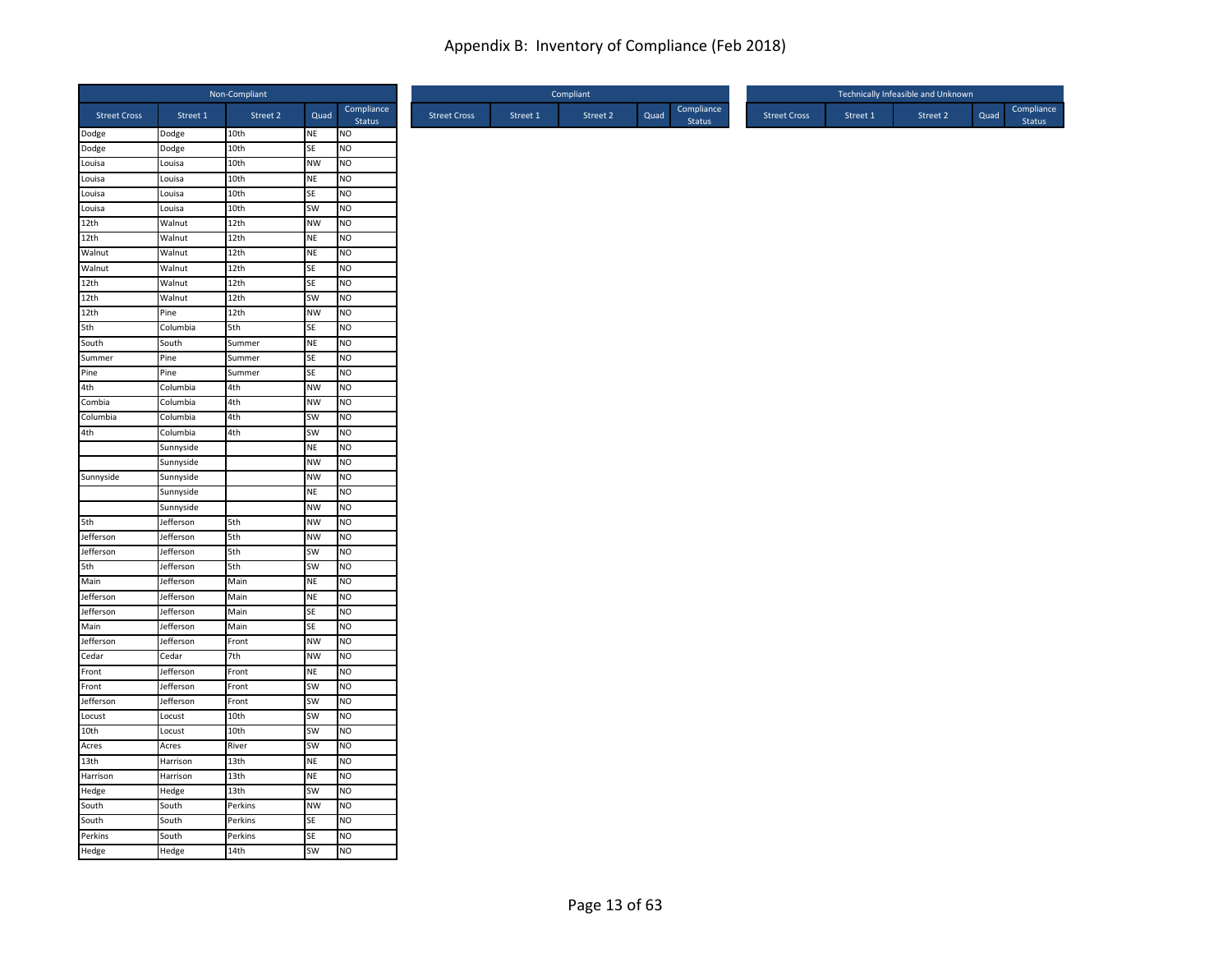# Appendix B: Inventory of Compliance (Feb 2018)

| Non-Compliant | | | | |
|---|---|---|---|---|
| Street Cross | Street 1 | Street 2 | Quad | Compliance Status |
| Dodge | Dodge | 10th | NE | NO |
| Dodge | Dodge | 10th | SE | NO |
| Louisa | Louisa | 10th | NW | NO |
| Louisa | Louisa | 10th | NE | NO |
| Louisa | Louisa | 10th | SE | NO |
| Louisa | Louisa | 10th | SW | NO |
| 12th | Walnut | 12th | NW | NO |
| 12th | Walnut | 12th | NE | NO |
| Walnut | Walnut | 12th | NE | NO |
| Walnut | Walnut | 12th | SE | NO |
| 12th | Walnut | 12th | SE | NO |
| 12th | Walnut | 12th | SW | NO |
| 12th | Pine | 12th | NW | NO |
| 5th | Columbia | 5th | SE | NO |
| South | South | Summer | NE | NO |
| Summer | Pine | Summer | SE | NO |
| Pine | Pine | Summer | SE | NO |
| 4th | Columbia | 4th | NW | NO |
| Combia | Columbia | 4th | NW | NO |
| Columbia | Columbia | 4th | SW | NO |
| 4th | Columbia | 4th | SW | NO |
| | Sunnyside | | NE | NO |
| | Sunnyside | | NW | NO |
| Sunnyside | Sunnyside | | NW | NO |
| | Sunnyside | | NE | NO |
| | Sunnyside | | NW | NO |
| 5th | Jefferson | 5th | NW | NO |
| Jefferson | Jefferson | 5th | NW | NO |
| Jefferson | Jefferson | 5th | SW | NO |
| 5th | Jefferson | 5th | SW | NO |
| Main | Jefferson | Main | NE | NO |
| Jefferson | Jefferson | Main | NE | NO |
| Jefferson | Jefferson | Main | SE | NO |
| Main | Jefferson | Main | SE | NO |
| Jefferson | Jefferson | Front | NW | NO |
| Cedar | Cedar | 7th | NW | NO |
| Front | Jefferson | Front | NE | NO |
| Front | Jefferson | Front | SW | NO |
| Jefferson | Jefferson | Front | SW | NO |
| Locust | Locust | 10th | SW | NO |
| 10th | Locust | 10th | SW | NO |
| Acres | Acres | River | SW | NO |
| 13th | Harrison | 13th | NE | NO |
| Harrison | Harrison | 13th | NE | NO |
| Hedge | Hedge | 13th | SW | NO |
| South | South | Perkins | NW | NO |
| South | South | Perkins | SE | NO |
| Perkins | South | Perkins | SE | NO |
| Hedge | Hedge | 14th | SW | NO |

| Compliant | | | | |
|---|---|---|---|---|
| Street Cross | Street 1 | Street 2 | Quad | Compliance Status |

| Technically Infeasible and Unknown | | | | |
|---|---|---|---|---|
| Street Cross | Street 1 | Street 2 | Quad | Compliance Status |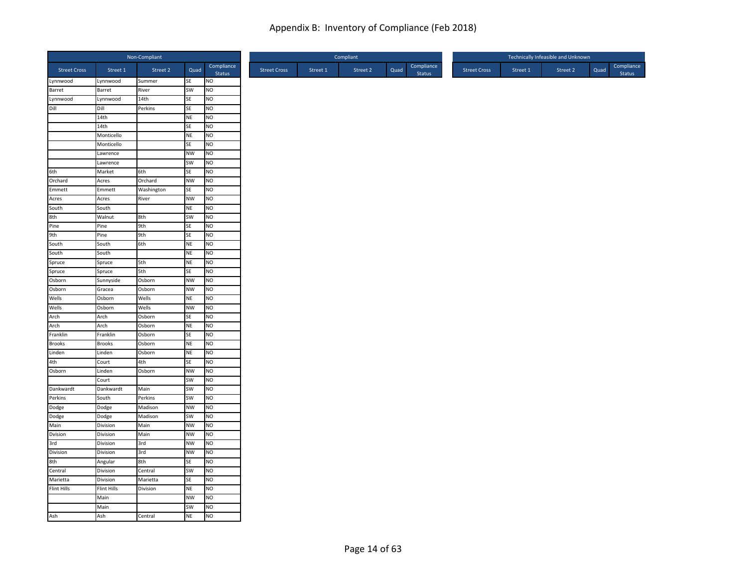## Appendix B: Inventory of Compliance (Feb 2018)

| Non-Compliant | | | | |
|---|---|---|---|---|
| Street Cross | Street 1 | Street 2 | Quad | Compliance Status |
| Lynnwood | Lynnwood | Summer | SE | NO |
| Barret | Barret | River | SW | NO |
| Lynnwood | Lynnwood | 14th | SE | NO |
| Dill | Dill | Perkins | SE | NO |
| | 14th | | NE | NO |
| | 14th | | SE | NO |
| | Monticello | | NE | NO |
| | Monticello | | SE | NO |
| | Lawrence | | NW | NO |
| | Lawrence | | SW | NO |
| 6th | Market | 6th | SE | NO |
| Orchard | Acres | Orchard | NW | NO |
| Emmett | Emmett | Washington | SE | NO |
| Acres | Acres | River | NW | NO |
| South | South | | NE | NO |
| 8th | Walnut | 8th | SW | NO |
| Pine | Pine | 9th | SE | NO |
| 9th | Pine | 9th | SE | NO |
| South | South | 6th | NE | NO |
| South | South | | NE | NO |
| Spruce | Spruce | 5th | NE | NO |
| Spruce | Spruce | 5th | SE | NO |
| Osborn | Sunnyside | Osborn | NW | NO |
| Osborn | Gracea | Osborn | NW | NO |
| Wells | Osborn | Wells | NE | NO |
| Wells | Osborn | Wells | NW | NO |
| Arch | Arch | Osborn | SE | NO |
| Arch | Arch | Osborn | NE | NO |
| Franklin | Franklin | Osborn | SE | NO |
| Brooks | Brooks | Osborn | NE | NO |
| Linden | Linden | Osborn | NE | NO |
| 4th | Court | 4th | SE | NO |
| Osborn | Linden | Osborn | NW | NO |
| | Court | | SW | NO |
| Dankwardt | Dankwardt | Main | SW | NO |
| Perkins | South | Perkins | SW | NO |
| Dodge | Dodge | Madison | NW | NO |
| Dodge | Dodge | Madison | SW | NO |
| Main | Division | Main | NW | NO |
| Dvision | Division | Main | NW | NO |
| 3rd | Division | 3rd | NW | NO |
| Division | Division | 3rd | NW | NO |
| 8th | Angular | 8th | SE | NO |
| Central | Division | Central | SW | NO |
| Marietta | Division | Marietta | SE | NO |
| Flint Hills | Flint Hills | Division | NE | NO |
| | Main | | NW | NO |
| | Main | | SW | NO |
| Ash | Ash | Central | NE | NO |

| Compliant | | | | |
|---|---|---|---|---|
| Street Cross | Street 1 | Street 2 | Quad | Compliance Status |

| Technically Infeasible and Unknown | | | | |
|---|---|---|---|---|
| Street Cross | Street 1 | Street 2 | Quad | Compliance Status |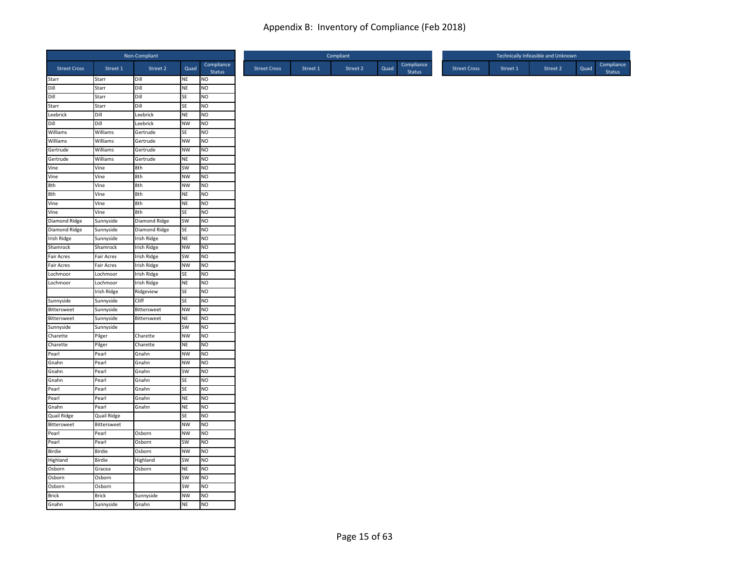# Appendix B: Inventory of Compliance (Feb 2018)

| Non-Compliant | | | | |
|---|---|---|---|---|
| Street Cross | Street 1 | Street 2 | Quad | Compliance Status |
| Starr | Starr | Dill | NE | NO |
| Dill | Starr | Dill | NE | NO |
| Dill | Starr | Dill | SE | NO |
| Starr | Starr | Dill | SE | NO |
| Leebrick | Dill | Leebrick | NE | NO |
| Dill | Dill | Leebrick | NW | NO |
| Williams | Williams | Gertrude | SE | NO |
| Williams | Williams | Gertrude | NW | NO |
| Gertrude | Williams | Gertrude | NW | NO |
| Gertrude | Williams | Gertrude | NE | NO |
| Vine | Vine | 8th | SW | NO |
| Vine | Vine | 8th | NW | NO |
| 8th | Vine | 8th | NW | NO |
| 8th | Vine | 8th | NE | NO |
| Vine | Vine | 8th | NE | NO |
| Vine | Vine | 8th | SE | NO |
| Diamond Ridge | Sunnyside | Diamond Ridge | SW | NO |
| Diamond Ridge | Sunnyside | Diamond Ridge | SE | NO |
| Irish Ridge | Sunnyside | Irish Ridge | NE | NO |
| Shamrock | Shamrock | Irish Ridge | NW | NO |
| Fair Acres | Fair Acres | Irish Ridge | SW | NO |
| Fair Acres | Fair Acres | Irish Ridge | NW | NO |
| Lochmoor | Lochmoor | Irish Ridge | SE | NO |
| Lochmoor | Lochmoor | Irish Ridge | NE | NO |
| | Irish Ridge | Ridgeview | SE | NO |
| Sunnyside | Sunnyside | Cliff | SE | NO |
| Bittersweet | Sunnyside | Bittersweet | NW | NO |
| Bittersweet | Sunnyside | Bittersweet | NE | NO |
| Sunnyside | Sunnyside | | SW | NO |
| Charette | Pilger | Charette | NW | NO |
| Charette | Pilger | Charette | NE | NO |
| Pearl | Pearl | Gnahn | NW | NO |
| Gnahn | Pearl | Gnahn | NW | NO |
| Gnahn | Pearl | Gnahn | SW | NO |
| Gnahn | Pearl | Gnahn | SE | NO |
| Pearl | Pearl | Gnahn | SE | NO |
| Pearl | Pearl | Gnahn | NE | NO |
| Gnahn | Pearl | Gnahn | NE | NO |
| Quail Ridge | Quail Ridge | | SE | NO |
| Bittersweet | Bittersweet | | NW | NO |
| Pearl | Pearl | Osborn | NW | NO |
| Pearl | Pearl | Osborn | SW | NO |
| Birdie | Birdie | Osborn | NW | NO |
| Highland | Birdie | Highland | SW | NO |
| Osborn | Gracea | Osborn | NE | NO |
| Osborn | Osborn | | SW | NO |
| Osborn | Osborn | | SW | NO |
| Brick | Brick | Sunnyside | NW | NO |
| Gnahn | Sunnyside | Gnahn | NE | NO |

| Compliant | | | | |
|---|---|---|---|---|
| Street Cross | Street 1 | Street 2 | Quad | Compliance Status |

| Technically Infeasible and Unknown | | | | |
|---|---|---|---|---|
| Street Cross | Street 1 | Street 2 | Quad | Compliance Status |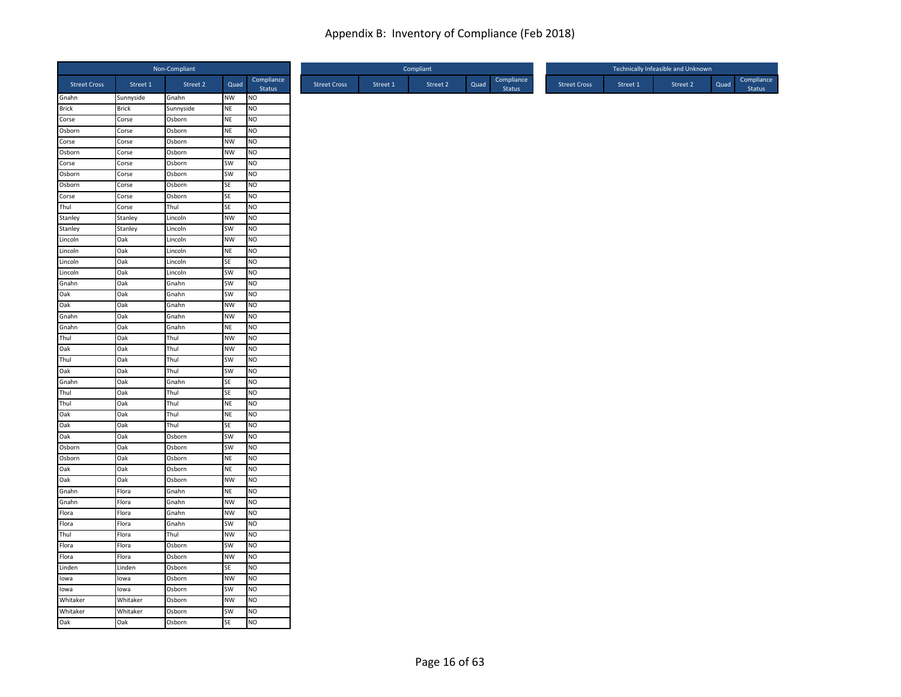# Appendix B: Inventory of Compliance (Feb 2018)

| Non-Compliant | | | | |
|---|---|---|---|---|
| Street Cross | Street 1 | Street 2 | Quad | Compliance Status |
| Gnahn | Sunnyside | Gnahn | NW | NO |
| Brick | Brick | Sunnyside | NE | NO |
| Corse | Corse | Osborn | NE | NO |
| Osborn | Corse | Osborn | NE | NO |
| Corse | Corse | Osborn | NW | NO |
| Osborn | Corse | Osborn | NW | NO |
| Corse | Corse | Osborn | SW | NO |
| Osborn | Corse | Osborn | SW | NO |
| Osborn | Corse | Osborn | SE | NO |
| Corse | Corse | Osborn | SE | NO |
| Thul | Corse | Thul | SE | NO |
| Stanley | Stanley | Lincoln | NW | NO |
| Stanley | Stanley | Lincoln | SW | NO |
| Lincoln | Oak | Lincoln | NW | NO |
| Lincoln | Oak | Lincoln | NE | NO |
| Lincoln | Oak | Lincoln | SE | NO |
| Lincoln | Oak | Lincoln | SW | NO |
| Gnahn | Oak | Gnahn | SW | NO |
| Oak | Oak | Gnahn | SW | NO |
| Oak | Oak | Gnahn | NW | NO |
| Gnahn | Oak | Gnahn | NW | NO |
| Gnahn | Oak | Gnahn | NE | NO |
| Thul | Oak | Thul | NW | NO |
| Oak | Oak | Thul | NW | NO |
| Thul | Oak | Thul | SW | NO |
| Oak | Oak | Thul | SW | NO |
| Gnahn | Oak | Gnahn | SE | NO |
| Thul | Oak | Thul | SE | NO |
| Thul | Oak | Thul | NE | NO |
| Oak | Oak | Thul | NE | NO |
| Oak | Oak | Thul | SE | NO |
| Oak | Oak | Osborn | SW | NO |
| Osborn | Oak | Osborn | SW | NO |
| Osborn | Oak | Osborn | NE | NO |
| Oak | Oak | Osborn | NE | NO |
| Oak | Oak | Osborn | NW | NO |
| Gnahn | Flora | Gnahn | NE | NO |
| Gnahn | Flora | Gnahn | NW | NO |
| Flora | Flora | Gnahn | NW | NO |
| Flora | Flora | Gnahn | SW | NO |
| Thul | Flora | Thul | NW | NO |
| Flora | Flora | Osborn | SW | NO |
| Flora | Flora | Osborn | NW | NO |
| Linden | Linden | Osborn | SE | NO |
| Iowa | Iowa | Osborn | NW | NO |
| Iowa | Iowa | Osborn | SW | NO |
| Whitaker | Whitaker | Osborn | NW | NO |
| Whitaker | Whitaker | Osborn | SW | NO |
| Oak | Oak | Osborn | SE | NO |

| Compliant | | | | |
|---|---|---|---|---|
| Street Cross | Street 1 | Street 2 | Quad | Compliance Status |

| Technically Infeasible and Unknown | | | | |
|---|---|---|---|---|
| Street Cross | Street 1 | Street 2 | Quad | Compliance Status |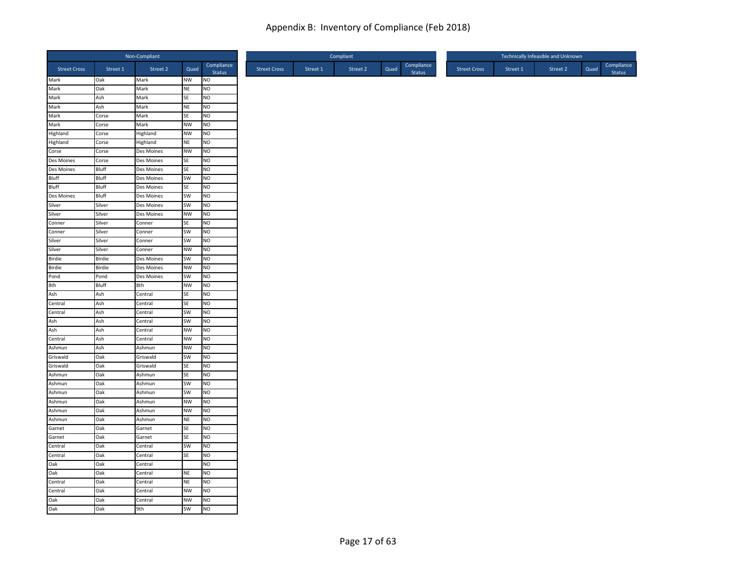# Appendix B: Inventory of Compliance (Feb 2018)

| Non-Compliant | | | | |
|---|---|---|---|---|
| Street Cross | Street 1 | Street 2 | Quad | Compliance Status |
| Mark | Oak | Mark | NW | NO |
| Mark | Oak | Mark | NE | NO |
| Mark | Ash | Mark | SE | NO |
| Mark | Ash | Mark | NE | NO |
| Mark | Corse | Mark | SE | NO |
| Mark | Corse | Mark | NW | NO |
| Highland | Corse | Highland | NW | NO |
| Highland | Corse | Highland | NE | NO |
| Corse | Corse | Des Moines | NW | NO |
| Des Moines | Corse | Des Moines | SE | NO |
| Des Moines | Bluff | Des Moines | SE | NO |
| Bluff | Bluff | Des Moines | SW | NO |
| Bluff | Bluff | Des Moines | SE | NO |
| Des Moines | Bluff | Des Moines | SW | NO |
| Silver | Silver | Des Moines | SW | NO |
| Silver | Silver | Des Moines | NW | NO |
| Conner | Silver | Conner | SE | NO |
| Conner | Silver | Conner | SW | NO |
| Silver | Silver | Conner | SW | NO |
| Silver | Silver | Conner | NW | NO |
| Birdie | Birdie | Des Moines | SW | NO |
| Birdie | Birdie | Des Moines | NW | NO |
| Pond | Pond | Des Moines | SW | NO |
| 8th | Bluff | 8th | NW | NO |
| Ash | Ash | Central | SE | NO |
| Central | Ash | Central | SE | NO |
| Central | Ash | Central | SW | NO |
| Ash | Ash | Central | SW | NO |
| Ash | Ash | Central | NW | NO |
| Central | Ash | Central | NW | NO |
| Ashmun | Ash | Ashmun | NW | NO |
| Griswald | Oak | Griswald | SW | NO |
| Griswald | Oak | Griswald | SE | NO |
| Ashmun | Oak | Ashmun | SE | NO |
| Ashmun | Oak | Ashmun | SW | NO |
| Ashmun | Oak | Ashmun | SW | NO |
| Ashmun | Oak | Ashmun | NW | NO |
| Ashmun | Oak | Ashmun | NW | NO |
| Ashmun | Oak | Ashmun | NE | NO |
| Garnet | Oak | Garnet | SE | NO |
| Garnet | Oak | Garnet | SE | NO |
| Central | Oak | Central | SW | NO |
| Central | Oak | Central | SE | NO |
| Oak | Oak | Central | | NO |
| Oak | Oak | Central | NE | NO |
| Central | Oak | Central | NE | NO |
| Central | Oak | Central | NW | NO |
| Oak | Oak | Central | NW | NO |
| Oak | Oak | 9th | SW | NO |

| Compliant | | | | |
|---|---|---|---|---|
| Street Cross | Street 1 | Street 2 | Quad | Compliance Status |

| Technically Infeasible and Unknown | | | | |
|---|---|---|---|---|
| Street Cross | Street 1 | Street 2 | Quad | Compliance Status |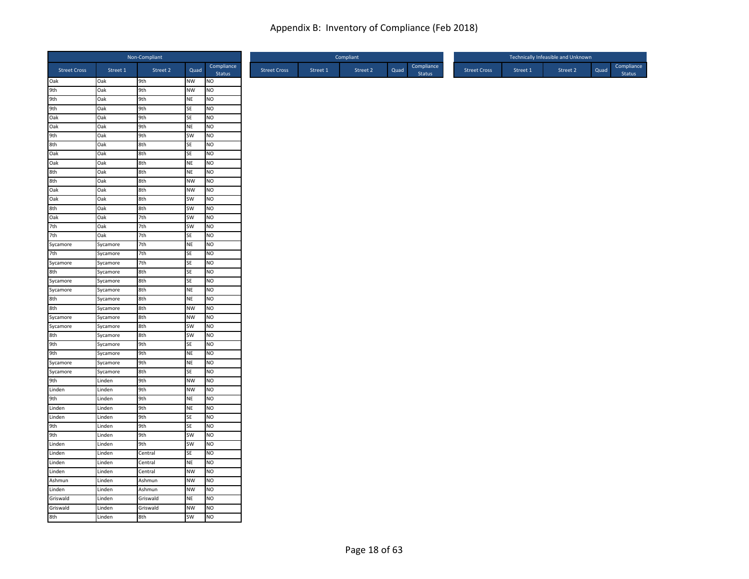# Appendix B: Inventory of Compliance (Feb 2018)

| Non-Compliant | | | | |
|---|---|---|---|---|
| Street Cross | Street 1 | Street 2 | Quad | Compliance Status |
| Oak | Oak | 9th | NW | NO |
| 9th | Oak | 9th | NW | NO |
| 9th | Oak | 9th | NE | NO |
| 9th | Oak | 9th | SE | NO |
| Oak | Oak | 9th | SE | NO |
| Oak | Oak | 9th | NE | NO |
| 9th | Oak | 9th | SW | NO |
| 8th | Oak | 8th | SE | NO |
| Oak | Oak | 8th | SE | NO |
| Oak | Oak | 8th | NE | NO |
| 8th | Oak | 8th | NE | NO |
| 8th | Oak | 8th | NW | NO |
| Oak | Oak | 8th | NW | NO |
| Oak | Oak | 8th | SW | NO |
| 8th | Oak | 8th | SW | NO |
| Oak | Oak | 7th | SW | NO |
| 7th | Oak | 7th | SW | NO |
| 7th | Oak | 7th | SE | NO |
| Sycamore | Sycamore | 7th | NE | NO |
| 7th | Sycamore | 7th | SE | NO |
| Sycamore | Sycamore | 7th | SE | NO |
| 8th | Sycamore | 8th | SE | NO |
| Sycamore | Sycamore | 8th | SE | NO |
| Sycamore | Sycamore | 8th | NE | NO |
| 8th | Sycamore | 8th | NE | NO |
| 8th | Sycamore | 8th | NW | NO |
| Sycamore | Sycamore | 8th | NW | NO |
| Sycamore | Sycamore | 8th | SW | NO |
| 8th | Sycamore | 8th | SW | NO |
| 9th | Sycamore | 9th | SE | NO |
| 9th | Sycamore | 9th | NE | NO |
| Sycamore | Sycamore | 9th | NE | NO |
| Sycamore | Sycamore | 8th | SE | NO |
| 9th | Linden | 9th | NW | NO |
| Linden | Linden | 9th | NW | NO |
| 9th | Linden | 9th | NE | NO |
| Linden | Linden | 9th | NE | NO |
| Linden | Linden | 9th | SE | NO |
| 9th | Linden | 9th | SE | NO |
| 9th | Linden | 9th | SW | NO |
| Linden | Linden | 9th | SW | NO |
| Linden | Linden | Central | SE | NO |
| Linden | Linden | Central | NE | NO |
| Linden | Linden | Central | NW | NO |
| Ashmun | Linden | Ashmun | NW | NO |
| Linden | Linden | Ashmun | NW | NO |
| Griswald | Linden | Griswald | NE | NO |
| Griswald | Linden | Griswald | NW | NO |
| 8th | Linden | 8th | SW | NO |

| Compliant | | | | |
|---|---|---|---|---|
| Street Cross | Street 1 | Street 2 | Quad | Compliance Status |

| Technically Infeasible and Unknown | | | | |
|---|---|---|---|---|
| Street Cross | Street 1 | Street 2 | Quad | Compliance Status |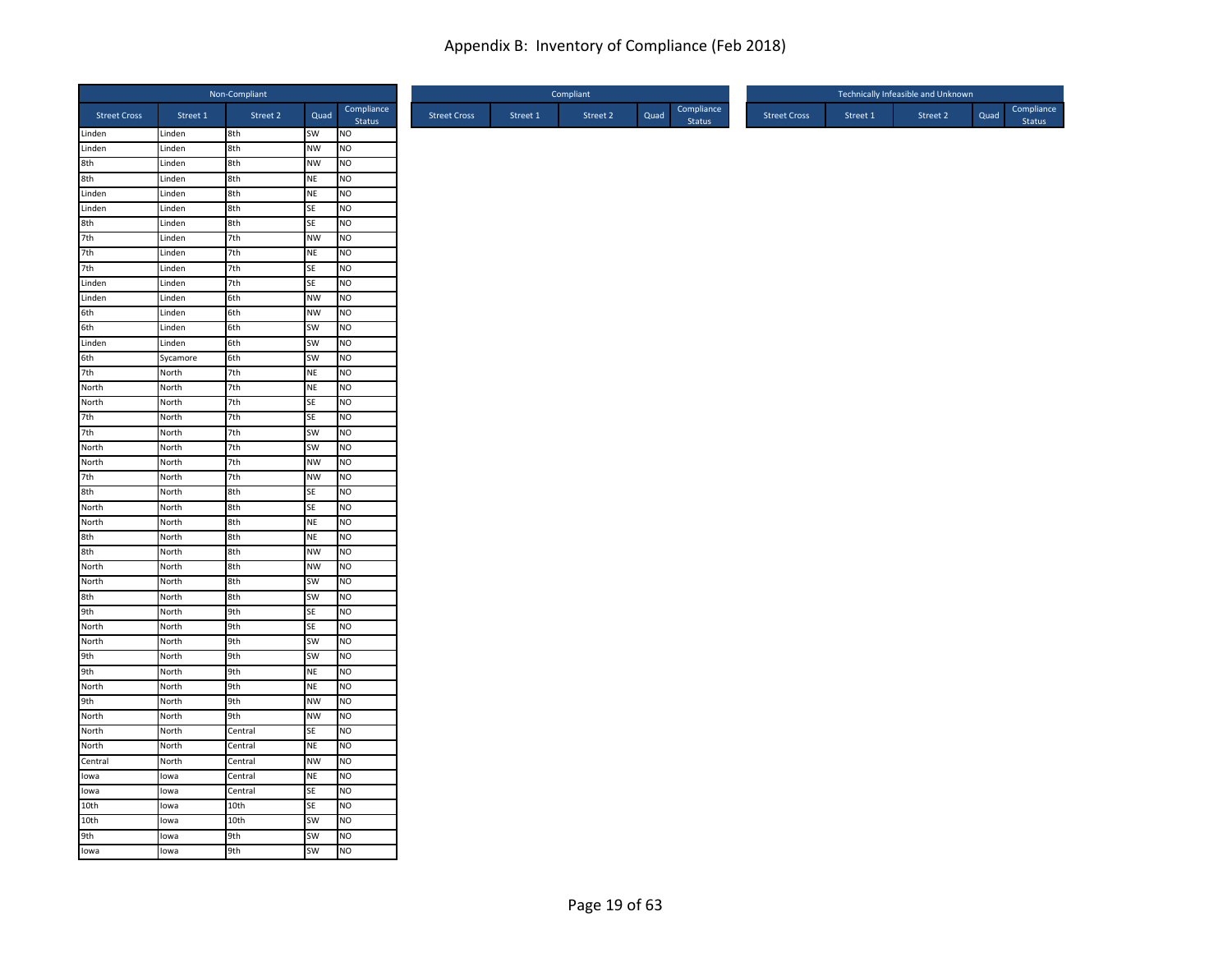# Appendix B: Inventory of Compliance (Feb 2018)

| Non-Compliant | | | | |
|---|---|---|---|---|
| Street Cross | Street 1 | Street 2 | Quad | Compliance Status |
| Linden | Linden | 8th | SW | NO |
| Linden | Linden | 8th | NW | NO |
| 8th | Linden | 8th | NW | NO |
| 8th | Linden | 8th | NE | NO |
| Linden | Linden | 8th | NE | NO |
| Linden | Linden | 8th | SE | NO |
| 8th | Linden | 8th | SE | NO |
| 7th | Linden | 7th | NW | NO |
| 7th | Linden | 7th | NE | NO |
| 7th | Linden | 7th | SE | NO |
| Linden | Linden | 7th | SE | NO |
| Linden | Linden | 6th | NW | NO |
| 6th | Linden | 6th | NW | NO |
| 6th | Linden | 6th | SW | NO |
| Linden | Linden | 6th | SW | NO |
| 6th | Sycamore | 6th | SW | NO |
| 7th | North | 7th | NE | NO |
| North | North | 7th | NE | NO |
| North | North | 7th | SE | NO |
| 7th | North | 7th | SE | NO |
| 7th | North | 7th | SW | NO |
| North | North | 7th | SW | NO |
| North | North | 7th | NW | NO |
| 7th | North | 7th | NW | NO |
| 8th | North | 8th | SE | NO |
| North | North | 8th | SE | NO |
| North | North | 8th | NE | NO |
| 8th | North | 8th | NE | NO |
| 8th | North | 8th | NW | NO |
| North | North | 8th | NW | NO |
| North | North | 8th | SW | NO |
| 8th | North | 8th | SW | NO |
| 9th | North | 9th | SE | NO |
| North | North | 9th | SE | NO |
| North | North | 9th | SW | NO |
| 9th | North | 9th | SW | NO |
| 9th | North | 9th | NE | NO |
| North | North | 9th | NE | NO |
| 9th | North | 9th | NW | NO |
| North | North | 9th | NW | NO |
| North | North | Central | SE | NO |
| North | North | Central | NE | NO |
| Central | North | Central | NW | NO |
| Iowa | Iowa | Central | NE | NO |
| Iowa | Iowa | Central | SE | NO |
| 10th | Iowa | 10th | SE | NO |
| 10th | Iowa | 10th | SW | NO |
| 9th | Iowa | 9th | SW | NO |
| Iowa | Iowa | 9th | SW | NO |

| Compliant | | | | |
|---|---|---|---|---|
| Street Cross | Street 1 | Street 2 | Quad | Compliance Status |

| Technically Infeasible and Unknown | | | | |
|---|---|---|---|---|
| Street Cross | Street 1 | Street 2 | Quad | Compliance Status |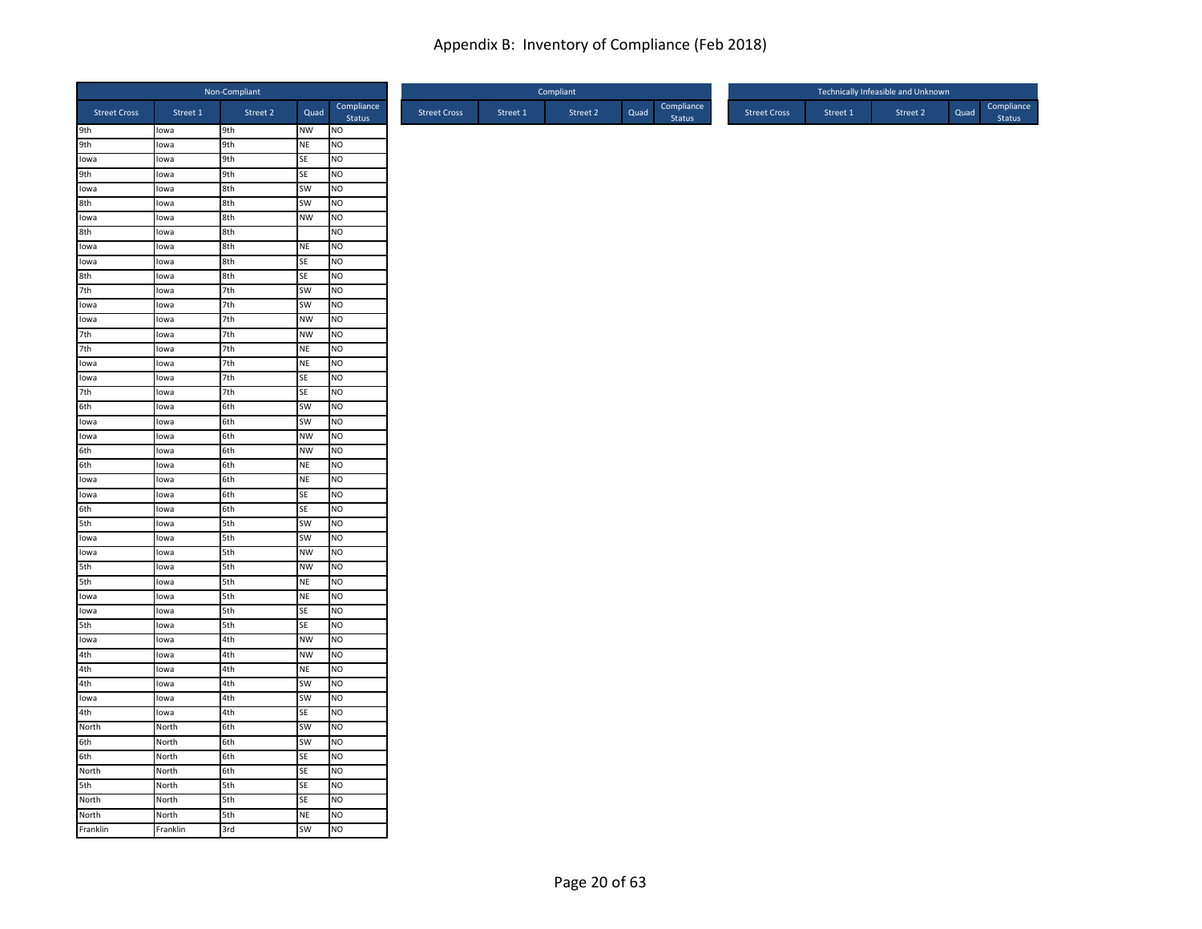# Appendix B: Inventory of Compliance (Feb 2018)

| Non-Compliant | | | | |
|---|---|---|---|---|
| Street Cross | Street 1 | Street 2 | Quad | Compliance Status |
| 9th | Iowa | 9th | NW | NO |
| 9th | Iowa | 9th | NE | NO |
| Iowa | Iowa | 9th | SE | NO |
| 9th | Iowa | 9th | SE | NO |
| Iowa | Iowa | 8th | SW | NO |
| 8th | Iowa | 8th | SW | NO |
| Iowa | Iowa | 8th | NW | NO |
| 8th | Iowa | 8th | | NO |
| Iowa | Iowa | 8th | NE | NO |
| Iowa | Iowa | 8th | SE | NO |
| 8th | Iowa | 8th | SE | NO |
| 7th | Iowa | 7th | SW | NO |
| Iowa | Iowa | 7th | SW | NO |
| Iowa | Iowa | 7th | NW | NO |
| 7th | Iowa | 7th | NW | NO |
| 7th | Iowa | 7th | NE | NO |
| Iowa | Iowa | 7th | NE | NO |
| Iowa | Iowa | 7th | SE | NO |
| 7th | Iowa | 7th | SE | NO |
| 6th | Iowa | 6th | SW | NO |
| Iowa | Iowa | 6th | SW | NO |
| Iowa | Iowa | 6th | NW | NO |
| 6th | Iowa | 6th | NW | NO |
| 6th | Iowa | 6th | NE | NO |
| Iowa | Iowa | 6th | NE | NO |
| Iowa | Iowa | 6th | SE | NO |
| 6th | Iowa | 6th | SE | NO |
| 5th | Iowa | 5th | SW | NO |
| Iowa | Iowa | 5th | SW | NO |
| Iowa | Iowa | 5th | NW | NO |
| 5th | Iowa | 5th | NW | NO |
| 5th | Iowa | 5th | NE | NO |
| Iowa | Iowa | 5th | NE | NO |
| Iowa | Iowa | 5th | SE | NO |
| 5th | Iowa | 5th | SE | NO |
| Iowa | Iowa | 4th | NW | NO |
| 4th | Iowa | 4th | NW | NO |
| 4th | Iowa | 4th | NE | NO |
| 4th | Iowa | 4th | SW | NO |
| Iowa | Iowa | 4th | SW | NO |
| 4th | Iowa | 4th | SE | NO |
| North | North | 6th | SW | NO |
| 6th | North | 6th | SW | NO |
| 6th | North | 6th | SE | NO |
| North | North | 6th | SE | NO |
| 5th | North | 5th | SE | NO |
| North | North | 5th | SE | NO |
| North | North | 5th | NE | NO |
| Franklin | Franklin | 3rd | SW | NO |

| Compliant | | | | |
|---|---|---|---|---|
| Street Cross | Street 1 | Street 2 | Quad | Compliance Status |

| Technically Infeasible and Unknown | | | | |
|---|---|---|---|---|
| Street Cross | Street 1 | Street 2 | Quad | Compliance Status |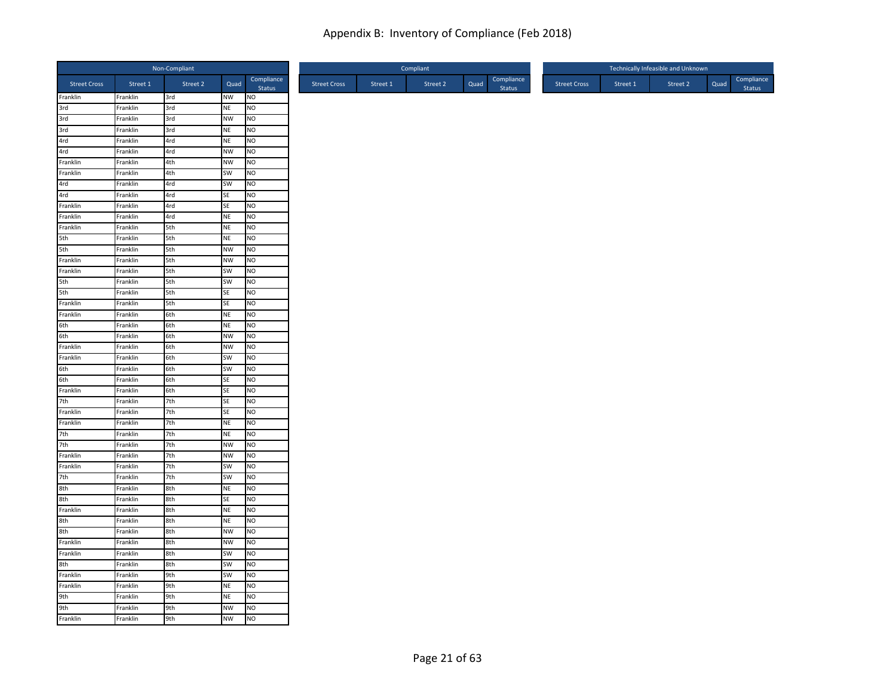# Appendix B: Inventory of Compliance (Feb 2018)

| Non-Compliant | | | | |
|---|---|---|---|---|
| Street Cross | Street 1 | Street 2 | Quad | Compliance Status |
| Franklin | Franklin | 3rd | NW | NO |
| 3rd | Franklin | 3rd | NE | NO |
| 3rd | Franklin | 3rd | NW | NO |
| 3rd | Franklin | 3rd | NE | NO |
| 4rd | Franklin | 4rd | NE | NO |
| 4rd | Franklin | 4rd | NW | NO |
| Franklin | Franklin | 4th | NW | NO |
| Franklin | Franklin | 4th | SW | NO |
| 4rd | Franklin | 4rd | SW | NO |
| 4rd | Franklin | 4rd | SE | NO |
| Franklin | Franklin | 4rd | SE | NO |
| Franklin | Franklin | 4rd | NE | NO |
| Franklin | Franklin | 5th | NE | NO |
| 5th | Franklin | 5th | NE | NO |
| 5th | Franklin | 5th | NW | NO |
| Franklin | Franklin | 5th | NW | NO |
| Franklin | Franklin | 5th | SW | NO |
| 5th | Franklin | 5th | SW | NO |
| 5th | Franklin | 5th | SE | NO |
| Franklin | Franklin | 5th | SE | NO |
| Franklin | Franklin | 6th | NE | NO |
| 6th | Franklin | 6th | NE | NO |
| 6th | Franklin | 6th | NW | NO |
| Franklin | Franklin | 6th | NW | NO |
| Franklin | Franklin | 6th | SW | NO |
| 6th | Franklin | 6th | SW | NO |
| 6th | Franklin | 6th | SE | NO |
| Franklin | Franklin | 6th | SE | NO |
| 7th | Franklin | 7th | SE | NO |
| Franklin | Franklin | 7th | SE | NO |
| Franklin | Franklin | 7th | NE | NO |
| 7th | Franklin | 7th | NE | NO |
| 7th | Franklin | 7th | NW | NO |
| Franklin | Franklin | 7th | NW | NO |
| Franklin | Franklin | 7th | SW | NO |
| 7th | Franklin | 7th | SW | NO |
| 8th | Franklin | 8th | NE | NO |
| 8th | Franklin | 8th | SE | NO |
| Franklin | Franklin | 8th | NE | NO |
| 8th | Franklin | 8th | NE | NO |
| 8th | Franklin | 8th | NW | NO |
| Franklin | Franklin | 8th | NW | NO |
| Franklin | Franklin | 8th | SW | NO |
| 8th | Franklin | 8th | SW | NO |
| Franklin | Franklin | 9th | SW | NO |
| Franklin | Franklin | 9th | NE | NO |
| 9th | Franklin | 9th | NE | NO |
| 9th | Franklin | 9th | NW | NO |
| Franklin | Franklin | 9th | NW | NO |

| Compliant | | | | |
|---|---|---|---|---|
| Street Cross | Street 1 | Street 2 | Quad | Compliance Status |

| Technically Infeasible and Unknown | | | | |
|---|---|---|---|---|
| Street Cross | Street 1 | Street 2 | Quad | Compliance Status |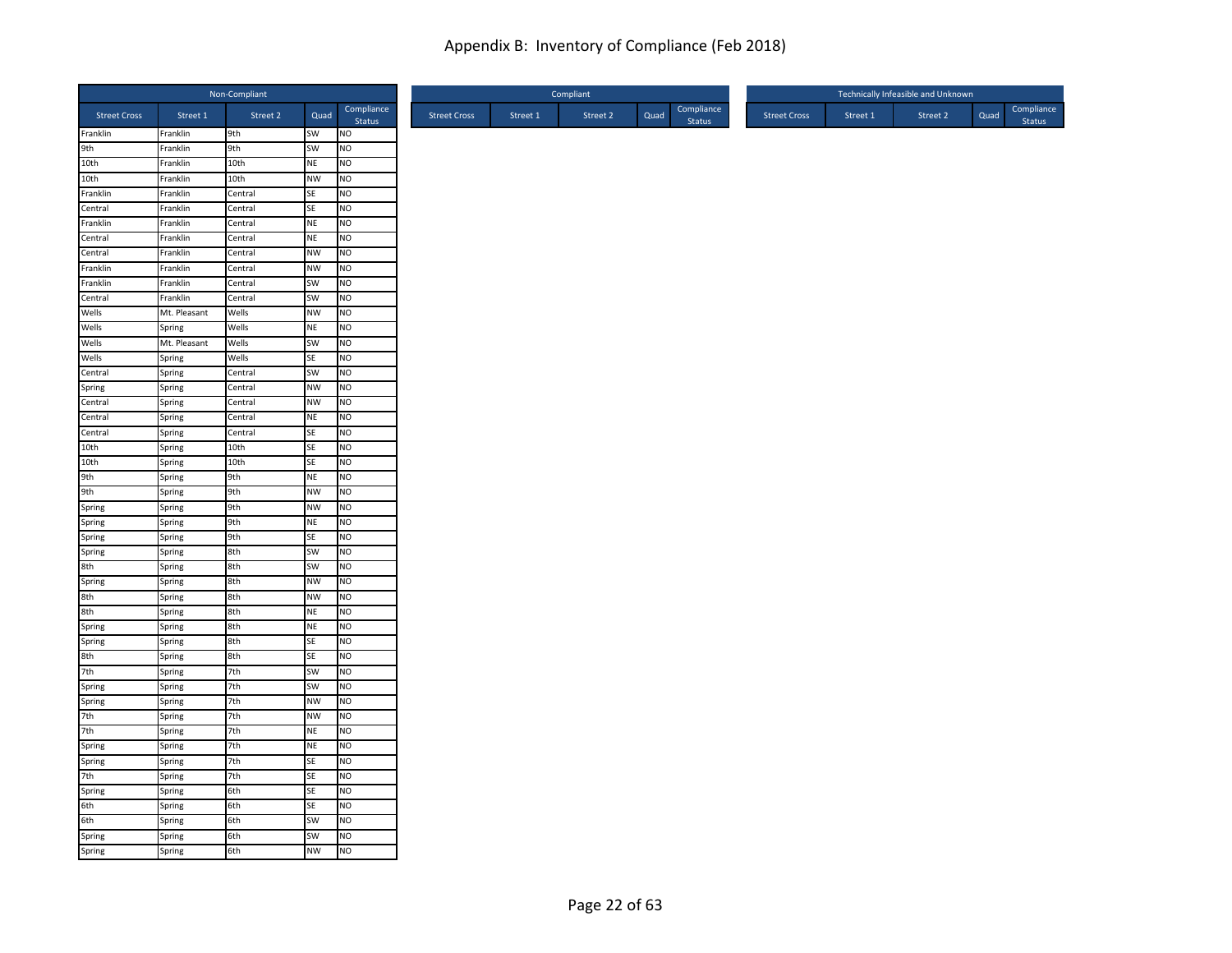## Appendix B: Inventory of Compliance (Feb 2018)

| Non-Compliant | | | | |
|---|---|---|---|---|
| Street Cross | Street 1 | Street 2 | Quad | Compliance Status |
| Franklin | Franklin | 9th | SW | NO |
| 9th | Franklin | 9th | SW | NO |
| 10th | Franklin | 10th | NE | NO |
| 10th | Franklin | 10th | NW | NO |
| Franklin | Franklin | Central | SE | NO |
| Central | Franklin | Central | SE | NO |
| Franklin | Franklin | Central | NE | NO |
| Central | Franklin | Central | NE | NO |
| Central | Franklin | Central | NW | NO |
| Franklin | Franklin | Central | NW | NO |
| Franklin | Franklin | Central | SW | NO |
| Central | Franklin | Central | SW | NO |
| Wells | Mt. Pleasant | Wells | NW | NO |
| Wells | Spring | Wells | NE | NO |
| Wells | Mt. Pleasant | Wells | SW | NO |
| Wells | Spring | Wells | SE | NO |
| Central | Spring | Central | SW | NO |
| Spring | Spring | Central | NW | NO |
| Central | Spring | Central | NW | NO |
| Central | Spring | Central | NE | NO |
| Central | Spring | Central | SE | NO |
| 10th | Spring | 10th | SE | NO |
| 10th | Spring | 10th | SE | NO |
| 9th | Spring | 9th | NE | NO |
| 9th | Spring | 9th | NW | NO |
| Spring | Spring | 9th | NW | NO |
| Spring | Spring | 9th | NE | NO |
| Spring | Spring | 9th | SE | NO |
| Spring | Spring | 8th | SW | NO |
| 8th | Spring | 8th | SW | NO |
| Spring | Spring | 8th | NW | NO |
| 8th | Spring | 8th | NW | NO |
| 8th | Spring | 8th | NE | NO |
| Spring | Spring | 8th | NE | NO |
| Spring | Spring | 8th | SE | NO |
| 8th | Spring | 8th | SE | NO |
| 7th | Spring | 7th | SW | NO |
| Spring | Spring | 7th | SW | NO |
| Spring | Spring | 7th | NW | NO |
| 7th | Spring | 7th | NW | NO |
| 7th | Spring | 7th | NE | NO |
| Spring | Spring | 7th | NE | NO |
| Spring | Spring | 7th | SE | NO |
| 7th | Spring | 7th | SE | NO |
| Spring | Spring | 6th | SE | NO |
| 6th | Spring | 6th | SE | NO |
| 6th | Spring | 6th | SW | NO |
| Spring | Spring | 6th | SW | NO |
| Spring | Spring | 6th | NW | NO |

| Compliant | | | | |
|---|---|---|---|---|
| Street Cross | Street 1 | Street 2 | Quad | Compliance Status |

| Technically Infeasible and Unknown | | | | |
|---|---|---|---|---|
| Street Cross | Street 1 | Street 2 | Quad | Compliance Status |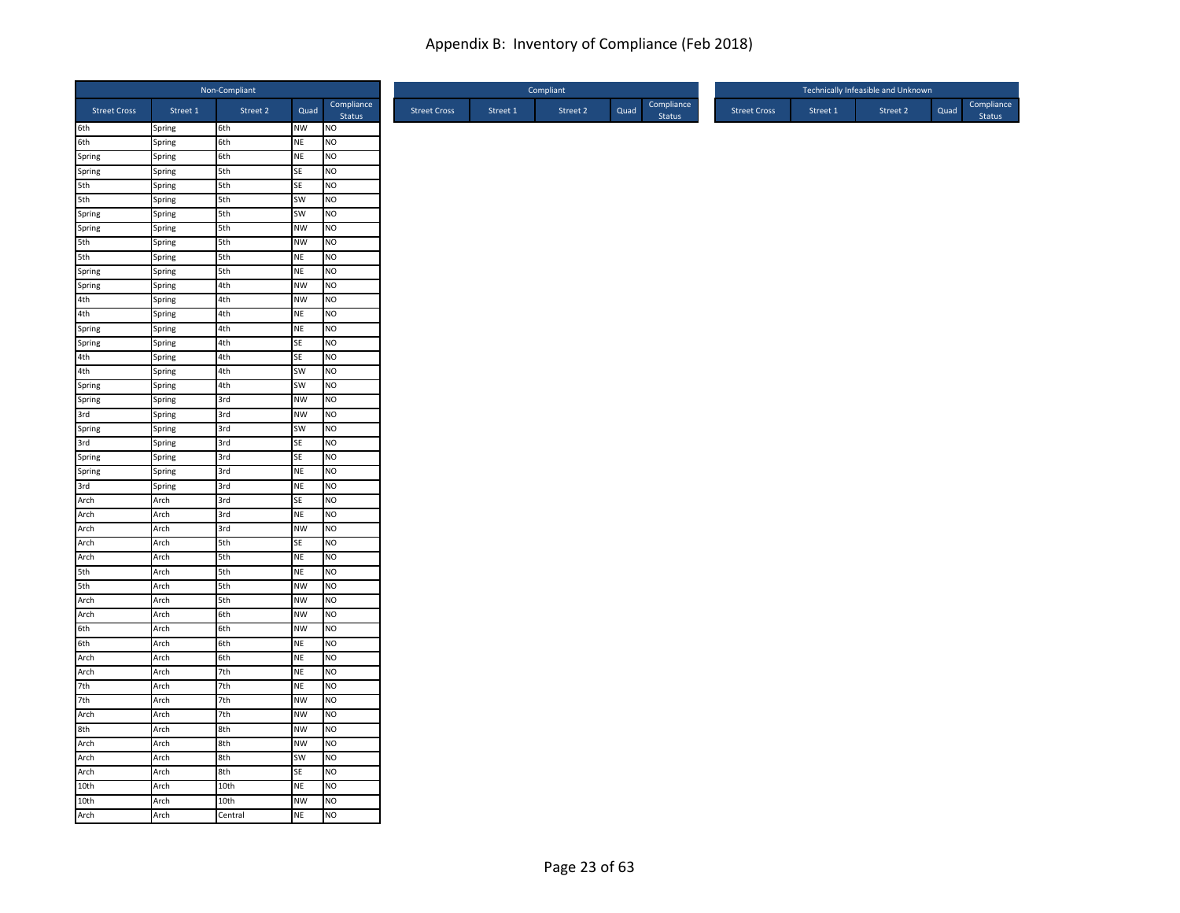# Appendix B: Inventory of Compliance (Feb 2018)

| Non-Compliant | | | | |
|---|---|---|---|---|
| Street Cross | Street 1 | Street 2 | Quad | Compliance Status |
| 6th | Spring | 6th | NW | NO |
| 6th | Spring | 6th | NE | NO |
| Spring | Spring | 6th | NE | NO |
| Spring | Spring | 5th | SE | NO |
| 5th | Spring | 5th | SE | NO |
| 5th | Spring | 5th | SW | NO |
| Spring | Spring | 5th | SW | NO |
| Spring | Spring | 5th | NW | NO |
| 5th | Spring | 5th | NW | NO |
| 5th | Spring | 5th | NE | NO |
| Spring | Spring | 5th | NE | NO |
| Spring | Spring | 4th | NW | NO |
| 4th | Spring | 4th | NW | NO |
| 4th | Spring | 4th | NE | NO |
| Spring | Spring | 4th | NE | NO |
| Spring | Spring | 4th | SE | NO |
| 4th | Spring | 4th | SE | NO |
| 4th | Spring | 4th | SW | NO |
| Spring | Spring | 4th | SW | NO |
| Spring | Spring | 3rd | NW | NO |
| 3rd | Spring | 3rd | NW | NO |
| Spring | Spring | 3rd | SW | NO |
| 3rd | Spring | 3rd | SE | NO |
| Spring | Spring | 3rd | SE | NO |
| Spring | Spring | 3rd | NE | NO |
| 3rd | Spring | 3rd | NE | NO |
| Arch | Arch | 3rd | SE | NO |
| Arch | Arch | 3rd | NE | NO |
| Arch | Arch | 3rd | NW | NO |
| Arch | Arch | 5th | SE | NO |
| Arch | Arch | 5th | NE | NO |
| 5th | Arch | 5th | NE | NO |
| 5th | Arch | 5th | NW | NO |
| Arch | Arch | 5th | NW | NO |
| Arch | Arch | 6th | NW | NO |
| 6th | Arch | 6th | NW | NO |
| 6th | Arch | 6th | NE | NO |
| Arch | Arch | 6th | NE | NO |
| Arch | Arch | 7th | NE | NO |
| 7th | Arch | 7th | NE | NO |
| 7th | Arch | 7th | NW | NO |
| Arch | Arch | 7th | NW | NO |
| 8th | Arch | 8th | NW | NO |
| Arch | Arch | 8th | NW | NO |
| Arch | Arch | 8th | SW | NO |
| Arch | Arch | 8th | SE | NO |
| 10th | Arch | 10th | NE | NO |
| 10th | Arch | 10th | NW | NO |
| Arch | Arch | Central | NE | NO |

| Compliant | | | | |
|---|---|---|---|---|
| Street Cross | Street 1 | Street 2 | Quad | Compliance Status |

| Technically Infeasible and Unknown | | | | |
|---|---|---|---|---|
| Street Cross | Street 1 | Street 2 | Quad | Compliance Status |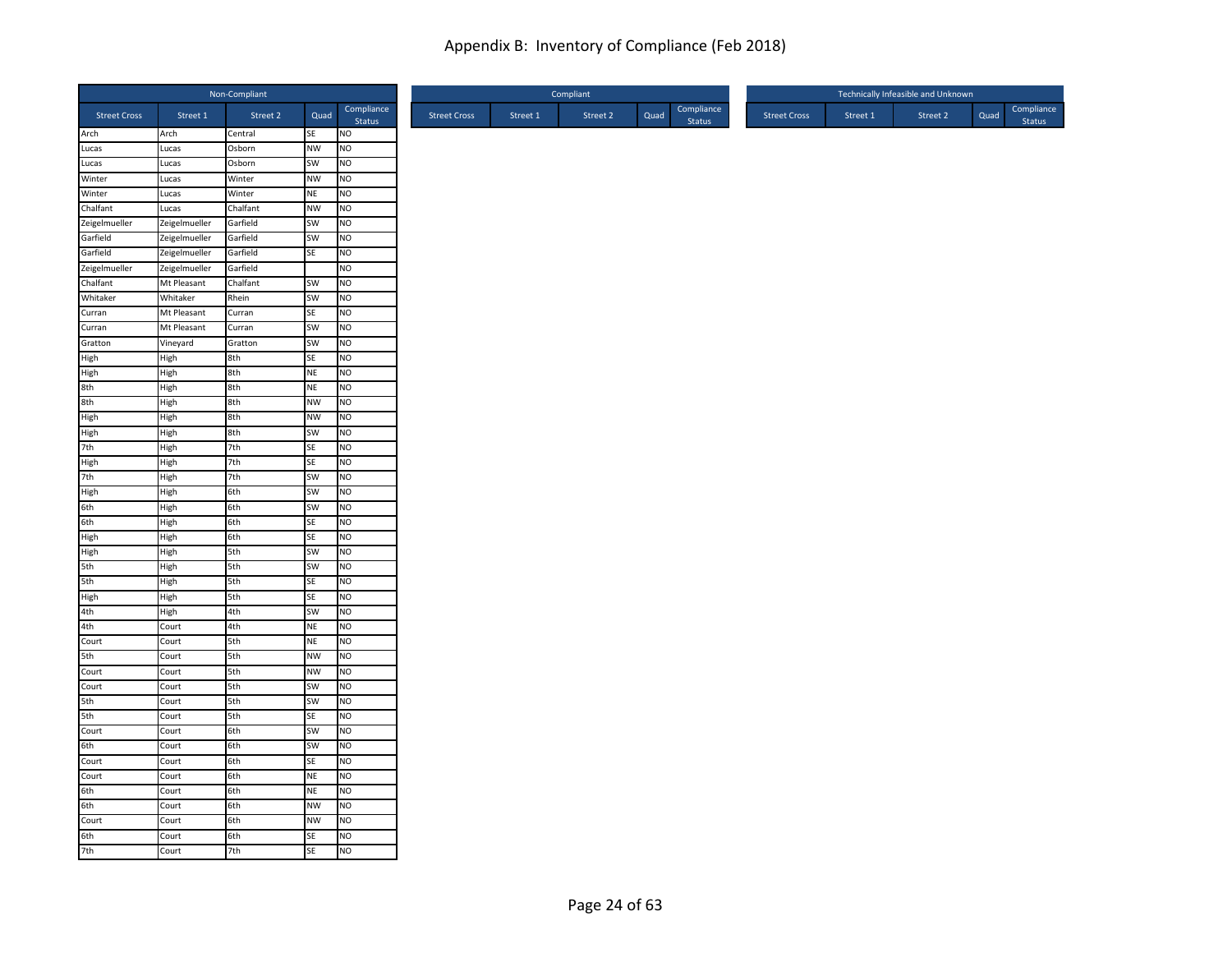# Appendix B: Inventory of Compliance (Feb 2018)

| Non-Compliant | | | | |
|---|---|---|---|---|
| Street Cross | Street 1 | Street 2 | Quad | Compliance Status |
| Arch | Arch | Central | SE | NO |
| Lucas | Lucas | Osborn | NW | NO |
| Lucas | Lucas | Osborn | SW | NO |
| Winter | Lucas | Winter | NW | NO |
| Winter | Lucas | Winter | NE | NO |
| Chalfant | Lucas | Chalfant | NW | NO |
| Zeigelmueller | Zeigelmueller | Garfield | SW | NO |
| Garfield | Zeigelmueller | Garfield | SW | NO |
| Garfield | Zeigelmueller | Garfield | SE | NO |
| Zeigelmueller | Zeigelmueller | Garfield | | NO |
| Chalfant | Mt Pleasant | Chalfant | SW | NO |
| Whitaker | Whitaker | Rhein | SW | NO |
| Curran | Mt Pleasant | Curran | SE | NO |
| Curran | Mt Pleasant | Curran | SW | NO |
| Gratton | Vineyard | Gratton | SW | NO |
| High | High | 8th | SE | NO |
| High | High | 8th | NE | NO |
| 8th | High | 8th | NE | NO |
| 8th | High | 8th | NW | NO |
| High | High | 8th | NW | NO |
| High | High | 8th | SW | NO |
| 7th | High | 7th | SE | NO |
| High | High | 7th | SE | NO |
| 7th | High | 7th | SW | NO |
| High | High | 6th | SW | NO |
| 6th | High | 6th | SW | NO |
| 6th | High | 6th | SE | NO |
| High | High | 6th | SE | NO |
| High | High | 5th | SW | NO |
| 5th | High | 5th | SW | NO |
| 5th | High | 5th | SE | NO |
| High | High | 5th | SE | NO |
| 4th | High | 4th | SW | NO |
| 4th | Court | 4th | NE | NO |
| Court | Court | 5th | NE | NO |
| 5th | Court | 5th | NW | NO |
| Court | Court | 5th | NW | NO |
| Court | Court | 5th | SW | NO |
| 5th | Court | 5th | SW | NO |
| 5th | Court | 5th | SE | NO |
| Court | Court | 6th | SW | NO |
| 6th | Court | 6th | SW | NO |
| Court | Court | 6th | SE | NO |
| Court | Court | 6th | NE | NO |
| 6th | Court | 6th | NE | NO |
| 6th | Court | 6th | NW | NO |
| Court | Court | 6th | NW | NO |
| 6th | Court | 6th | SE | NO |
| 7th | Court | 7th | SE | NO |

| Compliant | | | | |
|---|---|---|---|---|
| Street Cross | Street 1 | Street 2 | Quad | Compliance Status |

| Technically Infeasible and Unknown | | | | |
|---|---|---|---|---|
| Street Cross | Street 1 | Street 2 | Quad | Compliance Status |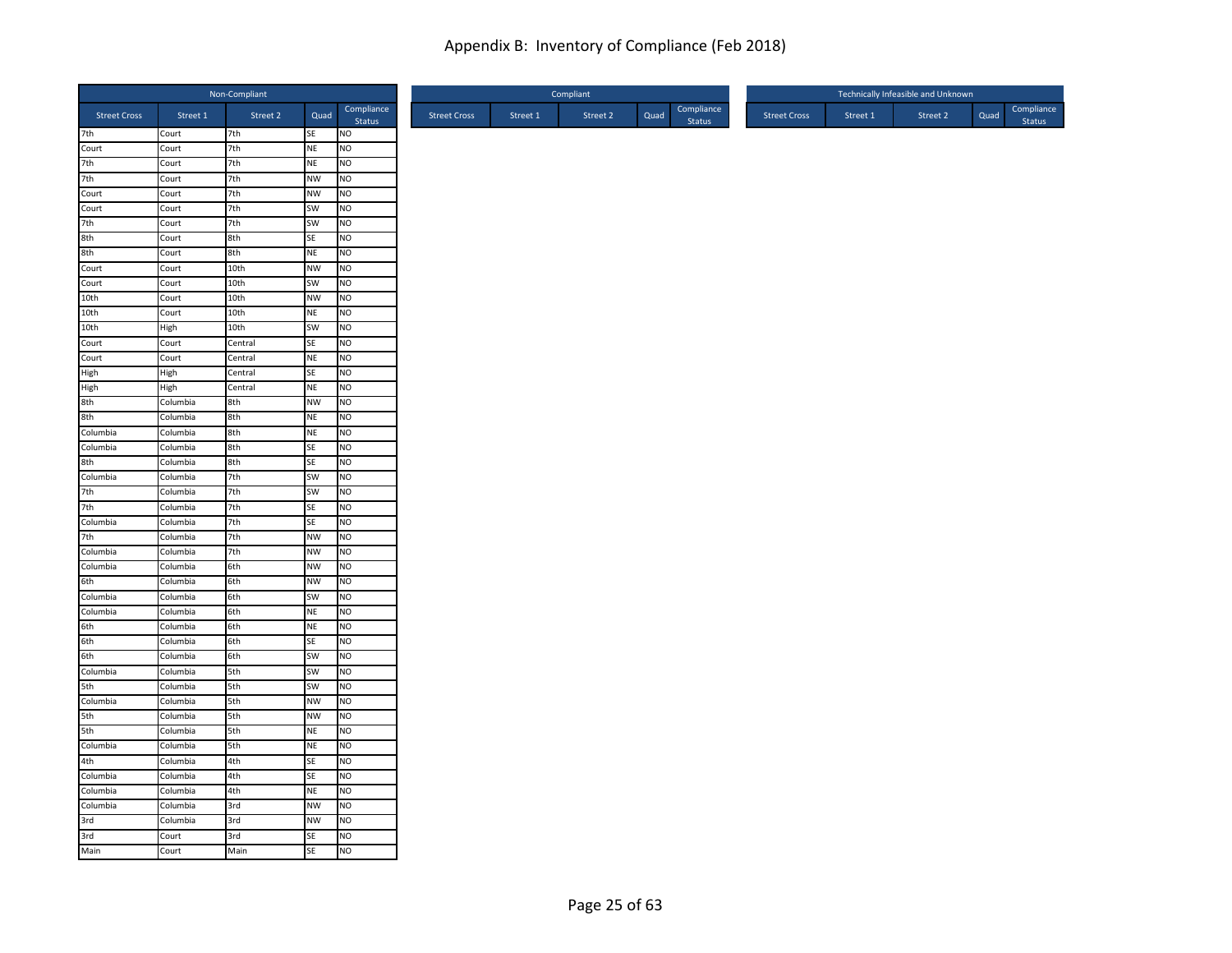# Appendix B: Inventory of Compliance (Feb 2018)

| Non-Compliant | | | | |
|---|---|---|---|---|
| Street Cross | Street 1 | Street 2 | Quad | Compliance Status |
| 7th | Court | 7th | SE | NO |
| Court | Court | 7th | NE | NO |
| 7th | Court | 7th | NE | NO |
| 7th | Court | 7th | NW | NO |
| Court | Court | 7th | NW | NO |
| Court | Court | 7th | SW | NO |
| 7th | Court | 7th | SW | NO |
| 8th | Court | 8th | SE | NO |
| 8th | Court | 8th | NE | NO |
| Court | Court | 10th | NW | NO |
| Court | Court | 10th | SW | NO |
| 10th | Court | 10th | NW | NO |
| 10th | Court | 10th | NE | NO |
| 10th | High | 10th | SW | NO |
| Court | Court | Central | SE | NO |
| Court | Court | Central | NE | NO |
| High | High | Central | SE | NO |
| High | High | Central | NE | NO |
| 8th | Columbia | 8th | NW | NO |
| 8th | Columbia | 8th | NE | NO |
| Columbia | Columbia | 8th | NE | NO |
| Columbia | Columbia | 8th | SE | NO |
| 8th | Columbia | 8th | SE | NO |
| Columbia | Columbia | 7th | SW | NO |
| 7th | Columbia | 7th | SW | NO |
| 7th | Columbia | 7th | SE | NO |
| Columbia | Columbia | 7th | SE | NO |
| 7th | Columbia | 7th | NW | NO |
| Columbia | Columbia | 7th | NW | NO |
| Columbia | Columbia | 6th | NW | NO |
| 6th | Columbia | 6th | NW | NO |
| Columbia | Columbia | 6th | SW | NO |
| Columbia | Columbia | 6th | NE | NO |
| 6th | Columbia | 6th | NE | NO |
| 6th | Columbia | 6th | SE | NO |
| 6th | Columbia | 6th | SW | NO |
| Columbia | Columbia | 5th | SW | NO |
| 5th | Columbia | 5th | SW | NO |
| Columbia | Columbia | 5th | NW | NO |
| 5th | Columbia | 5th | NW | NO |
| 5th | Columbia | 5th | NE | NO |
| Columbia | Columbia | 5th | NE | NO |
| 4th | Columbia | 4th | SE | NO |
| Columbia | Columbia | 4th | SE | NO |
| Columbia | Columbia | 4th | NE | NO |
| Columbia | Columbia | 3rd | NW | NO |
| 3rd | Columbia | 3rd | NW | NO |
| 3rd | Court | 3rd | SE | NO |
| Main | Court | Main | SE | NO |

| Compliant | | | | |
|---|---|---|---|---|
| Street Cross | Street 1 | Street 2 | Quad | Compliance Status |

| Technically Infeasible and Unknown | | | | |
|---|---|---|---|---|
| Street Cross | Street 1 | Street 2 | Quad | Compliance Status |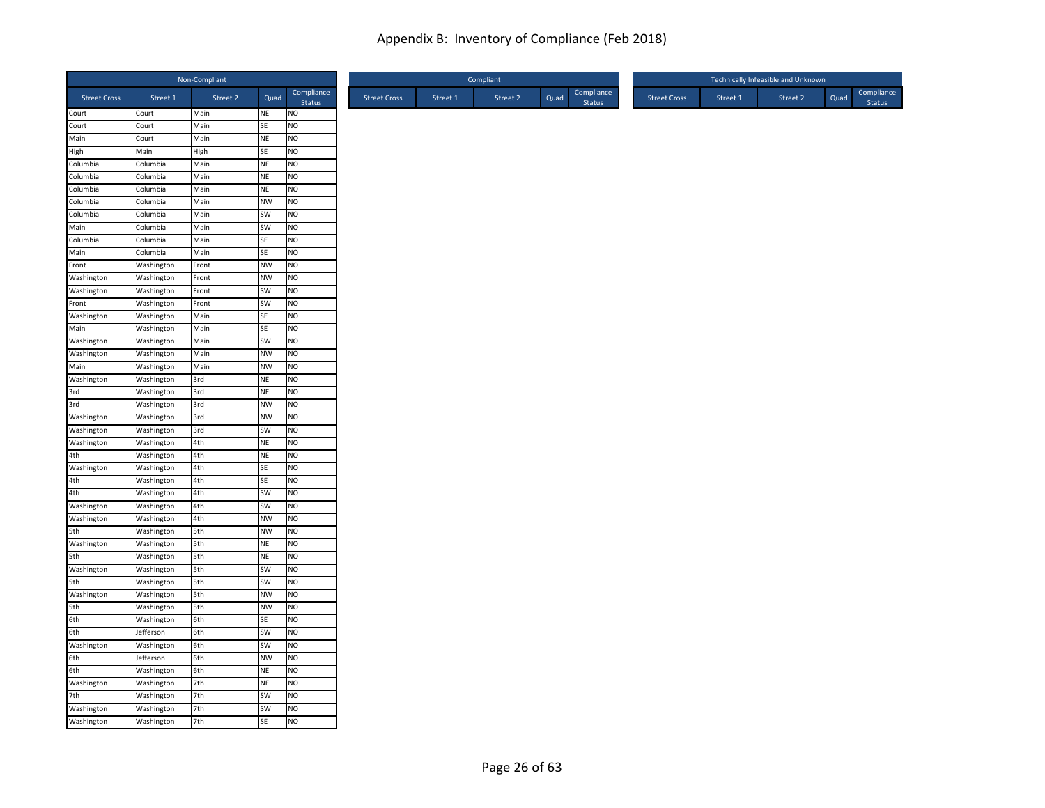# Appendix B: Inventory of Compliance (Feb 2018)

| Non-Compliant | | | | |
|---|---|---|---|---|
| Street Cross | Street 1 | Street 2 | Quad | Compliance Status |
| Court | Court | Main | NE | NO |
| Court | Court | Main | SE | NO |
| Main | Court | Main | NE | NO |
| High | Main | High | SE | NO |
| Columbia | Columbia | Main | NE | NO |
| Columbia | Columbia | Main | NE | NO |
| Columbia | Columbia | Main | NE | NO |
| Columbia | Columbia | Main | NW | NO |
| Columbia | Columbia | Main | SW | NO |
| Main | Columbia | Main | SW | NO |
| Columbia | Columbia | Main | SE | NO |
| Main | Columbia | Main | SE | NO |
| Front | Washington | Front | NW | NO |
| Washington | Washington | Front | NW | NO |
| Washington | Washington | Front | SW | NO |
| Front | Washington | Front | SW | NO |
| Washington | Washington | Main | SE | NO |
| Main | Washington | Main | SE | NO |
| Washington | Washington | Main | SW | NO |
| Washington | Washington | Main | NW | NO |
| Main | Washington | Main | NW | NO |
| Washington | Washington | 3rd | NE | NO |
| 3rd | Washington | 3rd | NE | NO |
| 3rd | Washington | 3rd | NW | NO |
| Washington | Washington | 3rd | NW | NO |
| Washington | Washington | 3rd | SW | NO |
| Washington | Washington | 4th | NE | NO |
| 4th | Washington | 4th | NE | NO |
| Washington | Washington | 4th | SE | NO |
| 4th | Washington | 4th | SE | NO |
| 4th | Washington | 4th | SW | NO |
| Washington | Washington | 4th | SW | NO |
| Washington | Washington | 4th | NW | NO |
| 5th | Washington | 5th | NW | NO |
| Washington | Washington | 5th | NE | NO |
| 5th | Washington | 5th | NE | NO |
| Washington | Washington | 5th | SW | NO |
| 5th | Washington | 5th | SW | NO |
| Washington | Washington | 5th | NW | NO |
| 5th | Washington | 5th | NW | NO |
| 6th | Washington | 6th | SE | NO |
| 6th | Jefferson | 6th | SW | NO |
| Washington | Washington | 6th | SW | NO |
| 6th | Jefferson | 6th | NW | NO |
| 6th | Washington | 6th | NE | NO |
| Washington | Washington | 7th | NE | NO |
| 7th | Washington | 7th | SW | NO |
| Washington | Washington | 7th | SW | NO |
| Washington | Washington | 7th | SE | NO |

| Compliant | | | | |
|---|---|---|---|---|
| Street Cross | Street 1 | Street 2 | Quad | Compliance Status |

| Technically Infeasible and Unknown | | | | |
|---|---|---|---|---|
| Street Cross | Street 1 | Street 2 | Quad | Compliance Status |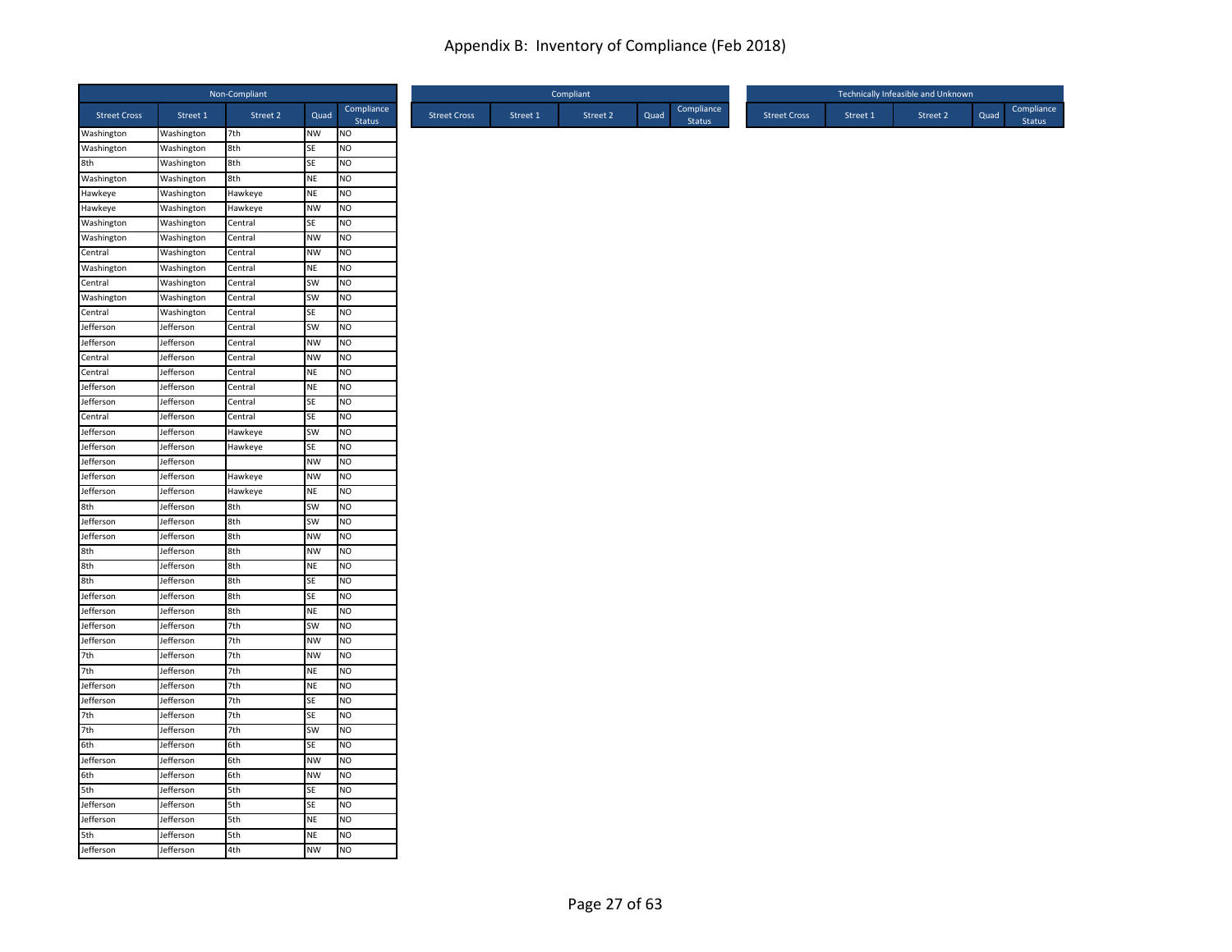# Appendix B: Inventory of Compliance (Feb 2018)

| Non-Compliant | | | | |
|---|---|---|---|---|
| Street Cross | Street 1 | Street 2 | Quad | Compliance Status |
| Washington | Washington | 7th | NW | NO |
| Washington | Washington | 8th | SE | NO |
| 8th | Washington | 8th | SE | NO |
| Washington | Washington | 8th | NE | NO |
| Hawkeye | Washington | Hawkeye | NE | NO |
| Hawkeye | Washington | Hawkeye | NW | NO |
| Washington | Washington | Central | SE | NO |
| Washington | Washington | Central | NW | NO |
| Central | Washington | Central | NW | NO |
| Washington | Washington | Central | NE | NO |
| Central | Washington | Central | SW | NO |
| Washington | Washington | Central | SW | NO |
| Central | Washington | Central | SE | NO |
| Jefferson | Jefferson | Central | SW | NO |
| Jefferson | Jefferson | Central | NW | NO |
| Central | Jefferson | Central | NW | NO |
| Central | Jefferson | Central | NE | NO |
| Jefferson | Jefferson | Central | NE | NO |
| Jefferson | Jefferson | Central | SE | NO |
| Central | Jefferson | Central | SE | NO |
| Jefferson | Jefferson | Hawkeye | SW | NO |
| Jefferson | Jefferson | Hawkeye | SE | NO |
| Jefferson | Jefferson | | NW | NO |
| Jefferson | Jefferson | Hawkeye | NW | NO |
| Jefferson | Jefferson | Hawkeye | NE | NO |
| 8th | Jefferson | 8th | SW | NO |
| Jefferson | Jefferson | 8th | SW | NO |
| Jefferson | Jefferson | 8th | NW | NO |
| 8th | Jefferson | 8th | NW | NO |
| 8th | Jefferson | 8th | NE | NO |
| 8th | Jefferson | 8th | SE | NO |
| Jefferson | Jefferson | 8th | SE | NO |
| Jefferson | Jefferson | 8th | NE | NO |
| Jefferson | Jefferson | 7th | SW | NO |
| Jefferson | Jefferson | 7th | NW | NO |
| 7th | Jefferson | 7th | NW | NO |
| 7th | Jefferson | 7th | NE | NO |
| Jefferson | Jefferson | 7th | NE | NO |
| Jefferson | Jefferson | 7th | SE | NO |
| 7th | Jefferson | 7th | SE | NO |
| 7th | Jefferson | 7th | SW | NO |
| 6th | Jefferson | 6th | SE | NO |
| Jefferson | Jefferson | 6th | NW | NO |
| 6th | Jefferson | 6th | NW | NO |
| 5th | Jefferson | 5th | SE | NO |
| Jefferson | Jefferson | 5th | SE | NO |
| Jefferson | Jefferson | 5th | NE | NO |
| 5th | Jefferson | 5th | NE | NO |
| Jefferson | Jefferson | 4th | NW | NO |

| Compliant | | | | |
|---|---|---|---|---|
| Street Cross | Street 1 | Street 2 | Quad | Compliance Status |

| Technically Infeasible and Unknown | | | | |
|---|---|---|---|---|
| Street Cross | Street 1 | Street 2 | Quad | Compliance Status |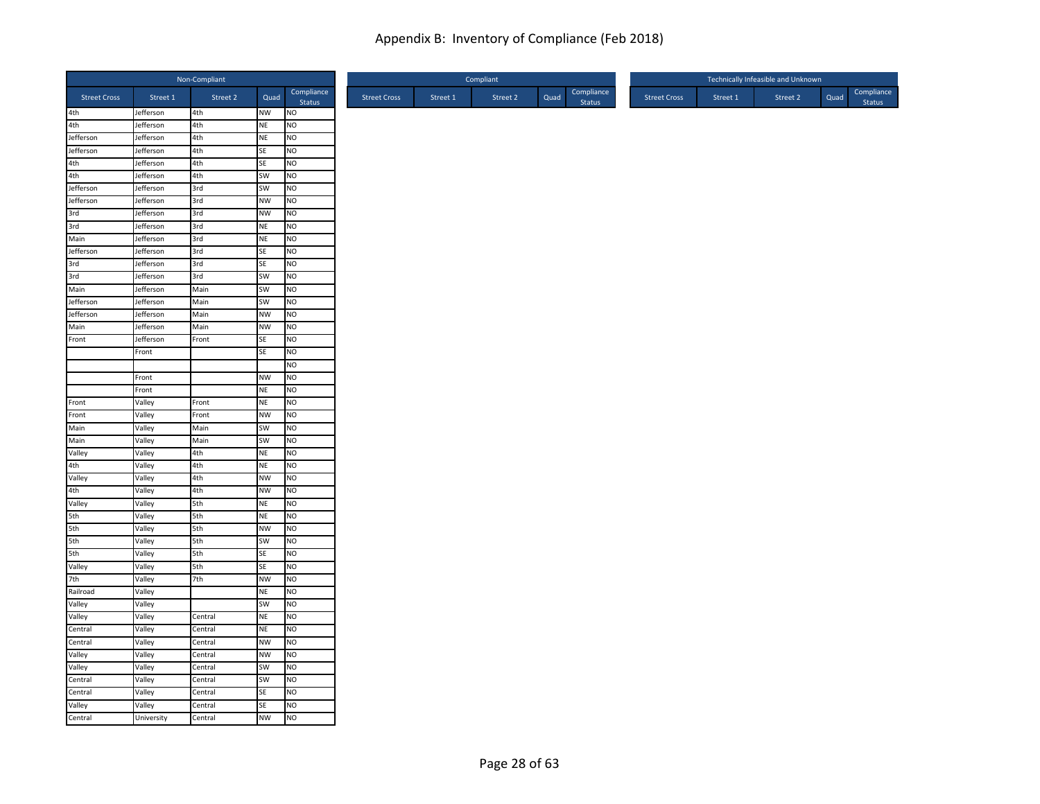# Appendix B: Inventory of Compliance (Feb 2018)

| Non-Compliant | | | | |
|---|---|---|---|---|
| Street Cross | Street 1 | Street 2 | Quad | Compliance Status |
| 4th | Jefferson | 4th | NW | NO |
| 4th | Jefferson | 4th | NE | NO |
| Jefferson | Jefferson | 4th | NE | NO |
| Jefferson | Jefferson | 4th | SE | NO |
| 4th | Jefferson | 4th | SE | NO |
| 4th | Jefferson | 4th | SW | NO |
| Jefferson | Jefferson | 3rd | SW | NO |
| Jefferson | Jefferson | 3rd | NW | NO |
| 3rd | Jefferson | 3rd | NW | NO |
| 3rd | Jefferson | 3rd | NE | NO |
| Main | Jefferson | 3rd | NE | NO |
| Jefferson | Jefferson | 3rd | SE | NO |
| 3rd | Jefferson | 3rd | SE | NO |
| 3rd | Jefferson | 3rd | SW | NO |
| Main | Jefferson | Main | SW | NO |
| Jefferson | Jefferson | Main | SW | NO |
| Jefferson | Jefferson | Main | NW | NO |
| Main | Jefferson | Main | NW | NO |
| Front | Jefferson | Front | SE | NO |
| | Front | | SE | NO |
| | | | | NO |
| | Front | | NW | NO |
| | Front | | NE | NO |
| Front | Valley | Front | NE | NO |
| Front | Valley | Front | NW | NO |
| Main | Valley | Main | SW | NO |
| Main | Valley | Main | SW | NO |
| Valley | Valley | 4th | NE | NO |
| 4th | Valley | 4th | NE | NO |
| Valley | Valley | 4th | NW | NO |
| 4th | Valley | 4th | NW | NO |
| Valley | Valley | 5th | NE | NO |
| 5th | Valley | 5th | NE | NO |
| 5th | Valley | 5th | NW | NO |
| 5th | Valley | 5th | SW | NO |
| 5th | Valley | 5th | SE | NO |
| Valley | Valley | 5th | SE | NO |
| 7th | Valley | 7th | NW | NO |
| Railroad | Valley | | NE | NO |
| Valley | Valley | | SW | NO |
| Valley | Valley | Central | NE | NO |
| Central | Valley | Central | NE | NO |
| Central | Valley | Central | NW | NO |
| Valley | Valley | Central | NW | NO |
| Valley | Valley | Central | SW | NO |
| Central | Valley | Central | SW | NO |
| Central | Valley | Central | SE | NO |
| Valley | Valley | Central | SE | NO |
| Central | University | Central | NW | NO |

| Compliant | | | | |
|---|---|---|---|---|
| Street Cross | Street 1 | Street 2 | Quad | Compliance Status |

| Technically Infeasible and Unknown | | | | |
|---|---|---|---|---|
| Street Cross | Street 1 | Street 2 | Quad | Compliance Status |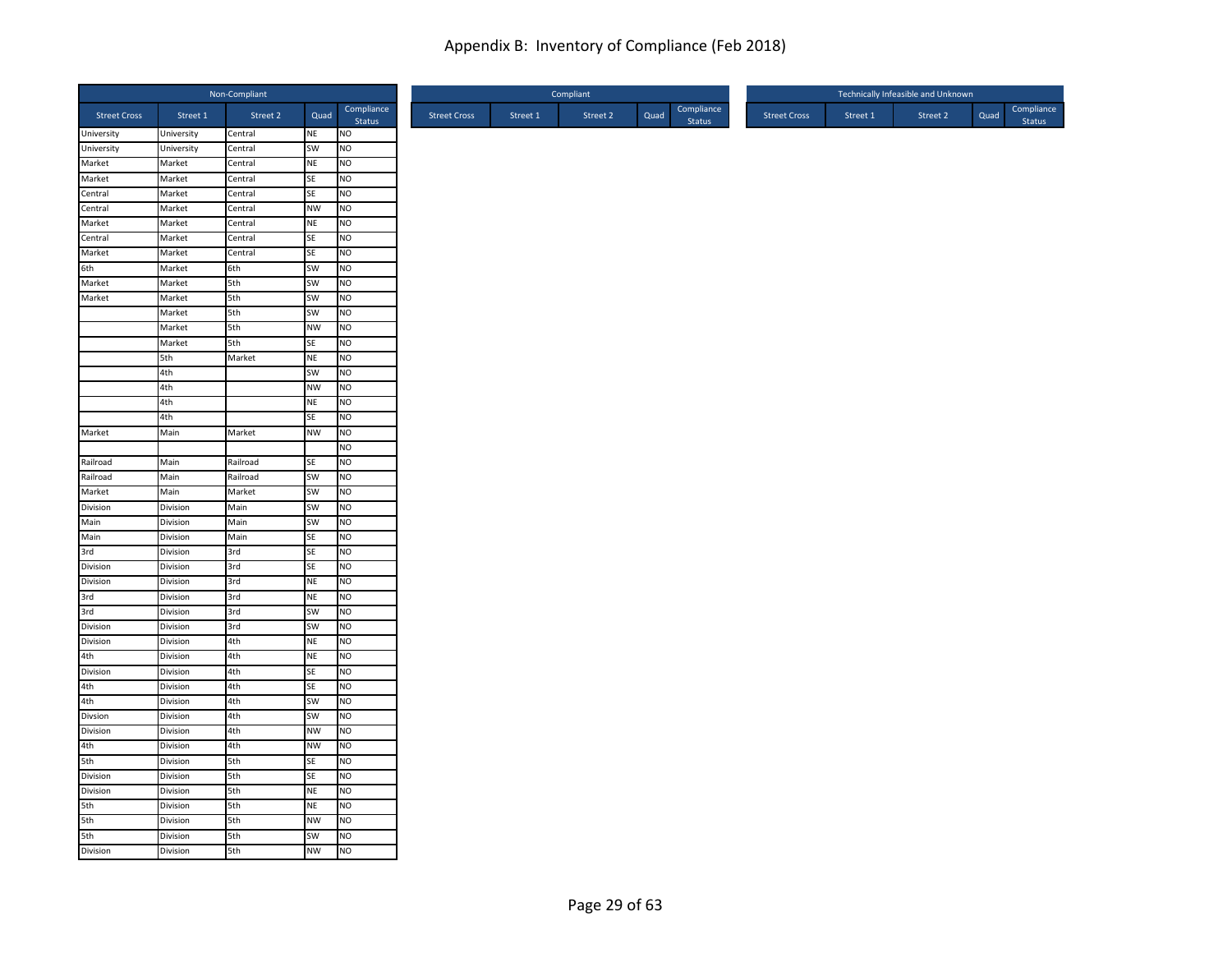# Appendix B: Inventory of Compliance (Feb 2018)

| Non-Compliant | | | | |
|---|---|---|---|---|
| Street Cross | Street 1 | Street 2 | Quad | Compliance Status |
| University | University | Central | NE | NO |
| University | University | Central | SW | NO |
| Market | Market | Central | NE | NO |
| Market | Market | Central | SE | NO |
| Central | Market | Central | SE | NO |
| Central | Market | Central | NW | NO |
| Market | Market | Central | NE | NO |
| Central | Market | Central | SE | NO |
| Market | Market | Central | SE | NO |
| 6th | Market | 6th | SW | NO |
| Market | Market | 5th | SW | NO |
| Market | Market | 5th | SW | NO |
| | Market | 5th | SW | NO |
| | Market | 5th | NW | NO |
| | Market | 5th | SE | NO |
| | 5th | Market | NE | NO |
| | 4th | | SW | NO |
| | 4th | | NW | NO |
| | 4th | | NE | NO |
| | 4th | | SE | NO |
| Market | Main | Market | NW | NO |
| | | | | NO |
| Railroad | Main | Railroad | SE | NO |
| Railroad | Main | Railroad | SW | NO |
| Market | Main | Market | SW | NO |
| Division | Division | Main | SW | NO |
| Main | Division | Main | SW | NO |
| Main | Division | Main | SE | NO |
| 3rd | Division | 3rd | SE | NO |
| Division | Division | 3rd | SE | NO |
| Division | Division | 3rd | NE | NO |
| 3rd | Division | 3rd | NE | NO |
| 3rd | Division | 3rd | SW | NO |
| Division | Division | 3rd | SW | NO |
| Division | Division | 4th | NE | NO |
| 4th | Division | 4th | NE | NO |
| Division | Division | 4th | SE | NO |
| 4th | Division | 4th | SE | NO |
| 4th | Division | 4th | SW | NO |
| Divsion | Division | 4th | SW | NO |
| Division | Division | 4th | NW | NO |
| 4th | Division | 4th | NW | NO |
| 5th | Division | 5th | SE | NO |
| Division | Division | 5th | SE | NO |
| Division | Division | 5th | NE | NO |
| 5th | Division | 5th | NE | NO |
| 5th | Division | 5th | NW | NO |
| 5th | Division | 5th | SW | NO |
| Division | Division | 5th | NW | NO |

| Compliant | | | | |
|---|---|---|---|---|
| Street Cross | Street 1 | Street 2 | Quad | Compliance Status |

| Technically Infeasible and Unknown | | | | |
|---|---|---|---|---|
| Street Cross | Street 1 | Street 2 | Quad | Compliance Status |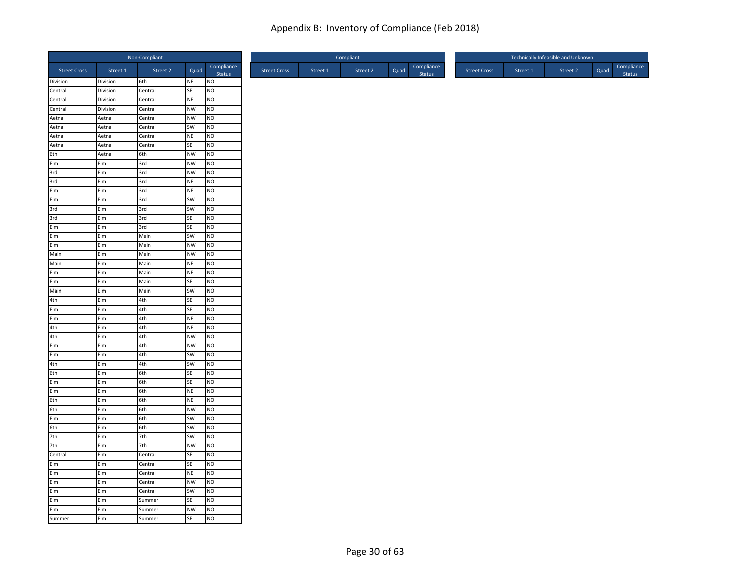# Appendix B: Inventory of Compliance (Feb 2018)

| Non-Compliant | | | | |
|---|---|---|---|---|
| Street Cross | Street 1 | Street 2 | Quad | Compliance Status |
| Division | Division | 6th | NE | NO |
| Central | Division | Central | SE | NO |
| Central | Division | Central | NE | NO |
| Central | Division | Central | NW | NO |
| Aetna | Aetna | Central | NW | NO |
| Aetna | Aetna | Central | SW | NO |
| Aetna | Aetna | Central | NE | NO |
| Aetna | Aetna | Central | SE | NO |
| 6th | Aetna | 6th | NW | NO |
| Elm | Elm | 3rd | NW | NO |
| 3rd | Elm | 3rd | NW | NO |
| 3rd | Elm | 3rd | NE | NO |
| Elm | Elm | 3rd | NE | NO |
| Elm | Elm | 3rd | SW | NO |
| 3rd | Elm | 3rd | SW | NO |
| 3rd | Elm | 3rd | SE | NO |
| Elm | Elm | 3rd | SE | NO |
| Elm | Elm | Main | SW | NO |
| Elm | Elm | Main | NW | NO |
| Main | Elm | Main | NW | NO |
| Main | Elm | Main | NE | NO |
| Elm | Elm | Main | NE | NO |
| Elm | Elm | Main | SE | NO |
| Main | Elm | Main | SW | NO |
| 4th | Elm | 4th | SE | NO |
| Elm | Elm | 4th | SE | NO |
| Elm | Elm | 4th | NE | NO |
| 4th | Elm | 4th | NE | NO |
| 4th | Elm | 4th | NW | NO |
| Elm | Elm | 4th | NW | NO |
| Elm | Elm | 4th | SW | NO |
| 4th | Elm | 4th | SW | NO |
| 6th | Elm | 6th | SE | NO |
| Elm | Elm | 6th | SE | NO |
| Elm | Elm | 6th | NE | NO |
| 6th | Elm | 6th | NE | NO |
| 6th | Elm | 6th | NW | NO |
| Elm | Elm | 6th | SW | NO |
| 6th | Elm | 6th | SW | NO |
| 7th | Elm | 7th | SW | NO |
| 7th | Elm | 7th | NW | NO |
| Central | Elm | Central | SE | NO |
| Elm | Elm | Central | SE | NO |
| Elm | Elm | Central | NE | NO |
| Elm | Elm | Central | NW | NO |
| Elm | Elm | Central | SW | NO |
| Elm | Elm | Summer | SE | NO |
| Elm | Elm | Summer | NW | NO |
| Summer | Elm | Summer | SE | NO |

| Compliant | | | | |
|---|---|---|---|---|
| Street Cross | Street 1 | Street 2 | Quad | Compliance Status |

| Technically Infeasible and Unknown | | | | |
|---|---|---|---|---|
| Street Cross | Street 1 | Street 2 | Quad | Compliance Status |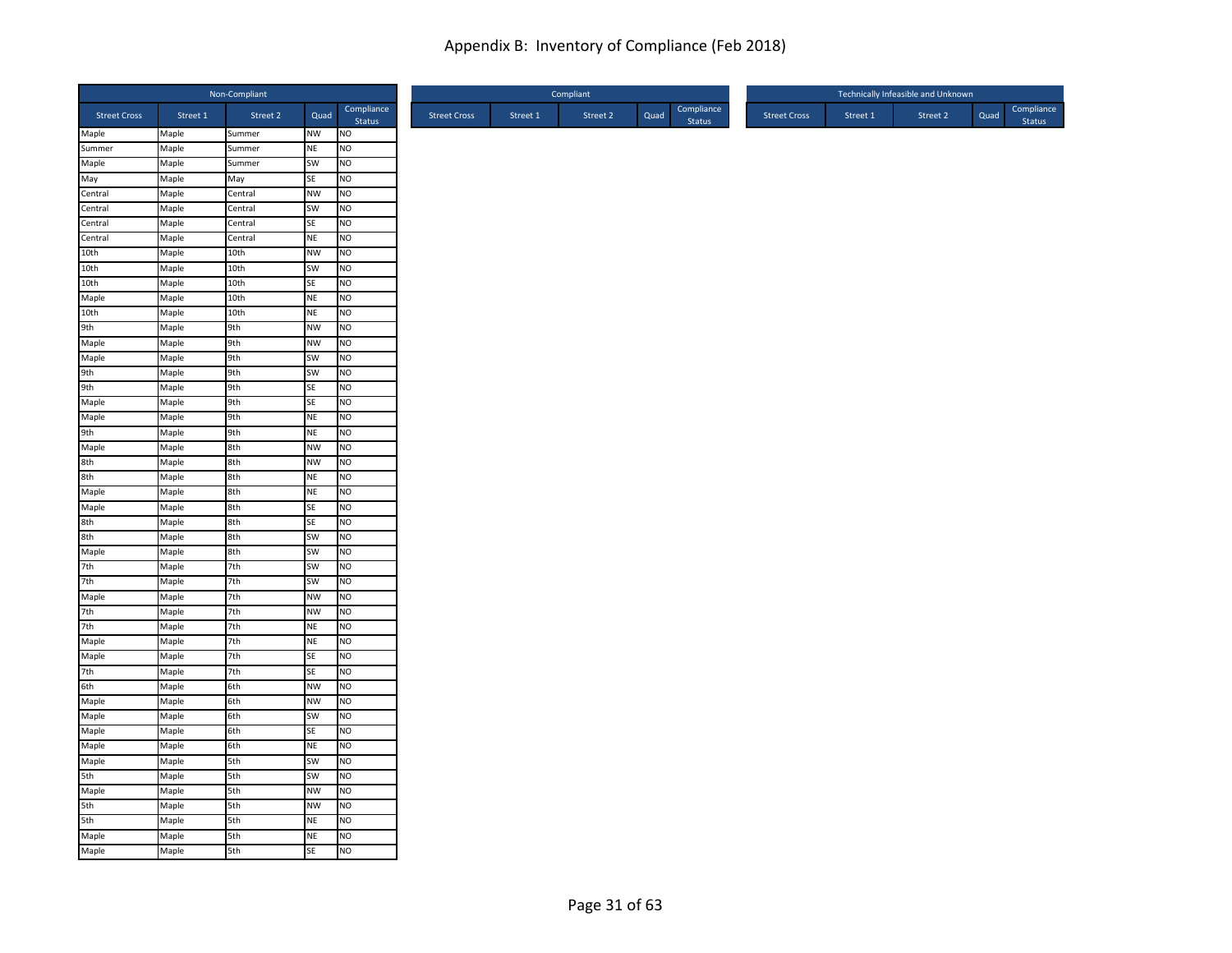# Appendix B: Inventory of Compliance (Feb 2018)

| Non-Compliant | | | | |
|---|---|---|---|---|
| Street Cross | Street 1 | Street 2 | Quad | Compliance Status |
| Maple | Maple | Summer | NW | NO |
| Summer | Maple | Summer | NE | NO |
| Maple | Maple | Summer | SW | NO |
| May | Maple | May | SE | NO |
| Central | Maple | Central | NW | NO |
| Central | Maple | Central | SW | NO |
| Central | Maple | Central | SE | NO |
| Central | Maple | Central | NE | NO |
| 10th | Maple | 10th | NW | NO |
| 10th | Maple | 10th | SW | NO |
| 10th | Maple | 10th | SE | NO |
| Maple | Maple | 10th | NE | NO |
| 10th | Maple | 10th | NE | NO |
| 9th | Maple | 9th | NW | NO |
| Maple | Maple | 9th | NW | NO |
| Maple | Maple | 9th | SW | NO |
| 9th | Maple | 9th | SW | NO |
| 9th | Maple | 9th | SE | NO |
| Maple | Maple | 9th | SE | NO |
| Maple | Maple | 9th | NE | NO |
| 9th | Maple | 9th | NE | NO |
| Maple | Maple | 8th | NW | NO |
| 8th | Maple | 8th | NW | NO |
| 8th | Maple | 8th | NE | NO |
| Maple | Maple | 8th | NE | NO |
| Maple | Maple | 8th | SE | NO |
| 8th | Maple | 8th | SE | NO |
| 8th | Maple | 8th | SW | NO |
| Maple | Maple | 8th | SW | NO |
| 7th | Maple | 7th | SW | NO |
| 7th | Maple | 7th | SW | NO |
| Maple | Maple | 7th | NW | NO |
| 7th | Maple | 7th | NW | NO |
| 7th | Maple | 7th | NE | NO |
| Maple | Maple | 7th | NE | NO |
| Maple | Maple | 7th | SE | NO |
| 7th | Maple | 7th | SE | NO |
| 6th | Maple | 6th | NW | NO |
| Maple | Maple | 6th | NW | NO |
| Maple | Maple | 6th | SW | NO |
| Maple | Maple | 6th | SE | NO |
| Maple | Maple | 6th | NE | NO |
| Maple | Maple | 5th | SW | NO |
| 5th | Maple | 5th | SW | NO |
| Maple | Maple | 5th | NW | NO |
| 5th | Maple | 5th | NW | NO |
| 5th | Maple | 5th | NE | NO |
| Maple | Maple | 5th | NE | NO |
| Maple | Maple | 5th | SE | NO |

| Compliant | | | | |
|---|---|---|---|---|
| Street Cross | Street 1 | Street 2 | Quad | Compliance Status |

| Technically Infeasible and Unknown | | | | |
|---|---|---|---|---|
| Street Cross | Street 1 | Street 2 | Quad | Compliance Status |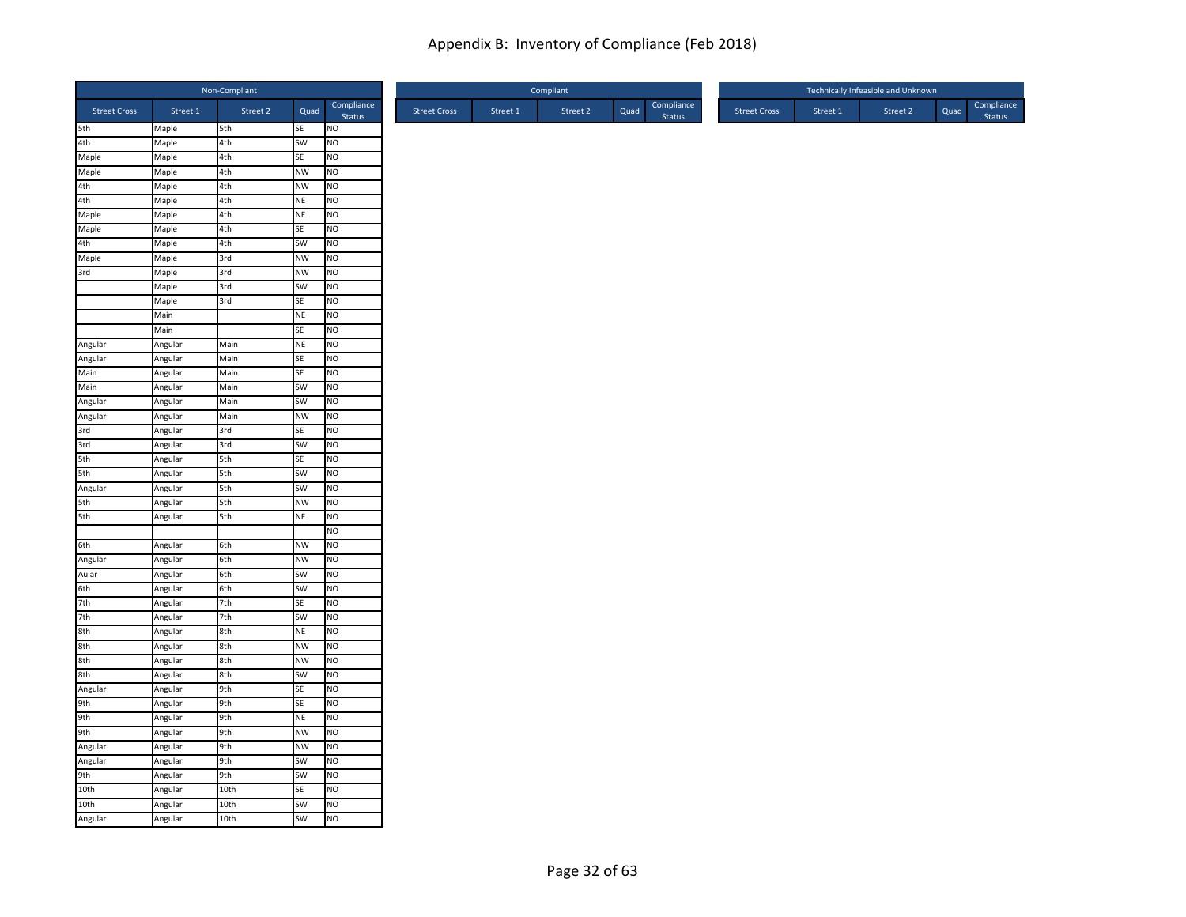## Appendix B: Inventory of Compliance (Feb 2018)

| Non-Compliant | | | | |
|---|---|---|---|---|
| Street Cross | Street 1 | Street 2 | Quad | Compliance Status |
| 5th | Maple | 5th | SE | NO |
| 4th | Maple | 4th | SW | NO |
| Maple | Maple | 4th | SE | NO |
| Maple | Maple | 4th | NW | NO |
| 4th | Maple | 4th | NW | NO |
| 4th | Maple | 4th | NE | NO |
| Maple | Maple | 4th | NE | NO |
| Maple | Maple | 4th | SE | NO |
| 4th | Maple | 4th | SW | NO |
| Maple | Maple | 3rd | NW | NO |
| 3rd | Maple | 3rd | NW | NO |
| | Maple | 3rd | SW | NO |
| | Maple | 3rd | SE | NO |
| | Main | | NE | NO |
| | Main | | SE | NO |
| Angular | Angular | Main | NE | NO |
| Angular | Angular | Main | SE | NO |
| Main | Angular | Main | SE | NO |
| Main | Angular | Main | SW | NO |
| Angular | Angular | Main | SW | NO |
| Angular | Angular | Main | NW | NO |
| 3rd | Angular | 3rd | SE | NO |
| 3rd | Angular | 3rd | SW | NO |
| 5th | Angular | 5th | SE | NO |
| 5th | Angular | 5th | SW | NO |
| Angular | Angular | 5th | SW | NO |
| 5th | Angular | 5th | NW | NO |
| 5th | Angular | 5th | NE | NO |
| | | | | NO |
| 6th | Angular | 6th | NW | NO |
| Angular | Angular | 6th | NW | NO |
| Aular | Angular | 6th | SW | NO |
| 6th | Angular | 6th | SW | NO |
| 7th | Angular | 7th | SE | NO |
| 7th | Angular | 7th | SW | NO |
| 8th | Angular | 8th | NE | NO |
| 8th | Angular | 8th | NW | NO |
| 8th | Angular | 8th | NW | NO |
| 8th | Angular | 8th | SW | NO |
| Angular | Angular | 9th | SE | NO |
| 9th | Angular | 9th | SE | NO |
| 9th | Angular | 9th | NE | NO |
| 9th | Angular | 9th | NW | NO |
| Angular | Angular | 9th | NW | NO |
| Angular | Angular | 9th | SW | NO |
| 9th | Angular | 9th | SW | NO |
| 10th | Angular | 10th | SE | NO |
| 10th | Angular | 10th | SW | NO |
| Angular | Angular | 10th | SW | NO |

| Compliant | | | | |
|---|---|---|---|---|
| Street Cross | Street 1 | Street 2 | Quad | Compliance Status |

| Technically Infeasible and Unknown | | | | |
|---|---|---|---|---|
| Street Cross | Street 1 | Street 2 | Quad | Compliance Status |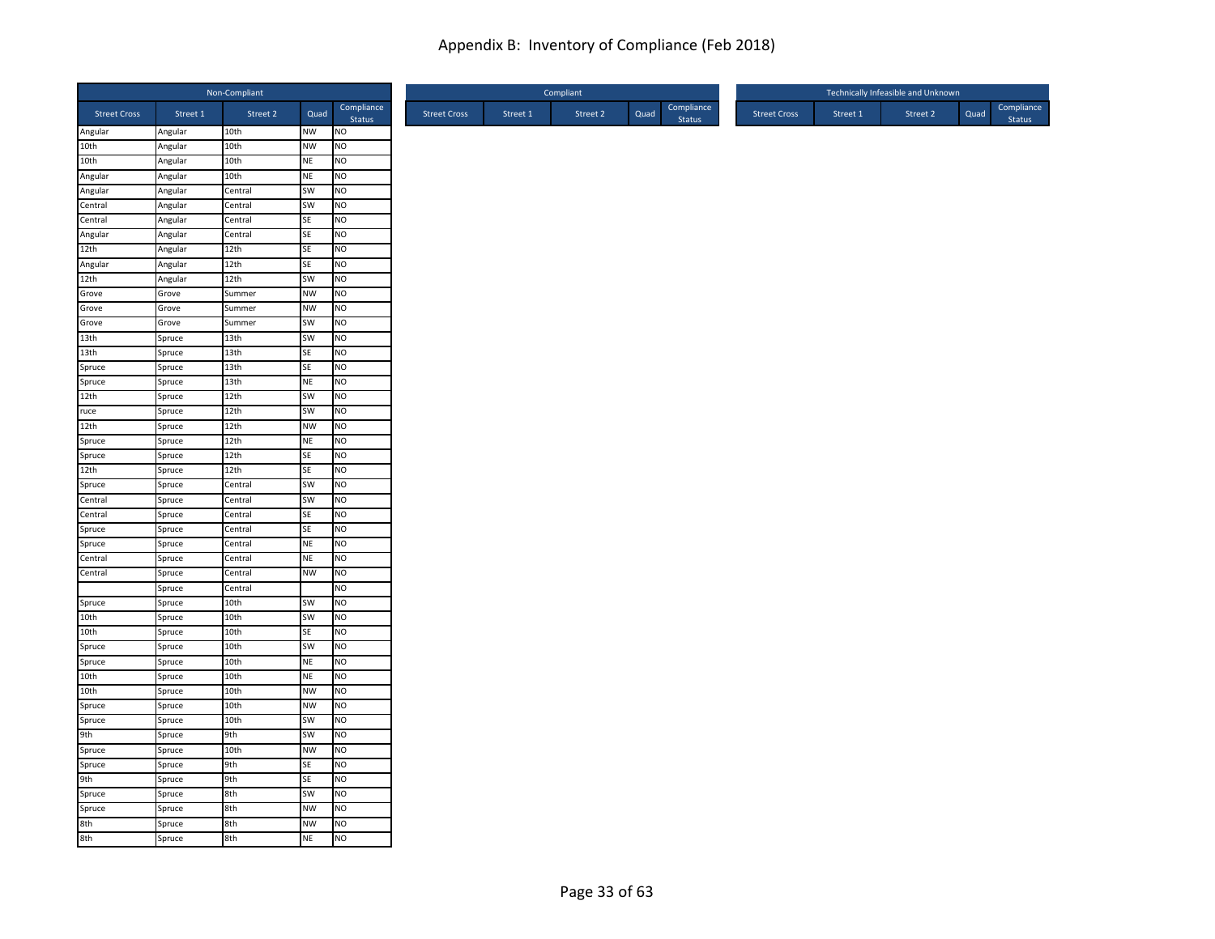# Appendix B: Inventory of Compliance (Feb 2018)

| Non-Compliant | | | | |
|---|---|---|---|---|
| Street Cross | Street 1 | Street 2 | Quad | Compliance Status |
| Angular | Angular | 10th | NW | NO |
| 10th | Angular | 10th | NW | NO |
| 10th | Angular | 10th | NE | NO |
| Angular | Angular | 10th | NE | NO |
| Angular | Angular | Central | SW | NO |
| Central | Angular | Central | SW | NO |
| Central | Angular | Central | SE | NO |
| Angular | Angular | Central | SE | NO |
| 12th | Angular | 12th | SE | NO |
| Angular | Angular | 12th | SE | NO |
| 12th | Angular | 12th | SW | NO |
| Grove | Grove | Summer | NW | NO |
| Grove | Grove | Summer | NW | NO |
| Grove | Grove | Summer | SW | NO |
| 13th | Spruce | 13th | SW | NO |
| 13th | Spruce | 13th | SE | NO |
| Spruce | Spruce | 13th | SE | NO |
| Spruce | Spruce | 13th | NE | NO |
| 12th | Spruce | 12th | SW | NO |
| ruce | Spruce | 12th | SW | NO |
| 12th | Spruce | 12th | NW | NO |
| Spruce | Spruce | 12th | NE | NO |
| Spruce | Spruce | 12th | SE | NO |
| 12th | Spruce | 12th | SE | NO |
| Spruce | Spruce | Central | SW | NO |
| Central | Spruce | Central | SW | NO |
| Central | Spruce | Central | SE | NO |
| Spruce | Spruce | Central | SE | NO |
| Spruce | Spruce | Central | NE | NO |
| Central | Spruce | Central | NE | NO |
| Central | Spruce | Central | NW | NO |
| | Spruce | Central | | NO |
| Spruce | Spruce | 10th | SW | NO |
| 10th | Spruce | 10th | SW | NO |
| 10th | Spruce | 10th | SE | NO |
| Spruce | Spruce | 10th | SW | NO |
| Spruce | Spruce | 10th | NE | NO |
| 10th | Spruce | 10th | NE | NO |
| 10th | Spruce | 10th | NW | NO |
| Spruce | Spruce | 10th | NW | NO |
| Spruce | Spruce | 10th | SW | NO |
| 9th | Spruce | 9th | SW | NO |
| Spruce | Spruce | 10th | NW | NO |
| Spruce | Spruce | 9th | SE | NO |
| 9th | Spruce | 9th | SE | NO |
| Spruce | Spruce | 8th | SW | NO |
| Spruce | Spruce | 8th | NW | NO |
| 8th | Spruce | 8th | NW | NO |
| 8th | Spruce | 8th | NE | NO |

| Compliant | | | | |
|---|---|---|---|---|
| Street Cross | Street 1 | Street 2 | Quad | Compliance Status |

| Technically Infeasible and Unknown | | | | |
|---|---|---|---|---|
| Street Cross | Street 1 | Street 2 | Quad | Compliance Status |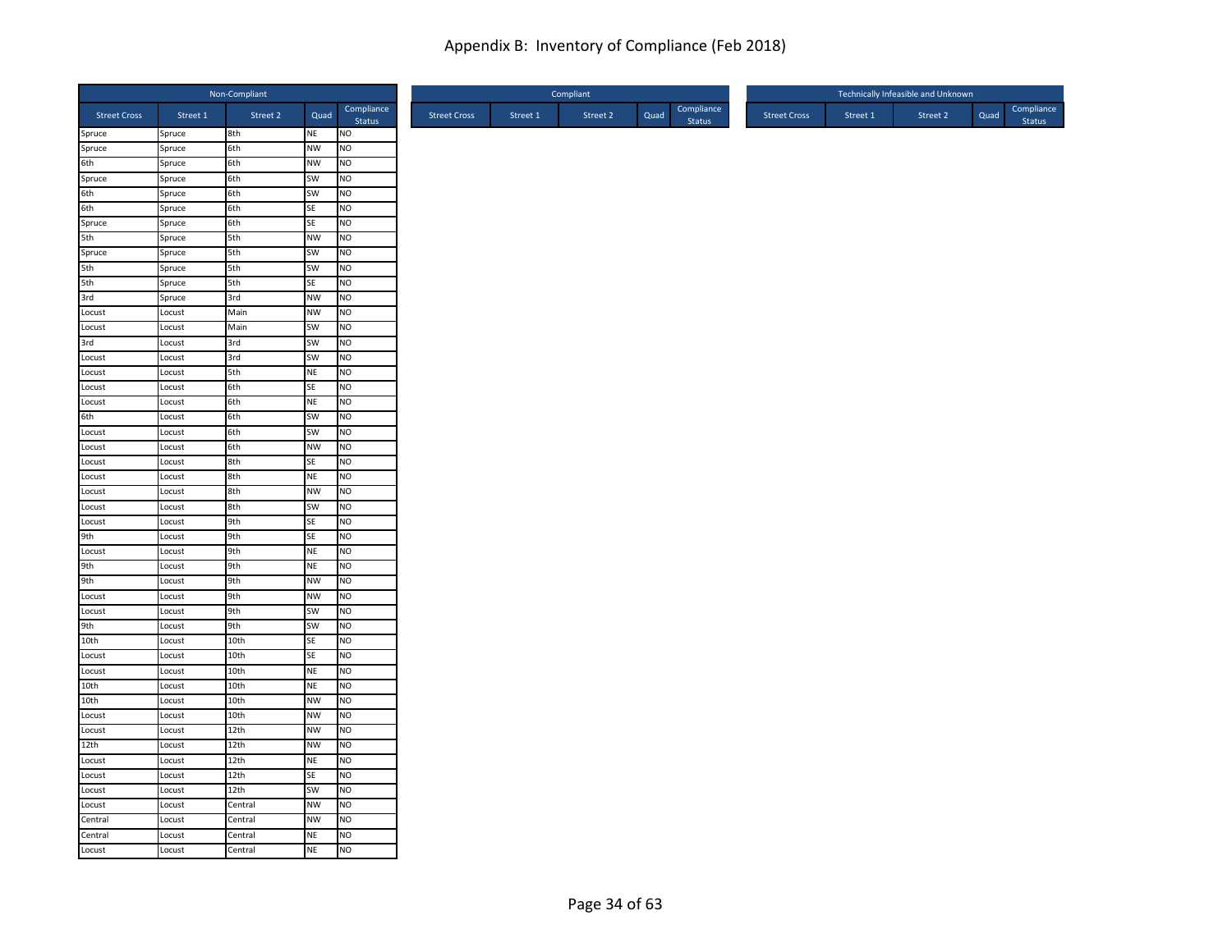# Appendix B: Inventory of Compliance (Feb 2018)

| Non-Compliant | | | | |
|---|---|---|---|---|
| Street Cross | Street 1 | Street 2 | Quad | Compliance Status |
| Spruce | Spruce | 8th | NE | NO |
| Spruce | Spruce | 6th | NW | NO |
| 6th | Spruce | 6th | NW | NO |
| Spruce | Spruce | 6th | SW | NO |
| 6th | Spruce | 6th | SW | NO |
| 6th | Spruce | 6th | SE | NO |
| Spruce | Spruce | 6th | SE | NO |
| 5th | Spruce | 5th | NW | NO |
| Spruce | Spruce | 5th | SW | NO |
| 5th | Spruce | 5th | SW | NO |
| 5th | Spruce | 5th | SE | NO |
| 3rd | Spruce | 3rd | NW | NO |
| Locust | Locust | Main | NW | NO |
| Locust | Locust | Main | SW | NO |
| 3rd | Locust | 3rd | SW | NO |
| Locust | Locust | 3rd | SW | NO |
| Locust | Locust | 5th | NE | NO |
| Locust | Locust | 6th | SE | NO |
| Locust | Locust | 6th | NE | NO |
| 6th | Locust | 6th | SW | NO |
| Locust | Locust | 6th | SW | NO |
| Locust | Locust | 6th | NW | NO |
| Locust | Locust | 8th | SE | NO |
| Locust | Locust | 8th | NE | NO |
| Locust | Locust | 8th | NW | NO |
| Locust | Locust | 8th | SW | NO |
| Locust | Locust | 9th | SE | NO |
| 9th | Locust | 9th | SE | NO |
| Locust | Locust | 9th | NE | NO |
| 9th | Locust | 9th | NE | NO |
| 9th | Locust | 9th | NW | NO |
| Locust | Locust | 9th | NW | NO |
| Locust | Locust | 9th | SW | NO |
| 9th | Locust | 9th | SW | NO |
| 10th | Locust | 10th | SE | NO |
| Locust | Locust | 10th | SE | NO |
| Locust | Locust | 10th | NE | NO |
| 10th | Locust | 10th | NE | NO |
| 10th | Locust | 10th | NW | NO |
| Locust | Locust | 10th | NW | NO |
| Locust | Locust | 12th | NW | NO |
| 12th | Locust | 12th | NW | NO |
| Locust | Locust | 12th | NE | NO |
| Locust | Locust | 12th | SE | NO |
| Locust | Locust | 12th | SW | NO |
| Locust | Locust | Central | NW | NO |
| Central | Locust | Central | NW | NO |
| Central | Locust | Central | NE | NO |
| Locust | Locust | Central | NE | NO |

| Compliant | | | | |
|---|---|---|---|---|
| Street Cross | Street 1 | Street 2 | Quad | Compliance Status |

| Technically Infeasible and Unknown | | | | |
|---|---|---|---|---|
| Street Cross | Street 1 | Street 2 | Quad | Compliance Status |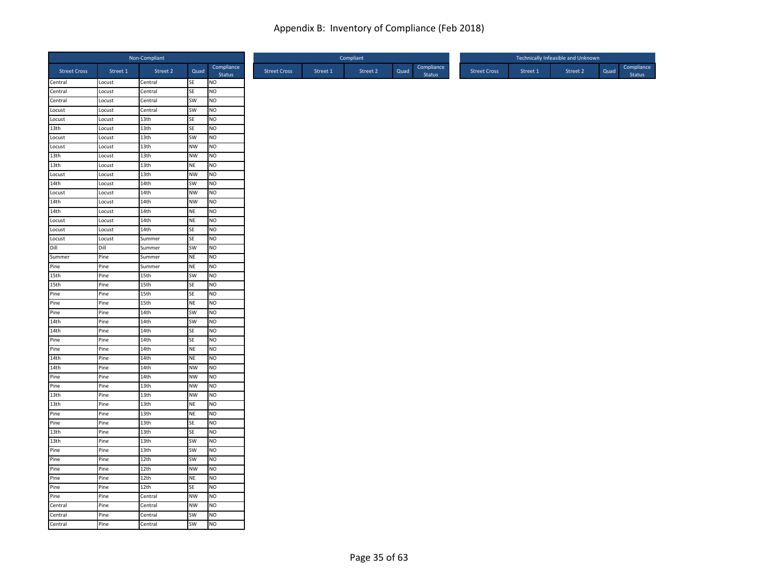# Appendix B: Inventory of Compliance (Feb 2018)

| Non-Compliant | | | | |
|---|---|---|---|---|
| Street Cross | Street 1 | Street 2 | Quad | Compliance Status |
| Central | Locust | Central | SE | NO |
| Central | Locust | Central | SE | NO |
| Central | Locust | Central | SW | NO |
| Locust | Locust | Central | SW | NO |
| Locust | Locust | 13th | SE | NO |
| 13th | Locust | 13th | SE | NO |
| Locust | Locust | 13th | SW | NO |
| Locust | Locust | 13th | NW | NO |
| 13th | Locust | 13th | NW | NO |
| 13th | Locust | 13th | NE | NO |
| Locust | Locust | 13th | NW | NO |
| 14th | Locust | 14th | SW | NO |
| Locust | Locust | 14th | NW | NO |
| 14th | Locust | 14th | NW | NO |
| 14th | Locust | 14th | NE | NO |
| Locust | Locust | 14th | NE | NO |
| Locust | Locust | 14th | SE | NO |
| Locust | Locust | Summer | SE | NO |
| Dill | Dill | Summer | SW | NO |
| Summer | Pine | Summer | NE | NO |
| Pine | Pine | Summer | NE | NO |
| 15th | Pine | 15th | SW | NO |
| 15th | Pine | 15th | SE | NO |
| Pine | Pine | 15th | SE | NO |
| Pine | Pine | 15th | NE | NO |
| Pine | Pine | 14th | SW | NO |
| 14th | Pine | 14th | SW | NO |
| 14th | Pine | 14th | SE | NO |
| Pine | Pine | 14th | SE | NO |
| Pine | Pine | 14th | NE | NO |
| 14th | Pine | 14th | NE | NO |
| 14th | Pine | 14th | NW | NO |
| Pine | Pine | 14th | NW | NO |
| Pine | Pine | 13th | NW | NO |
| 13th | Pine | 13th | NW | NO |
| 13th | Pine | 13th | NE | NO |
| Pine | Pine | 13th | NE | NO |
| Pine | Pine | 13th | SE | NO |
| 13th | Pine | 13th | SE | NO |
| 13th | Pine | 13th | SW | NO |
| Pine | Pine | 13th | SW | NO |
| Pine | Pine | 12th | SW | NO |
| Pine | Pine | 12th | NW | NO |
| Pine | Pine | 12th | NE | NO |
| Pine | Pine | 12th | SE | NO |
| Pine | Pine | Central | NW | NO |
| Central | Pine | Central | NW | NO |
| Central | Pine | Central | SW | NO |
| Central | Pine | Central | SW | NO |

| Compliant | | | | |
|---|---|---|---|---|
| Street Cross | Street 1 | Street 2 | Quad | Compliance Status |

| Technically Infeasible and Unknown | | | | |
|---|---|---|---|---|
| Street Cross | Street 1 | Street 2 | Quad | Compliance Status |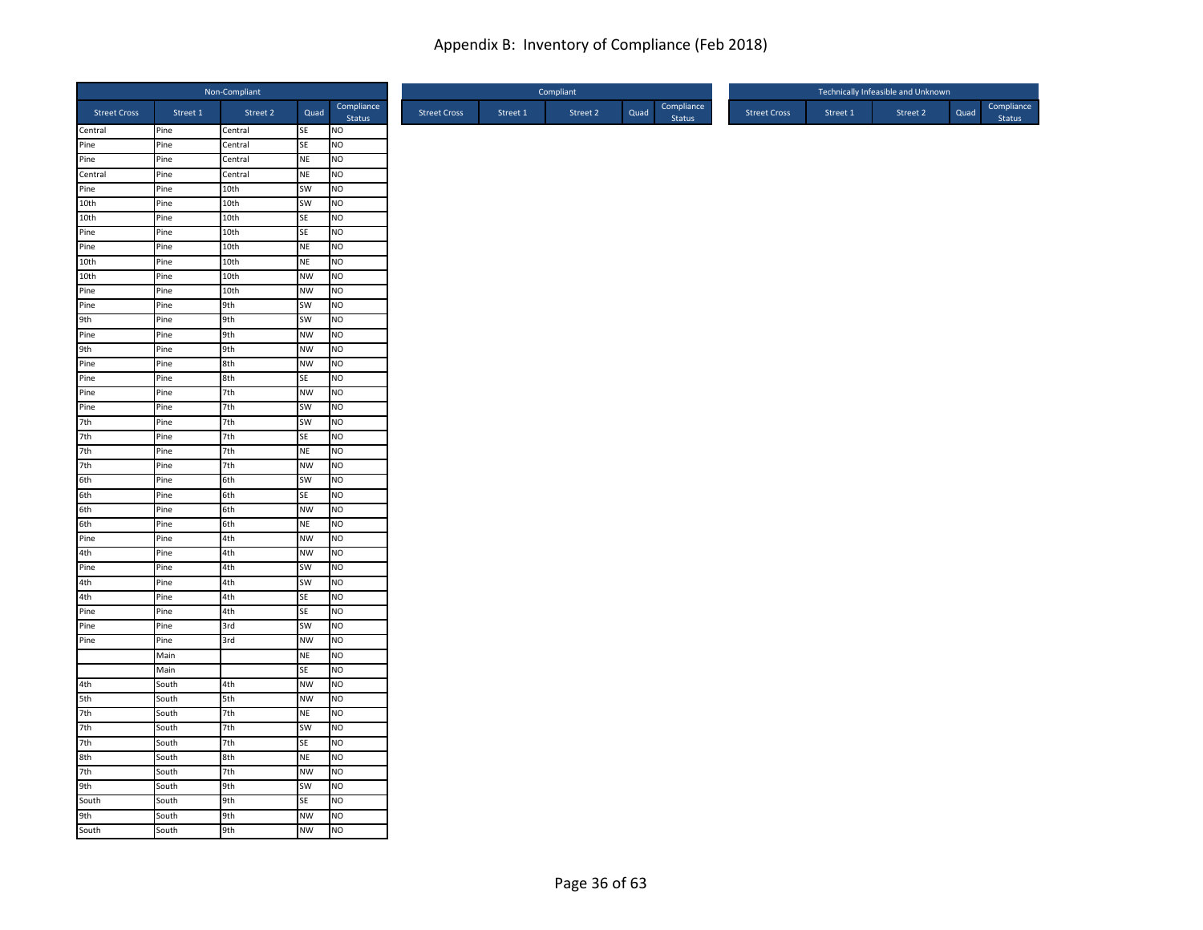# Appendix B: Inventory of Compliance (Feb 2018)

| Non-Compliant | | | | |
|---|---|---|---|---|
| Street Cross | Street 1 | Street 2 | Quad | Compliance Status |
| Central | Pine | Central | SE | NO |
| Pine | Pine | Central | SE | NO |
| Pine | Pine | Central | NE | NO |
| Central | Pine | Central | NE | NO |
| Pine | Pine | 10th | SW | NO |
| 10th | Pine | 10th | SW | NO |
| 10th | Pine | 10th | SE | NO |
| Pine | Pine | 10th | SE | NO |
| Pine | Pine | 10th | NE | NO |
| 10th | Pine | 10th | NE | NO |
| 10th | Pine | 10th | NW | NO |
| Pine | Pine | 10th | NW | NO |
| Pine | Pine | 9th | SW | NO |
| 9th | Pine | 9th | SW | NO |
| Pine | Pine | 9th | NW | NO |
| 9th | Pine | 9th | NW | NO |
| Pine | Pine | 8th | NW | NO |
| Pine | Pine | 8th | SE | NO |
| Pine | Pine | 7th | NW | NO |
| Pine | Pine | 7th | SW | NO |
| 7th | Pine | 7th | SW | NO |
| 7th | Pine | 7th | SE | NO |
| 7th | Pine | 7th | NE | NO |
| 7th | Pine | 7th | NW | NO |
| 6th | Pine | 6th | SW | NO |
| 6th | Pine | 6th | SE | NO |
| 6th | Pine | 6th | NW | NO |
| 6th | Pine | 6th | NE | NO |
| Pine | Pine | 4th | NW | NO |
| 4th | Pine | 4th | NW | NO |
| Pine | Pine | 4th | SW | NO |
| 4th | Pine | 4th | SW | NO |
| 4th | Pine | 4th | SE | NO |
| Pine | Pine | 4th | SE | NO |
| Pine | Pine | 3rd | SW | NO |
| Pine | Pine | 3rd | NW | NO |
| | Main | | NE | NO |
| | Main | | SE | NO |
| 4th | South | 4th | NW | NO |
| 5th | South | 5th | NW | NO |
| 7th | South | 7th | NE | NO |
| 7th | South | 7th | SW | NO |
| 7th | South | 7th | SE | NO |
| 8th | South | 8th | NE | NO |
| 7th | South | 7th | NW | NO |
| 9th | South | 9th | SW | NO |
| South | South | 9th | SE | NO |
| 9th | South | 9th | NW | NO |
| South | South | 9th | NW | NO |

| Compliant | | | | |
|---|---|---|---|---|
| Street Cross | Street 1 | Street 2 | Quad | Compliance Status |

| Technically Infeasible and Unknown | | | | |
|---|---|---|---|---|
| Street Cross | Street 1 | Street 2 | Quad | Compliance Status |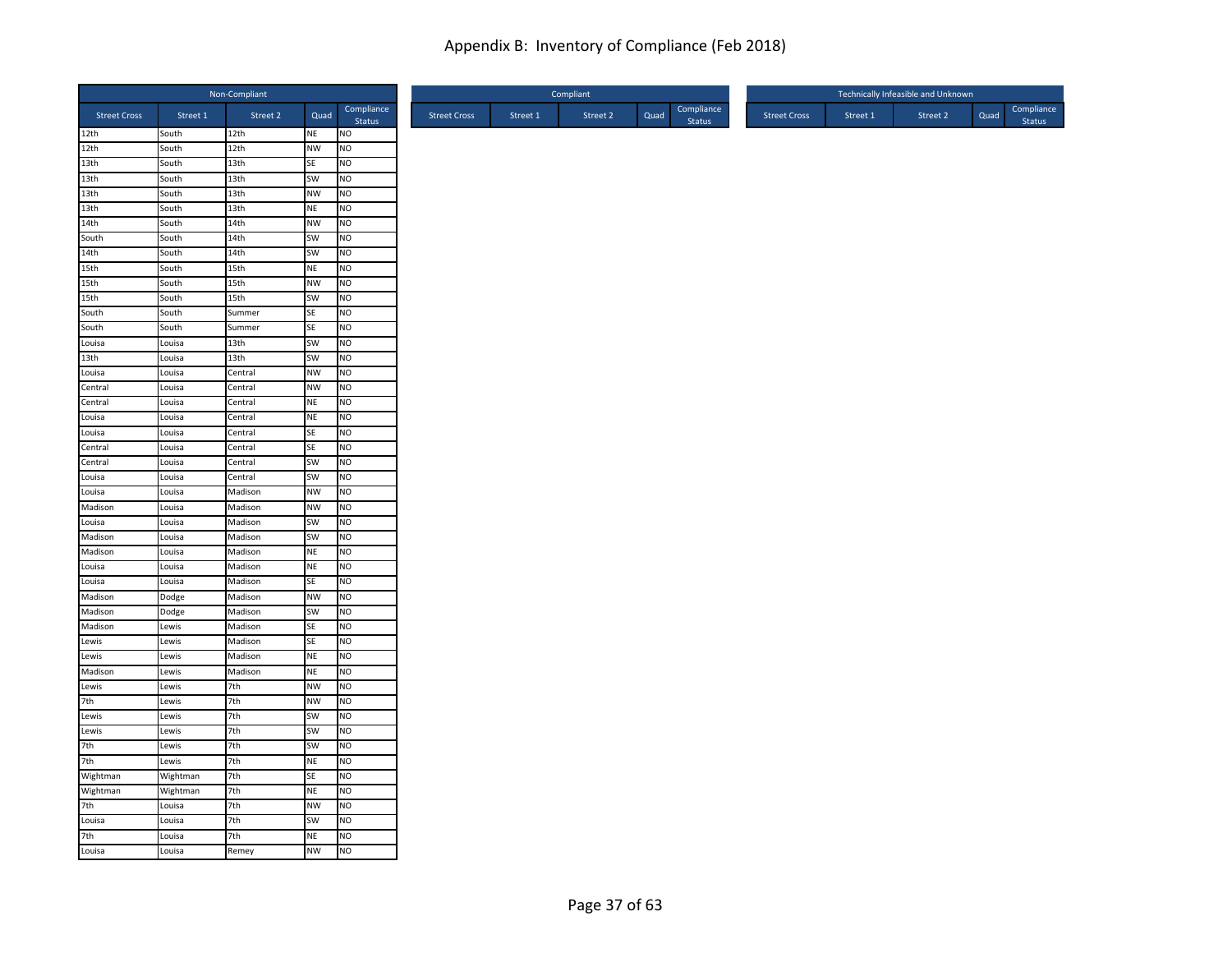# Appendix B: Inventory of Compliance (Feb 2018)

| Non-Compliant | | | | |
|---|---|---|---|---|
| Street Cross | Street 1 | Street 2 | Quad | Compliance Status |
| 12th | South | 12th | NE | NO |
| 12th | South | 12th | NW | NO |
| 13th | South | 13th | SE | NO |
| 13th | South | 13th | SW | NO |
| 13th | South | 13th | NW | NO |
| 13th | South | 13th | NE | NO |
| 14th | South | 14th | NW | NO |
| South | South | 14th | SW | NO |
| 14th | South | 14th | SW | NO |
| 15th | South | 15th | NE | NO |
| 15th | South | 15th | NW | NO |
| 15th | South | 15th | SW | NO |
| South | South | Summer | SE | NO |
| South | South | Summer | SE | NO |
| Louisa | Louisa | 13th | SW | NO |
| 13th | Louisa | 13th | SW | NO |
| Louisa | Louisa | Central | NW | NO |
| Central | Louisa | Central | NW | NO |
| Central | Louisa | Central | NE | NO |
| Louisa | Louisa | Central | NE | NO |
| Louisa | Louisa | Central | SE | NO |
| Central | Louisa | Central | SE | NO |
| Central | Louisa | Central | SW | NO |
| Louisa | Louisa | Central | SW | NO |
| Louisa | Louisa | Madison | NW | NO |
| Madison | Louisa | Madison | NW | NO |
| Louisa | Louisa | Madison | SW | NO |
| Madison | Louisa | Madison | SW | NO |
| Madison | Louisa | Madison | NE | NO |
| Louisa | Louisa | Madison | NE | NO |
| Louisa | Louisa | Madison | SE | NO |
| Madison | Dodge | Madison | NW | NO |
| Madison | Dodge | Madison | SW | NO |
| Madison | Lewis | Madison | SE | NO |
| Lewis | Lewis | Madison | SE | NO |
| Lewis | Lewis | Madison | NE | NO |
| Madison | Lewis | Madison | NE | NO |
| Lewis | Lewis | 7th | NW | NO |
| 7th | Lewis | 7th | NW | NO |
| Lewis | Lewis | 7th | SW | NO |
| Lewis | Lewis | 7th | SW | NO |
| 7th | Lewis | 7th | SW | NO |
| 7th | Lewis | 7th | NE | NO |
| Wightman | Wightman | 7th | SE | NO |
| Wightman | Wightman | 7th | NE | NO |
| 7th | Louisa | 7th | NW | NO |
| Louisa | Louisa | 7th | SW | NO |
| 7th | Louisa | 7th | NE | NO |
| Louisa | Louisa | Remey | NW | NO |

| Compliant | | | | |
|---|---|---|---|---|
| Street Cross | Street 1 | Street 2 | Quad | Compliance Status |

| Technically Infeasible and Unknown | | | | |
|---|---|---|---|---|
| Street Cross | Street 1 | Street 2 | Quad | Compliance Status |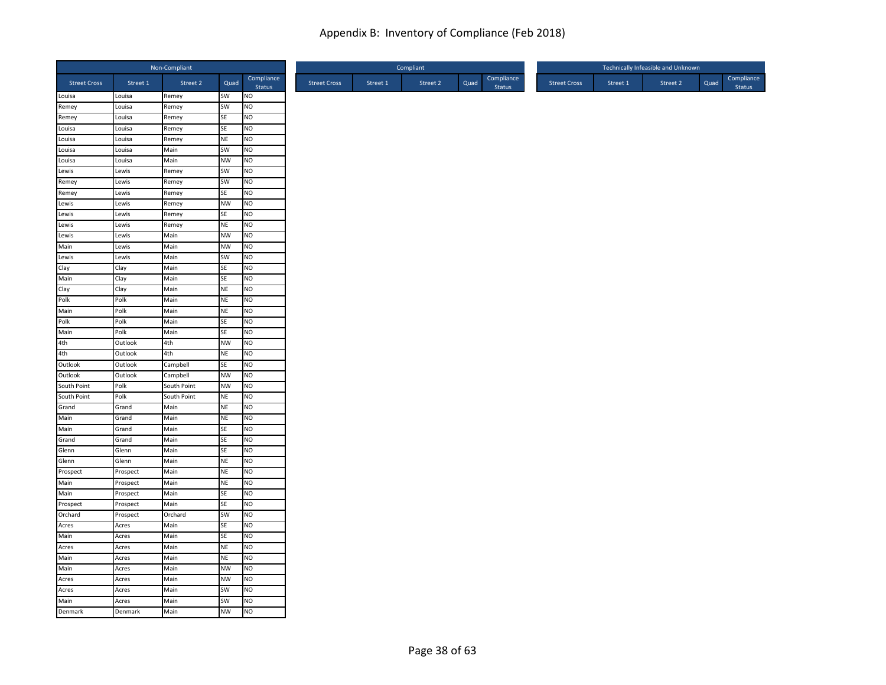# Appendix B: Inventory of Compliance (Feb 2018)

| Non-Compliant | | | | |
|---|---|---|---|---|
| Street Cross | Street 1 | Street 2 | Quad | Compliance Status |
| Louisa | Louisa | Remey | SW | NO |
| Remey | Louisa | Remey | SW | NO |
| Remey | Louisa | Remey | SE | NO |
| Louisa | Louisa | Remey | SE | NO |
| Louisa | Louisa | Remey | NE | NO |
| Louisa | Louisa | Main | SW | NO |
| Louisa | Louisa | Main | NW | NO |
| Lewis | Lewis | Remey | SW | NO |
| Remey | Lewis | Remey | SW | NO |
| Remey | Lewis | Remey | SE | NO |
| Lewis | Lewis | Remey | NW | NO |
| Lewis | Lewis | Remey | SE | NO |
| Lewis | Lewis | Remey | NE | NO |
| Lewis | Lewis | Main | NW | NO |
| Main | Lewis | Main | NW | NO |
| Lewis | Lewis | Main | SW | NO |
| Clay | Clay | Main | SE | NO |
| Main | Clay | Main | SE | NO |
| Clay | Clay | Main | NE | NO |
| Polk | Polk | Main | NE | NO |
| Main | Polk | Main | NE | NO |
| Polk | Polk | Main | SE | NO |
| Main | Polk | Main | SE | NO |
| 4th | Outlook | 4th | NW | NO |
| 4th | Outlook | 4th | NE | NO |
| Outlook | Outlook | Campbell | SE | NO |
| Outlook | Outlook | Campbell | NW | NO |
| South Point | Polk | South Point | NW | NO |
| South Point | Polk | South Point | NE | NO |
| Grand | Grand | Main | NE | NO |
| Main | Grand | Main | NE | NO |
| Main | Grand | Main | SE | NO |
| Grand | Grand | Main | SE | NO |
| Glenn | Glenn | Main | SE | NO |
| Glenn | Glenn | Main | NE | NO |
| Prospect | Prospect | Main | NE | NO |
| Main | Prospect | Main | NE | NO |
| Main | Prospect | Main | SE | NO |
| Prospect | Prospect | Main | SE | NO |
| Orchard | Prospect | Orchard | SW | NO |
| Acres | Acres | Main | SE | NO |
| Main | Acres | Main | SE | NO |
| Acres | Acres | Main | NE | NO |
| Main | Acres | Main | NE | NO |
| Main | Acres | Main | NW | NO |
| Acres | Acres | Main | NW | NO |
| Acres | Acres | Main | SW | NO |
| Main | Acres | Main | SW | NO |
| Denmark | Denmark | Main | NW | NO |

| Compliant | | | | |
|---|---|---|---|---|
| Street Cross | Street 1 | Street 2 | Quad | Compliance Status |

| Technically Infeasible and Unknown | | | | |
|---|---|---|---|---|
| Street Cross | Street 1 | Street 2 | Quad | Compliance Status |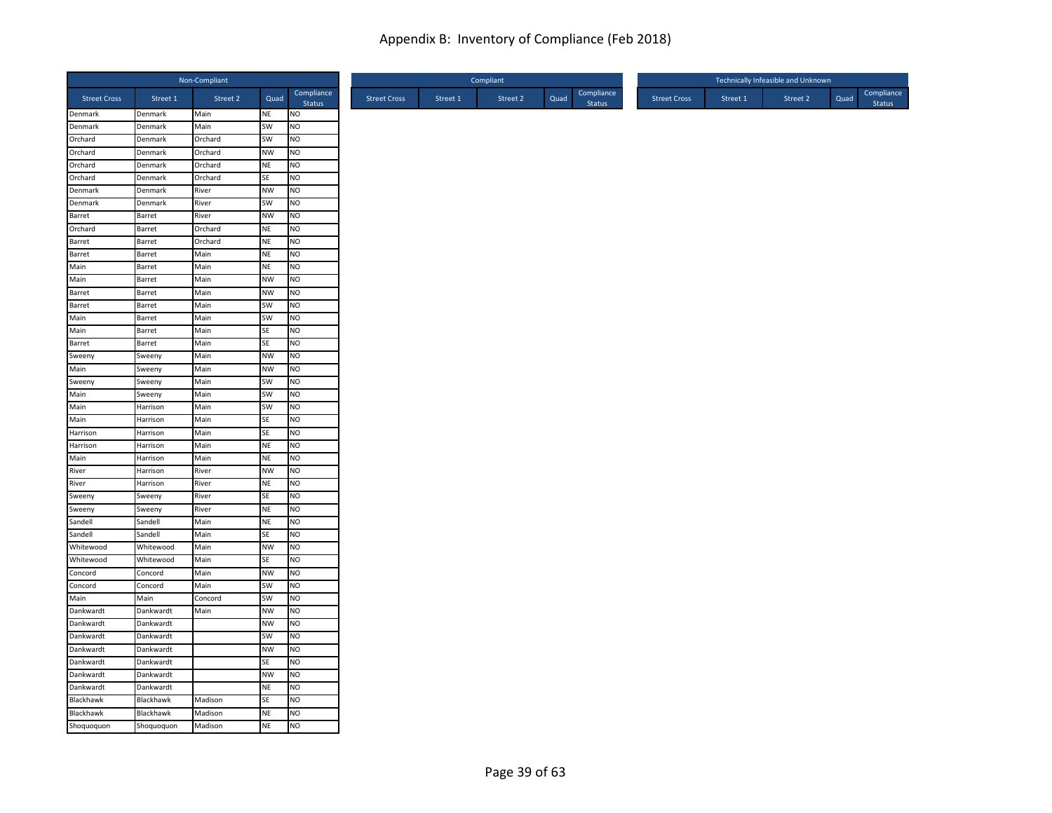# Appendix B: Inventory of Compliance (Feb 2018)

| Non-Compliant | | | | |
|---|---|---|---|---|
| **Street Cross** | **Street 1** | **Street 2** | **Quad** | **Compliance Status** |
| Denmark | Denmark | Main | NE | NO |
| Denmark | Denmark | Main | SW | NO |
| Orchard | Denmark | Orchard | SW | NO |
| Orchard | Denmark | Orchard | NW | NO |
| Orchard | Denmark | Orchard | NE | NO |
| Orchard | Denmark | Orchard | SE | NO |
| Denmark | Denmark | River | NW | NO |
| Denmark | Denmark | River | SW | NO |
| Barret | Barret | River | NW | NO |
| Orchard | Barret | Orchard | NE | NO |
| Barret | Barret | Orchard | NE | NO |
| Barret | Barret | Main | NE | NO |
| Main | Barret | Main | NE | NO |
| Main | Barret | Main | NW | NO |
| Barret | Barret | Main | NW | NO |
| Barret | Barret | Main | SW | NO |
| Main | Barret | Main | SW | NO |
| Main | Barret | Main | SE | NO |
| Barret | Barret | Main | SE | NO |
| Sweeny | Sweeny | Main | NW | NO |
| Main | Sweeny | Main | NW | NO |
| Sweeny | Sweeny | Main | SW | NO |
| Main | Sweeny | Main | SW | NO |
| Main | Harrison | Main | SW | NO |
| Main | Harrison | Main | SE | NO |
| Harrison | Harrison | Main | SE | NO |
| Harrison | Harrison | Main | NE | NO |
| Main | Harrison | Main | NE | NO |
| River | Harrison | River | NW | NO |
| River | Harrison | River | NE | NO |
| Sweeny | Sweeny | River | SE | NO |
| Sweeny | Sweeny | River | NE | NO |
| Sandell | Sandell | Main | NE | NO |
| Sandell | Sandell | Main | SE | NO |
| Whitewood | Whitewood | Main | NW | NO |
| Whitewood | Whitewood | Main | SE | NO |
| Concord | Concord | Main | NW | NO |
| Concord | Concord | Main | SW | NO |
| Main | Main | Concord | SW | NO |
| Dankwardt | Dankwardt | Main | NW | NO |
| Dankwardt | Dankwardt | | NW | NO |
| Dankwardt | Dankwardt | | SW | NO |
| Dankwardt | Dankwardt | | NW | NO |
| Dankwardt | Dankwardt | | SE | NO |
| Dankwardt | Dankwardt | | NW | NO |
| Dankwardt | Dankwardt | | NE | NO |
| Blackhawk | Blackhawk | Madison | SE | NO |
| Blackhawk | Blackhawk | Madison | NE | NO |
| Shoquoquon | Shoquoquon | Madison | NE | NO |

| Compliant | | | | |
|---|---|---|---|---|
| **Street Cross** | **Street 1** | **Street 2** | **Quad** | **Compliance Status** |

| Technically Infeasible and Unknown | | | | |
|---|---|---|---|---|
| **Street Cross** | **Street 1** | **Street 2** | **Quad** | **Compliance Status** |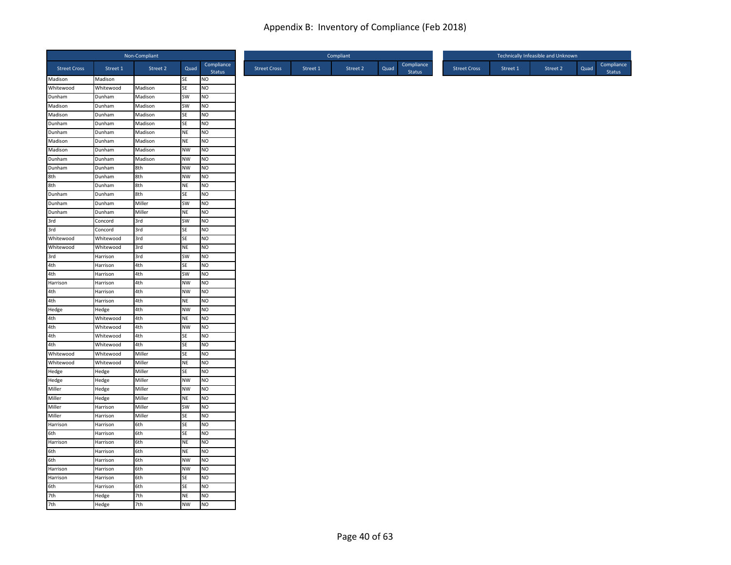# Appendix B: Inventory of Compliance (Feb 2018)

| Non-Compliant | | | | |
|---|---|---|---|---|
| Street Cross | Street 1 | Street 2 | Quad | Compliance Status |
| Madison | Madison | | SE | NO |
| Whitewood | Whitewood | Madison | SE | NO |
| Dunham | Dunham | Madison | SW | NO |
| Madison | Dunham | Madison | SW | NO |
| Madison | Dunham | Madison | SE | NO |
| Dunham | Dunham | Madison | SE | NO |
| Dunham | Dunham | Madison | NE | NO |
| Madison | Dunham | Madison | NE | NO |
| Madison | Dunham | Madison | NW | NO |
| Dunham | Dunham | Madison | NW | NO |
| Dunham | Dunham | 8th | NW | NO |
| 8th | Dunham | 8th | NW | NO |
| 8th | Dunham | 8th | NE | NO |
| Dunham | Dunham | 8th | SE | NO |
| Dunham | Dunham | Miller | SW | NO |
| Dunham | Dunham | Miller | NE | NO |
| 3rd | Concord | 3rd | SW | NO |
| 3rd | Concord | 3rd | SE | NO |
| Whitewood | Whitewood | 3rd | SE | NO |
| Whitewood | Whitewood | 3rd | NE | NO |
| 3rd | Harrison | 3rd | SW | NO |
| 4th | Harrison | 4th | SE | NO |
| 4th | Harrison | 4th | SW | NO |
| Harrison | Harrison | 4th | NW | NO |
| 4th | Harrison | 4th | NW | NO |
| 4th | Harrison | 4th | NE | NO |
| Hedge | Hedge | 4th | NW | NO |
| 4th | Whitewood | 4th | NE | NO |
| 4th | Whitewood | 4th | NW | NO |
| 4th | Whitewood | 4th | SE | NO |
| 4th | Whitewood | 4th | SE | NO |
| Whitewood | Whitewood | Miller | SE | NO |
| Whitewood | Whitewood | Miller | NE | NO |
| Hedge | Hedge | Miller | SE | NO |
| Hedge | Hedge | Miller | NW | NO |
| Miller | Hedge | Miller | NW | NO |
| Miller | Hedge | Miller | NE | NO |
| Miller | Harrison | Miller | SW | NO |
| Miller | Harrison | Miller | SE | NO |
| Harrison | Harrison | 6th | SE | NO |
| 6th | Harrison | 6th | SE | NO |
| Harrison | Harrison | 6th | NE | NO |
| 6th | Harrison | 6th | NE | NO |
| 6th | Harrison | 6th | NW | NO |
| Harrison | Harrison | 6th | NW | NO |
| Harrison | Harrison | 6th | SE | NO |
| 6th | Harrison | 6th | SE | NO |
| 7th | Hedge | 7th | NE | NO |
| 7th | Hedge | 7th | NW | NO |

| Compliant | | | | |
|---|---|---|---|---|
| Street Cross | Street 1 | Street 2 | Quad | Compliance Status |

| Technically Infeasible and Unknown | | | | |
|---|---|---|---|---|
| Street Cross | Street 1 | Street 2 | Quad | Compliance Status |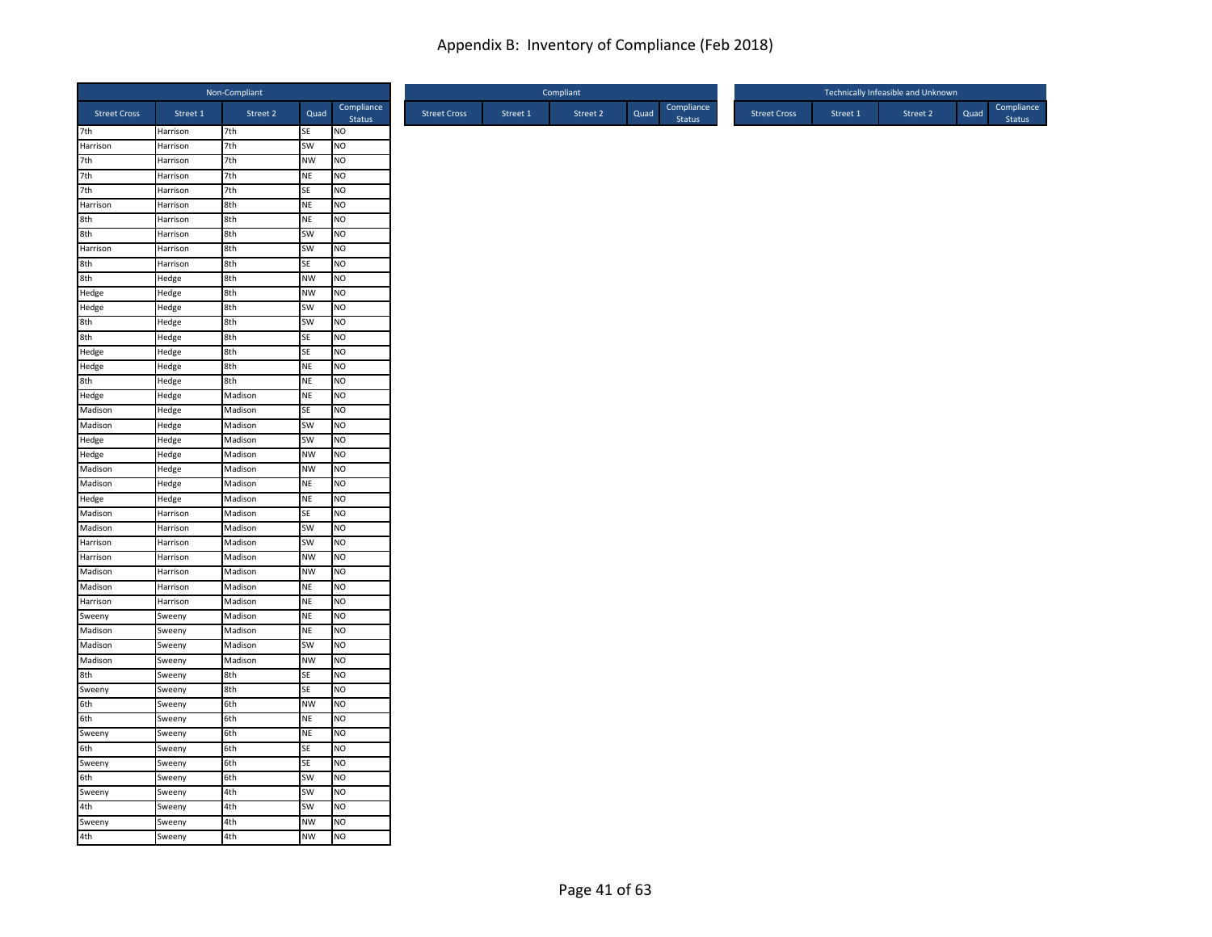# Appendix B: Inventory of Compliance (Feb 2018)

| Non-Compliant | | | | |
|---|---|---|---|---|
| Street Cross | Street 1 | Street 2 | Quad | Compliance Status |
| 7th | Harrison | 7th | SE | NO |
| Harrison | Harrison | 7th | SW | NO |
| 7th | Harrison | 7th | NW | NO |
| 7th | Harrison | 7th | NE | NO |
| 7th | Harrison | 7th | SE | NO |
| Harrison | Harrison | 8th | NE | NO |
| 8th | Harrison | 8th | NE | NO |
| 8th | Harrison | 8th | SW | NO |
| Harrison | Harrison | 8th | SW | NO |
| 8th | Harrison | 8th | SE | NO |
| 8th | Hedge | 8th | NW | NO |
| Hedge | Hedge | 8th | NW | NO |
| Hedge | Hedge | 8th | SW | NO |
| 8th | Hedge | 8th | SW | NO |
| 8th | Hedge | 8th | SE | NO |
| Hedge | Hedge | 8th | SE | NO |
| Hedge | Hedge | 8th | NE | NO |
| 8th | Hedge | 8th | NE | NO |
| Hedge | Hedge | Madison | NE | NO |
| Madison | Hedge | Madison | SE | NO |
| Madison | Hedge | Madison | SW | NO |
| Hedge | Hedge | Madison | SW | NO |
| Hedge | Hedge | Madison | NW | NO |
| Madison | Hedge | Madison | NW | NO |
| Madison | Hedge | Madison | NE | NO |
| Hedge | Hedge | Madison | NE | NO |
| Madison | Harrison | Madison | SE | NO |
| Madison | Harrison | Madison | SW | NO |
| Harrison | Harrison | Madison | SW | NO |
| Harrison | Harrison | Madison | NW | NO |
| Madison | Harrison | Madison | NW | NO |
| Madison | Harrison | Madison | NE | NO |
| Harrison | Harrison | Madison | NE | NO |
| Sweeny | Sweeny | Madison | NE | NO |
| Madison | Sweeny | Madison | NE | NO |
| Madison | Sweeny | Madison | SW | NO |
| Madison | Sweeny | Madison | NW | NO |
| 8th | Sweeny | 8th | SE | NO |
| Sweeny | Sweeny | 8th | SE | NO |
| 6th | Sweeny | 6th | NW | NO |
| 6th | Sweeny | 6th | NE | NO |
| Sweeny | Sweeny | 6th | NE | NO |
| 6th | Sweeny | 6th | SE | NO |
| Sweeny | Sweeny | 6th | SE | NO |
| 6th | Sweeny | 6th | SW | NO |
| Sweeny | Sweeny | 4th | SW | NO |
| 4th | Sweeny | 4th | SW | NO |
| Sweeny | Sweeny | 4th | NW | NO |
| 4th | Sweeny | 4th | NW | NO |

| Compliant | | | | |
|---|---|---|---|---|
| Street Cross | Street 1 | Street 2 | Quad | Compliance Status |

| Technically Infeasible and Unknown | | | | |
|---|---|---|---|---|
| Street Cross | Street 1 | Street 2 | Quad | Compliance Status |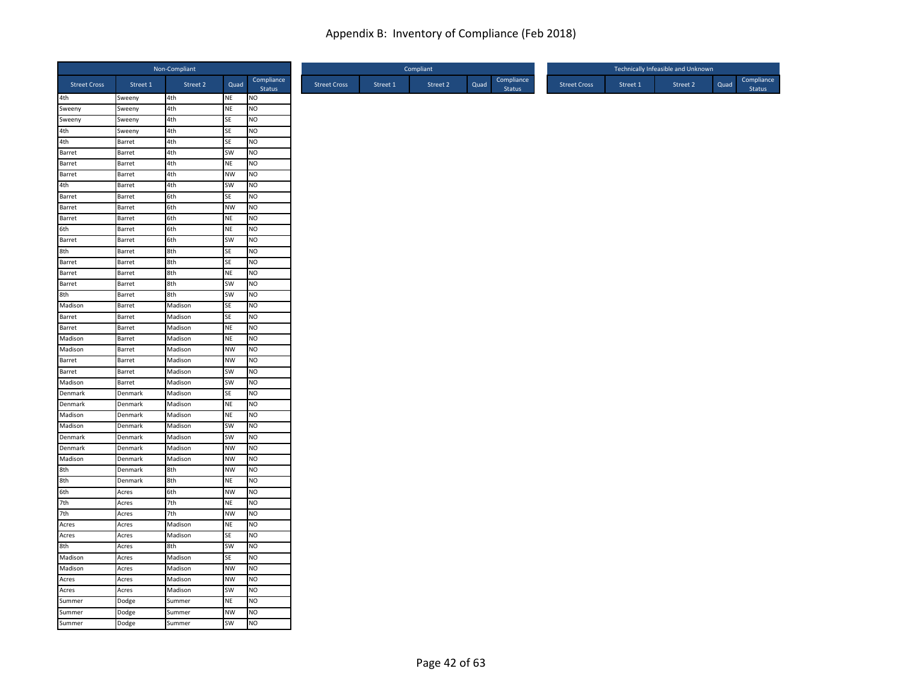# Appendix B: Inventory of Compliance (Feb 2018)

| Non-Compliant | | | | |
|---|---|---|---|---|
| Street Cross | Street 1 | Street 2 | Quad | Compliance Status |
| 4th | Sweeny | 4th | NE | NO |
| Sweeny | Sweeny | 4th | NE | NO |
| Sweeny | Sweeny | 4th | SE | NO |
| 4th | Sweeny | 4th | SE | NO |
| 4th | Barret | 4th | SE | NO |
| Barret | Barret | 4th | SW | NO |
| Barret | Barret | 4th | NE | NO |
| Barret | Barret | 4th | NW | NO |
| 4th | Barret | 4th | SW | NO |
| Barret | Barret | 6th | SE | NO |
| Barret | Barret | 6th | NW | NO |
| Barret | Barret | 6th | NE | NO |
| 6th | Barret | 6th | NE | NO |
| Barret | Barret | 6th | SW | NO |
| 8th | Barret | 8th | SE | NO |
| Barret | Barret | 8th | SE | NO |
| Barret | Barret | 8th | NE | NO |
| Barret | Barret | 8th | SW | NO |
| 8th | Barret | 8th | SW | NO |
| Madison | Barret | Madison | SE | NO |
| Barret | Barret | Madison | SE | NO |
| Barret | Barret | Madison | NE | NO |
| Madison | Barret | Madison | NE | NO |
| Madison | Barret | Madison | NW | NO |
| Barret | Barret | Madison | NW | NO |
| Barret | Barret | Madison | SW | NO |
| Madison | Barret | Madison | SW | NO |
| Denmark | Denmark | Madison | SE | NO |
| Denmark | Denmark | Madison | NE | NO |
| Madison | Denmark | Madison | NE | NO |
| Madison | Denmark | Madison | SW | NO |
| Denmark | Denmark | Madison | SW | NO |
| Denmark | Denmark | Madison | NW | NO |
| Madison | Denmark | Madison | NW | NO |
| 8th | Denmark | 8th | NW | NO |
| 8th | Denmark | 8th | NE | NO |
| 6th | Acres | 6th | NW | NO |
| 7th | Acres | 7th | NE | NO |
| 7th | Acres | 7th | NW | NO |
| Acres | Acres | Madison | NE | NO |
| Acres | Acres | Madison | SE | NO |
| 8th | Acres | 8th | SW | NO |
| Madison | Acres | Madison | SE | NO |
| Madison | Acres | Madison | NW | NO |
| Acres | Acres | Madison | NW | NO |
| Acres | Acres | Madison | SW | NO |
| Summer | Dodge | Summer | NE | NO |
| Summer | Dodge | Summer | NW | NO |
| Summer | Dodge | Summer | SW | NO |

| Compliant | | | | |
|---|---|---|---|---|
| Street Cross | Street 1 | Street 2 | Quad | Compliance Status |

| Technically Infeasible and Unknown | | | | |
|---|---|---|---|---|
| Street Cross | Street 1 | Street 2 | Quad | Compliance Status |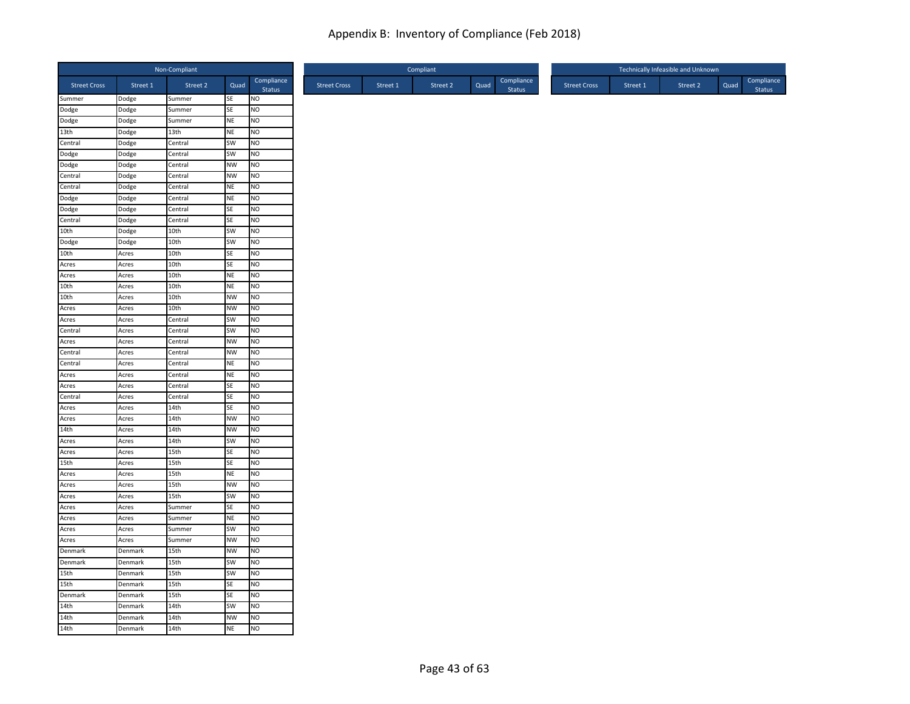# Appendix B: Inventory of Compliance (Feb 2018)

| Non-Compliant | | | | |
|---|---|---|---|---|
| Street Cross | Street 1 | Street 2 | Quad | Compliance Status |
| Summer | Dodge | Summer | SE | NO |
| Dodge | Dodge | Summer | SE | NO |
| Dodge | Dodge | Summer | NE | NO |
| 13th | Dodge | 13th | NE | NO |
| Central | Dodge | Central | SW | NO |
| Dodge | Dodge | Central | SW | NO |
| Dodge | Dodge | Central | NW | NO |
| Central | Dodge | Central | NW | NO |
| Central | Dodge | Central | NE | NO |
| Dodge | Dodge | Central | NE | NO |
| Dodge | Dodge | Central | SE | NO |
| Central | Dodge | Central | SE | NO |
| 10th | Dodge | 10th | SW | NO |
| Dodge | Dodge | 10th | SW | NO |
| 10th | Acres | 10th | SE | NO |
| Acres | Acres | 10th | SE | NO |
| Acres | Acres | 10th | NE | NO |
| 10th | Acres | 10th | NE | NO |
| 10th | Acres | 10th | NW | NO |
| Acres | Acres | 10th | NW | NO |
| Acres | Acres | Central | SW | NO |
| Central | Acres | Central | SW | NO |
| Acres | Acres | Central | NW | NO |
| Central | Acres | Central | NW | NO |
| Central | Acres | Central | NE | NO |
| Acres | Acres | Central | NE | NO |
| Acres | Acres | Central | SE | NO |
| Central | Acres | Central | SE | NO |
| Acres | Acres | 14th | SE | NO |
| Acres | Acres | 14th | NW | NO |
| 14th | Acres | 14th | NW | NO |
| Acres | Acres | 14th | SW | NO |
| Acres | Acres | 15th | SE | NO |
| 15th | Acres | 15th | SE | NO |
| Acres | Acres | 15th | NE | NO |
| Acres | Acres | 15th | NW | NO |
| Acres | Acres | 15th | SW | NO |
| Acres | Acres | Summer | SE | NO |
| Acres | Acres | Summer | NE | NO |
| Acres | Acres | Summer | SW | NO |
| Acres | Acres | Summer | NW | NO |
| Denmark | Denmark | 15th | NW | NO |
| Denmark | Denmark | 15th | SW | NO |
| 15th | Denmark | 15th | SW | NO |
| 15th | Denmark | 15th | SE | NO |
| Denmark | Denmark | 15th | SE | NO |
| 14th | Denmark | 14th | SW | NO |
| 14th | Denmark | 14th | NW | NO |
| 14th | Denmark | 14th | NE | NO |

| Compliant | | | | |
|---|---|---|---|---|
| Street Cross | Street 1 | Street 2 | Quad | Compliance Status |

| Technically Infeasible and Unknown | | | | |
|---|---|---|---|---|
| Street Cross | Street 1 | Street 2 | Quad | Compliance Status |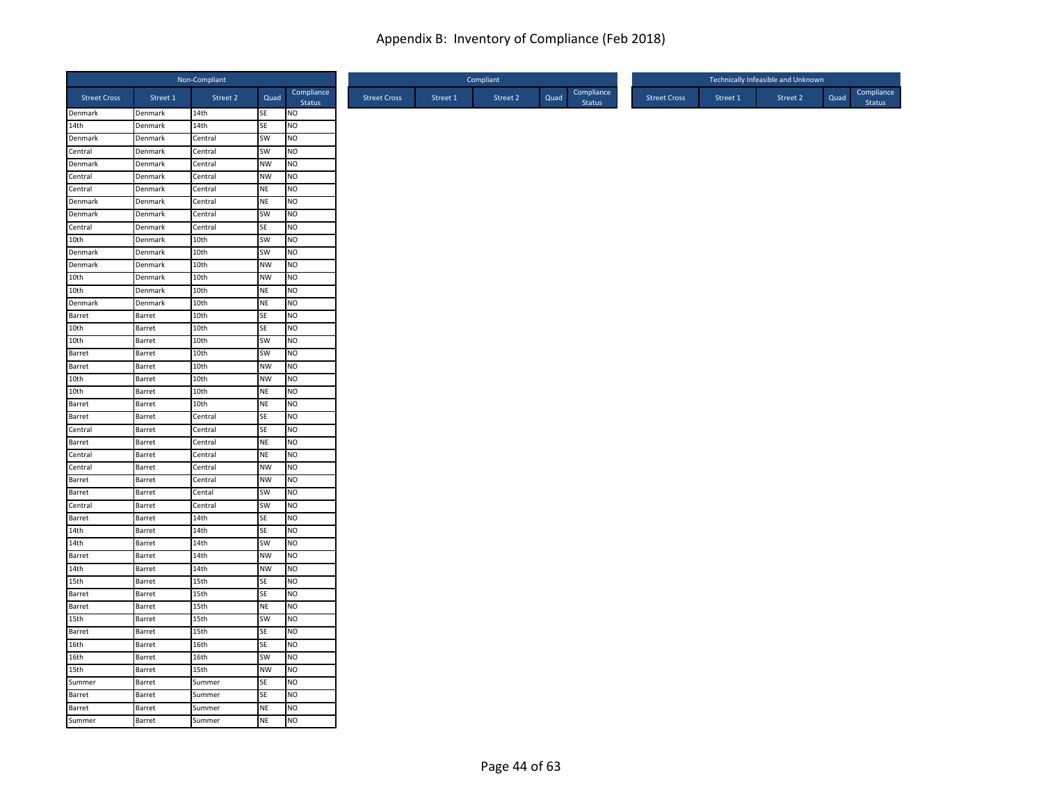# Appendix B: Inventory of Compliance (Feb 2018)

| Non-Compliant | | | | |
|---|---|---|---|---|
| Street Cross | Street 1 | Street 2 | Quad | Compliance Status |
| Denmark | Denmark | 14th | SE | NO |
| 14th | Denmark | 14th | SE | NO |
| Denmark | Denmark | Central | SW | NO |
| Central | Denmark | Central | SW | NO |
| Denmark | Denmark | Central | NW | NO |
| Central | Denmark | Central | NW | NO |
| Central | Denmark | Central | NE | NO |
| Denmark | Denmark | Central | NE | NO |
| Denmark | Denmark | Central | SW | NO |
| Central | Denmark | Central | SE | NO |
| 10th | Denmark | 10th | SW | NO |
| Denmark | Denmark | 10th | SW | NO |
| Denmark | Denmark | 10th | NW | NO |
| 10th | Denmark | 10th | NW | NO |
| 10th | Denmark | 10th | NE | NO |
| Denmark | Denmark | 10th | NE | NO |
| Barret | Barret | 10th | SE | NO |
| 10th | Barret | 10th | SE | NO |
| 10th | Barret | 10th | SW | NO |
| Barret | Barret | 10th | SW | NO |
| Barret | Barret | 10th | NW | NO |
| 10th | Barret | 10th | NW | NO |
| 10th | Barret | 10th | NE | NO |
| Barret | Barret | 10th | NE | NO |
| Barret | Barret | Central | SE | NO |
| Central | Barret | Central | SE | NO |
| Barret | Barret | Central | NE | NO |
| Central | Barret | Central | NE | NO |
| Central | Barret | Central | NW | NO |
| Barret | Barret | Central | NW | NO |
| Barret | Barret | Cental | SW | NO |
| Central | Barret | Central | SW | NO |
| Barret | Barret | 14th | SE | NO |
| 14th | Barret | 14th | SE | NO |
| 14th | Barret | 14th | SW | NO |
| Barret | Barret | 14th | NW | NO |
| 14th | Barret | 14th | NW | NO |
| 15th | Barret | 15th | SE | NO |
| Barret | Barret | 15th | SE | NO |
| Barret | Barret | 15th | NE | NO |
| 15th | Barret | 15th | SW | NO |
| Barret | Barret | 15th | SE | NO |
| 16th | Barret | 16th | SE | NO |
| 16th | Barret | 16th | SW | NO |
| 15th | Barret | 15th | NW | NO |
| Summer | Barret | Summer | SE | NO |
| Barret | Barret | Summer | SE | NO |
| Barret | Barret | Summer | NE | NO |
| Summer | Barret | Summer | NE | NO |

| Compliant | | | | |
|---|---|---|---|---|
| Street Cross | Street 1 | Street 2 | Quad | Compliance Status |

| Technically Infeasible and Unknown | | | | |
|---|---|---|---|---|
| Street Cross | Street 1 | Street 2 | Quad | Compliance Status |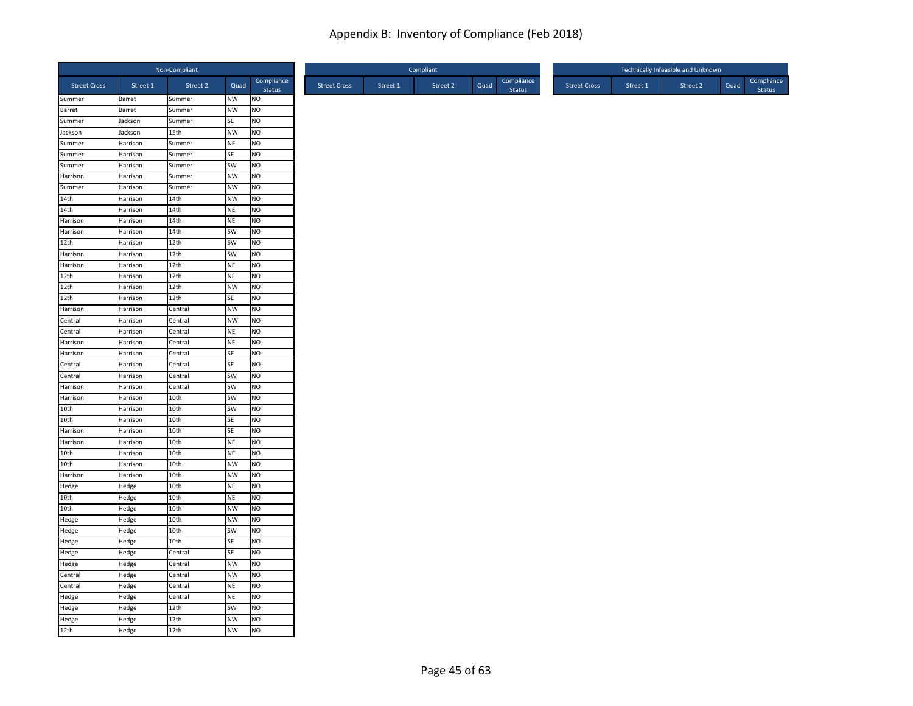# Appendix B: Inventory of Compliance (Feb 2018)

| Non-Compliant | | | | |
|---|---|---|---|---|
| Street Cross | Street 1 | Street 2 | Quad | Compliance Status |
| Summer | Barret | Summer | NW | NO |
| Barret | Barret | Summer | NW | NO |
| Summer | Jackson | Summer | SE | NO |
| Jackson | Jackson | 15th | NW | NO |
| Summer | Harrison | Summer | NE | NO |
| Summer | Harrison | Summer | SE | NO |
| Summer | Harrison | Summer | SW | NO |
| Harrison | Harrison | Summer | NW | NO |
| Summer | Harrison | Summer | NW | NO |
| 14th | Harrison | 14th | NW | NO |
| 14th | Harrison | 14th | NE | NO |
| Harrison | Harrison | 14th | NE | NO |
| Harrison | Harrison | 14th | SW | NO |
| 12th | Harrison | 12th | SW | NO |
| Harrison | Harrison | 12th | SW | NO |
| Harrison | Harrison | 12th | NE | NO |
| 12th | Harrison | 12th | NE | NO |
| 12th | Harrison | 12th | NW | NO |
| 12th | Harrison | 12th | SE | NO |
| Harrison | Harrison | Central | NW | NO |
| Central | Harrison | Central | NW | NO |
| Central | Harrison | Central | NE | NO |
| Harrison | Harrison | Central | NE | NO |
| Harrison | Harrison | Central | SE | NO |
| Central | Harrison | Central | SE | NO |
| Central | Harrison | Central | SW | NO |
| Harrison | Harrison | Central | SW | NO |
| Harrison | Harrison | 10th | SW | NO |
| 10th | Harrison | 10th | SW | NO |
| 10th | Harrison | 10th | SE | NO |
| Harrison | Harrison | 10th | SE | NO |
| Harrison | Harrison | 10th | NE | NO |
| 10th | Harrison | 10th | NE | NO |
| 10th | Harrison | 10th | NW | NO |
| Harrison | Harrison | 10th | NW | NO |
| Hedge | Hedge | 10th | NE | NO |
| 10th | Hedge | 10th | NE | NO |
| 10th | Hedge | 10th | NW | NO |
| Hedge | Hedge | 10th | NW | NO |
| Hedge | Hedge | 10th | SW | NO |
| Hedge | Hedge | 10th | SE | NO |
| Hedge | Hedge | Central | SE | NO |
| Hedge | Hedge | Central | NW | NO |
| Central | Hedge | Central | NW | NO |
| Central | Hedge | Central | NE | NO |
| Hedge | Hedge | Central | NE | NO |
| Hedge | Hedge | 12th | SW | NO |
| Hedge | Hedge | 12th | NW | NO |
| 12th | Hedge | 12th | NW | NO |

| Compliant | | | | |
|---|---|---|---|---|
| Street Cross | Street 1 | Street 2 | Quad | Compliance Status |

| Technically Infeasible and Unknown | | | | |
|---|---|---|---|---|
| Street Cross | Street 1 | Street 2 | Quad | Compliance Status |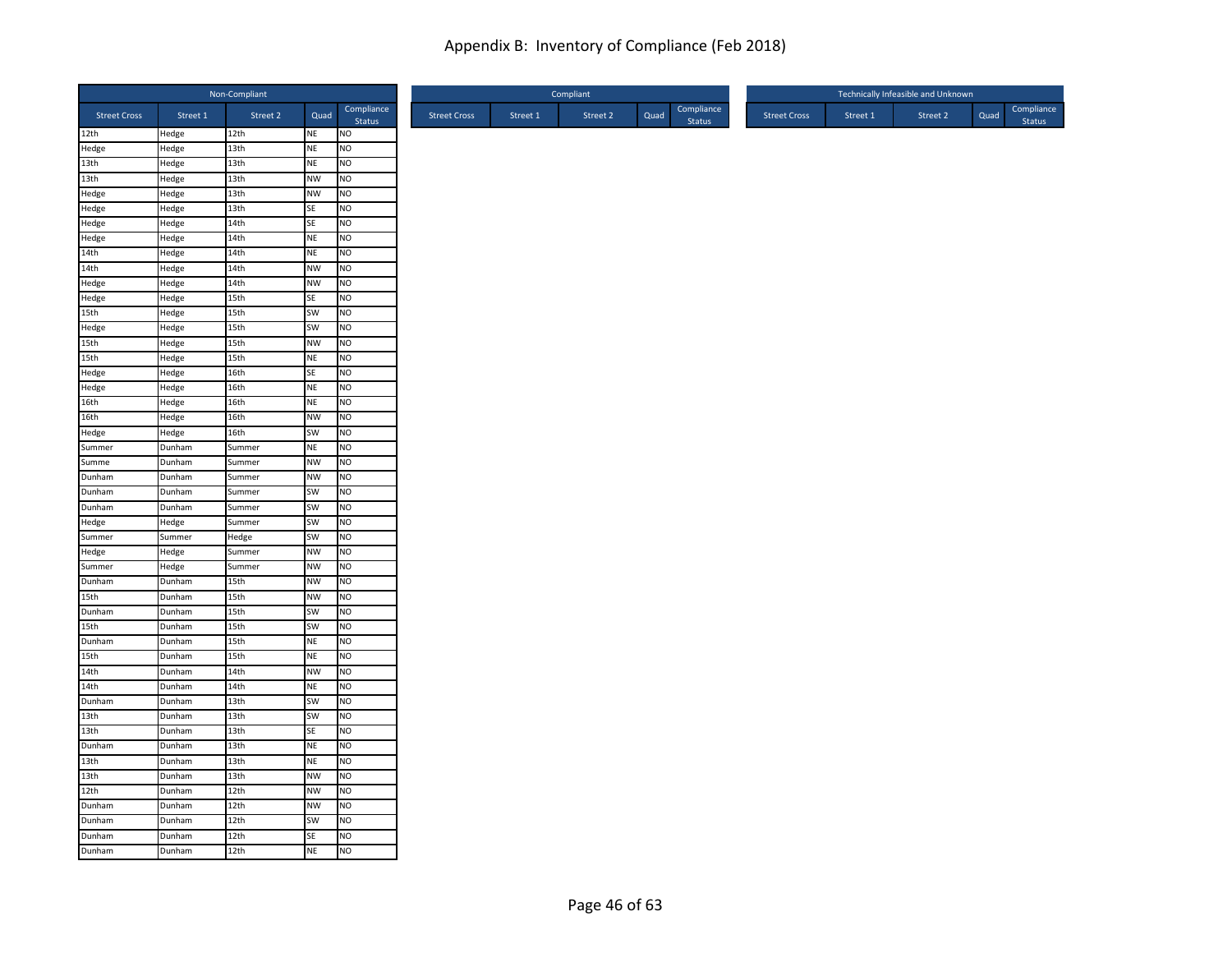# Appendix B: Inventory of Compliance (Feb 2018)

| Non-Compliant | | | | |
|---|---|---|---|---|
| Street Cross | Street 1 | Street 2 | Quad | Compliance Status |
| 12th | Hedge | 12th | NE | NO |
| Hedge | Hedge | 13th | NE | NO |
| 13th | Hedge | 13th | NE | NO |
| 13th | Hedge | 13th | NW | NO |
| Hedge | Hedge | 13th | NW | NO |
| Hedge | Hedge | 13th | SE | NO |
| Hedge | Hedge | 14th | SE | NO |
| Hedge | Hedge | 14th | NE | NO |
| 14th | Hedge | 14th | NE | NO |
| 14th | Hedge | 14th | NW | NO |
| Hedge | Hedge | 14th | NW | NO |
| Hedge | Hedge | 15th | SE | NO |
| 15th | Hedge | 15th | SW | NO |
| Hedge | Hedge | 15th | SW | NO |
| 15th | Hedge | 15th | NW | NO |
| 15th | Hedge | 15th | NE | NO |
| Hedge | Hedge | 16th | SE | NO |
| Hedge | Hedge | 16th | NE | NO |
| 16th | Hedge | 16th | NE | NO |
| 16th | Hedge | 16th | NW | NO |
| Hedge | Hedge | 16th | SW | NO |
| Summer | Dunham | Summer | NE | NO |
| Summe | Dunham | Summer | NW | NO |
| Dunham | Dunham | Summer | NW | NO |
| Dunham | Dunham | Summer | SW | NO |
| Dunham | Dunham | Summer | SW | NO |
| Hedge | Hedge | Summer | SW | NO |
| Summer | Summer | Hedge | SW | NO |
| Hedge | Hedge | Summer | NW | NO |
| Summer | Hedge | Summer | NW | NO |
| Dunham | Dunham | 15th | NW | NO |
| 15th | Dunham | 15th | NW | NO |
| Dunham | Dunham | 15th | SW | NO |
| 15th | Dunham | 15th | SW | NO |
| Dunham | Dunham | 15th | NE | NO |
| 15th | Dunham | 15th | NE | NO |
| 14th | Dunham | 14th | NW | NO |
| 14th | Dunham | 14th | NE | NO |
| Dunham | Dunham | 13th | SW | NO |
| 13th | Dunham | 13th | SW | NO |
| 13th | Dunham | 13th | SE | NO |
| Dunham | Dunham | 13th | NE | NO |
| 13th | Dunham | 13th | NE | NO |
| 13th | Dunham | 13th | NW | NO |
| 12th | Dunham | 12th | NW | NO |
| Dunham | Dunham | 12th | NW | NO |
| Dunham | Dunham | 12th | SW | NO |
| Dunham | Dunham | 12th | SE | NO |
| Dunham | Dunham | 12th | NE | NO |

| Compliant | | | | |
|---|---|---|---|---|
| Street Cross | Street 1 | Street 2 | Quad | Compliance Status |

| Technically Infeasible and Unknown | | | | |
|---|---|---|---|---|
| Street Cross | Street 1 | Street 2 | Quad | Compliance Status |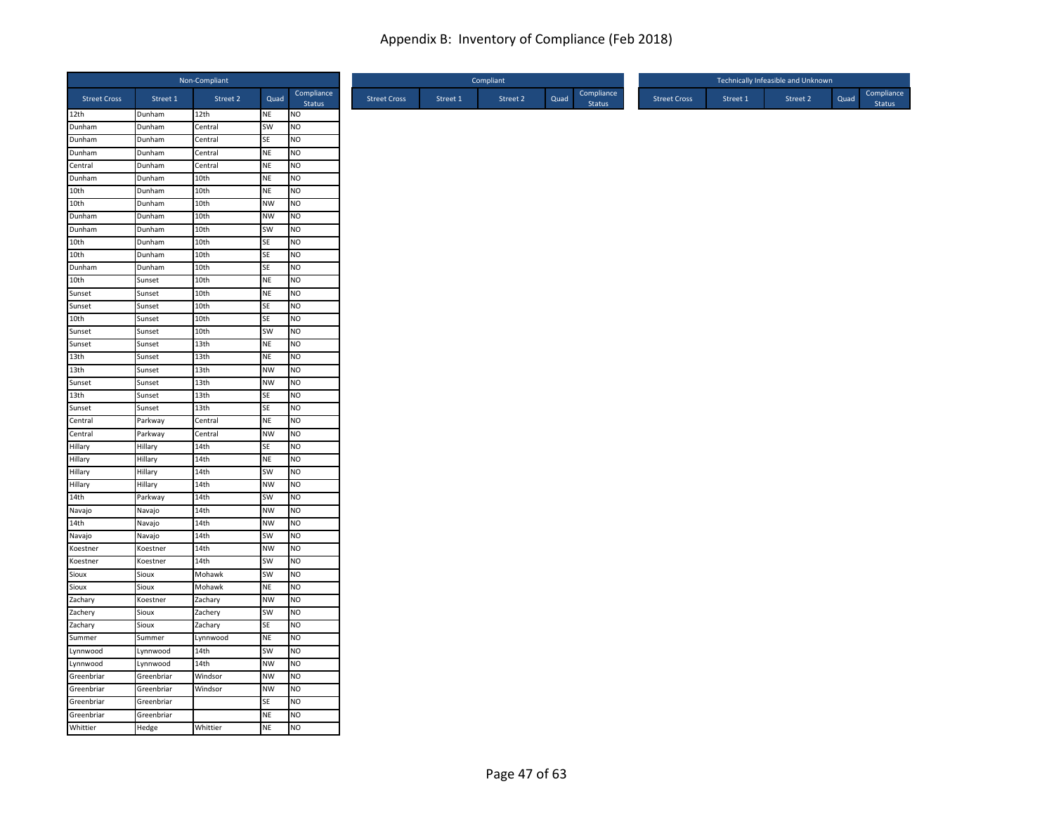# Appendix B: Inventory of Compliance (Feb 2018)

| Non-Compliant | | | | |
|---|---|---|---|---|
| Street Cross | Street 1 | Street 2 | Quad | Compliance Status |
| 12th | Dunham | 12th | NE | NO |
| Dunham | Dunham | Central | SW | NO |
| Dunham | Dunham | Central | SE | NO |
| Dunham | Dunham | Central | NE | NO |
| Central | Dunham | Central | NE | NO |
| Dunham | Dunham | 10th | NE | NO |
| 10th | Dunham | 10th | NE | NO |
| 10th | Dunham | 10th | NW | NO |
| Dunham | Dunham | 10th | NW | NO |
| Dunham | Dunham | 10th | SW | NO |
| 10th | Dunham | 10th | SE | NO |
| 10th | Dunham | 10th | SE | NO |
| Dunham | Dunham | 10th | SE | NO |
| 10th | Sunset | 10th | NE | NO |
| Sunset | Sunset | 10th | NE | NO |
| Sunset | Sunset | 10th | SE | NO |
| 10th | Sunset | 10th | SE | NO |
| Sunset | Sunset | 10th | SW | NO |
| Sunset | Sunset | 13th | NE | NO |
| 13th | Sunset | 13th | NE | NO |
| 13th | Sunset | 13th | NW | NO |
| Sunset | Sunset | 13th | NW | NO |
| 13th | Sunset | 13th | SE | NO |
| Sunset | Sunset | 13th | SE | NO |
| Central | Parkway | Central | NE | NO |
| Central | Parkway | Central | NW | NO |
| Hillary | Hillary | 14th | SE | NO |
| Hillary | Hillary | 14th | NE | NO |
| Hillary | Hillary | 14th | SW | NO |
| Hillary | Hillary | 14th | NW | NO |
| 14th | Parkway | 14th | SW | NO |
| Navajo | Navajo | 14th | NW | NO |
| 14th | Navajo | 14th | NW | NO |
| Navajo | Navajo | 14th | SW | NO |
| Koestner | Koestner | 14th | NW | NO |
| Koestner | Koestner | 14th | SW | NO |
| Sioux | Sioux | Mohawk | SW | NO |
| Sioux | Sioux | Mohawk | NE | NO |
| Zachary | Koestner | Zachary | NW | NO |
| Zachery | Sioux | Zachery | SW | NO |
| Zachary | Sioux | Zachary | SE | NO |
| Summer | Summer | Lynnwood | NE | NO |
| Lynnwood | Lynnwood | 14th | SW | NO |
| Lynnwood | Lynnwood | 14th | NW | NO |
| Greenbriar | Greenbriar | Windsor | NW | NO |
| Greenbriar | Greenbriar | Windsor | NW | NO |
| Greenbriar | Greenbriar | | SE | NO |
| Greenbriar | Greenbriar | | NE | NO |
| Whittier | Hedge | Whittier | NE | NO |

| Compliant | | | | |
|---|---|---|---|---|
| Street Cross | Street 1 | Street 2 | Quad | Compliance Status |

| Technically Infeasible and Unknown | | | | |
|---|---|---|---|---|
| Street Cross | Street 1 | Street 2 | Quad | Compliance Status |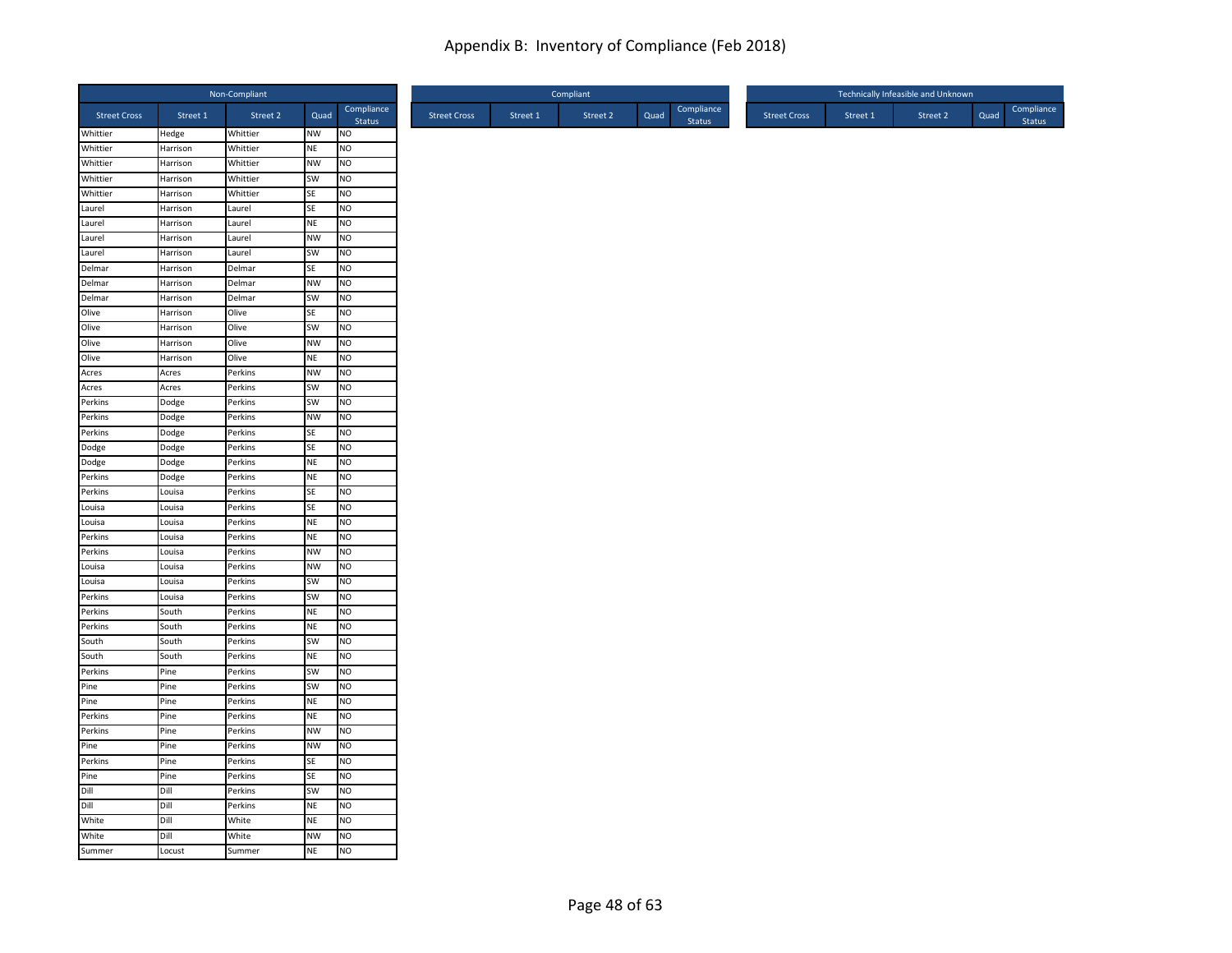# Appendix B: Inventory of Compliance (Feb 2018)

| Non-Compliant | | | | |
|---|---|---|---|---|
| Street Cross | Street 1 | Street 2 | Quad | Compliance Status |
| Whittier | Hedge | Whittier | NW | NO |
| Whittier | Harrison | Whittier | NE | NO |
| Whittier | Harrison | Whittier | NW | NO |
| Whittier | Harrison | Whittier | SW | NO |
| Whittier | Harrison | Whittier | SE | NO |
| Laurel | Harrison | Laurel | SE | NO |
| Laurel | Harrison | Laurel | NE | NO |
| Laurel | Harrison | Laurel | NW | NO |
| Laurel | Harrison | Laurel | SW | NO |
| Delmar | Harrison | Delmar | SE | NO |
| Delmar | Harrison | Delmar | NW | NO |
| Delmar | Harrison | Delmar | SW | NO |
| Olive | Harrison | Olive | SE | NO |
| Olive | Harrison | Olive | SW | NO |
| Olive | Harrison | Olive | NW | NO |
| Olive | Harrison | Olive | NE | NO |
| Acres | Acres | Perkins | NW | NO |
| Acres | Acres | Perkins | SW | NO |
| Perkins | Dodge | Perkins | SW | NO |
| Perkins | Dodge | Perkins | NW | NO |
| Perkins | Dodge | Perkins | SE | NO |
| Dodge | Dodge | Perkins | SE | NO |
| Dodge | Dodge | Perkins | NE | NO |
| Perkins | Dodge | Perkins | NE | NO |
| Perkins | Louisa | Perkins | SE | NO |
| Louisa | Louisa | Perkins | SE | NO |
| Louisa | Louisa | Perkins | NE | NO |
| Perkins | Louisa | Perkins | NE | NO |
| Perkins | Louisa | Perkins | NW | NO |
| Louisa | Louisa | Perkins | NW | NO |
| Louisa | Louisa | Perkins | SW | NO |
| Perkins | Louisa | Perkins | SW | NO |
| Perkins | South | Perkins | NE | NO |
| Perkins | South | Perkins | NE | NO |
| South | South | Perkins | SW | NO |
| South | South | Perkins | NE | NO |
| Perkins | Pine | Perkins | SW | NO |
| Pine | Pine | Perkins | SW | NO |
| Pine | Pine | Perkins | NE | NO |
| Perkins | Pine | Perkins | NE | NO |
| Perkins | Pine | Perkins | NW | NO |
| Pine | Pine | Perkins | NW | NO |
| Perkins | Pine | Perkins | SE | NO |
| Pine | Pine | Perkins | SE | NO |
| Dill | Dill | Perkins | SW | NO |
| Dill | Dill | Perkins | NE | NO |
| White | Dill | White | NE | NO |
| White | Dill | White | NW | NO |
| Summer | Locust | Summer | NE | NO |

| Compliant | | | | |
|---|---|---|---|---|
| Street Cross | Street 1 | Street 2 | Quad | Compliance Status |

| Technically Infeasible and Unknown | | | | |
|---|---|---|---|---|
| Street Cross | Street 1 | Street 2 | Quad | Compliance Status |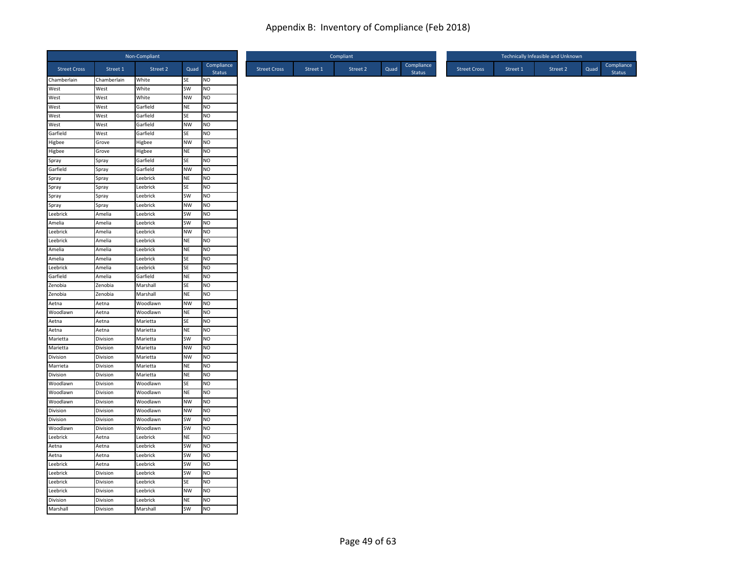# Appendix B: Inventory of Compliance (Feb 2018)

| Non-Compliant | | | | |
|---|---|---|---|---|
| Street Cross | Street 1 | Street 2 | Quad | Compliance Status |
| Chamberlain | Chamberlain | White | SE | NO |
| West | West | White | SW | NO |
| West | West | White | NW | NO |
| West | West | Garfield | NE | NO |
| West | West | Garfield | SE | NO |
| West | West | Garfield | NW | NO |
| Garfield | West | Garfield | SE | NO |
| Higbee | Grove | Higbee | NW | NO |
| Higbee | Grove | Higbee | NE | NO |
| Spray | Spray | Garfield | SE | NO |
| Garfield | Spray | Garfield | NW | NO |
| Spray | Spray | Leebrick | NE | NO |
| Spray | Spray | Leebrick | SE | NO |
| Spray | Spray | Leebrick | SW | NO |
| Spray | Spray | Leebrick | NW | NO |
| Leebrick | Amelia | Leebrick | SW | NO |
| Amelia | Amelia | Leebrick | SW | NO |
| Leebrick | Amelia | Leebrick | NW | NO |
| Leebrick | Amelia | Leebrick | NE | NO |
| Amelia | Amelia | Leebrick | NE | NO |
| Amelia | Amelia | Leebrick | SE | NO |
| Leebrick | Amelia | Leebrick | SE | NO |
| Garfield | Amelia | Garfield | NE | NO |
| Zenobia | Zenobia | Marshall | SE | NO |
| Zenobia | Zenobia | Marshall | NE | NO |
| Aetna | Aetna | Woodlawn | NW | NO |
| Woodlawn | Aetna | Woodlawn | NE | NO |
| Aetna | Aetna | Marietta | SE | NO |
| Aetna | Aetna | Marietta | NE | NO |
| Marietta | Division | Marietta | SW | NO |
| Marietta | Division | Marietta | NW | NO |
| Division | Division | Marietta | NW | NO |
| Marrieta | Division | Marietta | NE | NO |
| Division | Division | Marietta | NE | NO |
| Woodlawn | Division | Woodlawn | SE | NO |
| Woodlawn | Division | Woodlawn | NE | NO |
| Woodlawn | Division | Woodlawn | NW | NO |
| Division | Division | Woodlawn | NW | NO |
| Division | Division | Woodlawn | SW | NO |
| Woodlawn | Division | Woodlawn | SW | NO |
| Leebrick | Aetna | Leebrick | NE | NO |
| Aetna | Aetna | Leebrick | SW | NO |
| Aetna | Aetna | Leebrick | SW | NO |
| Leebrick | Aetna | Leebrick | SW | NO |
| Leebrick | Division | Leebrick | SW | NO |
| Leebrick | Division | Leebrick | SE | NO |
| Leebrick | Division | Leebrick | NW | NO |
| Division | Division | Leebrick | NE | NO |
| Marshall | Division | Marshall | SW | NO |

| Compliant | | | | |
|---|---|---|---|---|
| Street Cross | Street 1 | Street 2 | Quad | Compliance Status |

| Technically Infeasible and Unknown | | | | |
|---|---|---|---|---|
| Street Cross | Street 1 | Street 2 | Quad | Compliance Status |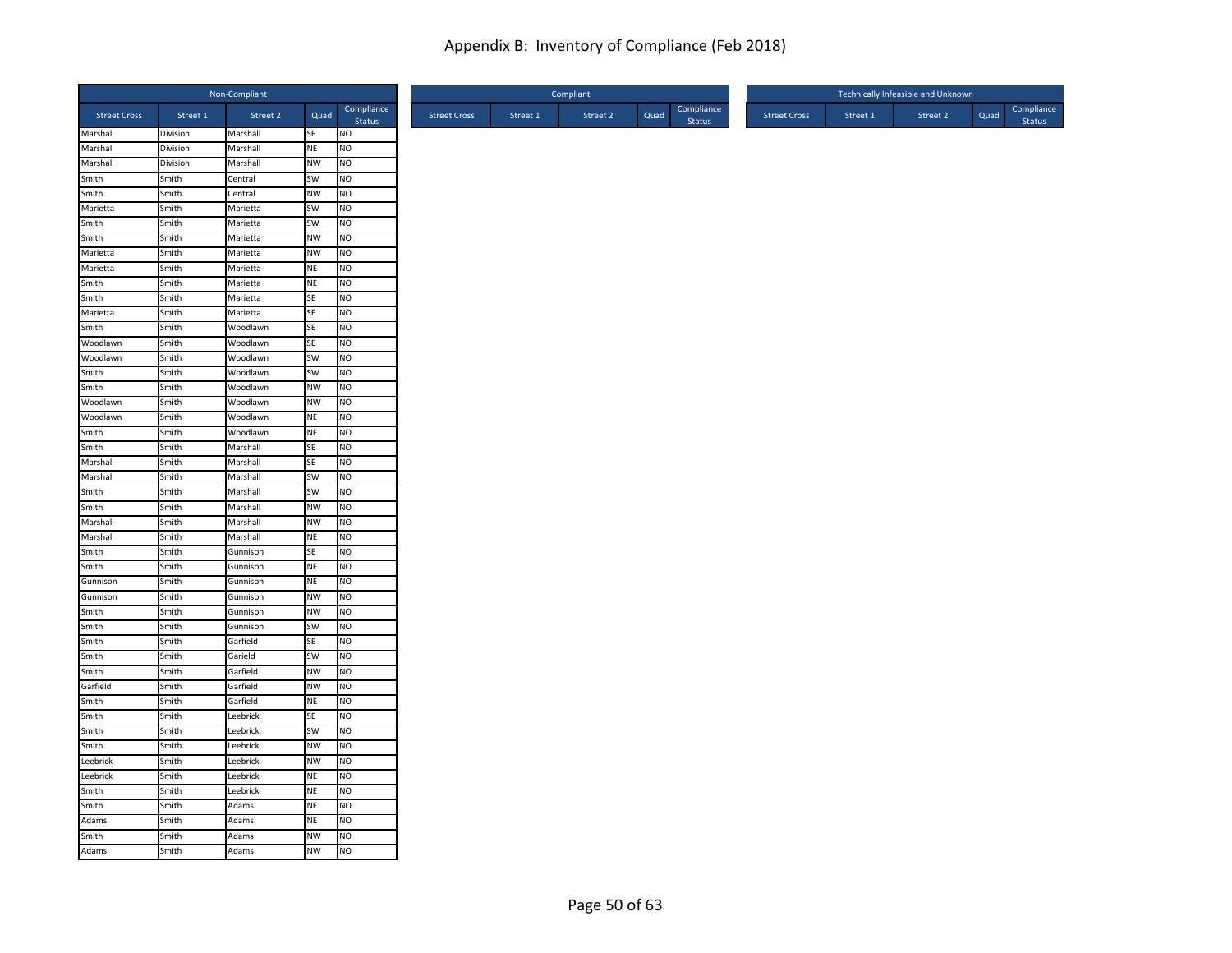# Appendix B: Inventory of Compliance (Feb 2018)

| Non-Compliant | | | | |
|---|---|---|---|---|
| Street Cross | Street 1 | Street 2 | Quad | Compliance Status |
| Marshall | Division | Marshall | SE | NO |
| Marshall | Division | Marshall | NE | NO |
| Marshall | Division | Marshall | NW | NO |
| Smith | Smith | Central | SW | NO |
| Smith | Smith | Central | NW | NO |
| Marietta | Smith | Marietta | SW | NO |
| Smith | Smith | Marietta | SW | NO |
| Smith | Smith | Marietta | NW | NO |
| Marietta | Smith | Marietta | NW | NO |
| Marietta | Smith | Marietta | NE | NO |
| Smith | Smith | Marietta | NE | NO |
| Smith | Smith | Marietta | SE | NO |
| Marietta | Smith | Marietta | SE | NO |
| Smith | Smith | Woodlawn | SE | NO |
| Woodlawn | Smith | Woodlawn | SE | NO |
| Woodlawn | Smith | Woodlawn | SW | NO |
| Smith | Smith | Woodlawn | SW | NO |
| Smith | Smith | Woodlawn | NW | NO |
| Woodlawn | Smith | Woodlawn | NW | NO |
| Woodlawn | Smith | Woodlawn | NE | NO |
| Smith | Smith | Woodlawn | NE | NO |
| Smith | Smith | Marshall | SE | NO |
| Marshall | Smith | Marshall | SE | NO |
| Marshall | Smith | Marshall | SW | NO |
| Smith | Smith | Marshall | SW | NO |
| Smith | Smith | Marshall | NW | NO |
| Marshall | Smith | Marshall | NW | NO |
| Marshall | Smith | Marshall | NE | NO |
| Smith | Smith | Gunnison | SE | NO |
| Smith | Smith | Gunnison | NE | NO |
| Gunnison | Smith | Gunnison | NE | NO |
| Gunnison | Smith | Gunnison | NW | NO |
| Smith | Smith | Gunnison | NW | NO |
| Smith | Smith | Gunnison | SW | NO |
| Smith | Smith | Garfield | SE | NO |
| Smith | Smith | Garield | SW | NO |
| Smith | Smith | Garfield | NW | NO |
| Garfield | Smith | Garfield | NW | NO |
| Smith | Smith | Garfield | NE | NO |
| Smith | Smith | Leebrick | SE | NO |
| Smith | Smith | Leebrick | SW | NO |
| Smith | Smith | Leebrick | NW | NO |
| Leebrick | Smith | Leebrick | NW | NO |
| Leebrick | Smith | Leebrick | NE | NO |
| Smith | Smith | Leebrick | NE | NO |
| Smith | Smith | Adams | NE | NO |
| Adams | Smith | Adams | NE | NO |
| Smith | Smith | Adams | NW | NO |
| Adams | Smith | Adams | NW | NO |

| Compliant | | | | |
|---|---|---|---|---|
| Street Cross | Street 1 | Street 2 | Quad | Compliance Status |

| Technically Infeasible and Unknown | | | | |
|---|---|---|---|---|
| Street Cross | Street 1 | Street 2 | Quad | Compliance Status |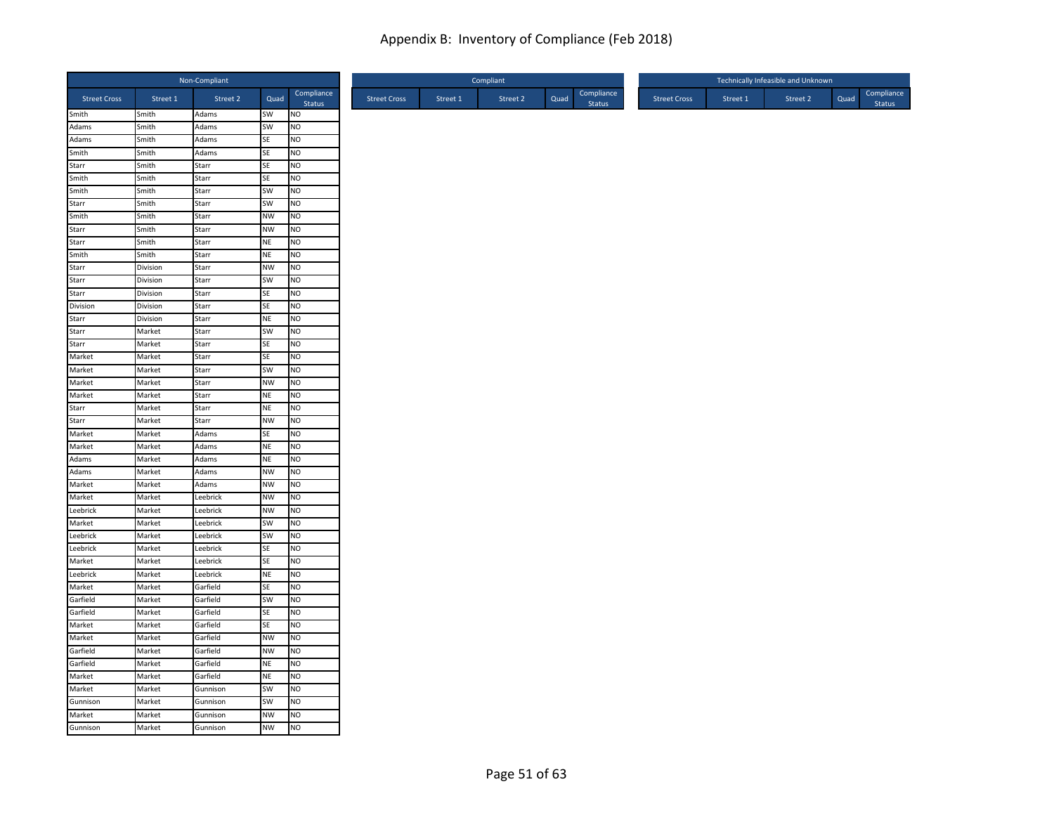# Appendix B: Inventory of Compliance (Feb 2018)

| Non-Compliant | | | | |
|---|---|---|---|---|
| Street Cross | Street 1 | Street 2 | Quad | Compliance Status |
| Smith | Smith | Adams | SW | NO |
| Adams | Smith | Adams | SW | NO |
| Adams | Smith | Adams | SE | NO |
| Smith | Smith | Adams | SE | NO |
| Starr | Smith | Starr | SE | NO |
| Smith | Smith | Starr | SE | NO |
| Smith | Smith | Starr | SW | NO |
| Starr | Smith | Starr | SW | NO |
| Smith | Smith | Starr | NW | NO |
| Starr | Smith | Starr | NW | NO |
| Starr | Smith | Starr | NE | NO |
| Smith | Smith | Starr | NE | NO |
| Starr | Division | Starr | NW | NO |
| Starr | Division | Starr | SW | NO |
| Starr | Division | Starr | SE | NO |
| Division | Division | Starr | SE | NO |
| Starr | Division | Starr | NE | NO |
| Starr | Market | Starr | SW | NO |
| Starr | Market | Starr | SE | NO |
| Market | Market | Starr | SE | NO |
| Market | Market | Starr | SW | NO |
| Market | Market | Starr | NW | NO |
| Market | Market | Starr | NE | NO |
| Starr | Market | Starr | NE | NO |
| Starr | Market | Starr | NW | NO |
| Market | Market | Adams | SE | NO |
| Market | Market | Adams | NE | NO |
| Adams | Market | Adams | NE | NO |
| Adams | Market | Adams | NW | NO |
| Market | Market | Adams | NW | NO |
| Market | Market | Leebrick | NW | NO |
| Leebrick | Market | Leebrick | NW | NO |
| Market | Market | Leebrick | SW | NO |
| Leebrick | Market | Leebrick | SW | NO |
| Leebrick | Market | Leebrick | SE | NO |
| Market | Market | Leebrick | SE | NO |
| Leebrick | Market | Leebrick | NE | NO |
| Market | Market | Garfield | SE | NO |
| Garfield | Market | Garfield | SW | NO |
| Garfield | Market | Garfield | SE | NO |
| Market | Market | Garfield | SE | NO |
| Market | Market | Garfield | NW | NO |
| Garfield | Market | Garfield | NW | NO |
| Garfield | Market | Garfield | NE | NO |
| Market | Market | Garfield | NE | NO |
| Market | Market | Gunnison | SW | NO |
| Gunnison | Market | Gunnison | SW | NO |
| Market | Market | Gunnison | NW | NO |
| Gunnison | Market | Gunnison | NW | NO |

| Compliant | | | | |
|---|---|---|---|---|
| Street Cross | Street 1 | Street 2 | Quad | Compliance Status |

| Technically Infeasible and Unknown | | | | |
|---|---|---|---|---|
| Street Cross | Street 1 | Street 2 | Quad | Compliance Status |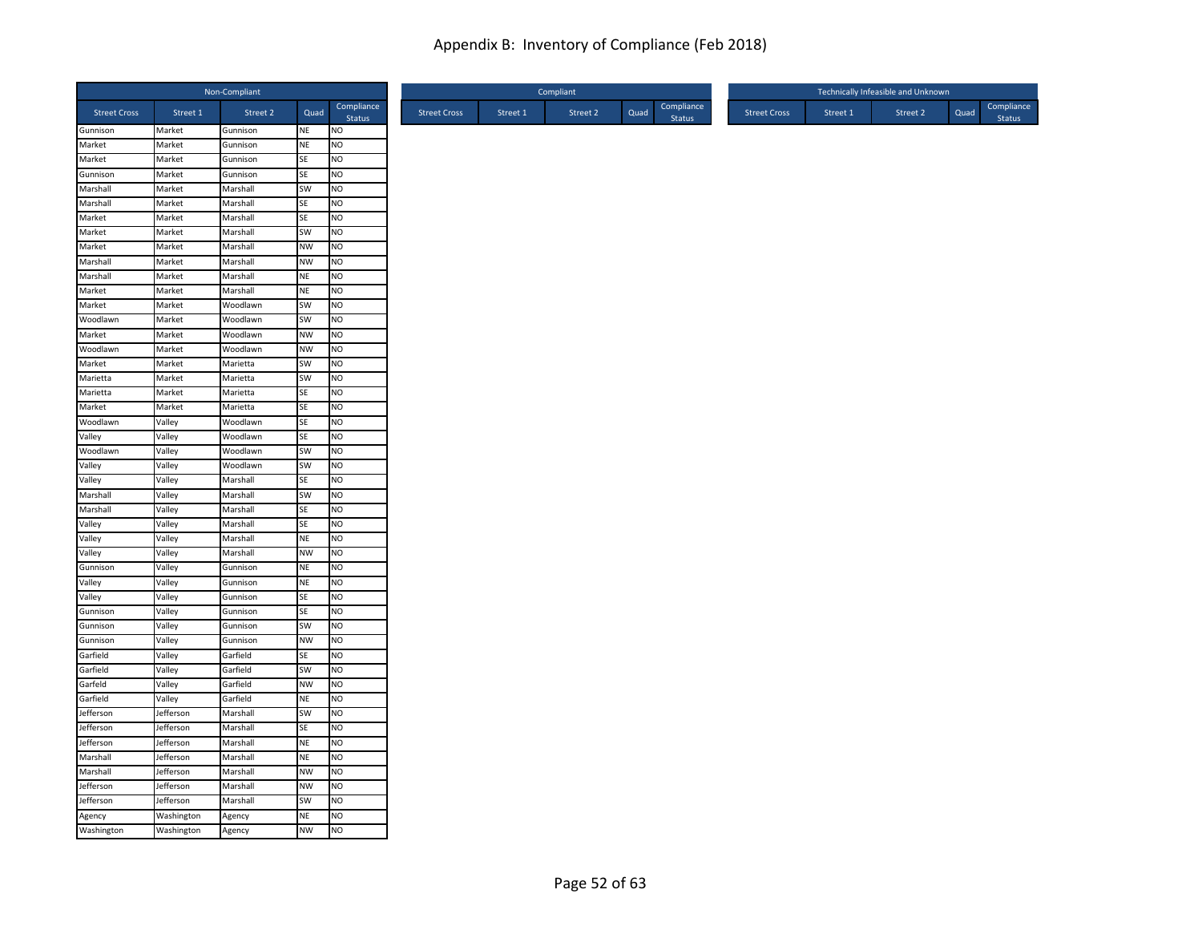# Appendix B: Inventory of Compliance (Feb 2018)

| Non-Compliant | | | | |
|---|---|---|---|---|
| Street Cross | Street 1 | Street 2 | Quad | Compliance Status |
| Gunnison | Market | Gunnison | NE | NO |
| Market | Market | Gunnison | NE | NO |
| Market | Market | Gunnison | SE | NO |
| Gunnison | Market | Gunnison | SE | NO |
| Marshall | Market | Marshall | SW | NO |
| Marshall | Market | Marshall | SE | NO |
| Market | Market | Marshall | SE | NO |
| Market | Market | Marshall | SW | NO |
| Market | Market | Marshall | NW | NO |
| Marshall | Market | Marshall | NW | NO |
| Marshall | Market | Marshall | NE | NO |
| Market | Market | Marshall | NE | NO |
| Market | Market | Woodlawn | SW | NO |
| Woodlawn | Market | Woodlawn | SW | NO |
| Market | Market | Woodlawn | NW | NO |
| Woodlawn | Market | Woodlawn | NW | NO |
| Market | Market | Marietta | SW | NO |
| Marietta | Market | Marietta | SW | NO |
| Marietta | Market | Marietta | SE | NO |
| Market | Market | Marietta | SE | NO |
| Woodlawn | Valley | Woodlawn | SE | NO |
| Valley | Valley | Woodlawn | SE | NO |
| Woodlawn | Valley | Woodlawn | SW | NO |
| Valley | Valley | Woodlawn | SW | NO |
| Valley | Valley | Marshall | SE | NO |
| Marshall | Valley | Marshall | SW | NO |
| Marshall | Valley | Marshall | SE | NO |
| Valley | Valley | Marshall | SE | NO |
| Valley | Valley | Marshall | NE | NO |
| Valley | Valley | Marshall | NW | NO |
| Gunnison | Valley | Gunnison | NE | NO |
| Valley | Valley | Gunnison | NE | NO |
| Valley | Valley | Gunnison | SE | NO |
| Gunnison | Valley | Gunnison | SE | NO |
| Gunnison | Valley | Gunnison | SW | NO |
| Gunnison | Valley | Gunnison | NW | NO |
| Garfield | Valley | Garfield | SE | NO |
| Garfield | Valley | Garfield | SW | NO |
| Garfeld | Valley | Garfield | NW | NO |
| Garfield | Valley | Garfield | NE | NO |
| Jefferson | Jefferson | Marshall | SW | NO |
| Jefferson | Jefferson | Marshall | SE | NO |
| Jefferson | Jefferson | Marshall | NE | NO |
| Marshall | Jefferson | Marshall | NE | NO |
| Marshall | Jefferson | Marshall | NW | NO |
| Jefferson | Jefferson | Marshall | NW | NO |
| Jefferson | Jefferson | Marshall | SW | NO |
| Agency | Washington | Agency | NE | NO |
| Washington | Washington | Agency | NW | NO |

| Compliant | | | | |
|---|---|---|---|---|
| Street Cross | Street 1 | Street 2 | Quad | Compliance Status |

| Technically Infeasible and Unknown | | | | |
|---|---|---|---|---|
| Street Cross | Street 1 | Street 2 | Quad | Compliance Status |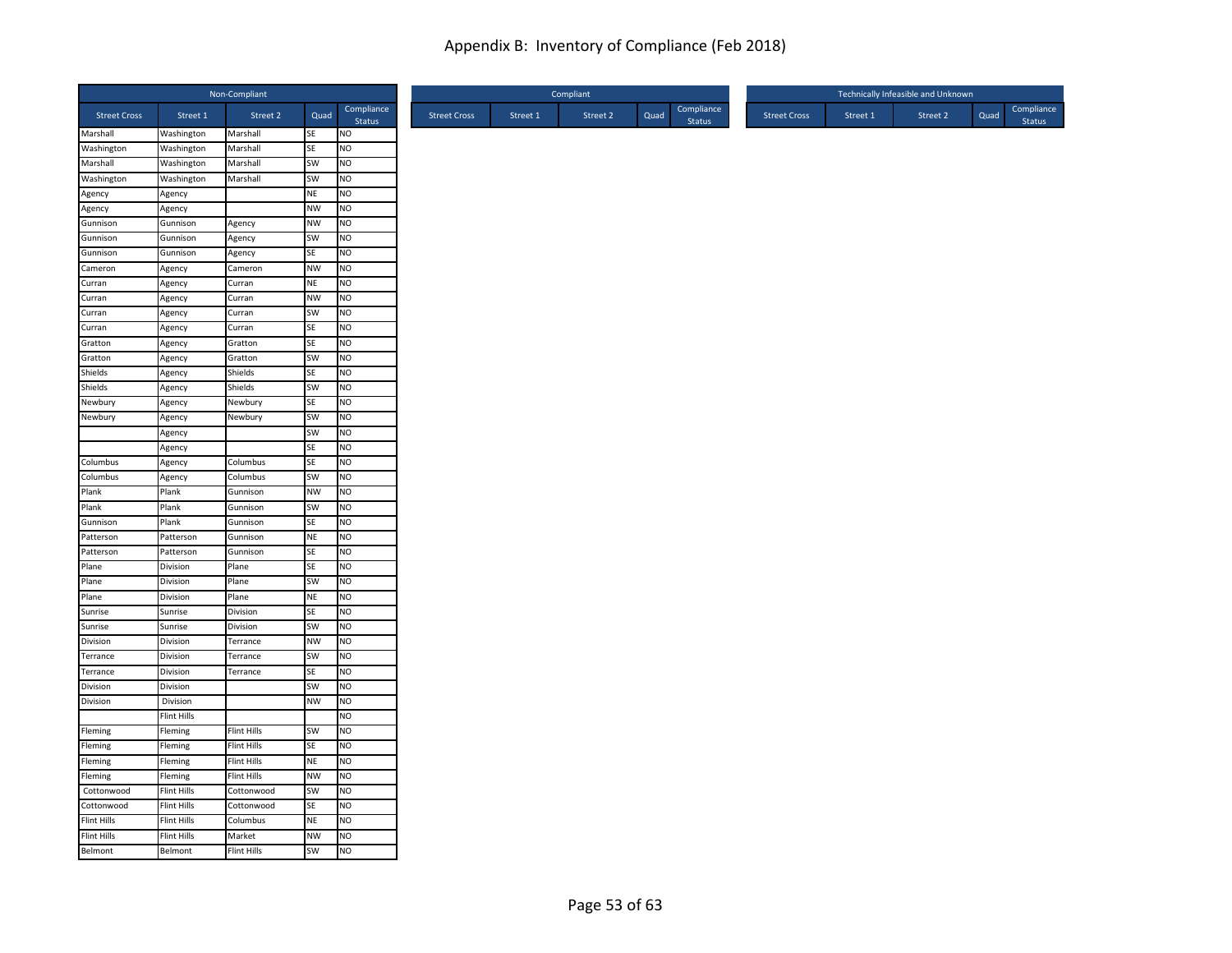# Appendix B: Inventory of Compliance (Feb 2018)

| Non-Compliant | | | | |
|---|---|---|---|---|
| Street Cross | Street 1 | Street 2 | Quad | Compliance Status |
| Marshall | Washington | Marshall | SE | NO |
| Washington | Washington | Marshall | SE | NO |
| Marshall | Washington | Marshall | SW | NO |
| Washington | Washington | Marshall | SW | NO |
| Agency | Agency | | NE | NO |
| Agency | Agency | | NW | NO |
| Gunnison | Gunnison | Agency | NW | NO |
| Gunnison | Gunnison | Agency | SW | NO |
| Gunnison | Gunnison | Agency | SE | NO |
| Cameron | Agency | Cameron | NW | NO |
| Curran | Agency | Curran | NE | NO |
| Curran | Agency | Curran | NW | NO |
| Curran | Agency | Curran | SW | NO |
| Curran | Agency | Curran | SE | NO |
| Gratton | Agency | Gratton | SE | NO |
| Gratton | Agency | Gratton | SW | NO |
| Shields | Agency | Shields | SE | NO |
| Shields | Agency | Shields | SW | NO |
| Newbury | Agency | Newbury | SE | NO |
| Newbury | Agency | Newbury | SW | NO |
| | Agency | | SW | NO |
| | Agency | | SE | NO |
| Columbus | Agency | Columbus | SE | NO |
| Columbus | Agency | Columbus | SW | NO |
| Plank | Plank | Gunnison | NW | NO |
| Plank | Plank | Gunnison | SW | NO |
| Gunnison | Plank | Gunnison | SE | NO |
| Patterson | Patterson | Gunnison | NE | NO |
| Patterson | Patterson | Gunnison | SE | NO |
| Plane | Division | Plane | SE | NO |
| Plane | Division | Plane | SW | NO |
| Plane | Division | Plane | NE | NO |
| Sunrise | Sunrise | Division | SE | NO |
| Sunrise | Sunrise | Division | SW | NO |
| Division | Division | Terrance | NW | NO |
| Terrance | Division | Terrance | SW | NO |
| Terrance | Division | Terrance | SE | NO |
| Division | Division | | SW | NO |
| Division | Division | | NW | NO |
| | Flint Hills | | | NO |
| Fleming | Fleming | Flint Hills | SW | NO |
| Fleming | Fleming | Flint Hills | SE | NO |
| Fleming | Fleming | Flint Hills | NE | NO |
| Fleming | Fleming | Flint Hills | NW | NO |
| Cottonwood | Flint Hills | Cottonwood | SW | NO |
| Cottonwood | Flint Hills | Cottonwood | SE | NO |
| Flint Hills | Flint Hills | Columbus | NE | NO |
| Flint Hills | Flint Hills | Market | NW | NO |
| Belmont | Belmont | Flint Hills | SW | NO |

| Compliant | | | | |
|---|---|---|---|---|
| Street Cross | Street 1 | Street 2 | Quad | Compliance Status |

| Technically Infeasible and Unknown | | | | |
|---|---|---|---|---|
| Street Cross | Street 1 | Street 2 | Quad | Compliance Status |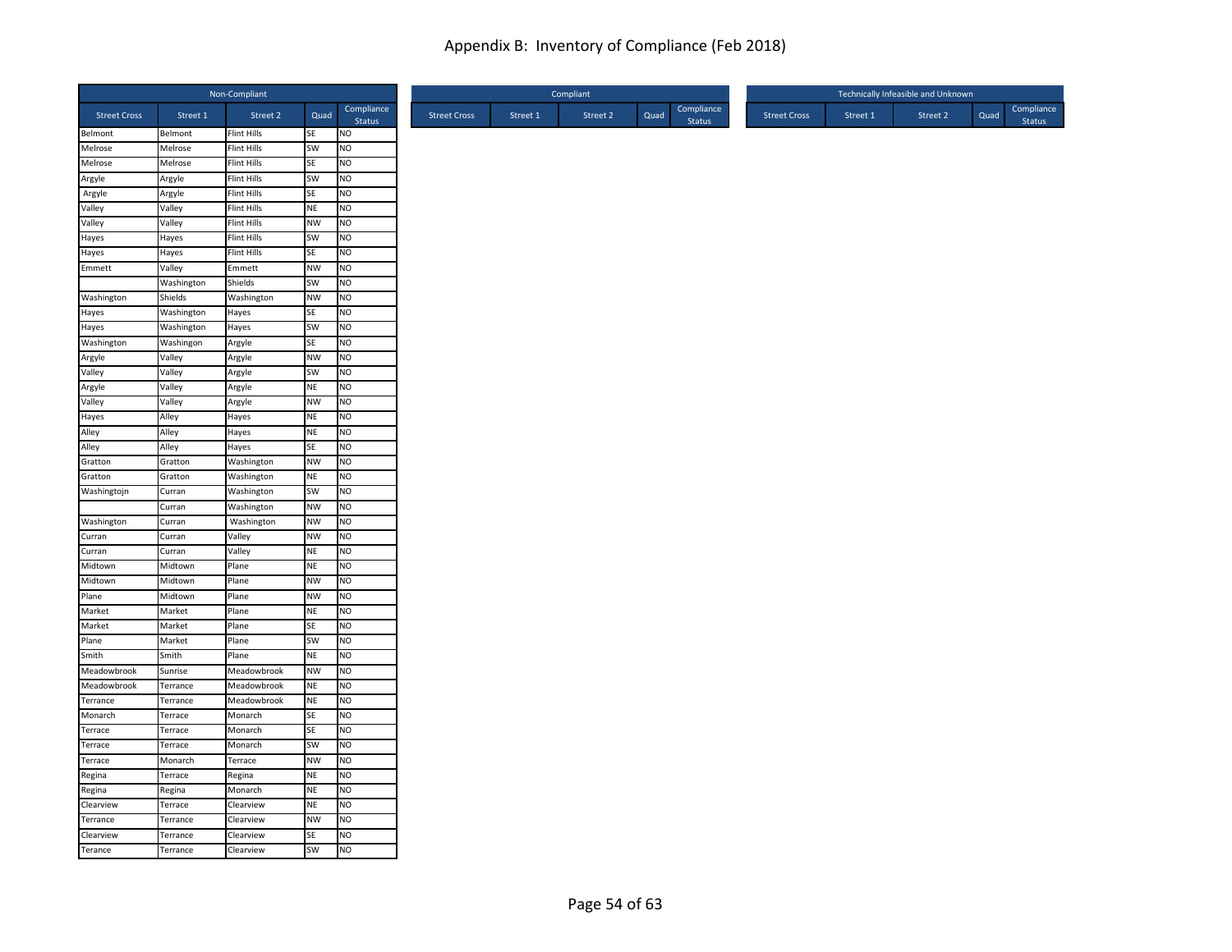# Appendix B: Inventory of Compliance (Feb 2018)

| Non-Compliant | | | | |
|---|---|---|---|---|
| Street Cross | Street 1 | Street 2 | Quad | Compliance Status |
| Belmont | Belmont | Flint Hills | SE | NO |
| Melrose | Melrose | Flint Hills | SW | NO |
| Melrose | Melrose | Flint Hills | SE | NO |
| Argyle | Argyle | Flint Hills | SW | NO |
| Argyle | Argyle | Flint Hills | SE | NO |
| Valley | Valley | Flint Hills | NE | NO |
| Valley | Valley | Flint Hills | NW | NO |
| Hayes | Hayes | Flint Hills | SW | NO |
| Hayes | Hayes | Flint Hills | SE | NO |
| Emmett | Valley | Emmett | NW | NO |
| | Washington | Shields | SW | NO |
| Washington | Shields | Washington | NW | NO |
| Hayes | Washington | Hayes | SE | NO |
| Hayes | Washington | Hayes | SW | NO |
| Washington | Washingon | Argyle | SE | NO |
| Argyle | Valley | Argyle | NW | NO |
| Valley | Valley | Argyle | SW | NO |
| Argyle | Valley | Argyle | NE | NO |
| Valley | Valley | Argyle | NW | NO |
| Hayes | Alley | Hayes | NE | NO |
| Alley | Alley | Hayes | NE | NO |
| Alley | Alley | Hayes | SE | NO |
| Gratton | Gratton | Washington | NW | NO |
| Gratton | Gratton | Washington | NE | NO |
| Washingtojn | Curran | Washington | SW | NO |
| | Curran | Washington | NW | NO |
| Washington | Curran | Washington | NW | NO |
| Curran | Curran | Valley | NW | NO |
| Curran | Curran | Valley | NE | NO |
| Midtown | Midtown | Plane | NE | NO |
| Midtown | Midtown | Plane | NW | NO |
| Plane | Midtown | Plane | NW | NO |
| Market | Market | Plane | NE | NO |
| Market | Market | Plane | SE | NO |
| Plane | Market | Plane | SW | NO |
| Smith | Smith | Plane | NE | NO |
| Meadowbrook | Sunrise | Meadowbrook | NW | NO |
| Meadowbrook | Terrance | Meadowbrook | NE | NO |
| Terrance | Terrance | Meadowbrook | NE | NO |
| Monarch | Terrace | Monarch | SE | NO |
| Terrace | Terrace | Monarch | SE | NO |
| Terrace | Terrace | Monarch | SW | NO |
| Terrace | Monarch | Terrace | NW | NO |
| Regina | Terrace | Regina | NE | NO |
| Regina | Regina | Monarch | NE | NO |
| Clearview | Terrace | Clearview | NE | NO |
| Terrance | Terrance | Clearview | NW | NO |
| Clearview | Terrance | Clearview | SE | NO |
| Terance | Terrance | Clearview | SW | NO |

| Compliant | | | | |
|---|---|---|---|---|
| Street Cross | Street 1 | Street 2 | Quad | Compliance Status |

| Technically Infeasible and Unknown | | | | |
|---|---|---|---|---|
| Street Cross | Street 1 | Street 2 | Quad | Compliance Status |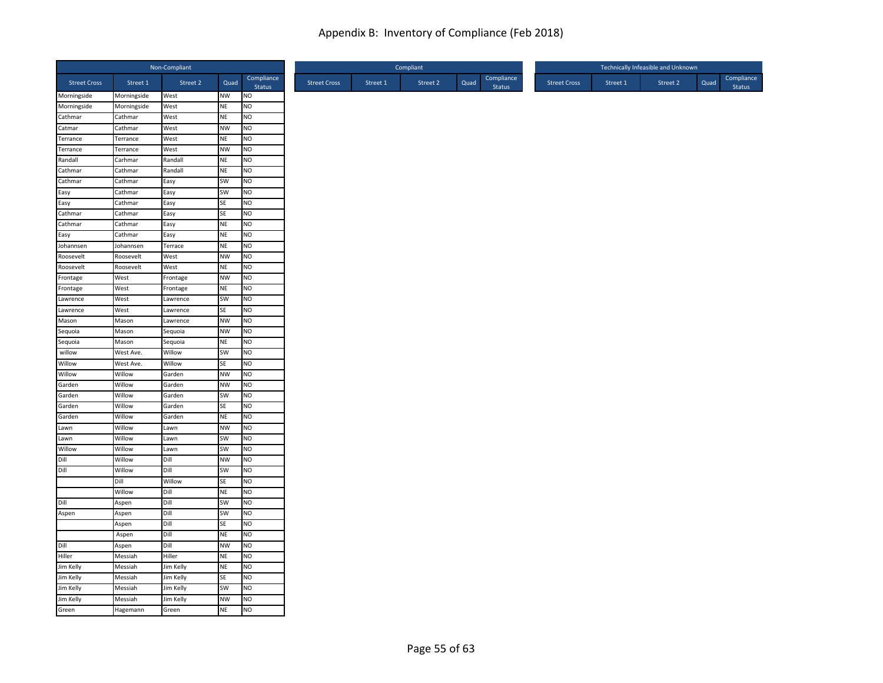# Appendix B: Inventory of Compliance (Feb 2018)

| Non-Compliant | | | | |
|---|---|---|---|---|
| Street Cross | Street 1 | Street 2 | Quad | Compliance Status |
| Morningside | Morningside | West | NW | NO |
| Morningside | Morningside | West | NE | NO |
| Cathmar | Cathmar | West | NE | NO |
| Catmar | Cathmar | West | NW | NO |
| Terrance | Terrance | West | NE | NO |
| Terrance | Terrance | West | NW | NO |
| Randall | Carhmar | Randall | NE | NO |
| Cathmar | Cathmar | Randall | NE | NO |
| Cathmar | Cathmar | Easy | SW | NO |
| Easy | Cathmar | Easy | SW | NO |
| Easy | Cathmar | Easy | SE | NO |
| Cathmar | Cathmar | Easy | SE | NO |
| Cathmar | Cathmar | Easy | NE | NO |
| Easy | Cathmar | Easy | NE | NO |
| Johannsen | Johannsen | Terrace | NE | NO |
| Roosevelt | Roosevelt | West | NW | NO |
| Roosevelt | Roosevelt | West | NE | NO |
| Frontage | West | Frontage | NW | NO |
| Frontage | West | Frontage | NE | NO |
| Lawrence | West | Lawrence | SW | NO |
| Lawrence | West | Lawrence | SE | NO |
| Mason | Mason | Lawrence | NW | NO |
| Sequoia | Mason | Sequoia | NW | NO |
| Sequoia | Mason | Sequoia | NE | NO |
| willow | West Ave. | Willow | SW | NO |
| Willow | West Ave. | Willow | SE | NO |
| Willow | Willow | Garden | NW | NO |
| Garden | Willow | Garden | NW | NO |
| Garden | Willow | Garden | SW | NO |
| Garden | Willow | Garden | SE | NO |
| Garden | Willow | Garden | NE | NO |
| Lawn | Willow | Lawn | NW | NO |
| Lawn | Willow | Lawn | SW | NO |
| Willow | Willow | Lawn | SW | NO |
| Dill | Willow | Dill | NW | NO |
| Dill | Willow | Dill | SW | NO |
| | Dill | Willow | SE | NO |
| | Willow | Dill | NE | NO |
| Dill | Aspen | Dill | SW | NO |
| Aspen | Aspen | Dill | SW | NO |
| | Aspen | Dill | SE | NO |
| | Aspen | Dill | NE | NO |
| Dill | Aspen | Dill | NW | NO |
| Hiller | Messiah | Hiller | NE | NO |
| Jim Kelly | Messiah | Jim Kelly | NE | NO |
| Jim Kelly | Messiah | Jim Kelly | SE | NO |
| Jim Kelly | Messiah | Jim Kelly | SW | NO |
| Jim Kelly | Messiah | Jim Kelly | NW | NO |
| Green | Hagemann | Green | NE | NO |

| Compliant | | | | |
|---|---|---|---|---|
| Street Cross | Street 1 | Street 2 | Quad | Compliance Status |

| Technically Infeasible and Unknown | | | | |
|---|---|---|---|---|
| Street Cross | Street 1 | Street 2 | Quad | Compliance Status |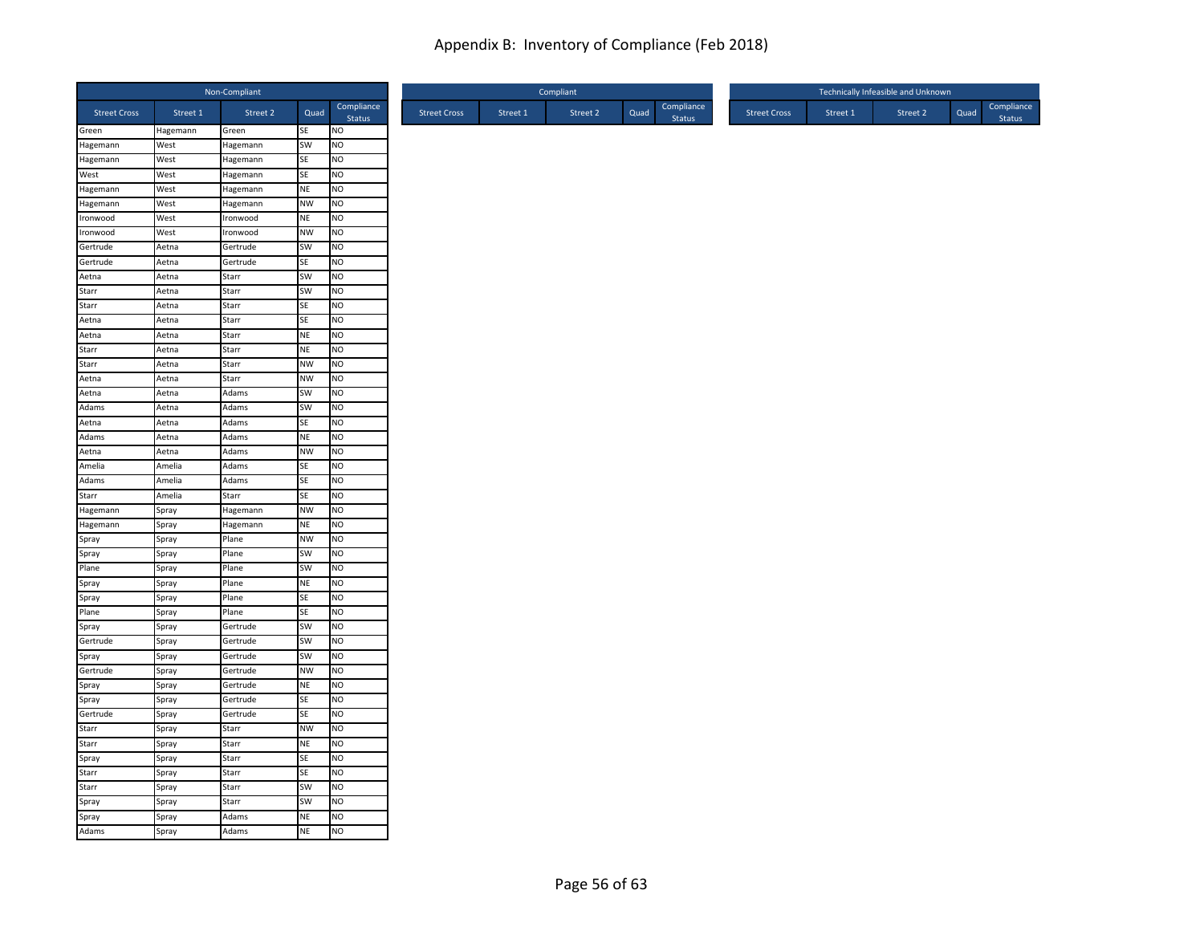# Appendix B: Inventory of Compliance (Feb 2018)

| Non-Compliant | | | | |
|---|---|---|---|---|
| Street Cross | Street 1 | Street 2 | Quad | Compliance Status |
| Green | Hagemann | Green | SE | NO |
| Hagemann | West | Hagemann | SW | NO |
| Hagemann | West | Hagemann | SE | NO |
| West | West | Hagemann | SE | NO |
| Hagemann | West | Hagemann | NE | NO |
| Hagemann | West | Hagemann | NW | NO |
| Ironwood | West | Ironwood | NE | NO |
| Ironwood | West | Ironwood | NW | NO |
| Gertrude | Aetna | Gertrude | SW | NO |
| Gertrude | Aetna | Gertrude | SE | NO |
| Aetna | Aetna | Starr | SW | NO |
| Starr | Aetna | Starr | SW | NO |
| Starr | Aetna | Starr | SE | NO |
| Aetna | Aetna | Starr | SE | NO |
| Aetna | Aetna | Starr | NE | NO |
| Starr | Aetna | Starr | NE | NO |
| Starr | Aetna | Starr | NW | NO |
| Aetna | Aetna | Starr | NW | NO |
| Aetna | Aetna | Adams | SW | NO |
| Adams | Aetna | Adams | SW | NO |
| Aetna | Aetna | Adams | SE | NO |
| Adams | Aetna | Adams | NE | NO |
| Aetna | Aetna | Adams | NW | NO |
| Amelia | Amelia | Adams | SE | NO |
| Adams | Amelia | Adams | SE | NO |
| Starr | Amelia | Starr | SE | NO |
| Hagemann | Spray | Hagemann | NW | NO |
| Hagemann | Spray | Hagemann | NE | NO |
| Spray | Spray | Plane | NW | NO |
| Spray | Spray | Plane | SW | NO |
| Plane | Spray | Plane | SW | NO |
| Spray | Spray | Plane | NE | NO |
| Spray | Spray | Plane | SE | NO |
| Plane | Spray | Plane | SE | NO |
| Spray | Spray | Gertrude | SW | NO |
| Gertrude | Spray | Gertrude | SW | NO |
| Spray | Spray | Gertrude | SW | NO |
| Gertrude | Spray | Gertrude | NW | NO |
| Spray | Spray | Gertrude | NE | NO |
| Spray | Spray | Gertrude | SE | NO |
| Gertrude | Spray | Gertrude | SE | NO |
| Starr | Spray | Starr | NW | NO |
| Starr | Spray | Starr | NE | NO |
| Spray | Spray | Starr | SE | NO |
| Starr | Spray | Starr | SE | NO |
| Starr | Spray | Starr | SW | NO |
| Spray | Spray | Starr | SW | NO |
| Spray | Spray | Adams | NE | NO |
| Adams | Spray | Adams | NE | NO |

| Compliant | | | | |
|---|---|---|---|---|
| Street Cross | Street 1 | Street 2 | Quad | Compliance Status |

| Technically Infeasible and Unknown | | | | |
|---|---|---|---|---|
| Street Cross | Street 1 | Street 2 | Quad | Compliance Status |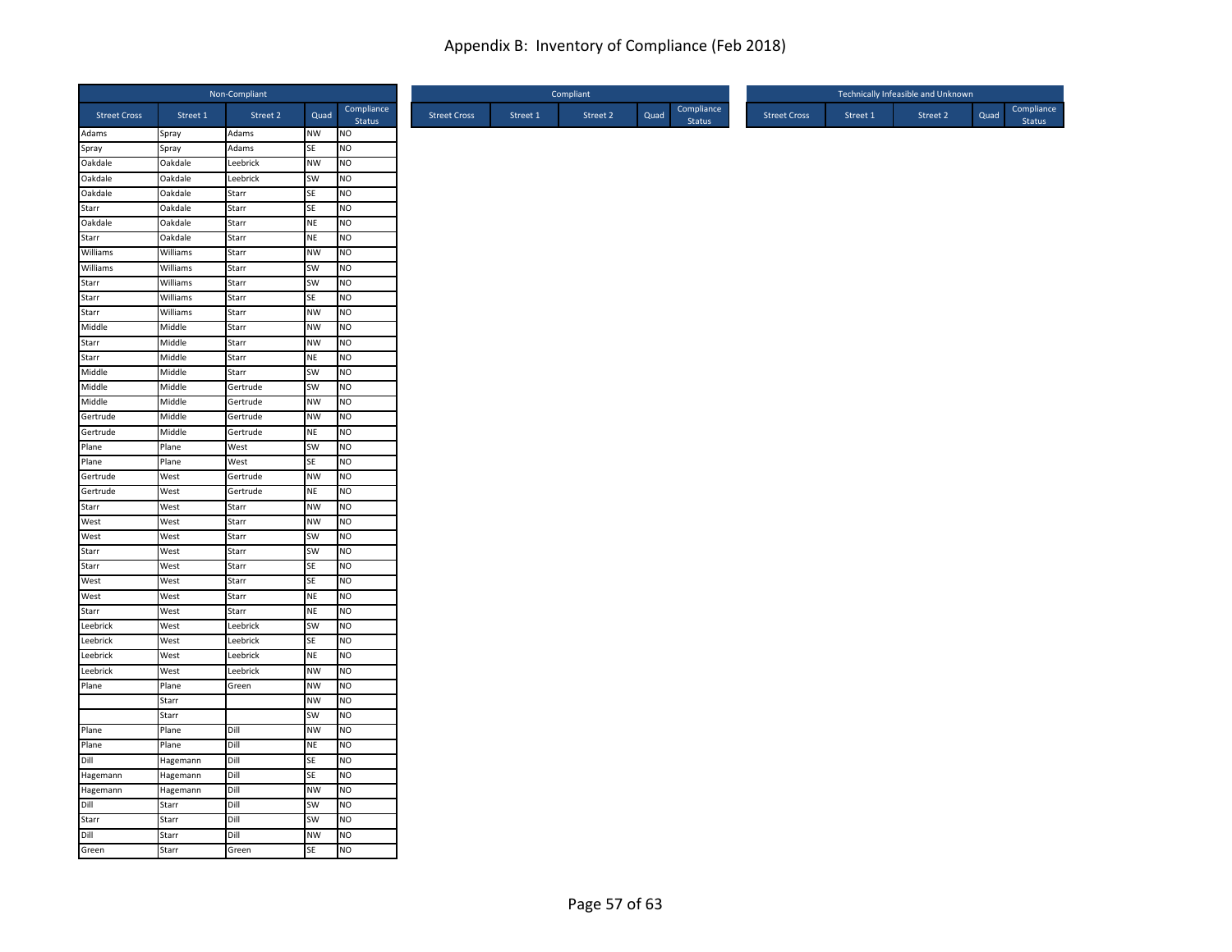# Appendix B: Inventory of Compliance (Feb 2018)

| Non-Compliant | | | | |
|---|---|---|---|---|
| Street Cross | Street 1 | Street 2 | Quad | Compliance Status |
| Adams | Spray | Adams | NW | NO |
| Spray | Spray | Adams | SE | NO |
| Oakdale | Oakdale | Leebrick | NW | NO |
| Oakdale | Oakdale | Leebrick | SW | NO |
| Oakdale | Oakdale | Starr | SE | NO |
| Starr | Oakdale | Starr | SE | NO |
| Oakdale | Oakdale | Starr | NE | NO |
| Starr | Oakdale | Starr | NE | NO |
| Williams | Williams | Starr | NW | NO |
| Williams | Williams | Starr | SW | NO |
| Starr | Williams | Starr | SW | NO |
| Starr | Williams | Starr | SE | NO |
| Starr | Williams | Starr | NW | NO |
| Middle | Middle | Starr | NW | NO |
| Starr | Middle | Starr | NW | NO |
| Starr | Middle | Starr | NE | NO |
| Middle | Middle | Starr | SW | NO |
| Middle | Middle | Gertrude | SW | NO |
| Middle | Middle | Gertrude | NW | NO |
| Gertrude | Middle | Gertrude | NW | NO |
| Gertrude | Middle | Gertrude | NE | NO |
| Plane | Plane | West | SW | NO |
| Plane | Plane | West | SE | NO |
| Gertrude | West | Gertrude | NW | NO |
| Gertrude | West | Gertrude | NE | NO |
| Starr | West | Starr | NW | NO |
| West | West | Starr | NW | NO |
| West | West | Starr | SW | NO |
| Starr | West | Starr | SW | NO |
| Starr | West | Starr | SE | NO |
| West | West | Starr | SE | NO |
| West | West | Starr | NE | NO |
| Starr | West | Starr | NE | NO |
| Leebrick | West | Leebrick | SW | NO |
| Leebrick | West | Leebrick | SE | NO |
| Leebrick | West | Leebrick | NE | NO |
| Leebrick | West | Leebrick | NW | NO |
| Plane | Plane | Green | NW | NO |
| | Starr | | NW | NO |
| | Starr | | SW | NO |
| Plane | Plane | Dill | NW | NO |
| Plane | Plane | Dill | NE | NO |
| Dill | Hagemann | Dill | SE | NO |
| Hagemann | Hagemann | Dill | SE | NO |
| Hagemann | Hagemann | Dill | NW | NO |
| Dill | Starr | Dill | SW | NO |
| Starr | Starr | Dill | SW | NO |
| Dill | Starr | Dill | NW | NO |
| Green | Starr | Green | SE | NO |

| Compliant | | | | |
|---|---|---|---|---|
| Street Cross | Street 1 | Street 2 | Quad | Compliance Status |

| Technically Infeasible and Unknown | | | | |
|---|---|---|---|---|
| Street Cross | Street 1 | Street 2 | Quad | Compliance Status |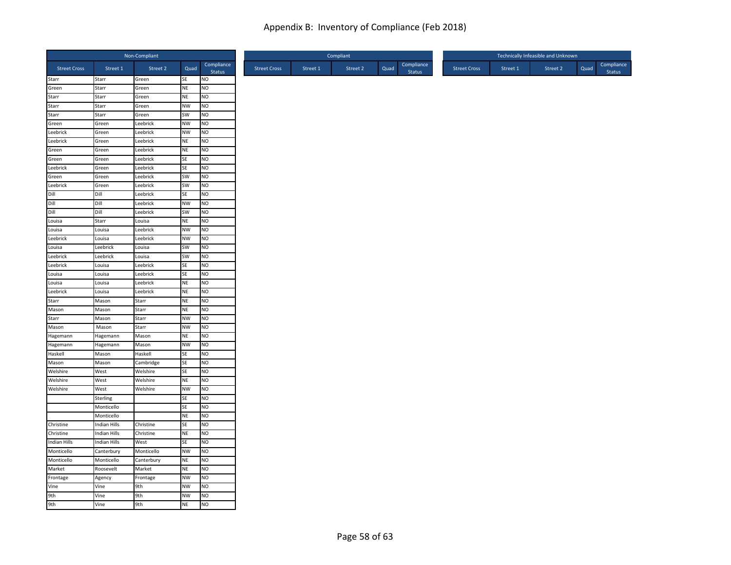# Appendix B: Inventory of Compliance (Feb 2018)

| Non-Compliant | | | | |
|---|---|---|---|---|
| Street Cross | Street 1 | Street 2 | Quad | Compliance Status |
| Starr | Starr | Green | SE | NO |
| Green | Starr | Green | NE | NO |
| Starr | Starr | Green | NE | NO |
| Starr | Starr | Green | NW | NO |
| Starr | Starr | Green | SW | NO |
| Green | Green | Leebrick | NW | NO |
| Leebrick | Green | Leebrick | NW | NO |
| Leebrick | Green | Leebrick | NE | NO |
| Green | Green | Leebrick | NE | NO |
| Green | Green | Leebrick | SE | NO |
| Leebrick | Green | Leebrick | SE | NO |
| Green | Green | Leebrick | SW | NO |
| Leebrick | Green | Leebrick | SW | NO |
| Dill | Dill | Leebrick | SE | NO |
| Dill | Dill | Leebrick | NW | NO |
| Dill | Dill | Leebrick | SW | NO |
| Louisa | Starr | Louisa | NE | NO |
| Louisa | Louisa | Leebrick | NW | NO |
| Leebrick | Louisa | Leebrick | NW | NO |
| Louisa | Leebrick | Louisa | SW | NO |
| Leebrick | Leebrick | Louisa | SW | NO |
| Leebrick | Louisa | Leebrick | SE | NO |
| Louisa | Louisa | Leebrick | SE | NO |
| Louisa | Louisa | Leebrick | NE | NO |
| Leebrick | Louisa | Leebrick | NE | NO |
| Starr | Mason | Starr | NE | NO |
| Mason | Mason | Starr | NE | NO |
| Starr | Mason | Starr | NW | NO |
| Mason | Mason | Starr | NW | NO |
| Hagemann | Hagemann | Mason | NE | NO |
| Hagemann | Hagemann | Mason | NW | NO |
| Haskell | Mason | Haskell | SE | NO |
| Mason | Mason | Cambridge | SE | NO |
| Welshire | West | Welshire | SE | NO |
| Welshire | West | Welshire | NE | NO |
| Welshire | West | Welshire | NW | NO |
| | Sterling | | SE | NO |
| | Monticello | | SE | NO |
| | Monticello | | NE | NO |
| Christine | Indian Hills | Christine | SE | NO |
| Christine | Indian Hills | Christine | NE | NO |
| Indian Hills | Indian Hills | West | SE | NO |
| Monticello | Canterbury | Monticello | NW | NO |
| Monticello | Monticello | Canterbury | NE | NO |
| Market | Roosevelt | Market | NE | NO |
| Frontage | Agency | Frontage | NW | NO |
| Vine | Vine | 9th | NW | NO |
| 9th | Vine | 9th | NW | NO |
| 9th | Vine | 9th | NE | NO |

| Compliant | | | | |
|---|---|---|---|---|
| Street Cross | Street 1 | Street 2 | Quad | Compliance Status |

| Technically Infeasible and Unknown | | | | |
|---|---|---|---|---|
| Street Cross | Street 1 | Street 2 | Quad | Compliance Status |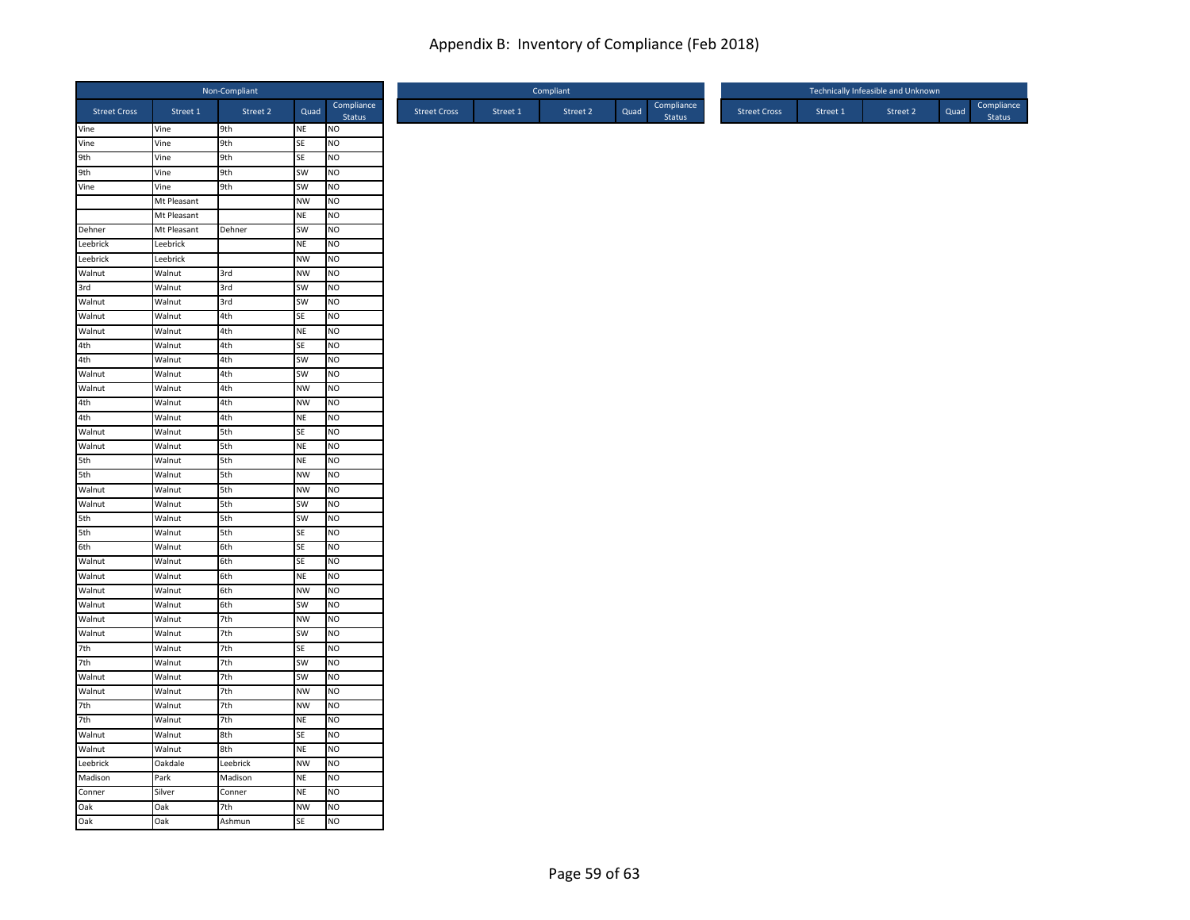# Appendix B: Inventory of Compliance (Feb 2018)

| Non-Compliant | | | | |
|---|---|---|---|---|
| Street Cross | Street 1 | Street 2 | Quad | Compliance Status |
| Vine | Vine | 9th | NE | NO |
| Vine | Vine | 9th | SE | NO |
| 9th | Vine | 9th | SE | NO |
| 9th | Vine | 9th | SW | NO |
| Vine | Vine | 9th | SW | NO |
| | Mt Pleasant | | NW | NO |
| | Mt Pleasant | | NE | NO |
| Dehner | Mt Pleasant | Dehner | SW | NO |
| Leebrick | Leebrick | | NE | NO |
| Leebrick | Leebrick | | NW | NO |
| Walnut | Walnut | 3rd | NW | NO |
| 3rd | Walnut | 3rd | SW | NO |
| Walnut | Walnut | 3rd | SW | NO |
| Walnut | Walnut | 4th | SE | NO |
| Walnut | Walnut | 4th | NE | NO |
| 4th | Walnut | 4th | SE | NO |
| 4th | Walnut | 4th | SW | NO |
| Walnut | Walnut | 4th | SW | NO |
| Walnut | Walnut | 4th | NW | NO |
| 4th | Walnut | 4th | NW | NO |
| 4th | Walnut | 4th | NE | NO |
| Walnut | Walnut | 5th | SE | NO |
| Walnut | Walnut | 5th | NE | NO |
| 5th | Walnut | 5th | NE | NO |
| 5th | Walnut | 5th | NW | NO |
| Walnut | Walnut | 5th | NW | NO |
| Walnut | Walnut | 5th | SW | NO |
| 5th | Walnut | 5th | SW | NO |
| 5th | Walnut | 5th | SE | NO |
| 6th | Walnut | 6th | SE | NO |
| Walnut | Walnut | 6th | SE | NO |
| Walnut | Walnut | 6th | NE | NO |
| Walnut | Walnut | 6th | NW | NO |
| Walnut | Walnut | 6th | SW | NO |
| Walnut | Walnut | 7th | NW | NO |
| Walnut | Walnut | 7th | SW | NO |
| 7th | Walnut | 7th | SE | NO |
| 7th | Walnut | 7th | SW | NO |
| Walnut | Walnut | 7th | SW | NO |
| Walnut | Walnut | 7th | NW | NO |
| 7th | Walnut | 7th | NW | NO |
| 7th | Walnut | 7th | NE | NO |
| Walnut | Walnut | 8th | SE | NO |
| Walnut | Walnut | 8th | NE | NO |
| Leebrick | Oakdale | Leebrick | NW | NO |
| Madison | Park | Madison | NE | NO |
| Conner | Silver | Conner | NE | NO |
| Oak | Oak | 7th | NW | NO |
| Oak | Oak | Ashmun | SE | NO |

| Compliant | | | | |
|---|---|---|---|---|
| Street Cross | Street 1 | Street 2 | Quad | Compliance Status |

| Technically Infeasible and Unknown | | | | |
|---|---|---|---|---|
| Street Cross | Street 1 | Street 2 | Quad | Compliance Status |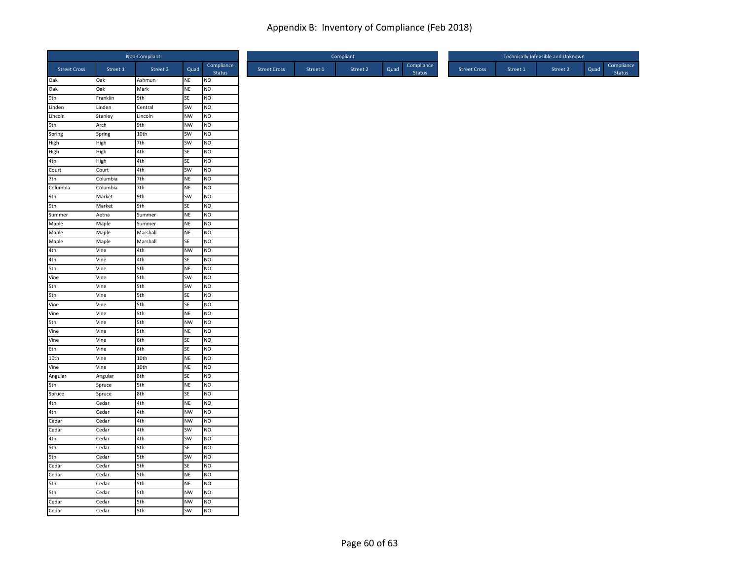# Appendix B: Inventory of Compliance (Feb 2018)

| Non-Compliant | | | | |
|---|---|---|---|---|
| Street Cross | Street 1 | Street 2 | Quad | Compliance Status |
| Oak | Oak | Ashmun | NE | NO |
| Oak | Oak | Mark | NE | NO |
| 9th | Franklin | 9th | SE | NO |
| Linden | Linden | Central | SW | NO |
| Lincoln | Stanley | Lincoln | NW | NO |
| 9th | Arch | 9th | NW | NO |
| Spring | Spring | 10th | SW | NO |
| High | High | 7th | SW | NO |
| High | High | 4th | SE | NO |
| 4th | High | 4th | SE | NO |
| Court | Court | 4th | SW | NO |
| 7th | Columbia | 7th | NE | NO |
| Columbia | Columbia | 7th | NE | NO |
| 9th | Market | 9th | SW | NO |
| 9th | Market | 9th | SE | NO |
| Summer | Aetna | Summer | NE | NO |
| Maple | Maple | Summer | NE | NO |
| Maple | Maple | Marshall | NE | NO |
| Maple | Maple | Marshall | SE | NO |
| 4th | Vine | 4th | NW | NO |
| 4th | Vine | 4th | SE | NO |
| 5th | Vine | 5th | NE | NO |
| Vine | Vine | 5th | SW | NO |
| 5th | Vine | 5th | SW | NO |
| 5th | Vine | 5th | SE | NO |
| Vine | Vine | 5th | SE | NO |
| Vine | Vine | 5th | NE | NO |
| 5th | Vine | 5th | NW | NO |
| Vine | Vine | 5th | NE | NO |
| Vine | Vine | 6th | SE | NO |
| 6th | Vine | 6th | SE | NO |
| 10th | Vine | 10th | NE | NO |
| Vine | Vine | 10th | NE | NO |
| Angular | Angular | 8th | SE | NO |
| 5th | Spruce | 5th | NE | NO |
| Spruce | Spruce | 8th | SE | NO |
| 4th | Cedar | 4th | NE | NO |
| 4th | Cedar | 4th | NW | NO |
| Cedar | Cedar | 4th | NW | NO |
| Cedar | Cedar | 4th | SW | NO |
| 4th | Cedar | 4th | SW | NO |
| 5th | Cedar | 5th | SE | NO |
| 5th | Cedar | 5th | SW | NO |
| Cedar | Cedar | 5th | SE | NO |
| Cedar | Cedar | 5th | NE | NO |
| 5th | Cedar | 5th | NE | NO |
| 5th | Cedar | 5th | NW | NO |
| Cedar | Cedar | 5th | NW | NO |
| Cedar | Cedar | 5th | SW | NO |

| Compliant | | | | |
|---|---|---|---|---|
| Street Cross | Street 1 | Street 2 | Quad | Compliance Status |

| Technically Infeasible and Unknown | | | | |
|---|---|---|---|---|
| Street Cross | Street 1 | Street 2 | Quad | Compliance Status |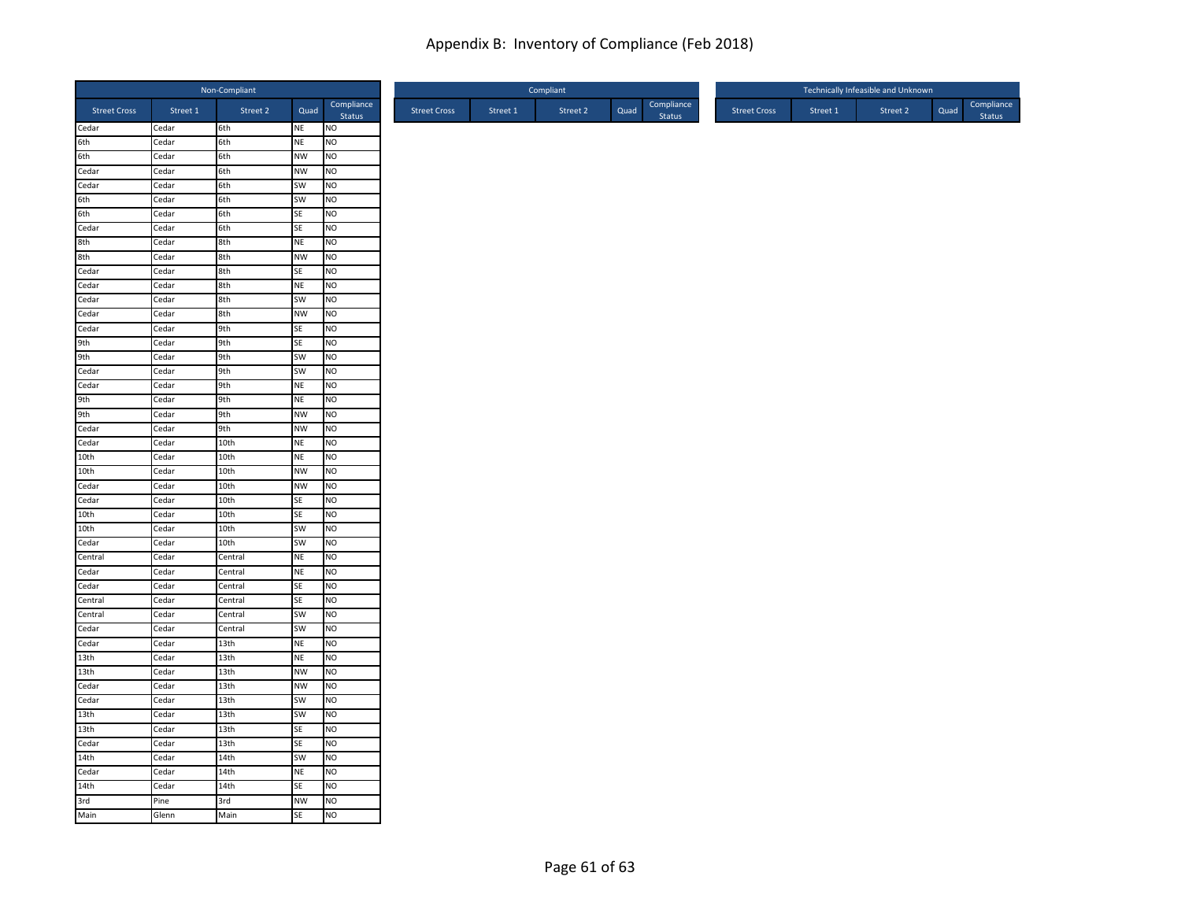# Appendix B: Inventory of Compliance (Feb 2018)

| Non-Compliant | | | | |
|---|---|---|---|---|
| Street Cross | Street 1 | Street 2 | Quad | Compliance Status |
| Cedar | Cedar | 6th | NE | NO |
| 6th | Cedar | 6th | NE | NO |
| 6th | Cedar | 6th | NW | NO |
| Cedar | Cedar | 6th | NW | NO |
| Cedar | Cedar | 6th | SW | NO |
| 6th | Cedar | 6th | SW | NO |
| 6th | Cedar | 6th | SE | NO |
| Cedar | Cedar | 6th | SE | NO |
| 8th | Cedar | 8th | NE | NO |
| 8th | Cedar | 8th | NW | NO |
| Cedar | Cedar | 8th | SE | NO |
| Cedar | Cedar | 8th | NE | NO |
| Cedar | Cedar | 8th | SW | NO |
| Cedar | Cedar | 8th | NW | NO |
| Cedar | Cedar | 9th | SE | NO |
| 9th | Cedar | 9th | SE | NO |
| 9th | Cedar | 9th | SW | NO |
| Cedar | Cedar | 9th | SW | NO |
| Cedar | Cedar | 9th | NE | NO |
| 9th | Cedar | 9th | NE | NO |
| 9th | Cedar | 9th | NW | NO |
| Cedar | Cedar | 9th | NW | NO |
| Cedar | Cedar | 10th | NE | NO |
| 10th | Cedar | 10th | NE | NO |
| 10th | Cedar | 10th | NW | NO |
| Cedar | Cedar | 10th | NW | NO |
| Cedar | Cedar | 10th | SE | NO |
| 10th | Cedar | 10th | SE | NO |
| 10th | Cedar | 10th | SW | NO |
| Cedar | Cedar | 10th | SW | NO |
| Central | Cedar | Central | NE | NO |
| Cedar | Cedar | Central | NE | NO |
| Cedar | Cedar | Central | SE | NO |
| Central | Cedar | Central | SE | NO |
| Central | Cedar | Central | SW | NO |
| Cedar | Cedar | Central | SW | NO |
| Cedar | Cedar | 13th | NE | NO |
| 13th | Cedar | 13th | NE | NO |
| 13th | Cedar | 13th | NW | NO |
| Cedar | Cedar | 13th | NW | NO |
| Cedar | Cedar | 13th | SW | NO |
| 13th | Cedar | 13th | SW | NO |
| 13th | Cedar | 13th | SE | NO |
| Cedar | Cedar | 13th | SE | NO |
| 14th | Cedar | 14th | SW | NO |
| Cedar | Cedar | 14th | NE | NO |
| 14th | Cedar | 14th | SE | NO |
| 3rd | Pine | 3rd | NW | NO |
| Main | Glenn | Main | SE | NO |

| Compliant | | | | |
|---|---|---|---|---|
| Street Cross | Street 1 | Street 2 | Quad | Compliance Status |

| Technically Infeasible and Unknown | | | | |
|---|---|---|---|---|
| Street Cross | Street 1 | Street 2 | Quad | Compliance Status |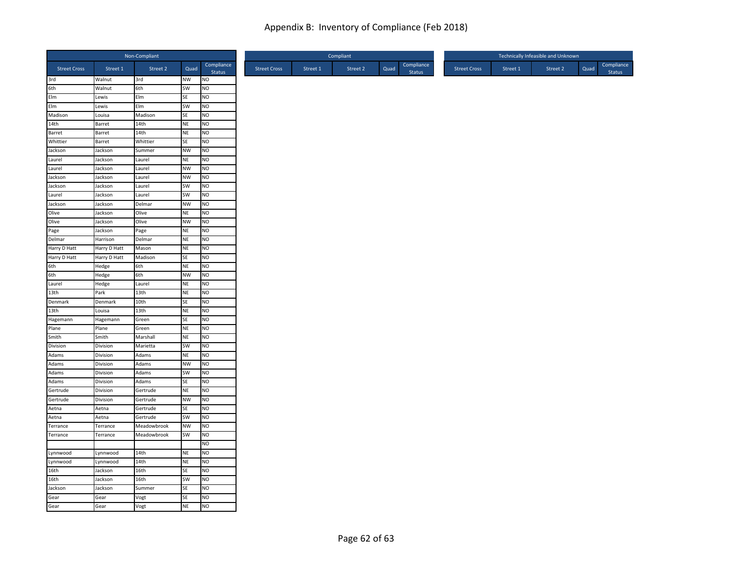# Appendix B: Inventory of Compliance (Feb 2018)

| Non-Compliant | | | | |
|---|---|---|---|---|
| Street Cross | Street 1 | Street 2 | Quad | Compliance Status |
| 3rd | Walnut | 3rd | NW | NO |
| 6th | Walnut | 6th | SW | NO |
| Elm | Lewis | Elm | SE | NO |
| Elm | Lewis | Elm | SW | NO |
| Madison | Louisa | Madison | SE | NO |
| 14th | Barret | 14th | NE | NO |
| Barret | Barret | 14th | NE | NO |
| Whittier | Barret | Whittier | SE | NO |
| Jackson | Jackson | Summer | NW | NO |
| Laurel | Jackson | Laurel | NE | NO |
| Laurel | Jackson | Laurel | NW | NO |
| Jackson | Jackson | Laurel | NW | NO |
| Jackson | Jackson | Laurel | SW | NO |
| Laurel | Jackson | Laurel | SW | NO |
| Jackson | Jackson | Delmar | NW | NO |
| Olive | Jackson | Olive | NE | NO |
| Olive | Jackson | Olive | NW | NO |
| Page | Jackson | Page | NE | NO |
| Delmar | Harrison | Delmar | NE | NO |
| Harry D Hatt | Harry D Hatt | Mason | NE | NO |
| Harry D Hatt | Harry D Hatt | Madison | SE | NO |
| 6th | Hedge | 6th | NE | NO |
| 6th | Hedge | 6th | NW | NO |
| Laurel | Hedge | Laurel | NE | NO |
| 13th | Park | 13th | NE | NO |
| Denmark | Denmark | 10th | SE | NO |
| 13th | Louisa | 13th | NE | NO |
| Hagemann | Hagemann | Green | SE | NO |
| Plane | Plane | Green | NE | NO |
| Smith | Smith | Marshall | NE | NO |
| Division | Division | Marietta | SW | NO |
| Adams | Division | Adams | NE | NO |
| Adams | Division | Adams | NW | NO |
| Adams | Division | Adams | SW | NO |
| Adams | Division | Adams | SE | NO |
| Gertrude | Division | Gertrude | NE | NO |
| Gertrude | Division | Gertrude | NW | NO |
| Aetna | Aetna | Gertrude | SE | NO |
| Aetna | Aetna | Gertrude | SW | NO |
| Terrance | Terrance | Meadowbrook | NW | NO |
| Terrance | Terrance | Meadowbrook | SW | NO |
| | | | | NO |
| Lynnwood | Lynnwood | 14th | NE | NO |
| Lynnwood | Lynnwood | 14th | NE | NO |
| 16th | Jackson | 16th | SE | NO |
| 16th | Jackson | 16th | SW | NO |
| Jackson | Jackson | Summer | SE | NO |
| Gear | Gear | Vogt | SE | NO |
| Gear | Gear | Vogt | NE | NO |

| Compliant | | | | |
|---|---|---|---|---|
| Street Cross | Street 1 | Street 2 | Quad | Compliance Status |

| Technically Infeasible and Unknown | | | | |
|---|---|---|---|---|
| Street Cross | Street 1 | Street 2 | Quad | Compliance Status |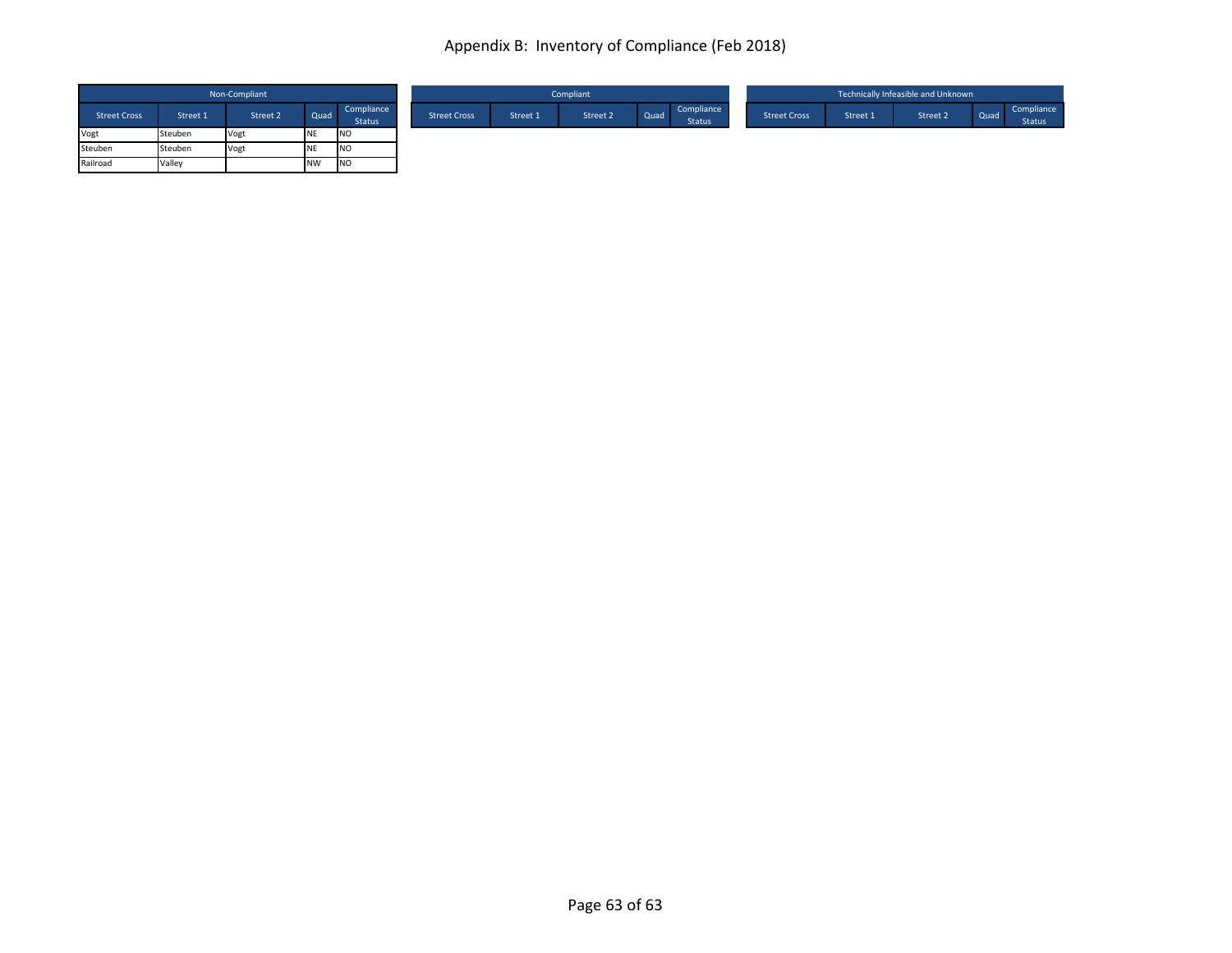# Appendix B: Inventory of Compliance (Feb 2018)

| Non-Compliant | | | | |
|---|---|---|---|---|
| Street Cross | Street 1 | Street 2 | Quad | Compliance Status |
| Vogt | Steuben | Vogt | NE | NO |
| Steuben | Steuben | Vogt | NE | NO |
| Railroad | Valley | | NW | NO |

| Compliant | | | | |
|---|---|---|---|---|
| Street Cross | Street 1 | Street 2 | Quad | Compliance Status |

| Technically Infeasible and Unknown | | | | |
|---|---|---|---|---|
| Street Cross | Street 1 | Street 2 | Quad | Compliance Status |